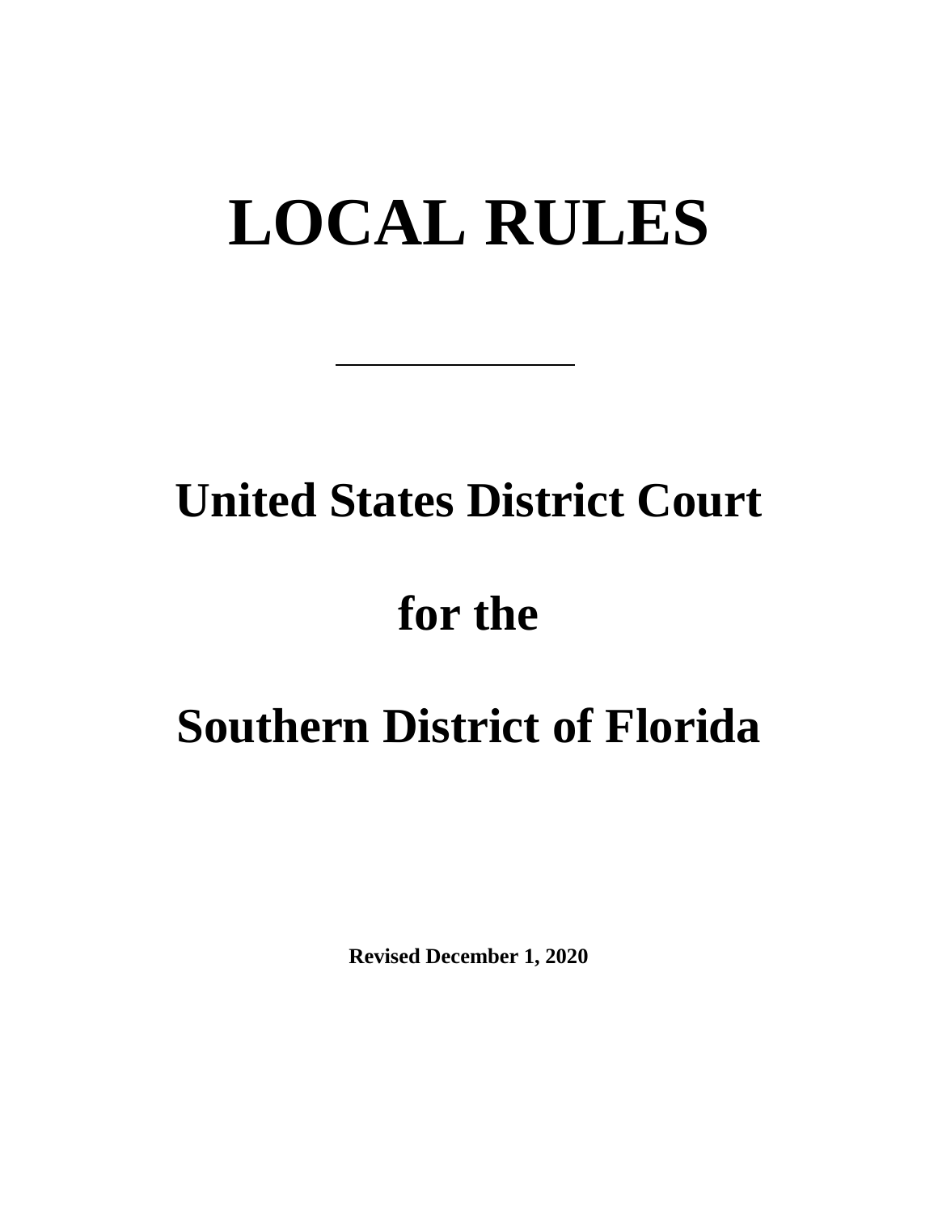# LOCAL RULES

---

## United States District Court

## for the

## Southern District of Florida

**Revised December 1, 2020**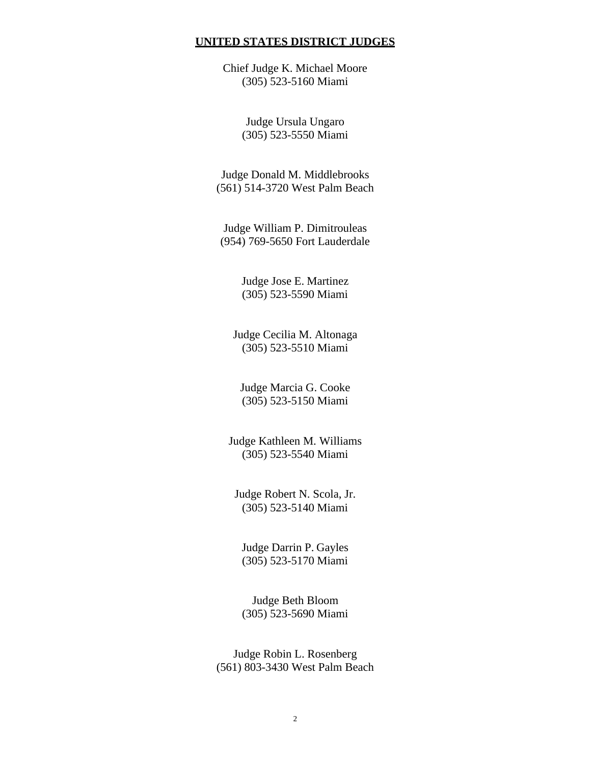## UNITED STATES DISTRICT JUDGES

Chief Judge K. Michael Moore
(305) 523-5160 Miami

Judge Ursula Ungaro
(305) 523-5550 Miami

Judge Donald M. Middlebrooks
(561) 514-3720 West Palm Beach

Judge William P. Dimitrouleas
(954) 769-5650 Fort Lauderdale

Judge Jose E. Martinez
(305) 523-5590 Miami

Judge Cecilia M. Altonaga
(305) 523-5510 Miami

Judge Marcia G. Cooke
(305) 523-5150 Miami

Judge Kathleen M. Williams
(305) 523-5540 Miami

Judge Robert N. Scola, Jr.
(305) 523-5140 Miami

Judge Darrin P. Gayles
(305) 523-5170 Miami

Judge Beth Bloom
(305) 523-5690 Miami

Judge Robin L. Rosenberg
(561) 803-3430 West Palm Beach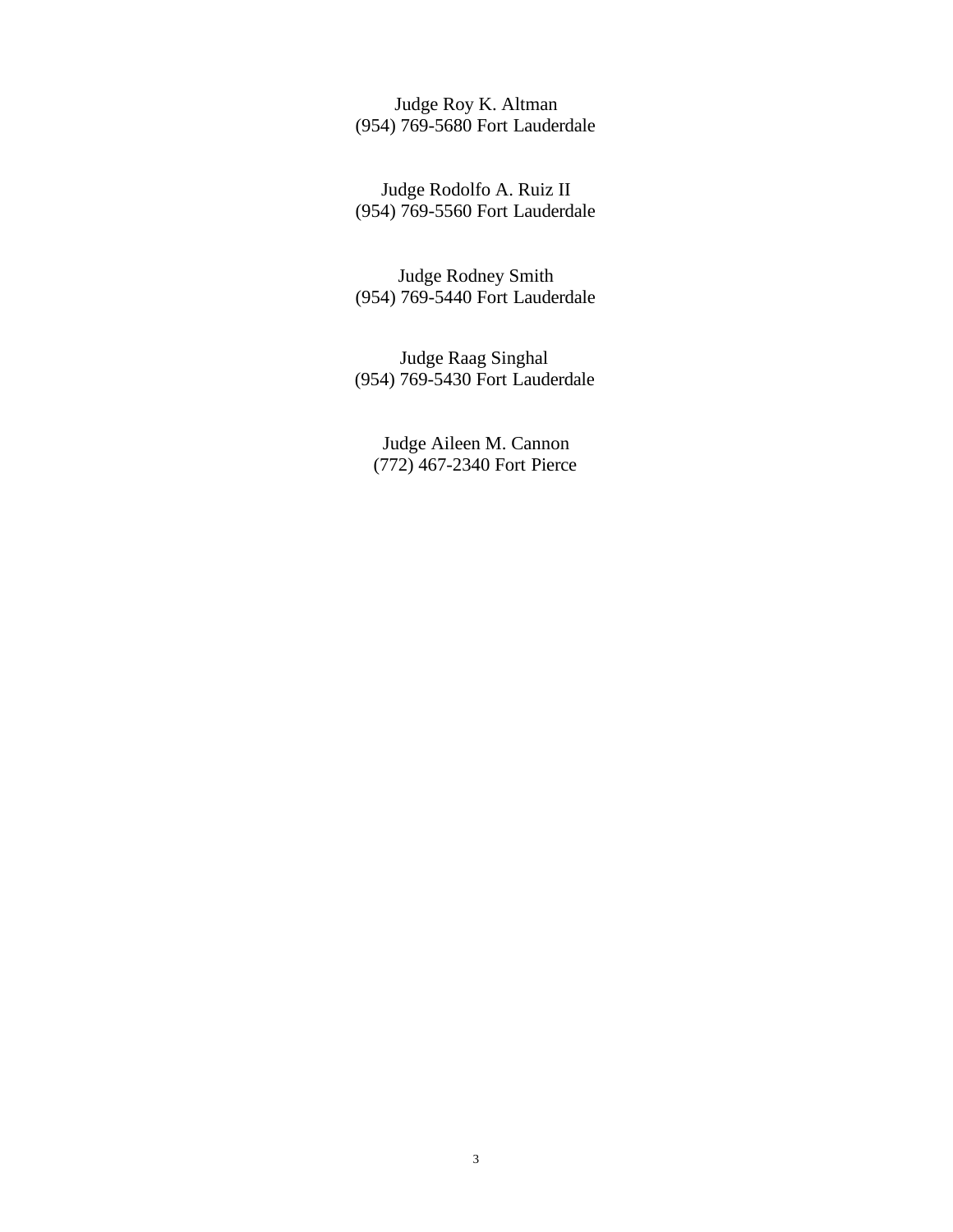Judge Roy K. Altman
(954) 769-5680 Fort Lauderdale

Judge Rodolfo A. Ruiz II
(954) 769-5560 Fort Lauderdale

Judge Rodney Smith
(954) 769-5440 Fort Lauderdale

Judge Raag Singhal
(954) 769-5430 Fort Lauderdale

Judge Aileen M. Cannon
(772) 467-2340 Fort Pierce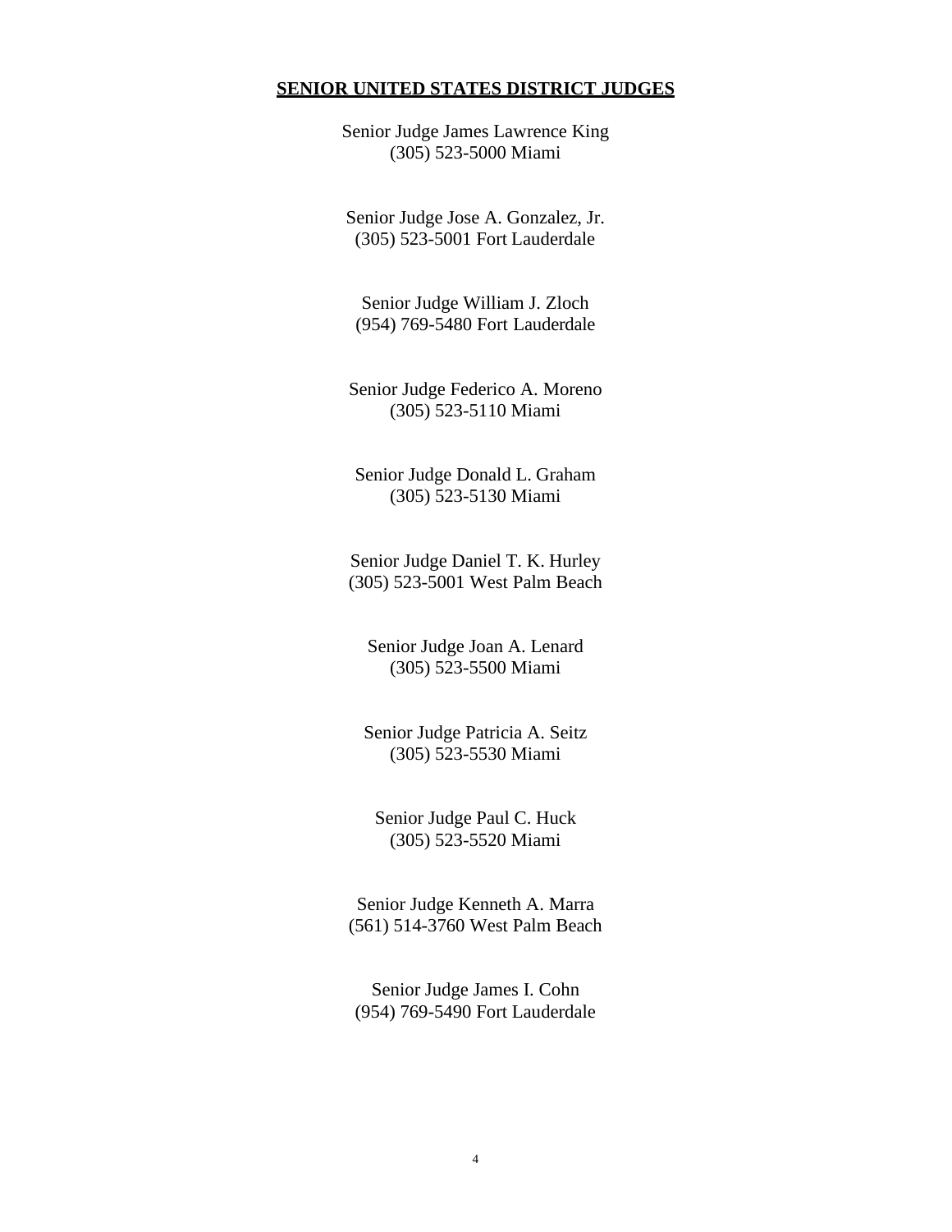## SENIOR UNITED STATES DISTRICT JUDGES

Senior Judge James Lawrence King
(305) 523-5000 Miami

Senior Judge Jose A. Gonzalez, Jr.
(305) 523-5001 Fort Lauderdale

Senior Judge William J. Zloch
(954) 769-5480 Fort Lauderdale

Senior Judge Federico A. Moreno
(305) 523-5110 Miami

Senior Judge Donald L. Graham
(305) 523-5130 Miami

Senior Judge Daniel T. K. Hurley
(305) 523-5001 West Palm Beach

Senior Judge Joan A. Lenard
(305) 523-5500 Miami

Senior Judge Patricia A. Seitz
(305) 523-5530 Miami

Senior Judge Paul C. Huck
(305) 523-5520 Miami

Senior Judge Kenneth A. Marra
(561) 514-3760 West Palm Beach

Senior Judge James I. Cohn
(954) 769-5490 Fort Lauderdale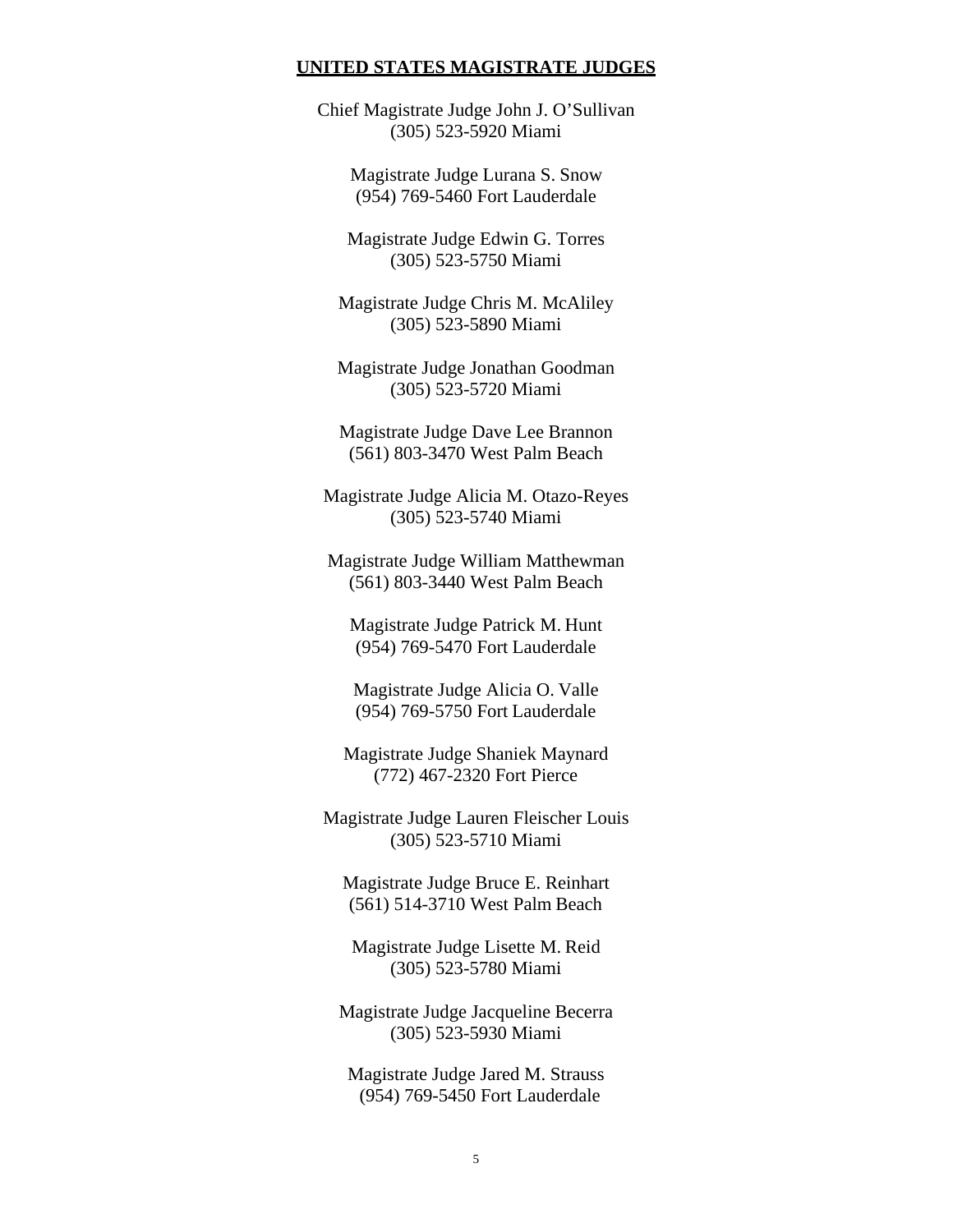## UNITED STATES MAGISTRATE JUDGES

Chief Magistrate Judge John J. O'Sullivan
(305) 523-5920 Miami

Magistrate Judge Lurana S. Snow
(954) 769-5460 Fort Lauderdale

Magistrate Judge Edwin G. Torres
(305) 523-5750 Miami

Magistrate Judge Chris M. McAliley
(305) 523-5890 Miami

Magistrate Judge Jonathan Goodman
(305) 523-5720 Miami

Magistrate Judge Dave Lee Brannon
(561) 803-3470 West Palm Beach

Magistrate Judge Alicia M. Otazo-Reyes
(305) 523-5740 Miami

Magistrate Judge William Matthewman
(561) 803-3440 West Palm Beach

Magistrate Judge Patrick M. Hunt
(954) 769-5470 Fort Lauderdale

Magistrate Judge Alicia O. Valle
(954) 769-5750 Fort Lauderdale

Magistrate Judge Shaniek Maynard
(772) 467-2320 Fort Pierce

Magistrate Judge Lauren Fleischer Louis
(305) 523-5710 Miami

Magistrate Judge Bruce E. Reinhart
(561) 514-3710 West Palm Beach

Magistrate Judge Lisette M. Reid
(305) 523-5780 Miami

Magistrate Judge Jacqueline Becerra
(305) 523-5930 Miami

Magistrate Judge Jared M. Strauss
(954) 769-5450 Fort Lauderdale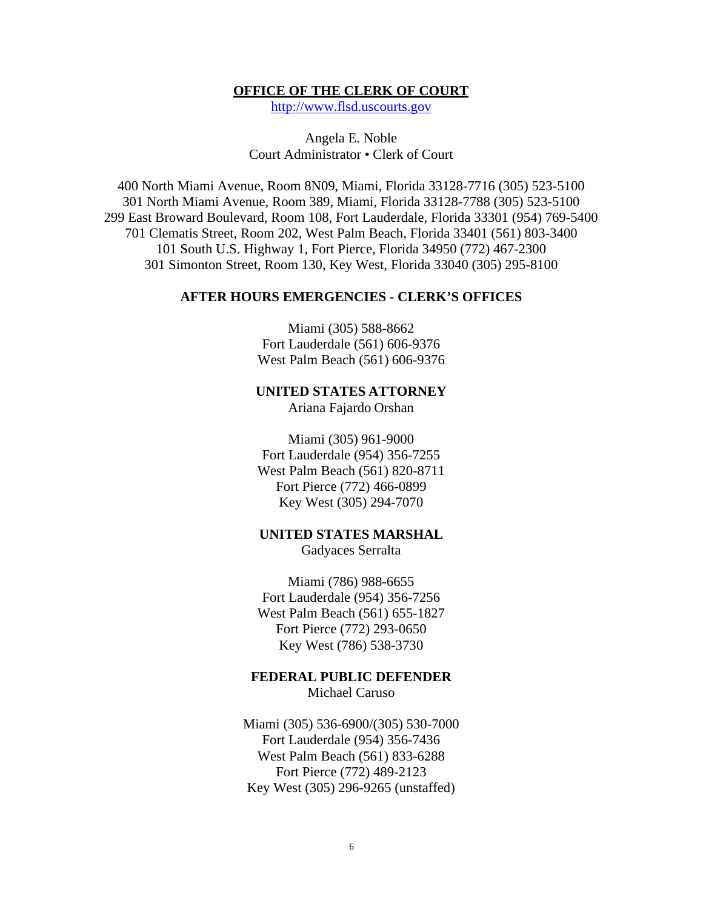## OFFICE OF THE CLERK OF COURT

http://www.flsd.uscourts.gov

Angela E. Noble
Court Administrator • Clerk of Court

400 North Miami Avenue, Room 8N09, Miami, Florida 33128-7716 (305) 523-5100
301 North Miami Avenue, Room 389, Miami, Florida 33128-7788 (305) 523-5100
299 East Broward Boulevard, Room 108, Fort Lauderdale, Florida 33301 (954) 769-5400
701 Clematis Street, Room 202, West Palm Beach, Florida 33401 (561) 803-3400
101 South U.S. Highway 1, Fort Pierce, Florida 34950 (772) 467-2300
301 Simonton Street, Room 130, Key West, Florida 33040 (305) 295-8100

## AFTER HOURS EMERGENCIES - CLERK'S OFFICES

Miami (305) 588-8662
Fort Lauderdale (561) 606-9376
West Palm Beach (561) 606-9376

## UNITED STATES ATTORNEY

Ariana Fajardo Orshan

Miami (305) 961-9000
Fort Lauderdale (954) 356-7255
West Palm Beach (561) 820-8711
Fort Pierce (772) 466-0899
Key West (305) 294-7070

## UNITED STATES MARSHAL

Gadyaces Serralta

Miami (786) 988-6655
Fort Lauderdale (954) 356-7256
West Palm Beach (561) 655-1827
Fort Pierce (772) 293-0650
Key West (786) 538-3730

## FEDERAL PUBLIC DEFENDER

Michael Caruso

Miami (305) 536-6900/(305) 530-7000
Fort Lauderdale (954) 356-7436
West Palm Beach (561) 833-6288
Fort Pierce (772) 489-2123
Key West (305) 296-9265 (unstaffed)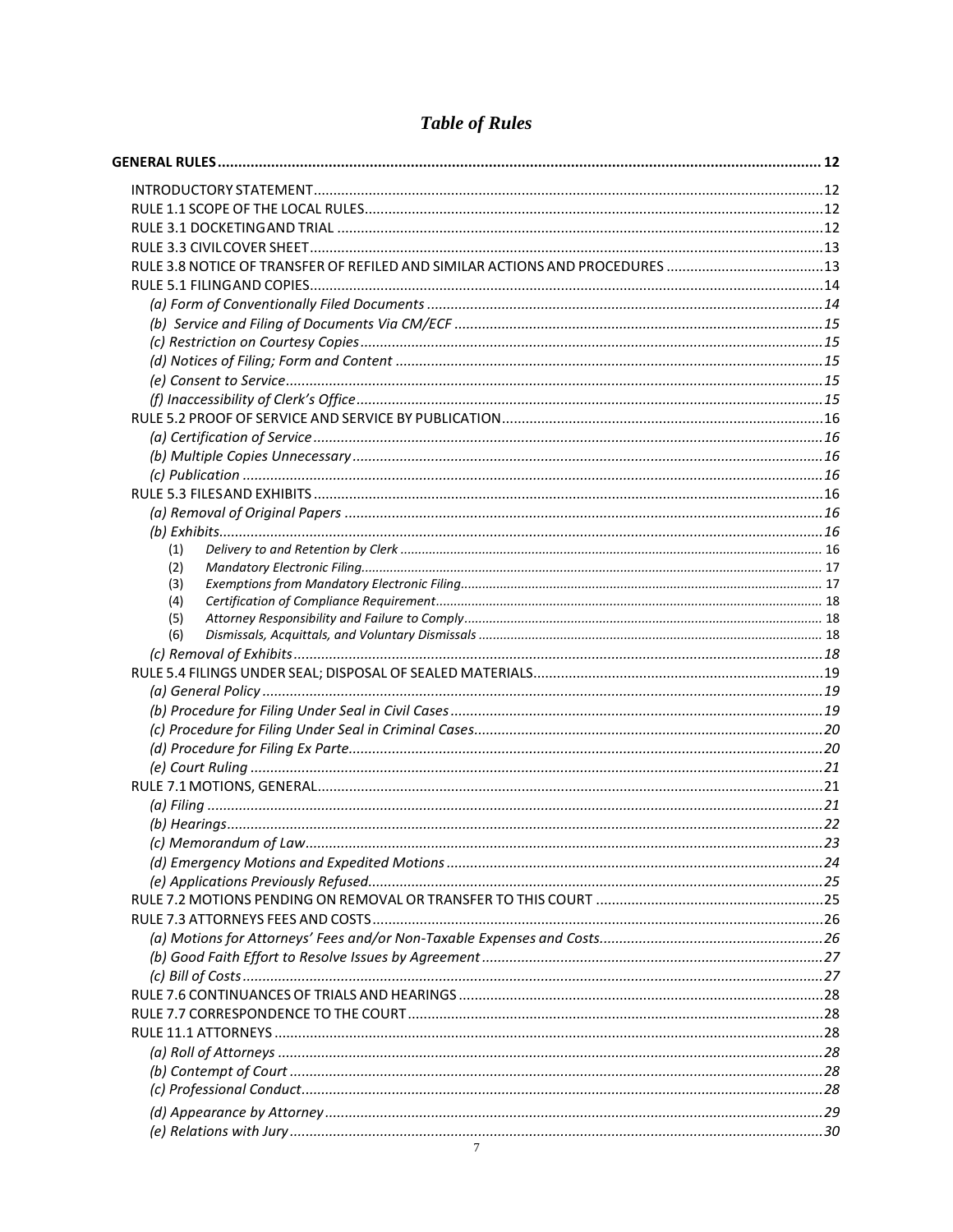# *Table of Rules*

**GENERAL RULES** .......... **12**

- INTRODUCTORY STATEMENT .......... 12
- RULE 1.1 SCOPE OF THE LOCAL RULES .......... 12
- RULE 3.1 DOCKETING AND TRIAL .......... 12
- RULE 3.3 CIVIL COVER SHEET .......... 13
- RULE 3.8 NOTICE OF TRANSFER OF REFILED AND SIMILAR ACTIONS AND PROCEDURES .......... 13
- RULE 5.1 FILING AND COPIES .......... 14
  - *(a) Form of Conventionally Filed Documents* .......... *14*
  - *(b) Service and Filing of Documents Via CM/ECF* .......... *15*
  - *(c) Restriction on Courtesy Copies* .......... *15*
  - *(d) Notices of Filing; Form and Content* .......... *15*
  - *(e) Consent to Service* .......... *15*
  - *(f) Inaccessibility of Clerk's Office* .......... *15*
- RULE 5.2 PROOF OF SERVICE AND SERVICE BY PUBLICATION .......... 16
  - *(a) Certification of Service* .......... *16*
  - *(b) Multiple Copies Unnecessary* .......... *16*
  - *(c) Publication* .......... *16*
- RULE 5.3 FILES AND EXHIBITS .......... 16
  - *(a) Removal of Original Papers* .......... *16*
  - *(b) Exhibits* .......... *16*
    - (1) *Delivery to and Retention by Clerk* .......... 16
    - (2) *Mandatory Electronic Filing* .......... 17
    - (3) *Exemptions from Mandatory Electronic Filing* .......... 17
    - (4) *Certification of Compliance Requirement* .......... 18
    - (5) *Attorney Responsibility and Failure to Comply* .......... 18
    - (6) *Dismissals, Acquittals, and Voluntary Dismissals* .......... 18
  - *(c) Removal of Exhibits* .......... *18*
- RULE 5.4 FILINGS UNDER SEAL; DISPOSAL OF SEALED MATERIALS .......... 19
  - *(a) General Policy* .......... *19*
  - *(b) Procedure for Filing Under Seal in Civil Cases* .......... *19*
  - *(c) Procedure for Filing Under Seal in Criminal Cases* .......... *20*
  - *(d) Procedure for Filing Ex Parte* .......... *20*
  - *(e) Court Ruling* .......... *21*
- RULE 7.1 MOTIONS, GENERAL .......... 21
  - *(a) Filing* .......... *21*
  - *(b) Hearings* .......... *22*
  - *(c) Memorandum of Law* .......... *23*
  - *(d) Emergency Motions and Expedited Motions* .......... *24*
  - *(e) Applications Previously Refused* .......... *25*
- RULE 7.2 MOTIONS PENDING ON REMOVAL OR TRANSFER TO THIS COURT .......... 25
- RULE 7.3 ATTORNEYS FEES AND COSTS .......... 26
  - *(a) Motions for Attorneys' Fees and/or Non-Taxable Expenses and Costs* .......... *26*
  - *(b) Good Faith Effort to Resolve Issues by Agreement* .......... *27*
  - *(c) Bill of Costs* .......... *27*
- RULE 7.6 CONTINUANCES OF TRIALS AND HEARINGS .......... 28
- RULE 7.7 CORRESPONDENCE TO THE COURT .......... 28
- RULE 11.1 ATTORNEYS .......... 28
  - *(a) Roll of Attorneys* .......... *28*
  - *(b) Contempt of Court* .......... *28*
  - *(c) Professional Conduct* .......... *28*
  - *(d) Appearance by Attorney* .......... *29*
  - *(e) Relations with Jury* .......... *30*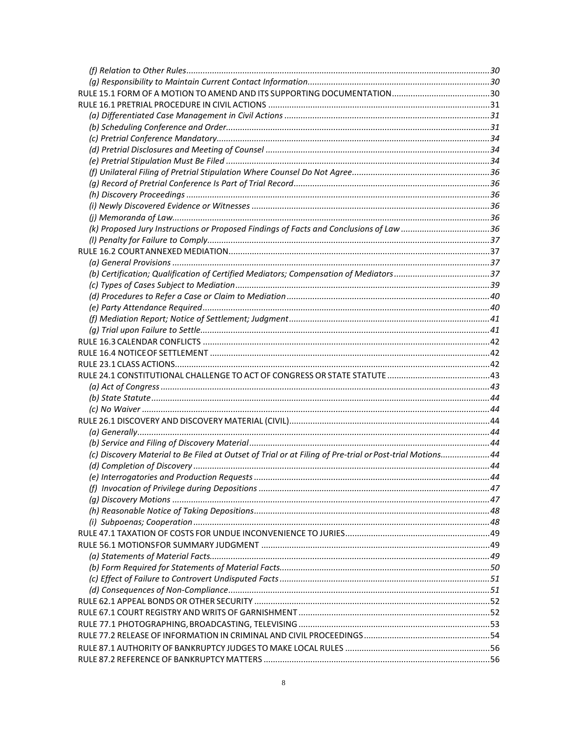*(f) Relation to Other Rules* .......... 30
*(g) Responsibility to Maintain Current Contact Information* .......... 30
RULE 15.1 FORM OF A MOTION TO AMEND AND ITS SUPPORTING DOCUMENTATION .......... 30
RULE 16.1 PRETRIAL PROCEDURE IN CIVIL ACTIONS .......... 31
*(a) Differentiated Case Management in Civil Actions* .......... 31
*(b) Scheduling Conference and Order* .......... 31
*(c) Pretrial Conference Mandatory* .......... 34
*(d) Pretrial Disclosures and Meeting of Counsel* .......... 34
*(e) Pretrial Stipulation Must Be Filed* .......... 34
*(f) Unilateral Filing of Pretrial Stipulation Where Counsel Do Not Agree* .......... 36
*(g) Record of Pretrial Conference Is Part of Trial Record* .......... 36
*(h) Discovery Proceedings* .......... 36
*(i) Newly Discovered Evidence or Witnesses* .......... 36
*(j) Memoranda of Law* .......... 36
*(k) Proposed Jury Instructions or Proposed Findings of Facts and Conclusions of Law* .......... 36
*(l) Penalty for Failure to Comply* .......... 37
RULE 16.2 COURT ANNEXED MEDIATION .......... 37
*(a) General Provisions* .......... 37
*(b) Certification; Qualification of Certified Mediators; Compensation of Mediators* .......... 37
*(c) Types of Cases Subject to Mediation* .......... 39
*(d) Procedures to Refer a Case or Claim to Mediation* .......... 40
*(e) Party Attendance Required* .......... 40
*(f) Mediation Report; Notice of Settlement; Judgment* .......... 41
*(g) Trial upon Failure to Settle* .......... 41
RULE 16.3 CALENDAR CONFLICTS .......... 42
RULE 16.4 NOTICE OF SETTLEMENT .......... 42
RULE 23.1 CLASS ACTIONS .......... 42
RULE 24.1 CONSTITUTIONAL CHALLENGE TO ACT OF CONGRESS OR STATE STATUTE .......... 43
*(a) Act of Congress* .......... 43
*(b) State Statute* .......... 44
*(c) No Waiver* .......... 44
RULE 26.1 DISCOVERY AND DISCOVERY MATERIAL (CIVIL) .......... 44
*(a) Generally* .......... 44
*(b) Service and Filing of Discovery Material* .......... 44
*(c) Discovery Material to Be Filed at Outset of Trial or at Filing of Pre-trial or Post-trial Motions* .......... 44
*(d) Completion of Discovery* .......... 44
*(e) Interrogatories and Production Requests* .......... 44
*(f) Invocation of Privilege during Depositions* .......... 47
*(g) Discovery Motions* .......... 47
*(h) Reasonable Notice of Taking Depositions* .......... 48
*(i) Subpoenas; Cooperation* .......... 48
RULE 47.1 TAXATION OF COSTS FOR UNDUE INCONVENIENCE TO JURIES .......... 49
RULE 56.1 MOTIONS FOR SUMMARY JUDGMENT .......... 49
*(a) Statements of Material Facts* .......... 49
*(b) Form Required for Statements of Material Facts* .......... 50
*(c) Effect of Failure to Controvert Undisputed Facts* .......... 51
*(d) Consequences of Non-Compliance* .......... 51
RULE 62.1 APPEAL BONDS OR OTHER SECURITY .......... 52
RULE 67.1 COURT REGISTRY AND WRITS OF GARNISHMENT .......... 52
RULE 77.1 PHOTOGRAPHING, BROADCASTING, TELEVISING .......... 53
RULE 77.2 RELEASE OF INFORMATION IN CRIMINAL AND CIVIL PROCEEDINGS .......... 54
RULE 87.1 AUTHORITY OF BANKRUPTCY JUDGES TO MAKE LOCAL RULES .......... 56
RULE 87.2 REFERENCE OF BANKRUPTCY MATTERS .......... 56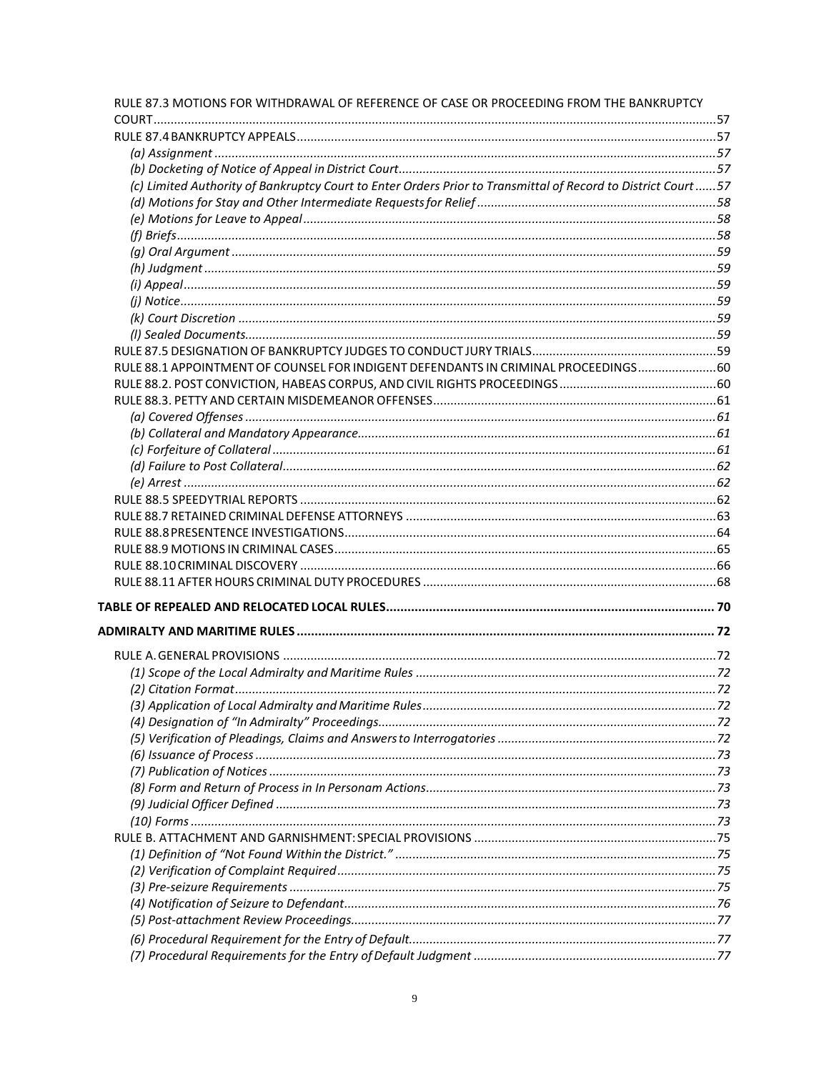RULE 87.3 MOTIONS FOR WITHDRAWAL OF REFERENCE OF CASE OR PROCEEDING FROM THE BANKRUPTCY COURT....57

RULE 87.4 BANKRUPTCY APPEALS....57

*(a) Assignment*....57

*(b) Docketing of Notice of Appeal in District Court*....57

*(c) Limited Authority of Bankruptcy Court to Enter Orders Prior to Transmittal of Record to District Court*....57

*(d) Motions for Stay and Other Intermediate Requests for Relief*....58

*(e) Motions for Leave to Appeal*....58

*(f) Briefs*....58

*(g) Oral Argument*....59

*(h) Judgment*....59

*(i) Appeal*....59

*(j) Notice*....59

*(k) Court Discretion*....59

*(l) Sealed Documents*....59

RULE 87.5 DESIGNATION OF BANKRUPTCY JUDGES TO CONDUCT JURY TRIALS....59

RULE 88.1 APPOINTMENT OF COUNSEL FOR INDIGENT DEFENDANTS IN CRIMINAL PROCEEDINGS....60

RULE 88.2. POST CONVICTION, HABEAS CORPUS, AND CIVIL RIGHTS PROCEEDINGS....60

RULE 88.3. PETTY AND CERTAIN MISDEMEANOR OFFENSES....61

*(a) Covered Offenses*....61

*(b) Collateral and Mandatory Appearance*....61

*(c) Forfeiture of Collateral*....61

*(d) Failure to Post Collateral*....62

*(e) Arrest*....62

RULE 88.5 SPEEDYTRIAL REPORTS....62

RULE 88.7 RETAINED CRIMINAL DEFENSE ATTORNEYS....63

RULE 88.8 PRESENTENCE INVESTIGATIONS....64

RULE 88.9 MOTIONS IN CRIMINAL CASES....65

RULE 88.10 CRIMINAL DISCOVERY....66

RULE 88.11 AFTER HOURS CRIMINAL DUTY PROCEDURES....68

**TABLE OF REPEALED AND RELOCATED LOCAL RULES....70**

**ADMIRALTY AND MARITIME RULES....72**

RULE A. GENERAL PROVISIONS....72

*(1) Scope of the Local Admiralty and Maritime Rules*....72

*(2) Citation Format*....72

*(3) Application of Local Admiralty and Maritime Rules*....72

*(4) Designation of "In Admiralty" Proceedings*....72

*(5) Verification of Pleadings, Claims and Answers to Interrogatories*....72

*(6) Issuance of Process*....73

*(7) Publication of Notices*....73

*(8) Form and Return of Process in In Personam Actions*....73

*(9) Judicial Officer Defined*....73

*(10) Forms*....73

RULE B. ATTACHMENT AND GARNISHMENT: SPECIAL PROVISIONS....75

*(1) Definition of "Not Found Within the District."*....75

*(2) Verification of Complaint Required*....75

*(3) Pre-seizure Requirements*....75

*(4) Notification of Seizure to Defendant*....76

*(5) Post-attachment Review Proceedings*....77

*(6) Procedural Requirement for the Entry of Default*....77

*(7) Procedural Requirements for the Entry of Default Judgment*....77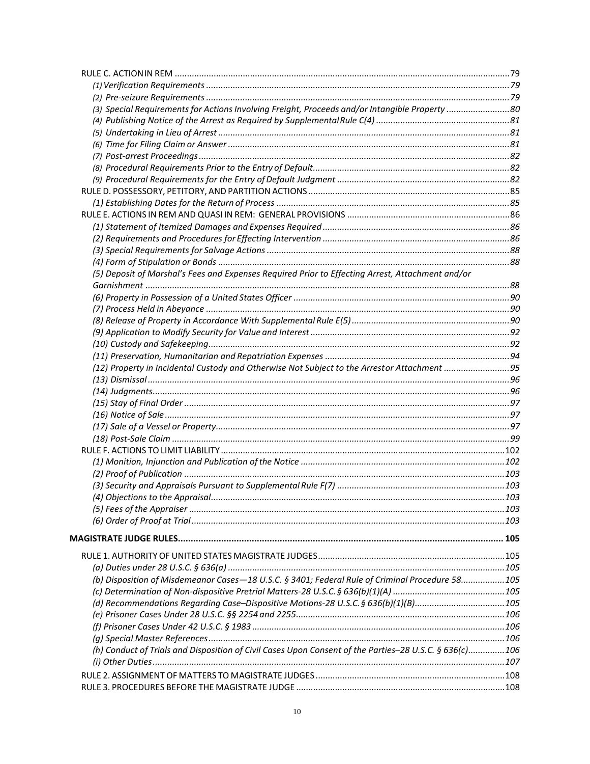RULE C. ACTION IN REM ........................................................................................................................79

*(1) Verification Requirements* ........................................................................................................................79

*(2) Pre-seizure Requirements* ........................................................................................................................79

*(3) Special Requirements for Actions Involving Freight, Proceeds and/or Intangible Property* ..........................80

*(4) Publishing Notice of the Arrest as Required by Supplemental Rule C(4)* ......................................................81

*(5) Undertaking in Lieu of Arrest* ........................................................................................................................81

*(6) Time for Filing Claim or Answer* ....................................................................................................................81

*(7) Post-arrest Proceedings* ................................................................................................................................82

*(8) Procedural Requirements Prior to the Entry of Default* ...............................................................................82

*(9) Procedural Requirements for the Entry of Default Judgment* ......................................................................82

RULE D. POSSESSORY, PETITORY, AND PARTITION ACTIONS ..................................................................................85

*(1) Establishing Dates for the Return of Process* ................................................................................................85

RULE E. ACTIONS IN REM AND QUASI IN REM: GENERAL PROVISIONS ..................................................................86

*(1) Statement of Itemized Damages and Expenses Required* ............................................................................86

*(2) Requirements and Procedures for Effecting Intervention* ............................................................................86

*(3) Special Requirements for Salvage Actions* ....................................................................................................88

*(4) Form of Stipulation or Bonds* ........................................................................................................................88

*(5) Deposit of Marshal's Fees and Expenses Required Prior to Effecting Arrest, Attachment and/or Garnishment* ......................................................................................................................................................88

*(6) Property in Possession of a United States Officer* ..........................................................................................90

*(7) Process Held in Abeyance* ..............................................................................................................................90

*(8) Release of Property in Accordance With Supplemental Rule E(5)* .................................................................90

*(9) Application to Modify Security for Value and Interest* ..................................................................................92

*(10) Custody and Safekeeping* ..............................................................................................................................92

*(11) Preservation, Humanitarian and Repatriation Expenses* ..............................................................................94

*(12) Property in Incidental Custody and Otherwise Not Subject to the Arrest or Attachment* ............................95

*(13) Dismissal* ........................................................................................................................................................96

*(14) Judgments* ......................................................................................................................................................96

*(15) Stay of Final Order* ........................................................................................................................................97

*(16) Notice of Sale* ................................................................................................................................................97

*(17) Sale of a Vessel or Property* ...........................................................................................................................97

*(18) Post-Sale Claim* ..............................................................................................................................................99

RULE F. ACTIONS TO LIMIT LIABILITY .......................................................................................................................102

*(1) Monition, Injunction and Publication of the Notice* ......................................................................................102

*(2) Proof of Publication* ........................................................................................................................................103

*(3) Security and Appraisals Pursuant to Supplemental Rule F(7)* .......................................................................103

*(4) Objections to the Appraisal* ...........................................................................................................................103

*(5) Fees of the Appraiser* .....................................................................................................................................103

*(6) Order of Proof at Trial* ....................................................................................................................................103

**MAGISTRATE JUDGE RULES.................................................................................................................................. 105**

RULE 1. AUTHORITY OF UNITED STATES MAGISTRATE JUDGES ...............................................................................105

*(a) Duties under 28 U.S.C. § 636(a)* ......................................................................................................................105

*(b) Disposition of Misdemeanor Cases—18 U.S.C. § 3401; Federal Rule of Criminal Procedure 58* ..................105

*(c) Determination of Non-dispositive Pretrial Matters-28 U.S.C. § 636(b)(1)(A)* ...............................................105

*(d) Recommendations Regarding Case–Dispositive Motions-28 U.S.C. § 636(b)(1)(B)* .......................................105

*(e) Prisoner Cases Under 28 U.S.C. §§ 2254 and 2255* ..........................................................................................106

*(f) Prisoner Cases Under 42 U.S.C. § 1983* ..........................................................................................................106

*(g) Special Master References* ..............................................................................................................................106

*(h) Conduct of Trials and Disposition of Civil Cases Upon Consent of the Parties–28 U.S.C. § 636(c)* ...............106

*(i) Other Duties* .....................................................................................................................................................107

RULE 2. ASSIGNMENT OF MATTERS TO MAGISTRATE JUDGES ................................................................................108

RULE 3. PROCEDURES BEFORE THE MAGISTRATE JUDGE .......................................................................................108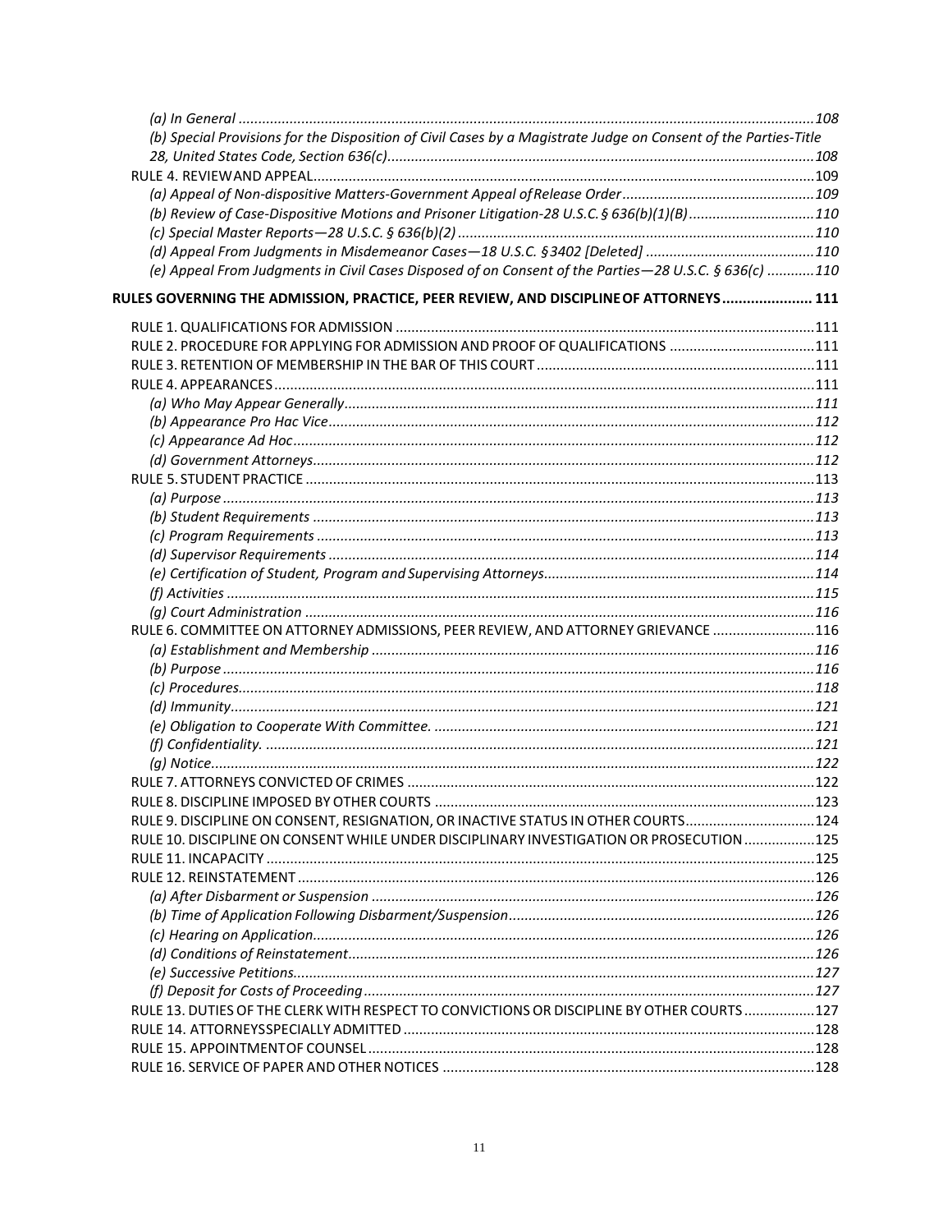*(a) In General* ................................................................................................................................108

*(b) Special Provisions for the Disposition of Civil Cases by a Magistrate Judge on Consent of the Parties-Title 28, United States Code, Section 636(c)*............................................................................................................108

RULE 4. REVIEWAND APPEAL..............................................................................................................109

*(a) Appeal of Non-dispositive Matters-Government Appeal ofRelease Order*................................................109

*(b) Review of Case-Dispositive Motions and Prisoner Litigation-28 U.S.C.§ 636(b)(1)(B)*...............................110

*(c) Special Master Reports—28 U.S.C. § 636(b)(2)* ..........................................................................................110

*(d) Appeal From Judgments in Misdemeanor Cases—18 U.S.C. §3402 [Deleted]* ..........................................110

*(e) Appeal From Judgments in Civil Cases Disposed of on Consent of the Parties—28 U.S.C. § 636(c)* ............110

**RULES GOVERNING THE ADMISSION, PRACTICE, PEER REVIEW, AND DISCIPLINEOF ATTORNEYS...................... 111**

RULE 1. QUALIFICATIONS FOR ADMISSION ..........................................................................................111

RULE 2. PROCEDURE FOR APPLYING FOR ADMISSION AND PROOF OF QUALIFICATIONS .....................................111

RULE 3. RETENTION OF MEMBERSHIP IN THE BAR OF THIS COURT ......................................................................111

RULE 4. APPEARANCES..........................................................................................................................111

*(a) Who May Appear Generally*.......................................................................................................111

*(b) Appearance Pro Hac Vice*...........................................................................................................112

*(c) Appearance Ad Hoc*...................................................................................................................112

*(d) Government Attorneys*..............................................................................................................112

RULE 5. STUDENT PRACTICE ..................................................................................................................113

*(a) Purpose*......................................................................................................................................113

*(b) Student Requirements* ...............................................................................................................113

*(c) Program Requirements* ..............................................................................................................113

*(d) Supervisor Requirements* ...........................................................................................................114

*(e) Certification of Student, Program and Supervising Attorneys*....................................................114

*(f) Activities* .....................................................................................................................................115

*(g) Court Administration* .................................................................................................................116

RULE 6. COMMITTEE ON ATTORNEY ADMISSIONS, PEER REVIEW, AND ATTORNEY GRIEVANCE ..........................116

*(a) Establishment and Membership* ................................................................................................116

*(b) Purpose*......................................................................................................................................116

*(c) Procedures*..................................................................................................................................118

*(d) Immunity*....................................................................................................................................121

*(e) Obligation to Cooperate With Committee.* ................................................................................121

*(f) Confidentiality.* ...........................................................................................................................121

*(g) Notice*.........................................................................................................................................122

RULE 7. ATTORNEYS CONVICTED OF CRIMES .......................................................................................122

RULE 8. DISCIPLINE IMPOSED BY OTHER COURTS ................................................................................123

RULE 9. DISCIPLINE ON CONSENT, RESIGNATION, OR INACTIVE STATUS IN OTHER COURTS.................................124

RULE 10. DISCIPLINE ON CONSENT WHILE UNDER DISCIPLINARY INVESTIGATION OR PROSECUTION ..................125

RULE 11. INCAPACITY ............................................................................................................................125

RULE 12. REINSTATEMENT ....................................................................................................................126

*(a) After Disbarment or Suspension* ................................................................................................126

*(b) Time of Application Following Disbarment/Suspension*.............................................................126

*(c) Hearing on Application*...............................................................................................................126

*(d) Conditions of Reinstatement*......................................................................................................126

*(e) Successive Petitions*....................................................................................................................127

*(f) Deposit for Costs of Proceeding*..................................................................................................127

RULE 13. DUTIES OF THE CLERK WITH RESPECT TO CONVICTIONS OR DISCIPLINE BY OTHER COURTS ..................127

RULE 14. ATTORNEYSSPECIALLY ADMITTED ........................................................................................128

RULE 15. APPOINTMENTOF COUNSEL.................................................................................................128

RULE 16. SERVICE OF PAPER AND OTHER NOTICES .............................................................................128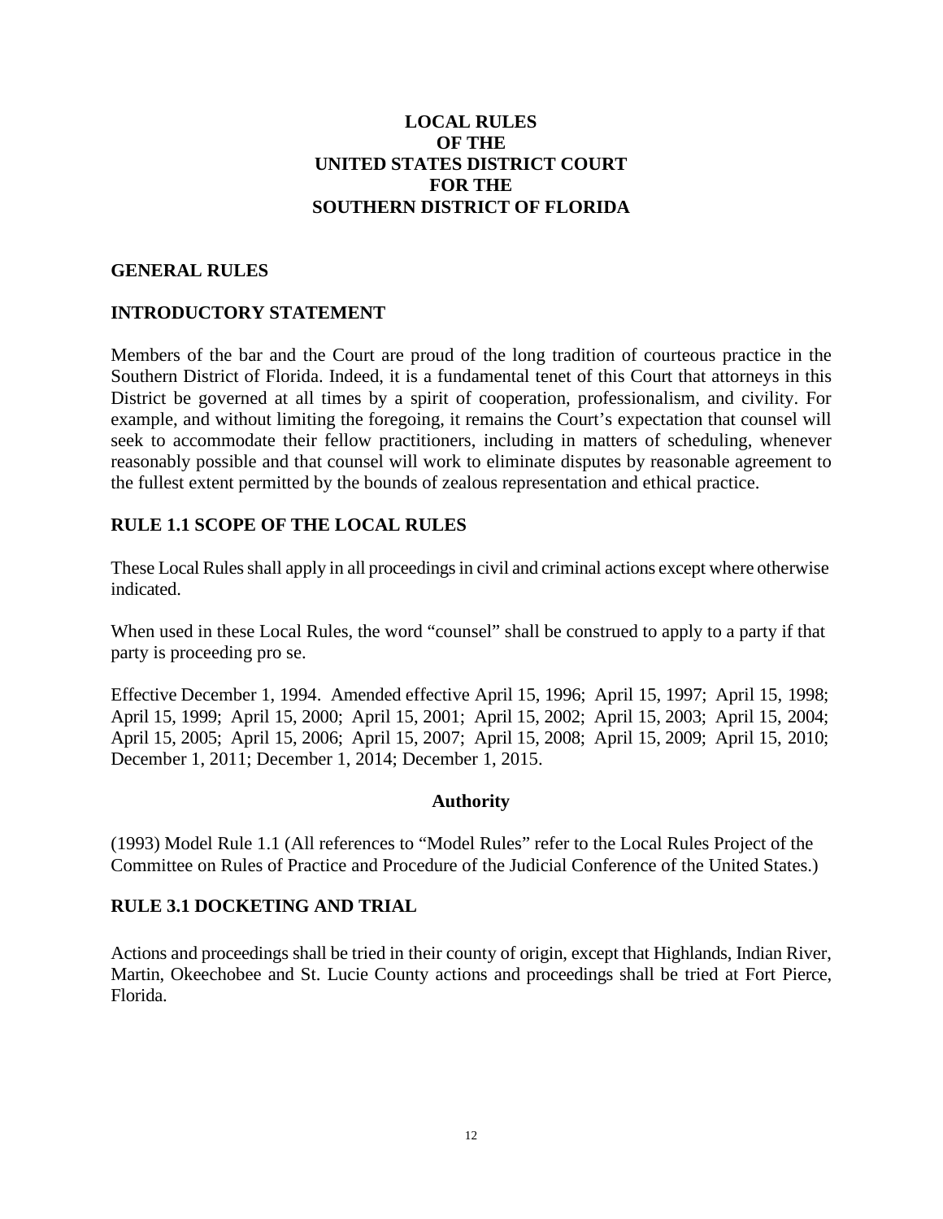# LOCAL RULES
# OF THE
# UNITED STATES DISTRICT COURT
# FOR THE
# SOUTHERN DISTRICT OF FLORIDA

## GENERAL RULES

## INTRODUCTORY STATEMENT

Members of the bar and the Court are proud of the long tradition of courteous practice in the Southern District of Florida. Indeed, it is a fundamental tenet of this Court that attorneys in this District be governed at all times by a spirit of cooperation, professionalism, and civility. For example, and without limiting the foregoing, it remains the Court's expectation that counsel will seek to accommodate their fellow practitioners, including in matters of scheduling, whenever reasonably possible and that counsel will work to eliminate disputes by reasonable agreement to the fullest extent permitted by the bounds of zealous representation and ethical practice.

## RULE 1.1 SCOPE OF THE LOCAL RULES

These Local Rules shall apply in all proceedings in civil and criminal actions except where otherwise indicated.

When used in these Local Rules, the word "counsel" shall be construed to apply to a party if that party is proceeding pro se.

Effective December 1, 1994. Amended effective April 15, 1996; April 15, 1997; April 15, 1998; April 15, 1999; April 15, 2000; April 15, 2001; April 15, 2002; April 15, 2003; April 15, 2004; April 15, 2005; April 15, 2006; April 15, 2007; April 15, 2008; April 15, 2009; April 15, 2010; December 1, 2011; December 1, 2014; December 1, 2015.

**Authority**

(1993) Model Rule 1.1 (All references to "Model Rules" refer to the Local Rules Project of the Committee on Rules of Practice and Procedure of the Judicial Conference of the United States.)

## RULE 3.1 DOCKETING AND TRIAL

Actions and proceedings shall be tried in their county of origin, except that Highlands, Indian River, Martin, Okeechobee and St. Lucie County actions and proceedings shall be tried at Fort Pierce, Florida.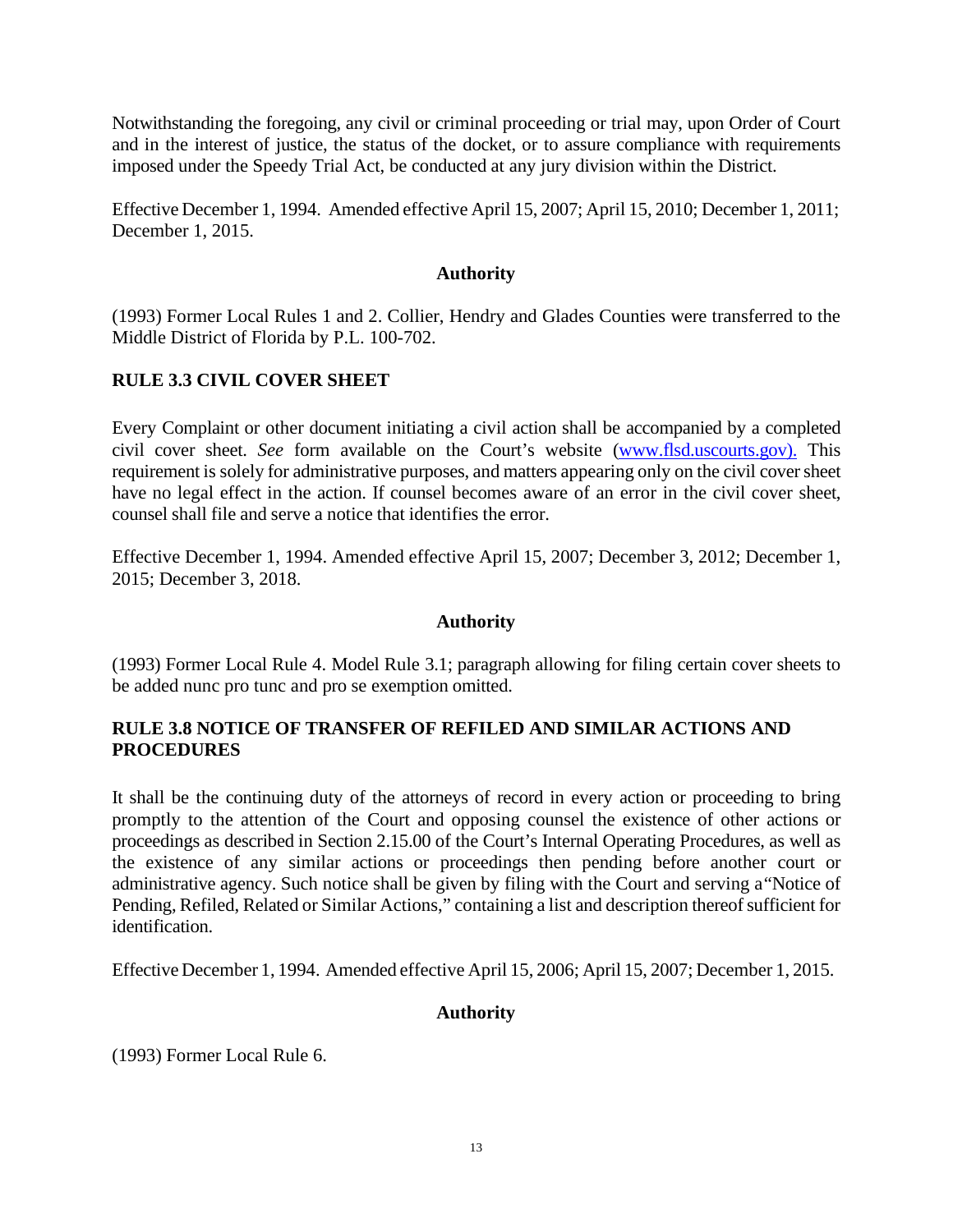Notwithstanding the foregoing, any civil or criminal proceeding or trial may, upon Order of Court and in the interest of justice, the status of the docket, or to assure compliance with requirements imposed under the Speedy Trial Act, be conducted at any jury division within the District.

Effective December 1, 1994. Amended effective April 15, 2007; April 15, 2010; December 1, 2011; December 1, 2015.

**Authority**

(1993) Former Local Rules 1 and 2. Collier, Hendry and Glades Counties were transferred to the Middle District of Florida by P.L. 100-702.

**RULE 3.3 CIVIL COVER SHEET**

Every Complaint or other document initiating a civil action shall be accompanied by a completed civil cover sheet. *See* form available on the Court's website (www.flsd.uscourts.gov). This requirement is solely for administrative purposes, and matters appearing only on the civil cover sheet have no legal effect in the action. If counsel becomes aware of an error in the civil cover sheet, counsel shall file and serve a notice that identifies the error.

Effective December 1, 1994. Amended effective April 15, 2007; December 3, 2012; December 1, 2015; December 3, 2018.

**Authority**

(1993) Former Local Rule 4. Model Rule 3.1; paragraph allowing for filing certain cover sheets to be added nunc pro tunc and pro se exemption omitted.

**RULE 3.8 NOTICE OF TRANSFER OF REFILED AND SIMILAR ACTIONS AND PROCEDURES**

It shall be the continuing duty of the attorneys of record in every action or proceeding to bring promptly to the attention of the Court and opposing counsel the existence of other actions or proceedings as described in Section 2.15.00 of the Court's Internal Operating Procedures, as well as the existence of any similar actions or proceedings then pending before another court or administrative agency. Such notice shall be given by filing with the Court and serving a "Notice of Pending, Refiled, Related or Similar Actions," containing a list and description thereof sufficient for identification.

Effective December 1, 1994. Amended effective April 15, 2006; April 15, 2007; December 1, 2015.

**Authority**

(1993) Former Local Rule 6.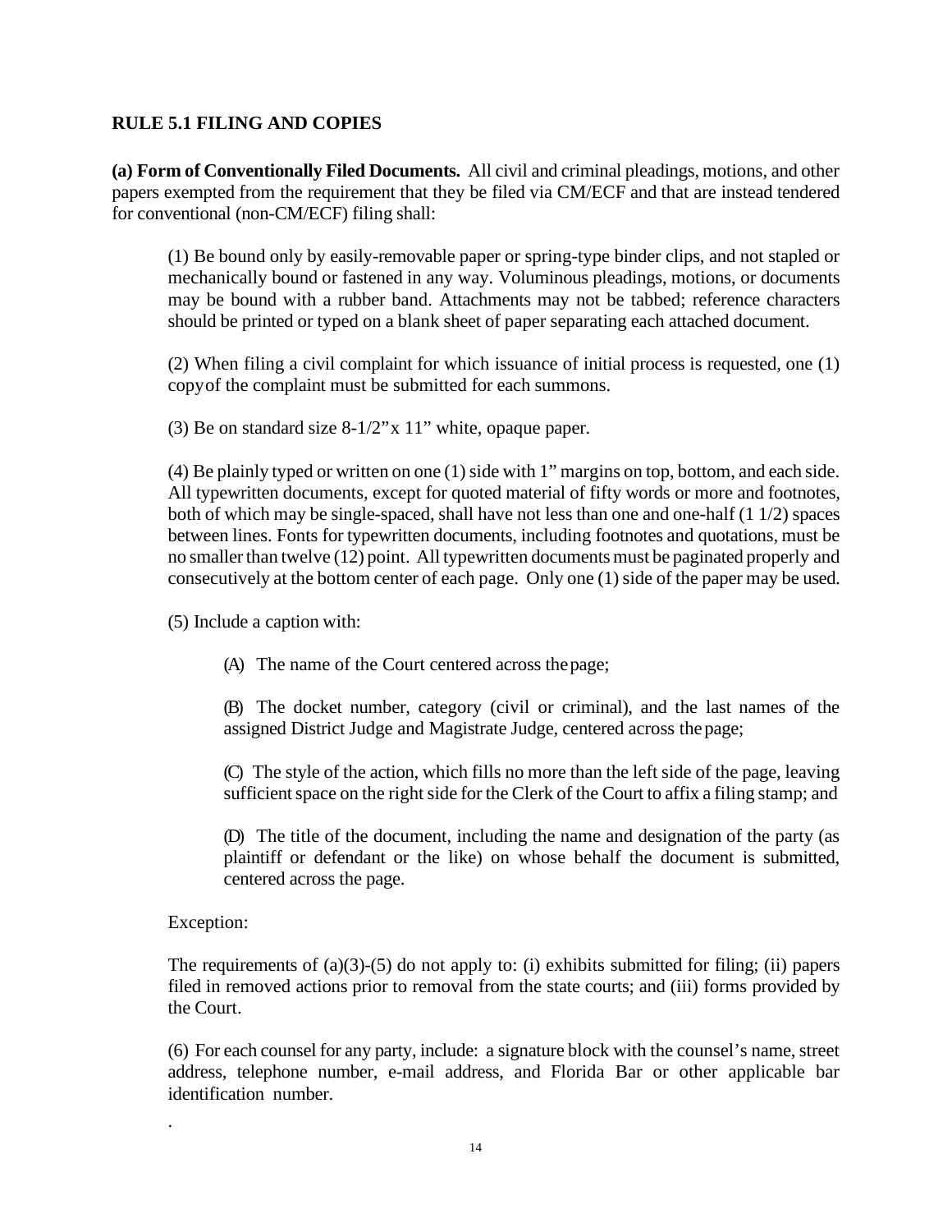## RULE 5.1 FILING AND COPIES

**(a) Form of Conventionally Filed Documents.** All civil and criminal pleadings, motions, and other papers exempted from the requirement that they be filed via CM/ECF and that are instead tendered for conventional (non-CM/ECF) filing shall:

(1) Be bound only by easily-removable paper or spring-type binder clips, and not stapled or mechanically bound or fastened in any way. Voluminous pleadings, motions, or documents may be bound with a rubber band. Attachments may not be tabbed; reference characters should be printed or typed on a blank sheet of paper separating each attached document.

(2) When filing a civil complaint for which issuance of initial process is requested, one (1) copy of the complaint must be submitted for each summons.

(3) Be on standard size 8-1/2" x 11" white, opaque paper.

(4) Be plainly typed or written on one (1) side with 1" margins on top, bottom, and each side. All typewritten documents, except for quoted material of fifty words or more and footnotes, both of which may be single-spaced, shall have not less than one and one-half (1 1/2) spaces between lines. Fonts for typewritten documents, including footnotes and quotations, must be no smaller than twelve (12) point. All typewritten documents must be paginated properly and consecutively at the bottom center of each page. Only one (1) side of the paper may be used.

(5) Include a caption with:

(A) The name of the Court centered across the page;

(B) The docket number, category (civil or criminal), and the last names of the assigned District Judge and Magistrate Judge, centered across the page;

(C) The style of the action, which fills no more than the left side of the page, leaving sufficient space on the right side for the Clerk of the Court to affix a filing stamp; and

(D) The title of the document, including the name and designation of the party (as plaintiff or defendant or the like) on whose behalf the document is submitted, centered across the page.

Exception:

The requirements of (a)(3)-(5) do not apply to: (i) exhibits submitted for filing; (ii) papers filed in removed actions prior to removal from the state courts; and (iii) forms provided by the Court.

(6) For each counsel for any party, include: a signature block with the counsel's name, street address, telephone number, e-mail address, and Florida Bar or other applicable bar identification number.

.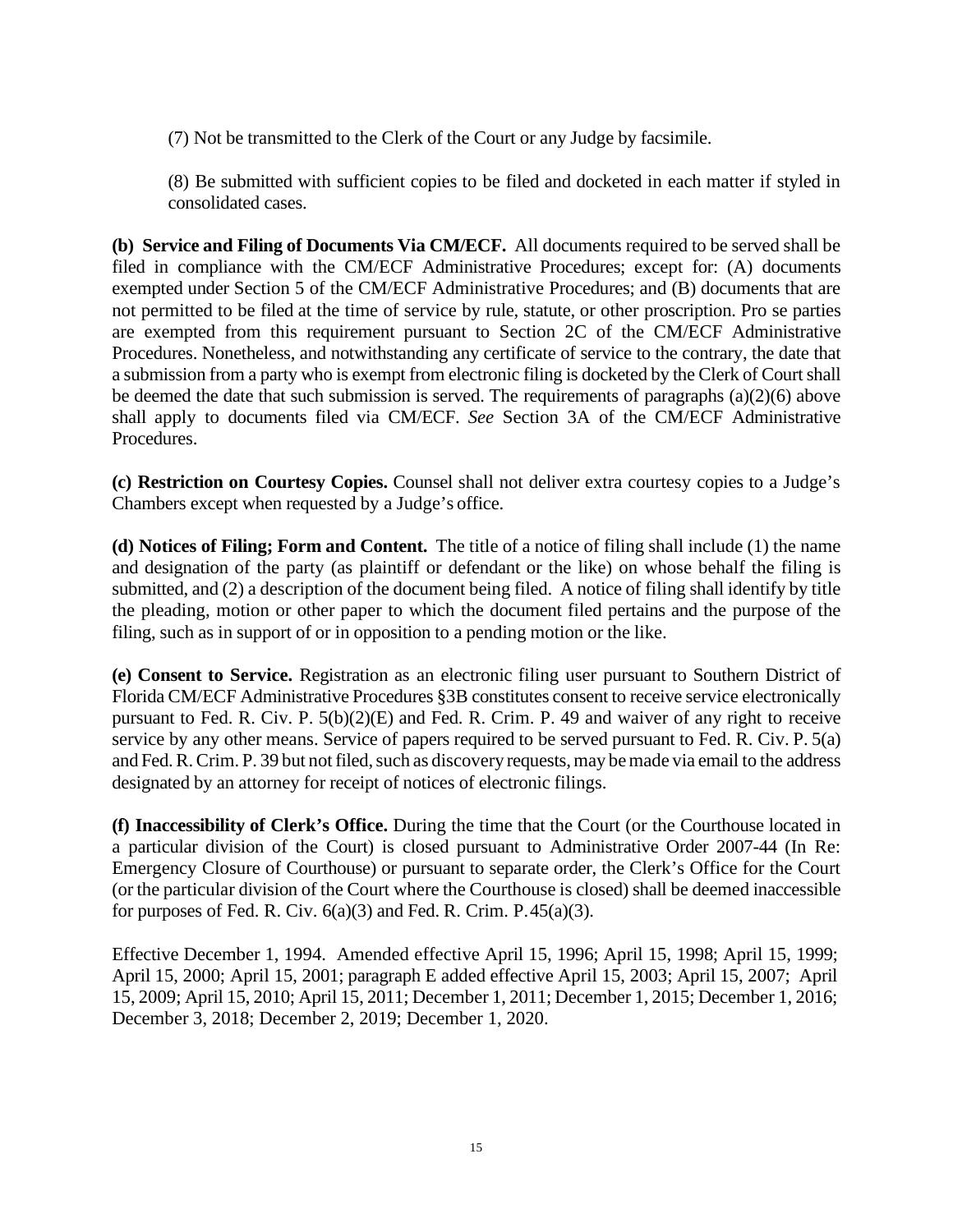(7) Not be transmitted to the Clerk of the Court or any Judge by facsimile.

(8) Be submitted with sufficient copies to be filed and docketed in each matter if styled in consolidated cases.

**(b) Service and Filing of Documents Via CM/ECF.** All documents required to be served shall be filed in compliance with the CM/ECF Administrative Procedures; except for: (A) documents exempted under Section 5 of the CM/ECF Administrative Procedures; and (B) documents that are not permitted to be filed at the time of service by rule, statute, or other proscription. Pro se parties are exempted from this requirement pursuant to Section 2C of the CM/ECF Administrative Procedures. Nonetheless, and notwithstanding any certificate of service to the contrary, the date that a submission from a party who is exempt from electronic filing is docketed by the Clerk of Court shall be deemed the date that such submission is served. The requirements of paragraphs (a)(2)(6) above shall apply to documents filed via CM/ECF. *See* Section 3A of the CM/ECF Administrative Procedures.

**(c) Restriction on Courtesy Copies.** Counsel shall not deliver extra courtesy copies to a Judge's Chambers except when requested by a Judge's office.

**(d) Notices of Filing; Form and Content.** The title of a notice of filing shall include (1) the name and designation of the party (as plaintiff or defendant or the like) on whose behalf the filing is submitted, and (2) a description of the document being filed. A notice of filing shall identify by title the pleading, motion or other paper to which the document filed pertains and the purpose of the filing, such as in support of or in opposition to a pending motion or the like.

**(e) Consent to Service.** Registration as an electronic filing user pursuant to Southern District of Florida CM/ECF Administrative Procedures §3B constitutes consent to receive service electronically pursuant to Fed. R. Civ. P. 5(b)(2)(E) and Fed. R. Crim. P. 49 and waiver of any right to receive service by any other means. Service of papers required to be served pursuant to Fed. R. Civ. P. 5(a) and Fed. R. Crim. P. 39 but not filed, such as discovery requests, may be made via email to the address designated by an attorney for receipt of notices of electronic filings.

**(f) Inaccessibility of Clerk's Office.** During the time that the Court (or the Courthouse located in a particular division of the Court) is closed pursuant to Administrative Order 2007-44 (In Re: Emergency Closure of Courthouse) or pursuant to separate order, the Clerk's Office for the Court (or the particular division of the Court where the Courthouse is closed) shall be deemed inaccessible for purposes of Fed. R. Civ. 6(a)(3) and Fed. R. Crim. P. 45(a)(3).

Effective December 1, 1994. Amended effective April 15, 1996; April 15, 1998; April 15, 1999; April 15, 2000; April 15, 2001; paragraph E added effective April 15, 2003; April 15, 2007; April 15, 2009; April 15, 2010; April 15, 2011; December 1, 2011; December 1, 2015; December 1, 2016; December 3, 2018; December 2, 2019; December 1, 2020.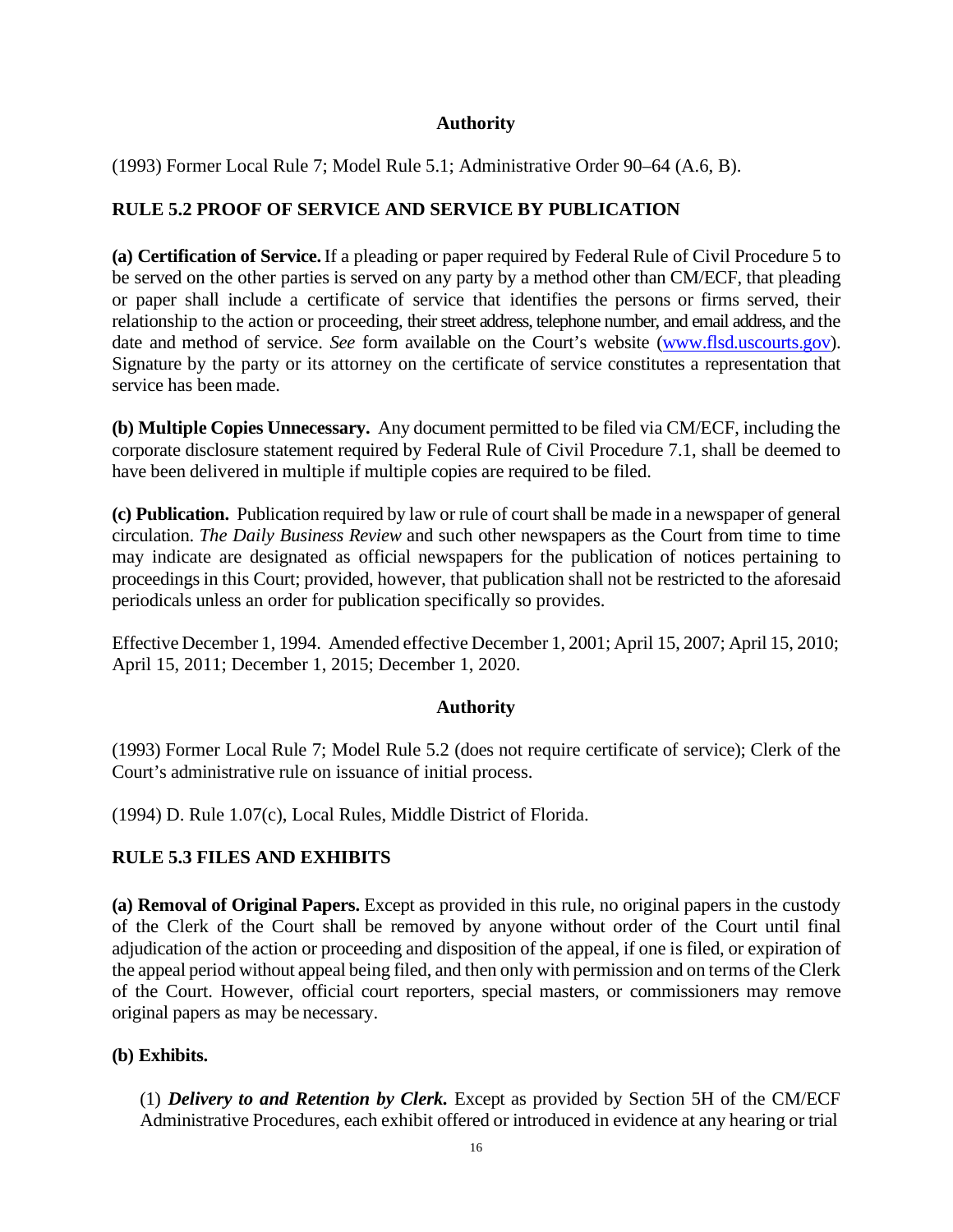**Authority**

(1993) Former Local Rule 7; Model Rule 5.1; Administrative Order 90–64 (A.6, B).

## RULE 5.2 PROOF OF SERVICE AND SERVICE BY PUBLICATION

**(a) Certification of Service.** If a pleading or paper required by Federal Rule of Civil Procedure 5 to be served on the other parties is served on any party by a method other than CM/ECF, that pleading or paper shall include a certificate of service that identifies the persons or firms served, their relationship to the action or proceeding, their street address, telephone number, and email address, and the date and method of service. *See* form available on the Court's website (www.flsd.uscourts.gov). Signature by the party or its attorney on the certificate of service constitutes a representation that service has been made.

**(b) Multiple Copies Unnecessary.** Any document permitted to be filed via CM/ECF, including the corporate disclosure statement required by Federal Rule of Civil Procedure 7.1, shall be deemed to have been delivered in multiple if multiple copies are required to be filed.

**(c) Publication.** Publication required by law or rule of court shall be made in a newspaper of general circulation. *The Daily Business Review* and such other newspapers as the Court from time to time may indicate are designated as official newspapers for the publication of notices pertaining to proceedings in this Court; provided, however, that publication shall not be restricted to the aforesaid periodicals unless an order for publication specifically so provides.

Effective December 1, 1994. Amended effective December 1, 2001; April 15, 2007; April 15, 2010; April 15, 2011; December 1, 2015; December 1, 2020.

**Authority**

(1993) Former Local Rule 7; Model Rule 5.2 (does not require certificate of service); Clerk of the Court's administrative rule on issuance of initial process.

(1994) D. Rule 1.07(c), Local Rules, Middle District of Florida.

## RULE 5.3 FILES AND EXHIBITS

**(a) Removal of Original Papers.** Except as provided in this rule, no original papers in the custody of the Clerk of the Court shall be removed by anyone without order of the Court until final adjudication of the action or proceeding and disposition of the appeal, if one is filed, or expiration of the appeal period without appeal being filed, and then only with permission and on terms of the Clerk of the Court. However, official court reporters, special masters, or commissioners may remove original papers as may be necessary.

**(b) Exhibits.**

(1) ***Delivery to and Retention by Clerk.*** Except as provided by Section 5H of the CM/ECF Administrative Procedures, each exhibit offered or introduced in evidence at any hearing or trial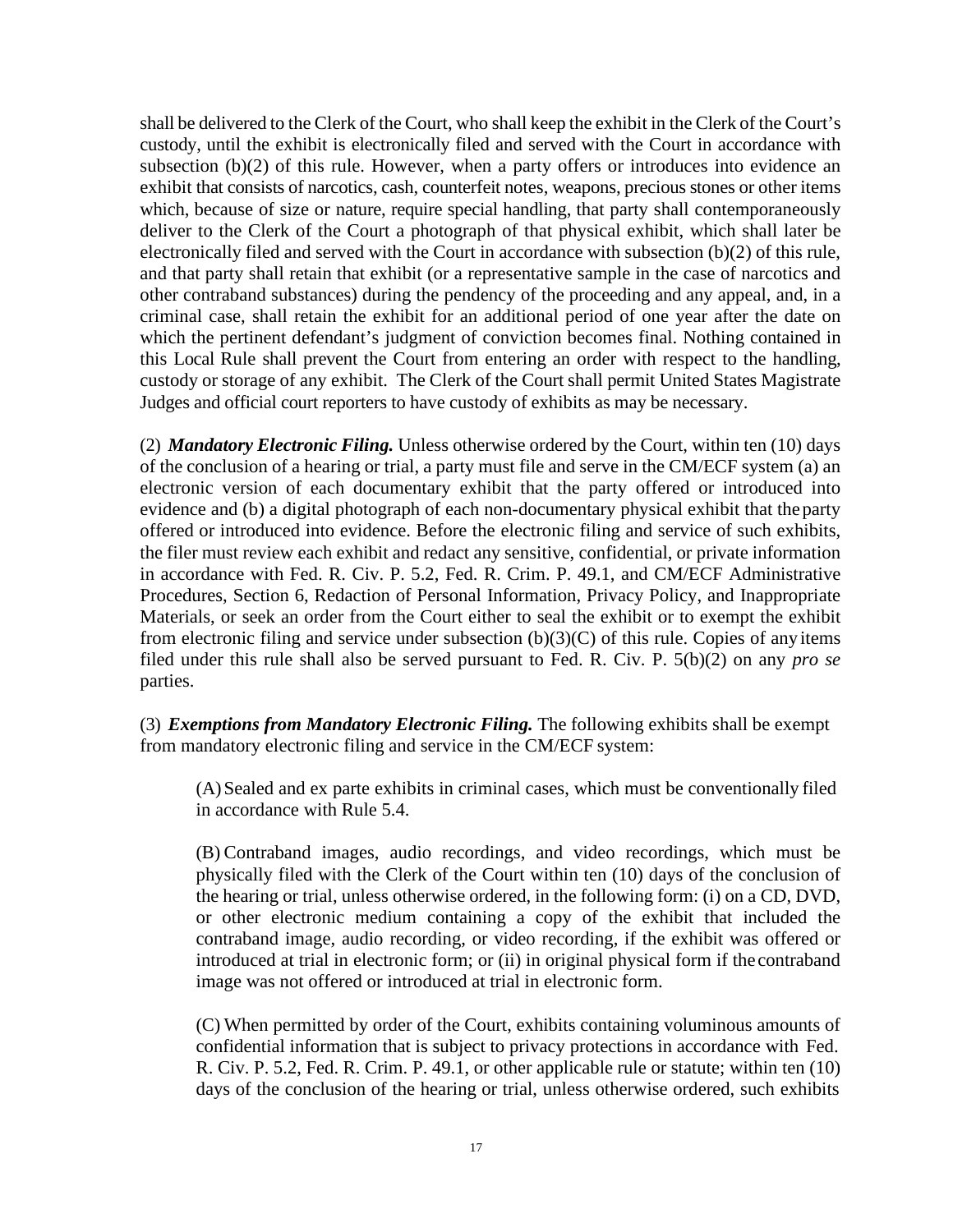shall be delivered to the Clerk of the Court, who shall keep the exhibit in the Clerk of the Court's custody, until the exhibit is electronically filed and served with the Court in accordance with subsection (b)(2) of this rule. However, when a party offers or introduces into evidence an exhibit that consists of narcotics, cash, counterfeit notes, weapons, precious stones or other items which, because of size or nature, require special handling, that party shall contemporaneously deliver to the Clerk of the Court a photograph of that physical exhibit, which shall later be electronically filed and served with the Court in accordance with subsection (b)(2) of this rule, and that party shall retain that exhibit (or a representative sample in the case of narcotics and other contraband substances) during the pendency of the proceeding and any appeal, and, in a criminal case, shall retain the exhibit for an additional period of one year after the date on which the pertinent defendant's judgment of conviction becomes final. Nothing contained in this Local Rule shall prevent the Court from entering an order with respect to the handling, custody or storage of any exhibit. The Clerk of the Court shall permit United States Magistrate Judges and official court reporters to have custody of exhibits as may be necessary.

(2) ***Mandatory Electronic Filing.*** Unless otherwise ordered by the Court, within ten (10) days of the conclusion of a hearing or trial, a party must file and serve in the CM/ECF system (a) an electronic version of each documentary exhibit that the party offered or introduced into evidence and (b) a digital photograph of each non-documentary physical exhibit that the party offered or introduced into evidence. Before the electronic filing and service of such exhibits, the filer must review each exhibit and redact any sensitive, confidential, or private information in accordance with Fed. R. Civ. P. 5.2, Fed. R. Crim. P. 49.1, and CM/ECF Administrative Procedures, Section 6, Redaction of Personal Information, Privacy Policy, and Inappropriate Materials, or seek an order from the Court either to seal the exhibit or to exempt the exhibit from electronic filing and service under subsection (b)(3)(C) of this rule. Copies of any items filed under this rule shall also be served pursuant to Fed. R. Civ. P. 5(b)(2) on any *pro se* parties.

(3) ***Exemptions from Mandatory Electronic Filing.*** The following exhibits shall be exempt from mandatory electronic filing and service in the CM/ECF system:

> (A) Sealed and ex parte exhibits in criminal cases, which must be conventionally filed in accordance with Rule 5.4.
>
> (B) Contraband images, audio recordings, and video recordings, which must be physically filed with the Clerk of the Court within ten (10) days of the conclusion of the hearing or trial, unless otherwise ordered, in the following form: (i) on a CD, DVD, or other electronic medium containing a copy of the exhibit that included the contraband image, audio recording, or video recording, if the exhibit was offered or introduced at trial in electronic form; or (ii) in original physical form if the contraband image was not offered or introduced at trial in electronic form.
>
> (C) When permitted by order of the Court, exhibits containing voluminous amounts of confidential information that is subject to privacy protections in accordance with Fed. R. Civ. P. 5.2, Fed. R. Crim. P. 49.1, or other applicable rule or statute; within ten (10) days of the conclusion of the hearing or trial, unless otherwise ordered, such exhibits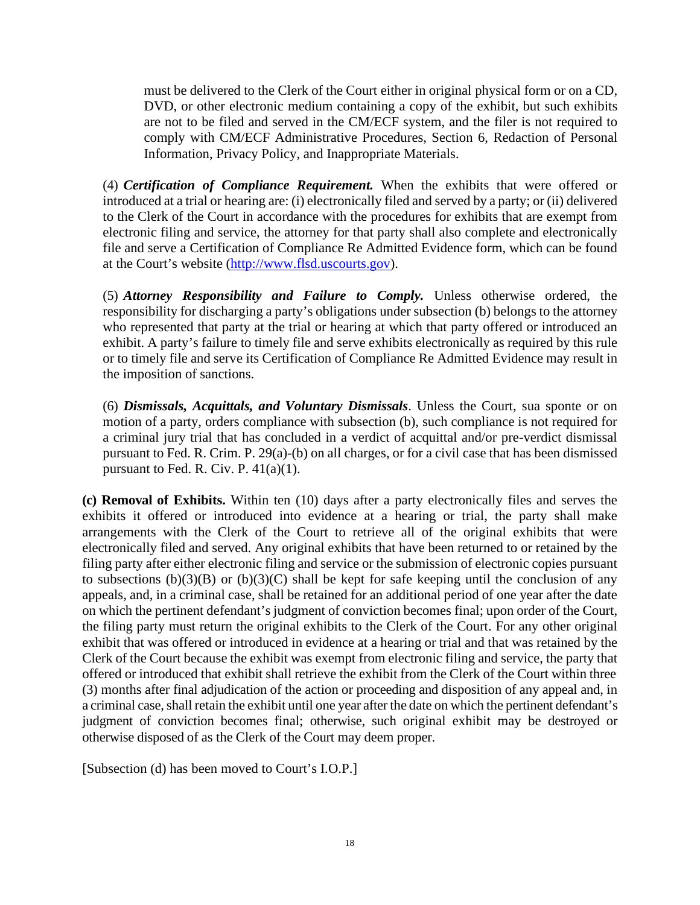must be delivered to the Clerk of the Court either in original physical form or on a CD, DVD, or other electronic medium containing a copy of the exhibit, but such exhibits are not to be filed and served in the CM/ECF system, and the filer is not required to comply with CM/ECF Administrative Procedures, Section 6, Redaction of Personal Information, Privacy Policy, and Inappropriate Materials.

(4) ***Certification of Compliance Requirement.*** When the exhibits that were offered or introduced at a trial or hearing are: (i) electronically filed and served by a party; or (ii) delivered to the Clerk of the Court in accordance with the procedures for exhibits that are exempt from electronic filing and service, the attorney for that party shall also complete and electronically file and serve a Certification of Compliance Re Admitted Evidence form, which can be found at the Court's website (http://www.flsd.uscourts.gov).

(5) ***Attorney Responsibility and Failure to Comply.*** Unless otherwise ordered, the responsibility for discharging a party's obligations under subsection (b) belongs to the attorney who represented that party at the trial or hearing at which that party offered or introduced an exhibit. A party's failure to timely file and serve exhibits electronically as required by this rule or to timely file and serve its Certification of Compliance Re Admitted Evidence may result in the imposition of sanctions.

(6) ***Dismissals, Acquittals, and Voluntary Dismissals***. Unless the Court, sua sponte or on motion of a party, orders compliance with subsection (b), such compliance is not required for a criminal jury trial that has concluded in a verdict of acquittal and/or pre-verdict dismissal pursuant to Fed. R. Crim. P. 29(a)-(b) on all charges, or for a civil case that has been dismissed pursuant to Fed. R. Civ. P. 41(a)(1).

**(c) Removal of Exhibits.** Within ten (10) days after a party electronically files and serves the exhibits it offered or introduced into evidence at a hearing or trial, the party shall make arrangements with the Clerk of the Court to retrieve all of the original exhibits that were electronically filed and served. Any original exhibits that have been returned to or retained by the filing party after either electronic filing and service or the submission of electronic copies pursuant to subsections (b)(3)(B) or (b)(3)(C) shall be kept for safe keeping until the conclusion of any appeals, and, in a criminal case, shall be retained for an additional period of one year after the date on which the pertinent defendant's judgment of conviction becomes final; upon order of the Court, the filing party must return the original exhibits to the Clerk of the Court. For any other original exhibit that was offered or introduced in evidence at a hearing or trial and that was retained by the Clerk of the Court because the exhibit was exempt from electronic filing and service, the party that offered or introduced that exhibit shall retrieve the exhibit from the Clerk of the Court within three (3) months after final adjudication of the action or proceeding and disposition of any appeal and, in a criminal case, shall retain the exhibit until one year after the date on which the pertinent defendant's judgment of conviction becomes final; otherwise, such original exhibit may be destroyed or otherwise disposed of as the Clerk of the Court may deem proper.

[Subsection (d) has been moved to Court's I.O.P.]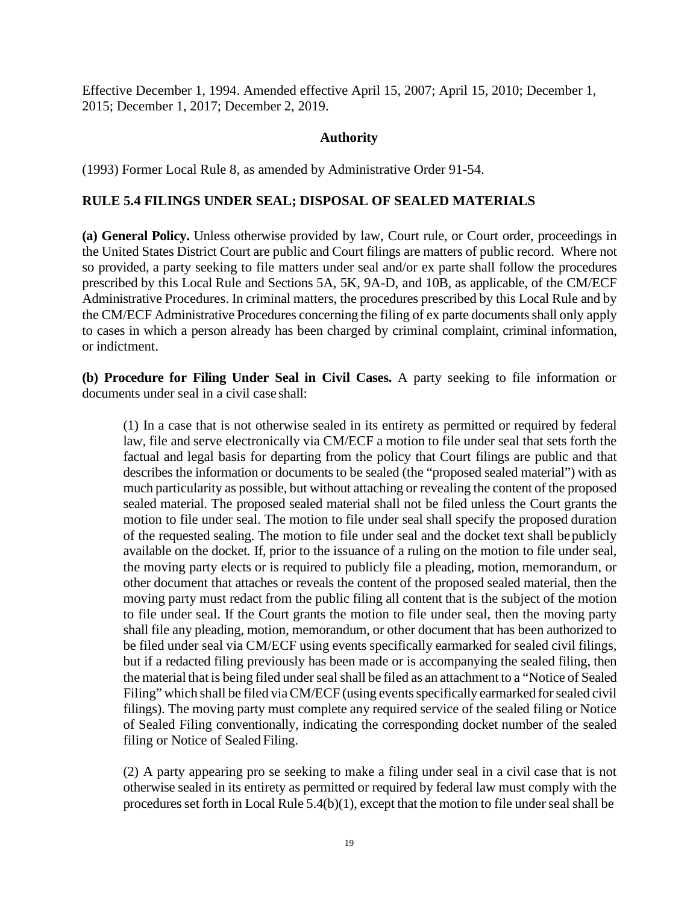Effective December 1, 1994. Amended effective April 15, 2007; April 15, 2010; December 1, 2015; December 1, 2017; December 2, 2019.

**Authority**

(1993) Former Local Rule 8, as amended by Administrative Order 91-54.

## RULE 5.4 FILINGS UNDER SEAL; DISPOSAL OF SEALED MATERIALS

**(a) General Policy.** Unless otherwise provided by law, Court rule, or Court order, proceedings in the United States District Court are public and Court filings are matters of public record. Where not so provided, a party seeking to file matters under seal and/or ex parte shall follow the procedures prescribed by this Local Rule and Sections 5A, 5K, 9A-D, and 10B, as applicable, of the CM/ECF Administrative Procedures. In criminal matters, the procedures prescribed by this Local Rule and by the CM/ECF Administrative Procedures concerning the filing of ex parte documents shall only apply to cases in which a person already has been charged by criminal complaint, criminal information, or indictment.

**(b) Procedure for Filing Under Seal in Civil Cases.** A party seeking to file information or documents under seal in a civil case shall:

> (1) In a case that is not otherwise sealed in its entirety as permitted or required by federal law, file and serve electronically via CM/ECF a motion to file under seal that sets forth the factual and legal basis for departing from the policy that Court filings are public and that describes the information or documents to be sealed (the "proposed sealed material") with as much particularity as possible, but without attaching or revealing the content of the proposed sealed material. The proposed sealed material shall not be filed unless the Court grants the motion to file under seal. The motion to file under seal shall specify the proposed duration of the requested sealing. The motion to file under seal and the docket text shall be publicly available on the docket. If, prior to the issuance of a ruling on the motion to file under seal, the moving party elects or is required to publicly file a pleading, motion, memorandum, or other document that attaches or reveals the content of the proposed sealed material, then the moving party must redact from the public filing all content that is the subject of the motion to file under seal. If the Court grants the motion to file under seal, then the moving party shall file any pleading, motion, memorandum, or other document that has been authorized to be filed under seal via CM/ECF using events specifically earmarked for sealed civil filings, but if a redacted filing previously has been made or is accompanying the sealed filing, then the material that is being filed under seal shall be filed as an attachment to a "Notice of Sealed Filing" which shall be filed via CM/ECF (using events specifically earmarked for sealed civil filings). The moving party must complete any required service of the sealed filing or Notice of Sealed Filing conventionally, indicating the corresponding docket number of the sealed filing or Notice of Sealed Filing.
>
> (2) A party appearing pro se seeking to make a filing under seal in a civil case that is not otherwise sealed in its entirety as permitted or required by federal law must comply with the procedures set forth in Local Rule 5.4(b)(1), except that the motion to file under seal shall be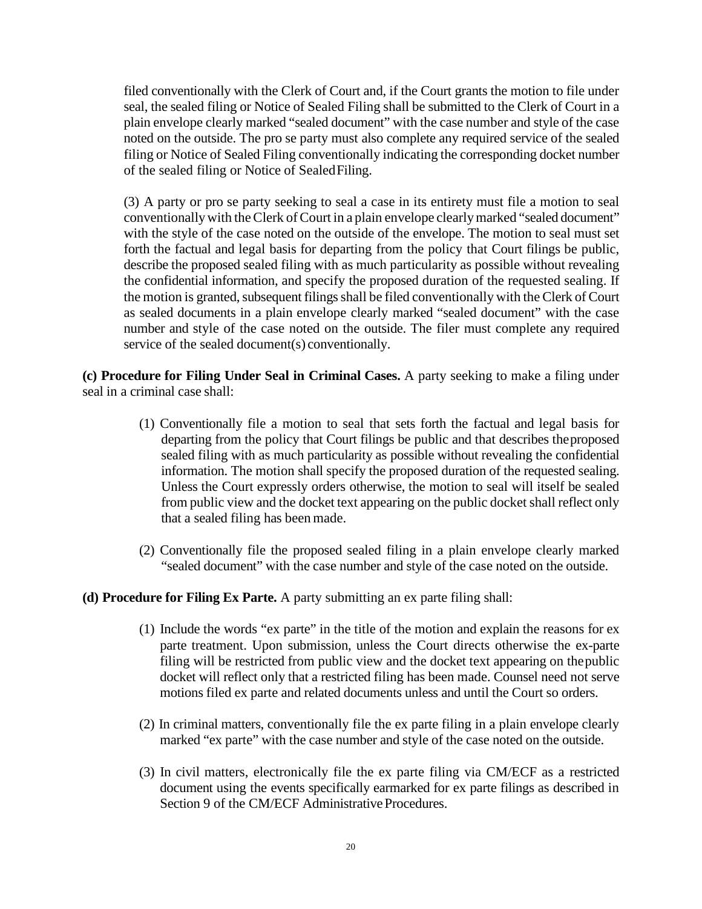filed conventionally with the Clerk of Court and, if the Court grants the motion to file under seal, the sealed filing or Notice of Sealed Filing shall be submitted to the Clerk of Court in a plain envelope clearly marked "sealed document" with the case number and style of the case noted on the outside. The pro se party must also complete any required service of the sealed filing or Notice of Sealed Filing conventionally indicating the corresponding docket number of the sealed filing or Notice of Sealed Filing.

(3) A party or pro se party seeking to seal a case in its entirety must file a motion to seal conventionally with the Clerk of Court in a plain envelope clearly marked "sealed document" with the style of the case noted on the outside of the envelope. The motion to seal must set forth the factual and legal basis for departing from the policy that Court filings be public, describe the proposed sealed filing with as much particularity as possible without revealing the confidential information, and specify the proposed duration of the requested sealing. If the motion is granted, subsequent filings shall be filed conventionally with the Clerk of Court as sealed documents in a plain envelope clearly marked "sealed document" with the case number and style of the case noted on the outside. The filer must complete any required service of the sealed document(s) conventionally.

**(c) Procedure for Filing Under Seal in Criminal Cases.** A party seeking to make a filing under seal in a criminal case shall:

(1) Conventionally file a motion to seal that sets forth the factual and legal basis for departing from the policy that Court filings be public and that describes the proposed sealed filing with as much particularity as possible without revealing the confidential information. The motion shall specify the proposed duration of the requested sealing. Unless the Court expressly orders otherwise, the motion to seal will itself be sealed from public view and the docket text appearing on the public docket shall reflect only that a sealed filing has been made.

(2) Conventionally file the proposed sealed filing in a plain envelope clearly marked "sealed document" with the case number and style of the case noted on the outside.

**(d) Procedure for Filing Ex Parte.** A party submitting an ex parte filing shall:

(1) Include the words "ex parte" in the title of the motion and explain the reasons for ex parte treatment. Upon submission, unless the Court directs otherwise the ex-parte filing will be restricted from public view and the docket text appearing on the public docket will reflect only that a restricted filing has been made. Counsel need not serve motions filed ex parte and related documents unless and until the Court so orders.

(2) In criminal matters, conventionally file the ex parte filing in a plain envelope clearly marked "ex parte" with the case number and style of the case noted on the outside.

(3) In civil matters, electronically file the ex parte filing via CM/ECF as a restricted document using the events specifically earmarked for ex parte filings as described in Section 9 of the CM/ECF Administrative Procedures.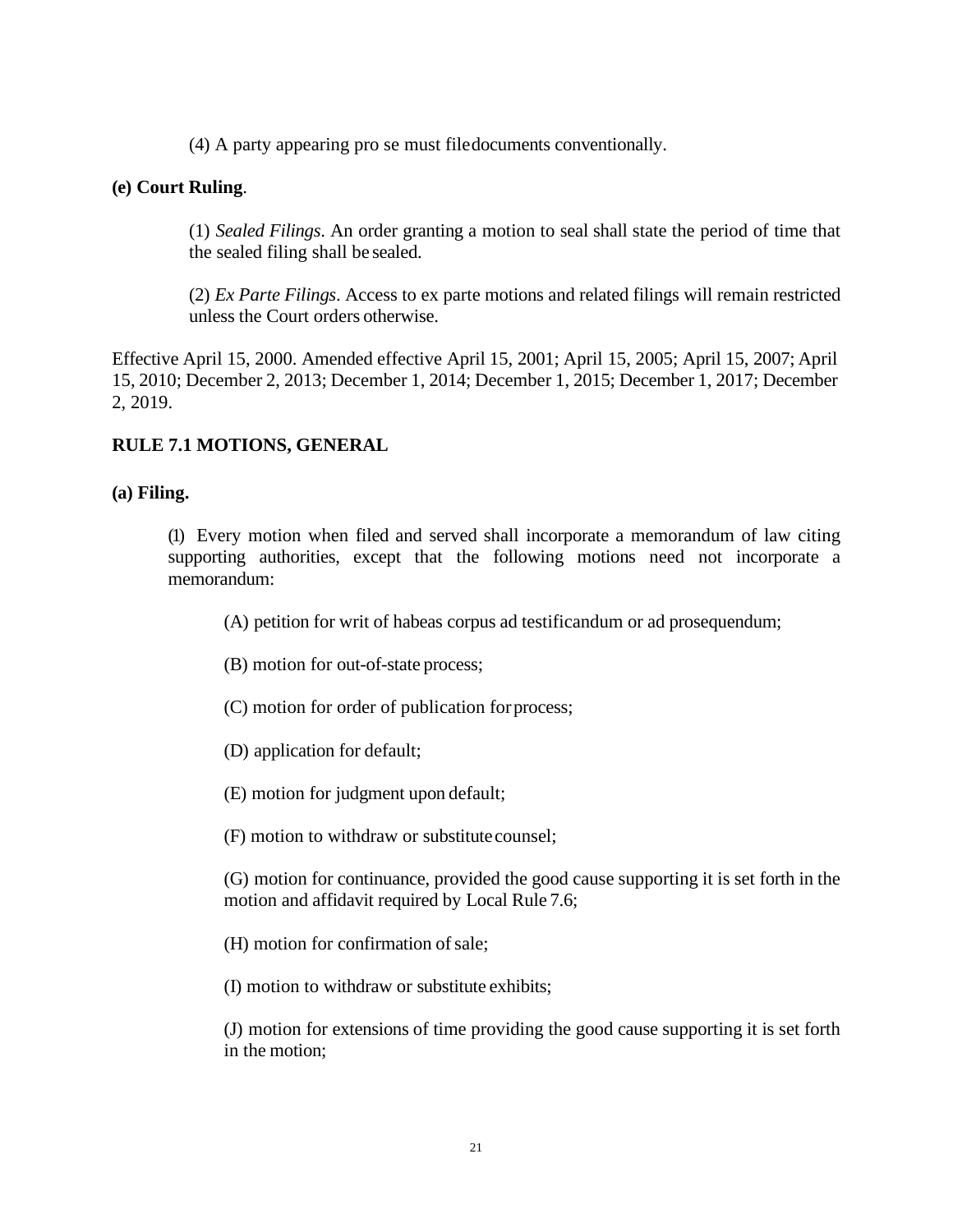(4) A party appearing pro se must file documents conventionally.

**(e) Court Ruling**.

(1) *Sealed Filings*. An order granting a motion to seal shall state the period of time that the sealed filing shall be sealed.

(2) *Ex Parte Filings*. Access to ex parte motions and related filings will remain restricted unless the Court orders otherwise.

Effective April 15, 2000. Amended effective April 15, 2001; April 15, 2005; April 15, 2007; April 15, 2010; December 2, 2013; December 1, 2014; December 1, 2015; December 1, 2017; December 2, 2019.

## RULE 7.1 MOTIONS, GENERAL

**(a) Filing.**

(1) Every motion when filed and served shall incorporate a memorandum of law citing supporting authorities, except that the following motions need not incorporate a memorandum:

(A) petition for writ of habeas corpus ad testificandum or ad prosequendum;

(B) motion for out-of-state process;

(C) motion for order of publication for process;

(D) application for default;

(E) motion for judgment upon default;

(F) motion to withdraw or substitute counsel;

(G) motion for continuance, provided the good cause supporting it is set forth in the motion and affidavit required by Local Rule 7.6;

(H) motion for confirmation of sale;

(I) motion to withdraw or substitute exhibits;

(J) motion for extensions of time providing the good cause supporting it is set forth in the motion;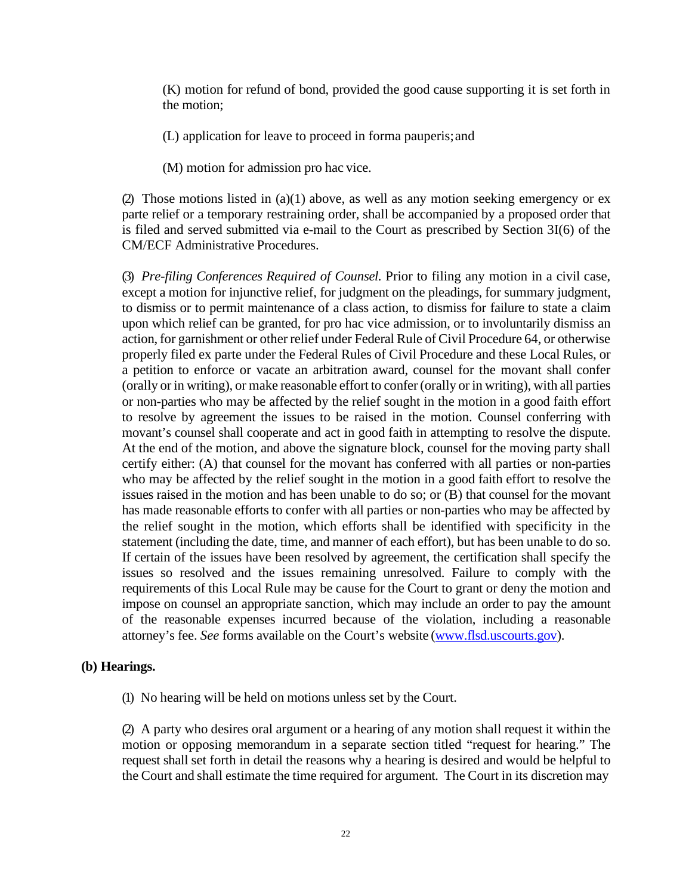(K) motion for refund of bond, provided the good cause supporting it is set forth in the motion;

(L) application for leave to proceed in forma pauperis; and

(M) motion for admission pro hac vice.

(2) Those motions listed in (a)(1) above, as well as any motion seeking emergency or ex parte relief or a temporary restraining order, shall be accompanied by a proposed order that is filed and served submitted via e-mail to the Court as prescribed by Section 3I(6) of the CM/ECF Administrative Procedures.

(3) *Pre-filing Conferences Required of Counsel.* Prior to filing any motion in a civil case, except a motion for injunctive relief, for judgment on the pleadings, for summary judgment, to dismiss or to permit maintenance of a class action, to dismiss for failure to state a claim upon which relief can be granted, for pro hac vice admission, or to involuntarily dismiss an action, for garnishment or other relief under Federal Rule of Civil Procedure 64, or otherwise properly filed ex parte under the Federal Rules of Civil Procedure and these Local Rules, or a petition to enforce or vacate an arbitration award, counsel for the movant shall confer (orally or in writing), or make reasonable effort to confer (orally or in writing), with all parties or non-parties who may be affected by the relief sought in the motion in a good faith effort to resolve by agreement the issues to be raised in the motion. Counsel conferring with movant's counsel shall cooperate and act in good faith in attempting to resolve the dispute. At the end of the motion, and above the signature block, counsel for the moving party shall certify either: (A) that counsel for the movant has conferred with all parties or non-parties who may be affected by the relief sought in the motion in a good faith effort to resolve the issues raised in the motion and has been unable to do so; or (B) that counsel for the movant has made reasonable efforts to confer with all parties or non-parties who may be affected by the relief sought in the motion, which efforts shall be identified with specificity in the statement (including the date, time, and manner of each effort), but has been unable to do so. If certain of the issues have been resolved by agreement, the certification shall specify the issues so resolved and the issues remaining unresolved. Failure to comply with the requirements of this Local Rule may be cause for the Court to grant or deny the motion and impose on counsel an appropriate sanction, which may include an order to pay the amount of the reasonable expenses incurred because of the violation, including a reasonable attorney's fee. *See* forms available on the Court's website (www.flsd.uscourts.gov).

**(b) Hearings.**

(1) No hearing will be held on motions unless set by the Court.

(2) A party who desires oral argument or a hearing of any motion shall request it within the motion or opposing memorandum in a separate section titled "request for hearing." The request shall set forth in detail the reasons why a hearing is desired and would be helpful to the Court and shall estimate the time required for argument. The Court in its discretion may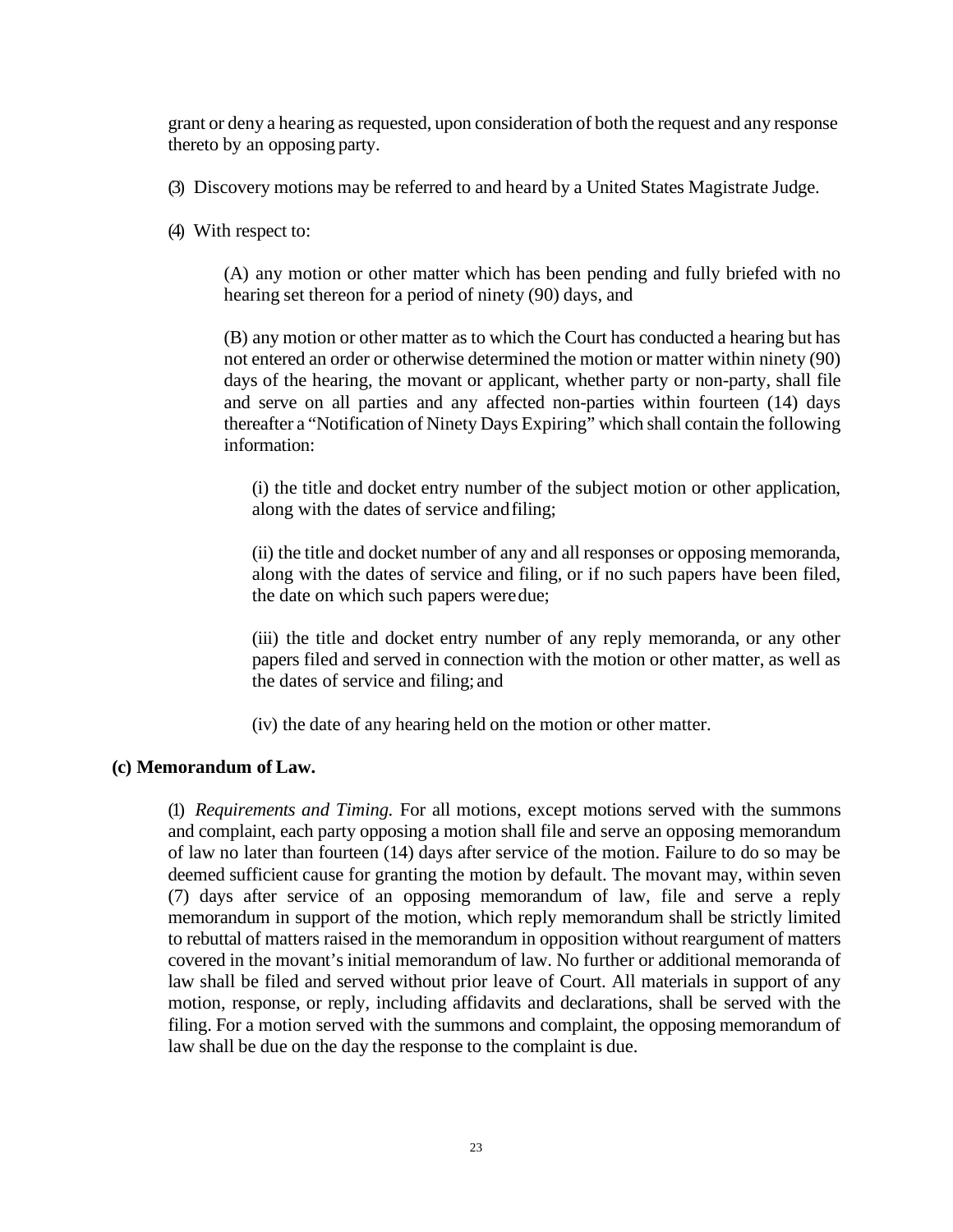grant or deny a hearing as requested, upon consideration of both the request and any response thereto by an opposing party.

(3) Discovery motions may be referred to and heard by a United States Magistrate Judge.

(4) With respect to:

(A) any motion or other matter which has been pending and fully briefed with no hearing set thereon for a period of ninety (90) days, and

(B) any motion or other matter as to which the Court has conducted a hearing but has not entered an order or otherwise determined the motion or matter within ninety (90) days of the hearing, the movant or applicant, whether party or non-party, shall file and serve on all parties and any affected non-parties within fourteen (14) days thereafter a "Notification of Ninety Days Expiring" which shall contain the following information:

(i) the title and docket entry number of the subject motion or other application, along with the dates of service and filing;

(ii) the title and docket number of any and all responses or opposing memoranda, along with the dates of service and filing, or if no such papers have been filed, the date on which such papers were due;

(iii) the title and docket entry number of any reply memoranda, or any other papers filed and served in connection with the motion or other matter, as well as the dates of service and filing; and

(iv) the date of any hearing held on the motion or other matter.

**(c) Memorandum of Law.**

(1) *Requirements and Timing.* For all motions, except motions served with the summons and complaint, each party opposing a motion shall file and serve an opposing memorandum of law no later than fourteen (14) days after service of the motion. Failure to do so may be deemed sufficient cause for granting the motion by default. The movant may, within seven (7) days after service of an opposing memorandum of law, file and serve a reply memorandum in support of the motion, which reply memorandum shall be strictly limited to rebuttal of matters raised in the memorandum in opposition without reargument of matters covered in the movant's initial memorandum of law. No further or additional memoranda of law shall be filed and served without prior leave of Court. All materials in support of any motion, response, or reply, including affidavits and declarations, shall be served with the filing. For a motion served with the summons and complaint, the opposing memorandum of law shall be due on the day the response to the complaint is due.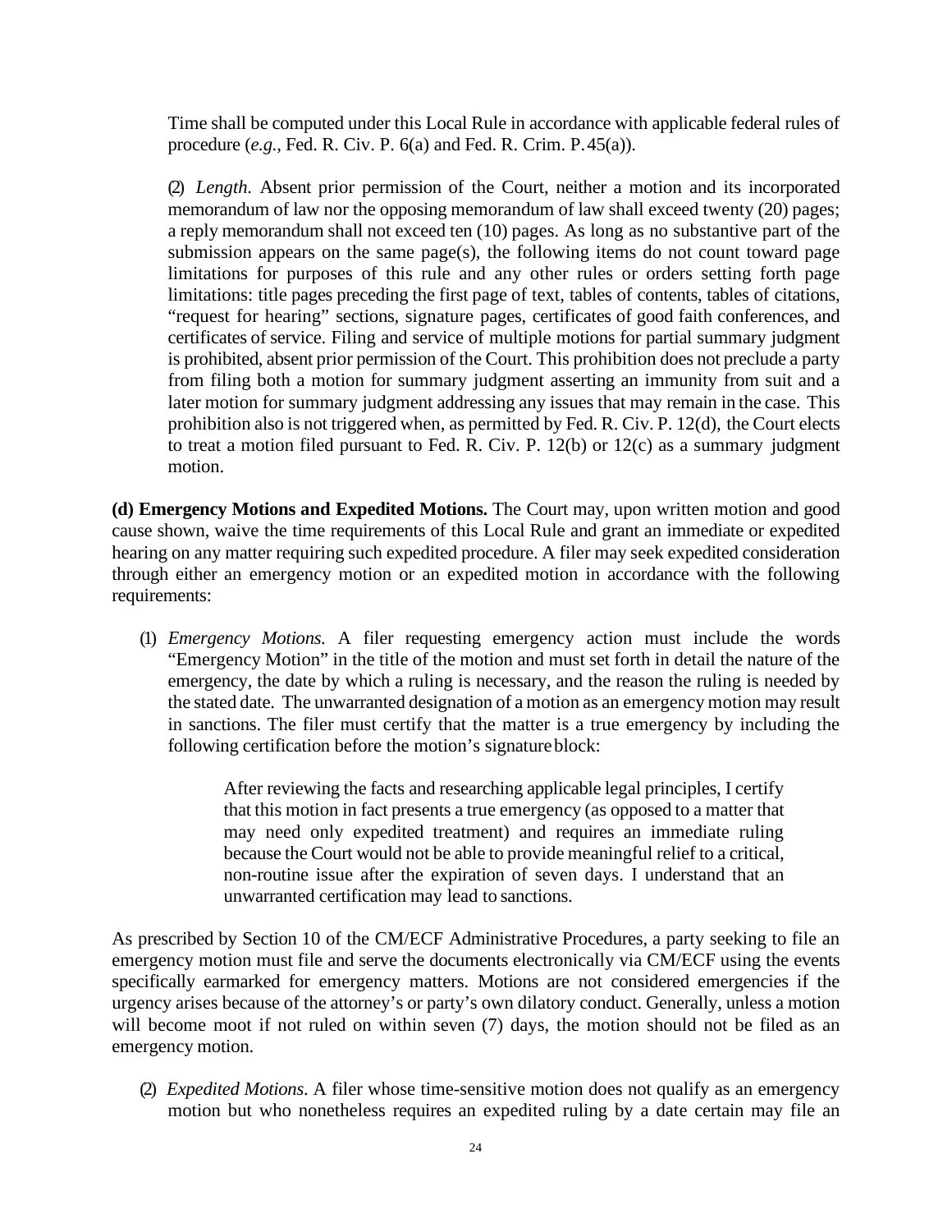Time shall be computed under this Local Rule in accordance with applicable federal rules of procedure (*e.g.,* Fed. R. Civ. P. 6(a) and Fed. R. Crim. P. 45(a)).

(2) *Length*. Absent prior permission of the Court, neither a motion and its incorporated memorandum of law nor the opposing memorandum of law shall exceed twenty (20) pages; a reply memorandum shall not exceed ten (10) pages. As long as no substantive part of the submission appears on the same page(s), the following items do not count toward page limitations for purposes of this rule and any other rules or orders setting forth page limitations: title pages preceding the first page of text, tables of contents, tables of citations, "request for hearing" sections, signature pages, certificates of good faith conferences, and certificates of service. Filing and service of multiple motions for partial summary judgment is prohibited, absent prior permission of the Court. This prohibition does not preclude a party from filing both a motion for summary judgment asserting an immunity from suit and a later motion for summary judgment addressing any issues that may remain in the case. This prohibition also is not triggered when, as permitted by Fed. R. Civ. P. 12(d), the Court elects to treat a motion filed pursuant to Fed. R. Civ. P. 12(b) or 12(c) as a summary judgment motion.

**(d) Emergency Motions and Expedited Motions.** The Court may, upon written motion and good cause shown, waive the time requirements of this Local Rule and grant an immediate or expedited hearing on any matter requiring such expedited procedure. A filer may seek expedited consideration through either an emergency motion or an expedited motion in accordance with the following requirements:

(1) *Emergency Motions.* A filer requesting emergency action must include the words "Emergency Motion" in the title of the motion and must set forth in detail the nature of the emergency, the date by which a ruling is necessary, and the reason the ruling is needed by the stated date. The unwarranted designation of a motion as an emergency motion may result in sanctions. The filer must certify that the matter is a true emergency by including the following certification before the motion's signature block:

> After reviewing the facts and researching applicable legal principles, I certify that this motion in fact presents a true emergency (as opposed to a matter that may need only expedited treatment) and requires an immediate ruling because the Court would not be able to provide meaningful relief to a critical, non-routine issue after the expiration of seven days. I understand that an unwarranted certification may lead to sanctions.

As prescribed by Section 10 of the CM/ECF Administrative Procedures, a party seeking to file an emergency motion must file and serve the documents electronically via CM/ECF using the events specifically earmarked for emergency matters. Motions are not considered emergencies if the urgency arises because of the attorney's or party's own dilatory conduct. Generally, unless a motion will become moot if not ruled on within seven (7) days, the motion should not be filed as an emergency motion.

(2) *Expedited Motions*. A filer whose time-sensitive motion does not qualify as an emergency motion but who nonetheless requires an expedited ruling by a date certain may file an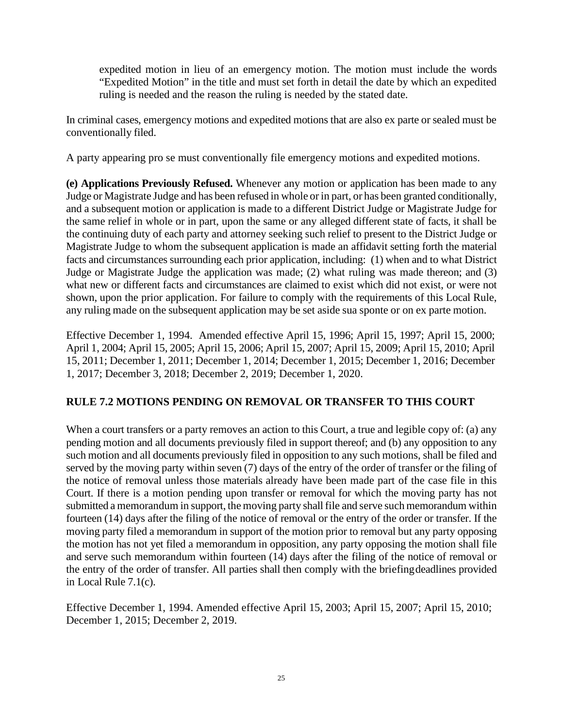expedited motion in lieu of an emergency motion. The motion must include the words "Expedited Motion" in the title and must set forth in detail the date by which an expedited ruling is needed and the reason the ruling is needed by the stated date.

In criminal cases, emergency motions and expedited motions that are also ex parte or sealed must be conventionally filed.

A party appearing pro se must conventionally file emergency motions and expedited motions.

**(e) Applications Previously Refused.** Whenever any motion or application has been made to any Judge or Magistrate Judge and has been refused in whole or in part, or has been granted conditionally, and a subsequent motion or application is made to a different District Judge or Magistrate Judge for the same relief in whole or in part, upon the same or any alleged different state of facts, it shall be the continuing duty of each party and attorney seeking such relief to present to the District Judge or Magistrate Judge to whom the subsequent application is made an affidavit setting forth the material facts and circumstances surrounding each prior application, including: (1) when and to what District Judge or Magistrate Judge the application was made; (2) what ruling was made thereon; and (3) what new or different facts and circumstances are claimed to exist which did not exist, or were not shown, upon the prior application. For failure to comply with the requirements of this Local Rule, any ruling made on the subsequent application may be set aside sua sponte or on ex parte motion.

Effective December 1, 1994. Amended effective April 15, 1996; April 15, 1997; April 15, 2000; April 1, 2004; April 15, 2005; April 15, 2006; April 15, 2007; April 15, 2009; April 15, 2010; April 15, 2011; December 1, 2011; December 1, 2014; December 1, 2015; December 1, 2016; December 1, 2017; December 3, 2018; December 2, 2019; December 1, 2020.

## RULE 7.2 MOTIONS PENDING ON REMOVAL OR TRANSFER TO THIS COURT

When a court transfers or a party removes an action to this Court, a true and legible copy of: (a) any pending motion and all documents previously filed in support thereof; and (b) any opposition to any such motion and all documents previously filed in opposition to any such motions, shall be filed and served by the moving party within seven (7) days of the entry of the order of transfer or the filing of the notice of removal unless those materials already have been made part of the case file in this Court. If there is a motion pending upon transfer or removal for which the moving party has not submitted a memorandum in support, the moving party shall file and serve such memorandum within fourteen (14) days after the filing of the notice of removal or the entry of the order or transfer. If the moving party filed a memorandum in support of the motion prior to removal but any party opposing the motion has not yet filed a memorandum in opposition, any party opposing the motion shall file and serve such memorandum within fourteen (14) days after the filing of the notice of removal or the entry of the order of transfer. All parties shall then comply with the briefing deadlines provided in Local Rule 7.1(c).

Effective December 1, 1994. Amended effective April 15, 2003; April 15, 2007; April 15, 2010; December 1, 2015; December 2, 2019.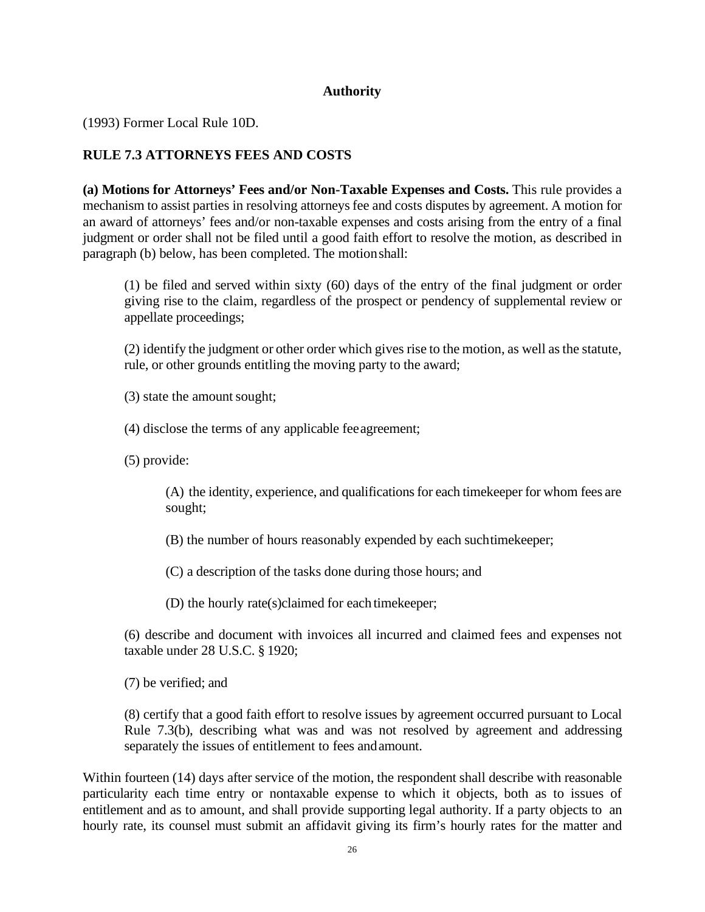**Authority**

(1993) Former Local Rule 10D.

## RULE 7.3 ATTORNEYS FEES AND COSTS

**(a) Motions for Attorneys' Fees and/or Non-Taxable Expenses and Costs.** This rule provides a mechanism to assist parties in resolving attorneys fee and costs disputes by agreement. A motion for an award of attorneys' fees and/or non-taxable expenses and costs arising from the entry of a final judgment or order shall not be filed until a good faith effort to resolve the motion, as described in paragraph (b) below, has been completed. The motion shall:

(1) be filed and served within sixty (60) days of the entry of the final judgment or order giving rise to the claim, regardless of the prospect or pendency of supplemental review or appellate proceedings;

(2) identify the judgment or other order which gives rise to the motion, as well as the statute, rule, or other grounds entitling the moving party to the award;

(3) state the amount sought;

(4) disclose the terms of any applicable fee agreement;

(5) provide:

(A) the identity, experience, and qualifications for each timekeeper for whom fees are sought;

(B) the number of hours reasonably expended by each such timekeeper;

(C) a description of the tasks done during those hours; and

(D) the hourly rate(s) claimed for each timekeeper;

(6) describe and document with invoices all incurred and claimed fees and expenses not taxable under 28 U.S.C. § 1920;

(7) be verified; and

(8) certify that a good faith effort to resolve issues by agreement occurred pursuant to Local Rule 7.3(b), describing what was and was not resolved by agreement and addressing separately the issues of entitlement to fees and amount.

Within fourteen (14) days after service of the motion, the respondent shall describe with reasonable particularity each time entry or nontaxable expense to which it objects, both as to issues of entitlement and as to amount, and shall provide supporting legal authority. If a party objects to an hourly rate, its counsel must submit an affidavit giving its firm's hourly rates for the matter and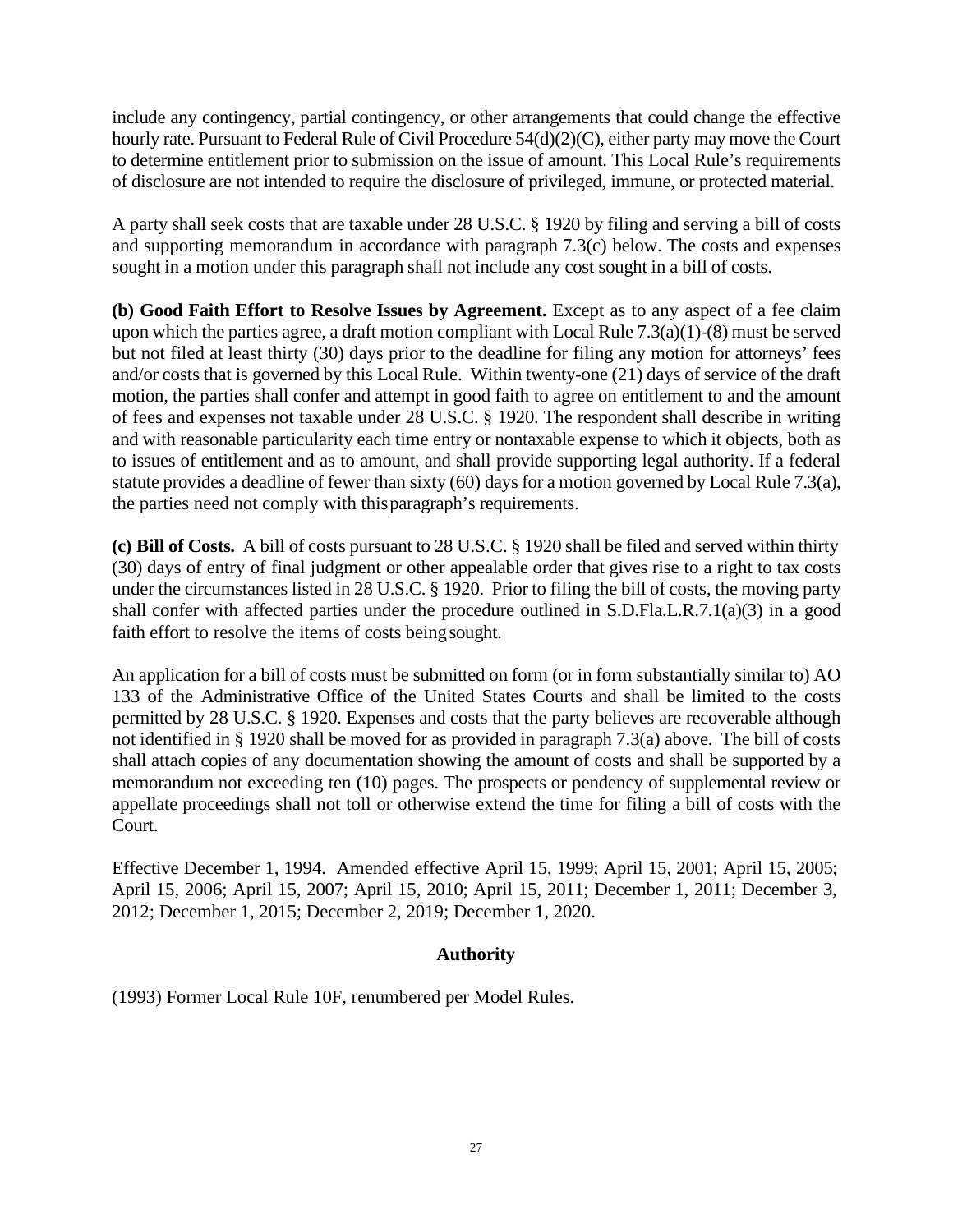include any contingency, partial contingency, or other arrangements that could change the effective hourly rate. Pursuant to Federal Rule of Civil Procedure 54(d)(2)(C), either party may move the Court to determine entitlement prior to submission on the issue of amount. This Local Rule's requirements of disclosure are not intended to require the disclosure of privileged, immune, or protected material.

A party shall seek costs that are taxable under 28 U.S.C. § 1920 by filing and serving a bill of costs and supporting memorandum in accordance with paragraph 7.3(c) below. The costs and expenses sought in a motion under this paragraph shall not include any cost sought in a bill of costs.

**(b) Good Faith Effort to Resolve Issues by Agreement.** Except as to any aspect of a fee claim upon which the parties agree, a draft motion compliant with Local Rule 7.3(a)(1)-(8) must be served but not filed at least thirty (30) days prior to the deadline for filing any motion for attorneys' fees and/or costs that is governed by this Local Rule. Within twenty-one (21) days of service of the draft motion, the parties shall confer and attempt in good faith to agree on entitlement to and the amount of fees and expenses not taxable under 28 U.S.C. § 1920. The respondent shall describe in writing and with reasonable particularity each time entry or nontaxable expense to which it objects, both as to issues of entitlement and as to amount, and shall provide supporting legal authority. If a federal statute provides a deadline of fewer than sixty (60) days for a motion governed by Local Rule 7.3(a), the parties need not comply with this paragraph's requirements.

**(c) Bill of Costs.** A bill of costs pursuant to 28 U.S.C. § 1920 shall be filed and served within thirty (30) days of entry of final judgment or other appealable order that gives rise to a right to tax costs under the circumstances listed in 28 U.S.C. § 1920. Prior to filing the bill of costs, the moving party shall confer with affected parties under the procedure outlined in S.D.Fla.L.R.7.1(a)(3) in a good faith effort to resolve the items of costs being sought.

An application for a bill of costs must be submitted on form (or in form substantially similar to) AO 133 of the Administrative Office of the United States Courts and shall be limited to the costs permitted by 28 U.S.C. § 1920. Expenses and costs that the party believes are recoverable although not identified in § 1920 shall be moved for as provided in paragraph 7.3(a) above. The bill of costs shall attach copies of any documentation showing the amount of costs and shall be supported by a memorandum not exceeding ten (10) pages. The prospects or pendency of supplemental review or appellate proceedings shall not toll or otherwise extend the time for filing a bill of costs with the Court.

Effective December 1, 1994. Amended effective April 15, 1999; April 15, 2001; April 15, 2005; April 15, 2006; April 15, 2007; April 15, 2010; April 15, 2011; December 1, 2011; December 3, 2012; December 1, 2015; December 2, 2019; December 1, 2020.

### Authority

(1993) Former Local Rule 10F, renumbered per Model Rules.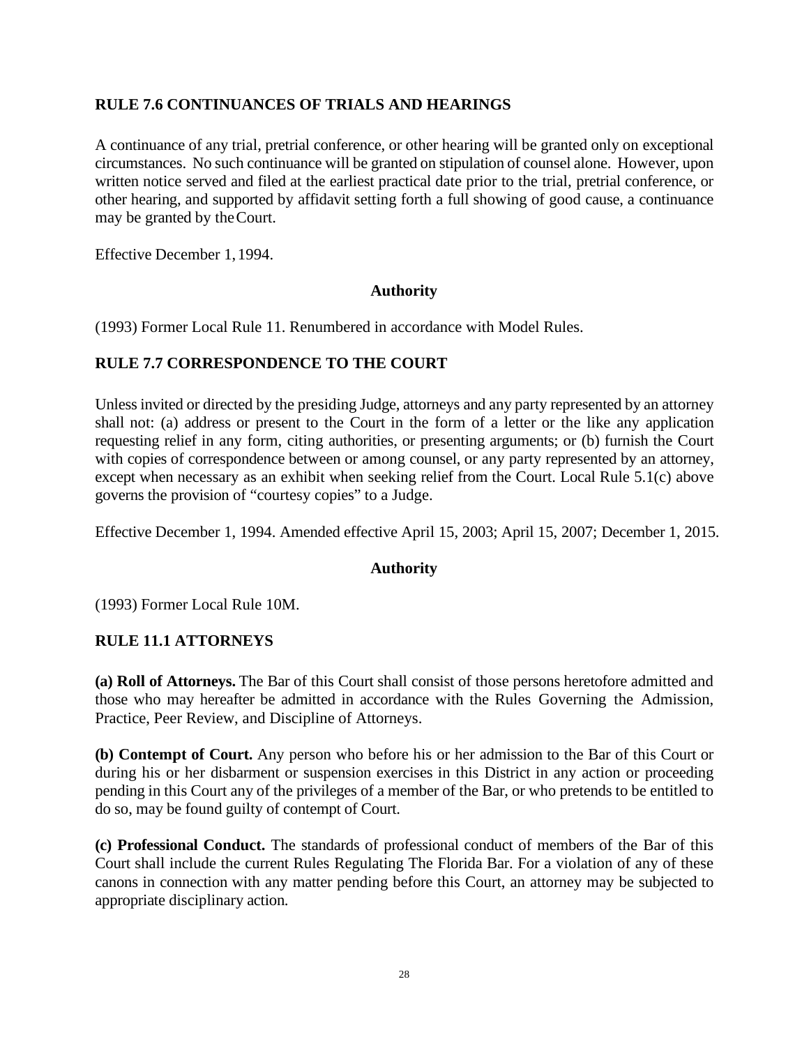## RULE 7.6 CONTINUANCES OF TRIALS AND HEARINGS

A continuance of any trial, pretrial conference, or other hearing will be granted only on exceptional circumstances. No such continuance will be granted on stipulation of counsel alone. However, upon written notice served and filed at the earliest practical date prior to the trial, pretrial conference, or other hearing, and supported by affidavit setting forth a full showing of good cause, a continuance may be granted by the Court.

Effective December 1, 1994.

### Authority

(1993) Former Local Rule 11. Renumbered in accordance with Model Rules.

## RULE 7.7 CORRESPONDENCE TO THE COURT

Unless invited or directed by the presiding Judge, attorneys and any party represented by an attorney shall not: (a) address or present to the Court in the form of a letter or the like any application requesting relief in any form, citing authorities, or presenting arguments; or (b) furnish the Court with copies of correspondence between or among counsel, or any party represented by an attorney, except when necessary as an exhibit when seeking relief from the Court. Local Rule 5.1(c) above governs the provision of "courtesy copies" to a Judge.

Effective December 1, 1994. Amended effective April 15, 2003; April 15, 2007; December 1, 2015.

### Authority

(1993) Former Local Rule 10M.

## RULE 11.1 ATTORNEYS

**(a) Roll of Attorneys.** The Bar of this Court shall consist of those persons heretofore admitted and those who may hereafter be admitted in accordance with the Rules Governing the Admission, Practice, Peer Review, and Discipline of Attorneys.

**(b) Contempt of Court.** Any person who before his or her admission to the Bar of this Court or during his or her disbarment or suspension exercises in this District in any action or proceeding pending in this Court any of the privileges of a member of the Bar, or who pretends to be entitled to do so, may be found guilty of contempt of Court.

**(c) Professional Conduct.** The standards of professional conduct of members of the Bar of this Court shall include the current Rules Regulating The Florida Bar. For a violation of any of these canons in connection with any matter pending before this Court, an attorney may be subjected to appropriate disciplinary action.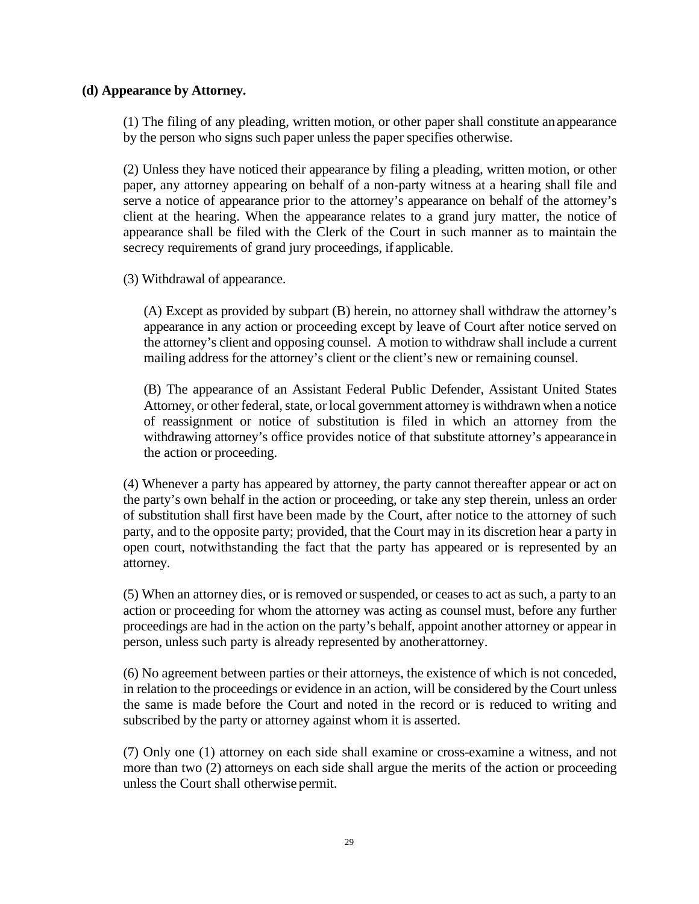**(d) Appearance by Attorney.**

(1) The filing of any pleading, written motion, or other paper shall constitute an appearance by the person who signs such paper unless the paper specifies otherwise.

(2) Unless they have noticed their appearance by filing a pleading, written motion, or other paper, any attorney appearing on behalf of a non-party witness at a hearing shall file and serve a notice of appearance prior to the attorney's appearance on behalf of the attorney's client at the hearing. When the appearance relates to a grand jury matter, the notice of appearance shall be filed with the Clerk of the Court in such manner as to maintain the secrecy requirements of grand jury proceedings, if applicable.

(3) Withdrawal of appearance.

(A) Except as provided by subpart (B) herein, no attorney shall withdraw the attorney's appearance in any action or proceeding except by leave of Court after notice served on the attorney's client and opposing counsel. A motion to withdraw shall include a current mailing address for the attorney's client or the client's new or remaining counsel.

(B) The appearance of an Assistant Federal Public Defender, Assistant United States Attorney, or other federal, state, or local government attorney is withdrawn when a notice of reassignment or notice of substitution is filed in which an attorney from the withdrawing attorney's office provides notice of that substitute attorney's appearance in the action or proceeding.

(4) Whenever a party has appeared by attorney, the party cannot thereafter appear or act on the party's own behalf in the action or proceeding, or take any step therein, unless an order of substitution shall first have been made by the Court, after notice to the attorney of such party, and to the opposite party; provided, that the Court may in its discretion hear a party in open court, notwithstanding the fact that the party has appeared or is represented by an attorney.

(5) When an attorney dies, or is removed or suspended, or ceases to act as such, a party to an action or proceeding for whom the attorney was acting as counsel must, before any further proceedings are had in the action on the party's behalf, appoint another attorney or appear in person, unless such party is already represented by another attorney.

(6) No agreement between parties or their attorneys, the existence of which is not conceded, in relation to the proceedings or evidence in an action, will be considered by the Court unless the same is made before the Court and noted in the record or is reduced to writing and subscribed by the party or attorney against whom it is asserted.

(7) Only one (1) attorney on each side shall examine or cross-examine a witness, and not more than two (2) attorneys on each side shall argue the merits of the action or proceeding unless the Court shall otherwise permit.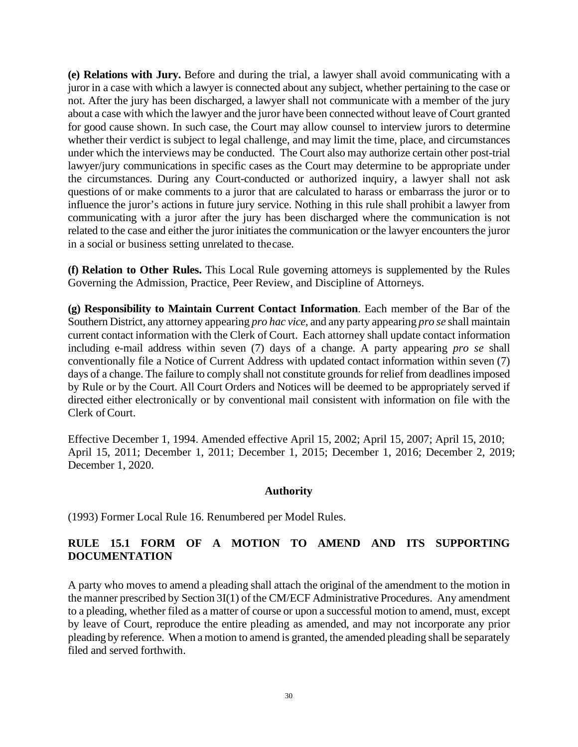**(e) Relations with Jury.** Before and during the trial, a lawyer shall avoid communicating with a juror in a case with which a lawyer is connected about any subject, whether pertaining to the case or not. After the jury has been discharged, a lawyer shall not communicate with a member of the jury about a case with which the lawyer and the juror have been connected without leave of Court granted for good cause shown. In such case, the Court may allow counsel to interview jurors to determine whether their verdict is subject to legal challenge, and may limit the time, place, and circumstances under which the interviews may be conducted. The Court also may authorize certain other post-trial lawyer/jury communications in specific cases as the Court may determine to be appropriate under the circumstances. During any Court-conducted or authorized inquiry, a lawyer shall not ask questions of or make comments to a juror that are calculated to harass or embarrass the juror or to influence the juror's actions in future jury service. Nothing in this rule shall prohibit a lawyer from communicating with a juror after the jury has been discharged where the communication is not related to the case and either the juror initiates the communication or the lawyer encounters the juror in a social or business setting unrelated to the case.

**(f) Relation to Other Rules.** This Local Rule governing attorneys is supplemented by the Rules Governing the Admission, Practice, Peer Review, and Discipline of Attorneys.

**(g) Responsibility to Maintain Current Contact Information**. Each member of the Bar of the Southern District, any attorney appearing *pro hac vice*, and any party appearing *pro se* shall maintain current contact information with the Clerk of Court. Each attorney shall update contact information including e-mail address within seven (7) days of a change. A party appearing *pro se* shall conventionally file a Notice of Current Address with updated contact information within seven (7) days of a change. The failure to comply shall not constitute grounds for relief from deadlines imposed by Rule or by the Court. All Court Orders and Notices will be deemed to be appropriately served if directed either electronically or by conventional mail consistent with information on file with the Clerk of Court.

Effective December 1, 1994. Amended effective April 15, 2002; April 15, 2007; April 15, 2010; April 15, 2011; December 1, 2011; December 1, 2015; December 1, 2016; December 2, 2019; December 1, 2020.

**Authority**

(1993) Former Local Rule 16. Renumbered per Model Rules.

## RULE 15.1 FORM OF A MOTION TO AMEND AND ITS SUPPORTING DOCUMENTATION

A party who moves to amend a pleading shall attach the original of the amendment to the motion in the manner prescribed by Section 3I(1) of the CM/ECF Administrative Procedures. Any amendment to a pleading, whether filed as a matter of course or upon a successful motion to amend, must, except by leave of Court, reproduce the entire pleading as amended, and may not incorporate any prior pleading by reference. When a motion to amend is granted, the amended pleading shall be separately filed and served forthwith.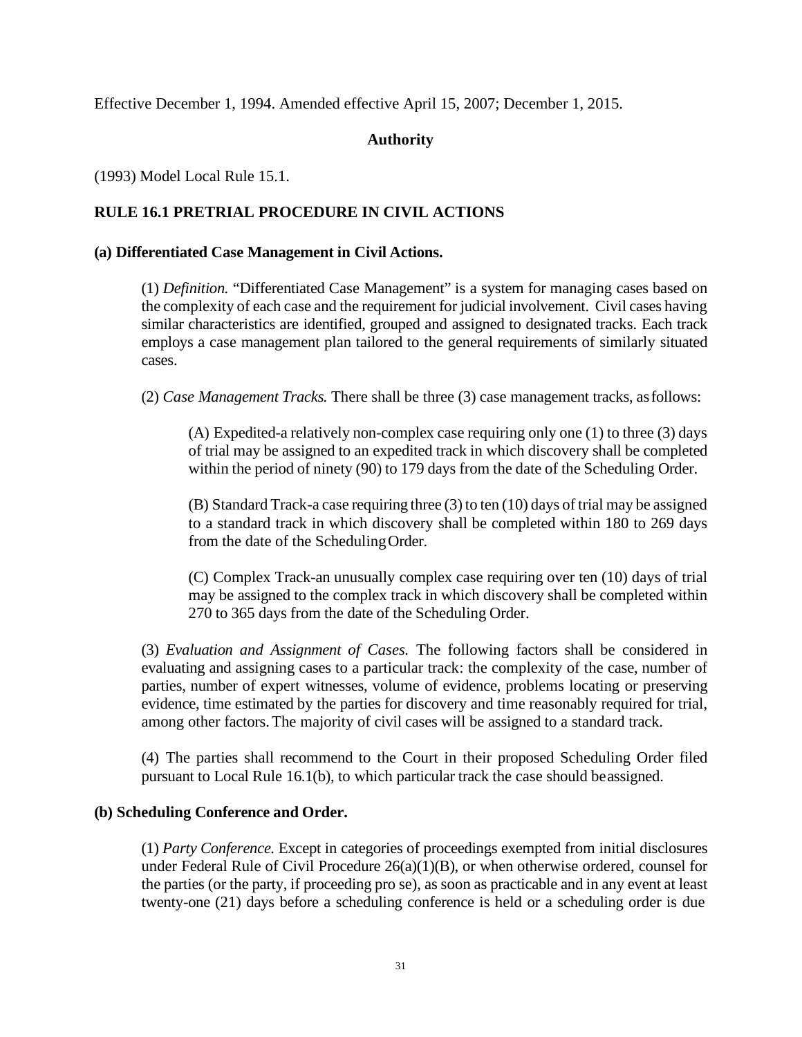Effective December 1, 1994. Amended effective April 15, 2007; December 1, 2015.

**Authority**

(1993) Model Local Rule 15.1.

## RULE 16.1 PRETRIAL PROCEDURE IN CIVIL ACTIONS

### (a) Differentiated Case Management in Civil Actions.

(1) *Definition.* "Differentiated Case Management" is a system for managing cases based on the complexity of each case and the requirement for judicial involvement. Civil cases having similar characteristics are identified, grouped and assigned to designated tracks. Each track employs a case management plan tailored to the general requirements of similarly situated cases.

(2) *Case Management Tracks.* There shall be three (3) case management tracks, as follows:

(A) Expedited-a relatively non-complex case requiring only one (1) to three (3) days of trial may be assigned to an expedited track in which discovery shall be completed within the period of ninety (90) to 179 days from the date of the Scheduling Order.

(B) Standard Track-a case requiring three (3) to ten (10) days of trial may be assigned to a standard track in which discovery shall be completed within 180 to 269 days from the date of the Scheduling Order.

(C) Complex Track-an unusually complex case requiring over ten (10) days of trial may be assigned to the complex track in which discovery shall be completed within 270 to 365 days from the date of the Scheduling Order.

(3) *Evaluation and Assignment of Cases.* The following factors shall be considered in evaluating and assigning cases to a particular track: the complexity of the case, number of parties, number of expert witnesses, volume of evidence, problems locating or preserving evidence, time estimated by the parties for discovery and time reasonably required for trial, among other factors. The majority of civil cases will be assigned to a standard track.

(4) The parties shall recommend to the Court in their proposed Scheduling Order filed pursuant to Local Rule 16.1(b), to which particular track the case should be assigned.

### (b) Scheduling Conference and Order.

(1) *Party Conference.* Except in categories of proceedings exempted from initial disclosures under Federal Rule of Civil Procedure 26(a)(1)(B), or when otherwise ordered, counsel for the parties (or the party, if proceeding pro se), as soon as practicable and in any event at least twenty-one (21) days before a scheduling conference is held or a scheduling order is due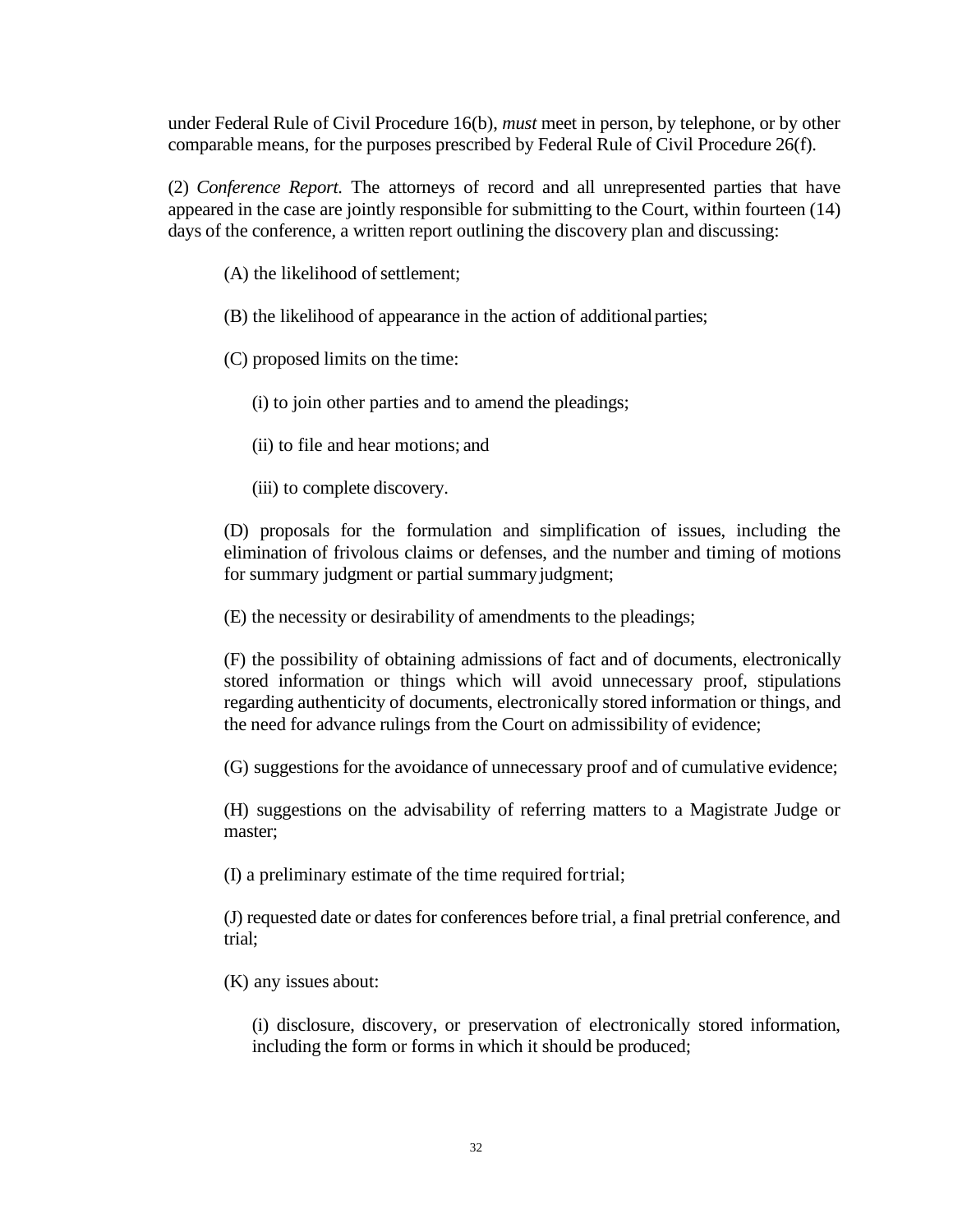under Federal Rule of Civil Procedure 16(b), *must* meet in person, by telephone, or by other comparable means, for the purposes prescribed by Federal Rule of Civil Procedure 26(f).

(2) *Conference Report.* The attorneys of record and all unrepresented parties that have appeared in the case are jointly responsible for submitting to the Court, within fourteen (14) days of the conference, a written report outlining the discovery plan and discussing:

(A) the likelihood of settlement;

(B) the likelihood of appearance in the action of additional parties;

(C) proposed limits on the time:

(i) to join other parties and to amend the pleadings;

(ii) to file and hear motions; and

(iii) to complete discovery.

(D) proposals for the formulation and simplification of issues, including the elimination of frivolous claims or defenses, and the number and timing of motions for summary judgment or partial summary judgment;

(E) the necessity or desirability of amendments to the pleadings;

(F) the possibility of obtaining admissions of fact and of documents, electronically stored information or things which will avoid unnecessary proof, stipulations regarding authenticity of documents, electronically stored information or things, and the need for advance rulings from the Court on admissibility of evidence;

(G) suggestions for the avoidance of unnecessary proof and of cumulative evidence;

(H) suggestions on the advisability of referring matters to a Magistrate Judge or master;

(I) a preliminary estimate of the time required for trial;

(J) requested date or dates for conferences before trial, a final pretrial conference, and trial;

(K) any issues about:

(i) disclosure, discovery, or preservation of electronically stored information, including the form or forms in which it should be produced;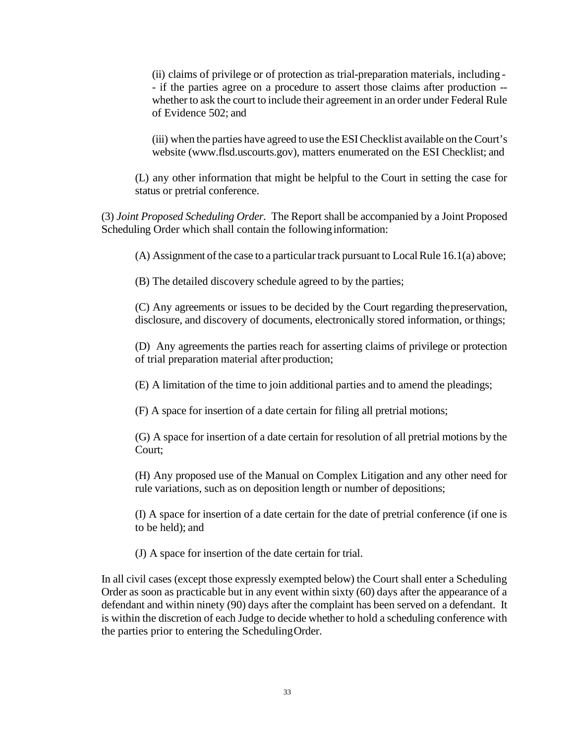(ii) claims of privilege or of protection as trial-preparation materials, including -- if the parties agree on a procedure to assert those claims after production -- whether to ask the court to include their agreement in an order under Federal Rule of Evidence 502; and

(iii) when the parties have agreed to use the ESI Checklist available on the Court's website (www.flsd.uscourts.gov), matters enumerated on the ESI Checklist; and

(L) any other information that might be helpful to the Court in setting the case for status or pretrial conference.

(3) *Joint Proposed Scheduling Order.* The Report shall be accompanied by a Joint Proposed Scheduling Order which shall contain the following information:

(A) Assignment of the case to a particular track pursuant to Local Rule 16.1(a) above;

(B) The detailed discovery schedule agreed to by the parties;

(C) Any agreements or issues to be decided by the Court regarding the preservation, disclosure, and discovery of documents, electronically stored information, or things;

(D) Any agreements the parties reach for asserting claims of privilege or protection of trial preparation material after production;

(E) A limitation of the time to join additional parties and to amend the pleadings;

(F) A space for insertion of a date certain for filing all pretrial motions;

(G) A space for insertion of a date certain for resolution of all pretrial motions by the Court;

(H) Any proposed use of the Manual on Complex Litigation and any other need for rule variations, such as on deposition length or number of depositions;

(I) A space for insertion of a date certain for the date of pretrial conference (if one is to be held); and

(J) A space for insertion of the date certain for trial.

In all civil cases (except those expressly exempted below) the Court shall enter a Scheduling Order as soon as practicable but in any event within sixty (60) days after the appearance of a defendant and within ninety (90) days after the complaint has been served on a defendant. It is within the discretion of each Judge to decide whether to hold a scheduling conference with the parties prior to entering the Scheduling Order.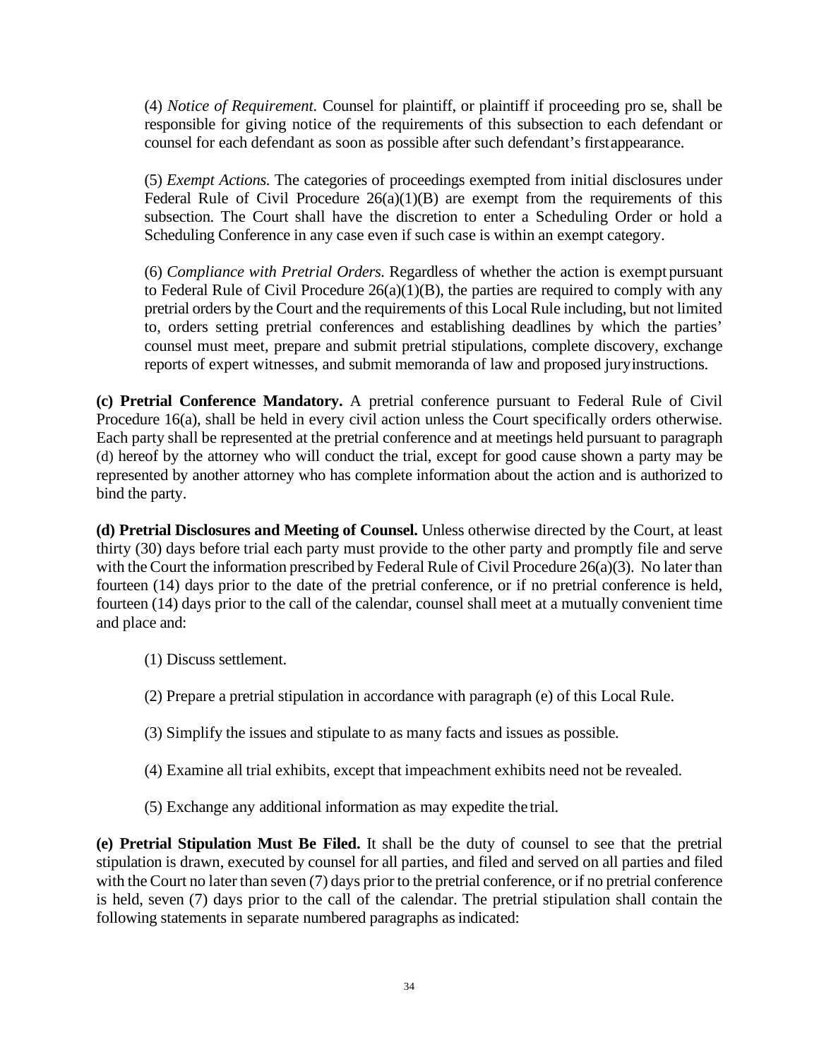(4) *Notice of Requirement.* Counsel for plaintiff, or plaintiff if proceeding pro se, shall be responsible for giving notice of the requirements of this subsection to each defendant or counsel for each defendant as soon as possible after such defendant's first appearance.

(5) *Exempt Actions.* The categories of proceedings exempted from initial disclosures under Federal Rule of Civil Procedure 26(a)(1)(B) are exempt from the requirements of this subsection. The Court shall have the discretion to enter a Scheduling Order or hold a Scheduling Conference in any case even if such case is within an exempt category.

(6) *Compliance with Pretrial Orders.* Regardless of whether the action is exempt pursuant to Federal Rule of Civil Procedure 26(a)(1)(B), the parties are required to comply with any pretrial orders by the Court and the requirements of this Local Rule including, but not limited to, orders setting pretrial conferences and establishing deadlines by which the parties' counsel must meet, prepare and submit pretrial stipulations, complete discovery, exchange reports of expert witnesses, and submit memoranda of law and proposed jury instructions.

**(c) Pretrial Conference Mandatory.** A pretrial conference pursuant to Federal Rule of Civil Procedure 16(a), shall be held in every civil action unless the Court specifically orders otherwise. Each party shall be represented at the pretrial conference and at meetings held pursuant to paragraph (d) hereof by the attorney who will conduct the trial, except for good cause shown a party may be represented by another attorney who has complete information about the action and is authorized to bind the party.

**(d) Pretrial Disclosures and Meeting of Counsel.** Unless otherwise directed by the Court, at least thirty (30) days before trial each party must provide to the other party and promptly file and serve with the Court the information prescribed by Federal Rule of Civil Procedure 26(a)(3). No later than fourteen (14) days prior to the date of the pretrial conference, or if no pretrial conference is held, fourteen (14) days prior to the call of the calendar, counsel shall meet at a mutually convenient time and place and:

(1) Discuss settlement.

(2) Prepare a pretrial stipulation in accordance with paragraph (e) of this Local Rule.

(3) Simplify the issues and stipulate to as many facts and issues as possible.

(4) Examine all trial exhibits, except that impeachment exhibits need not be revealed.

(5) Exchange any additional information as may expedite the trial.

**(e) Pretrial Stipulation Must Be Filed.** It shall be the duty of counsel to see that the pretrial stipulation is drawn, executed by counsel for all parties, and filed and served on all parties and filed with the Court no later than seven (7) days prior to the pretrial conference, or if no pretrial conference is held, seven (7) days prior to the call of the calendar. The pretrial stipulation shall contain the following statements in separate numbered paragraphs as indicated: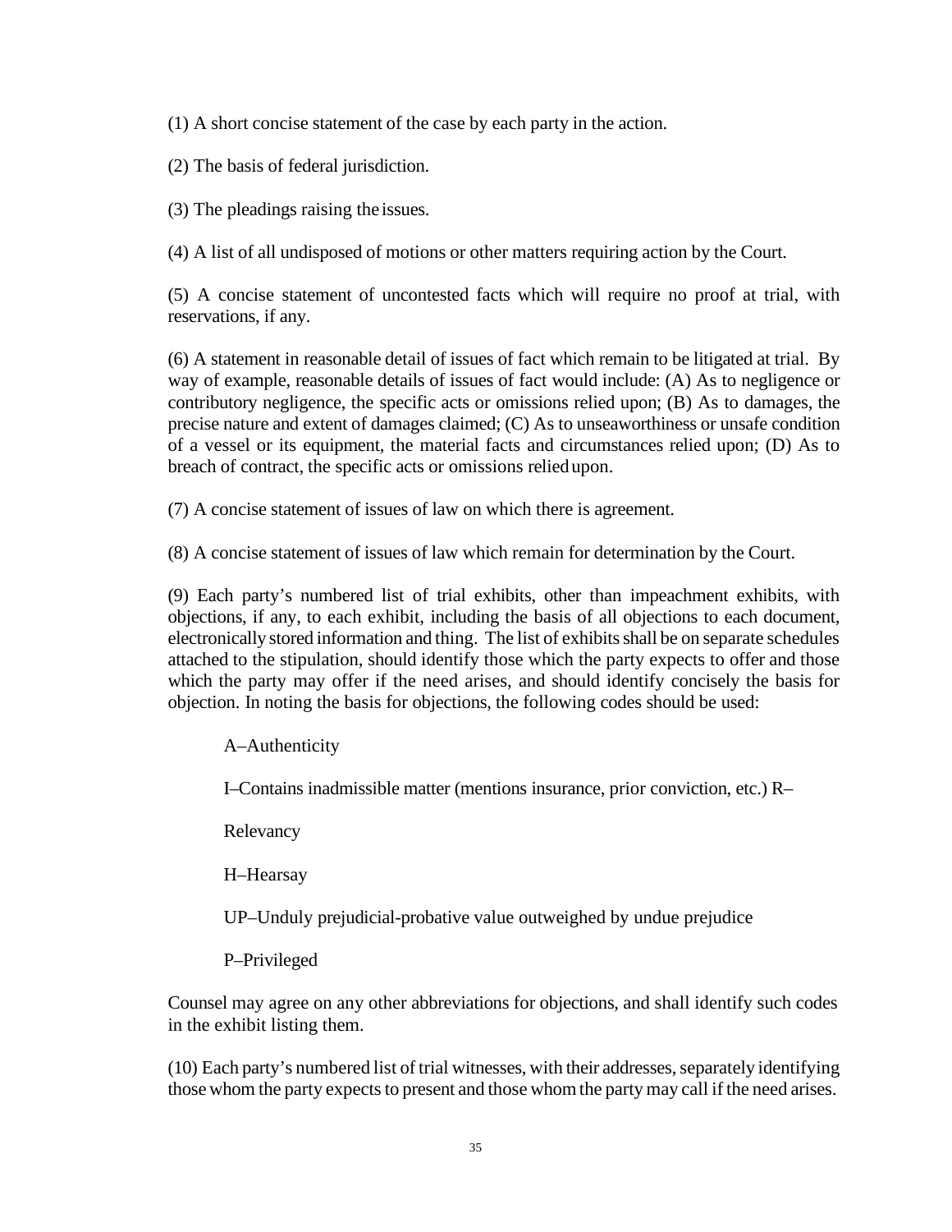(1) A short concise statement of the case by each party in the action.

(2) The basis of federal jurisdiction.

(3) The pleadings raising the issues.

(4) A list of all undisposed of motions or other matters requiring action by the Court.

(5) A concise statement of uncontested facts which will require no proof at trial, with reservations, if any.

(6) A statement in reasonable detail of issues of fact which remain to be litigated at trial. By way of example, reasonable details of issues of fact would include: (A) As to negligence or contributory negligence, the specific acts or omissions relied upon; (B) As to damages, the precise nature and extent of damages claimed; (C) As to unseaworthiness or unsafe condition of a vessel or its equipment, the material facts and circumstances relied upon; (D) As to breach of contract, the specific acts or omissions relied upon.

(7) A concise statement of issues of law on which there is agreement.

(8) A concise statement of issues of law which remain for determination by the Court.

(9) Each party's numbered list of trial exhibits, other than impeachment exhibits, with objections, if any, to each exhibit, including the basis of all objections to each document, electronically stored information and thing. The list of exhibits shall be on separate schedules attached to the stipulation, should identify those which the party expects to offer and those which the party may offer if the need arises, and should identify concisely the basis for objection. In noting the basis for objections, the following codes should be used:

A–Authenticity

I–Contains inadmissible matter (mentions insurance, prior conviction, etc.) R–

Relevancy

H–Hearsay

UP–Unduly prejudicial-probative value outweighed by undue prejudice

P–Privileged

Counsel may agree on any other abbreviations for objections, and shall identify such codes in the exhibit listing them.

(10) Each party's numbered list of trial witnesses, with their addresses, separately identifying those whom the party expects to present and those whom the party may call if the need arises.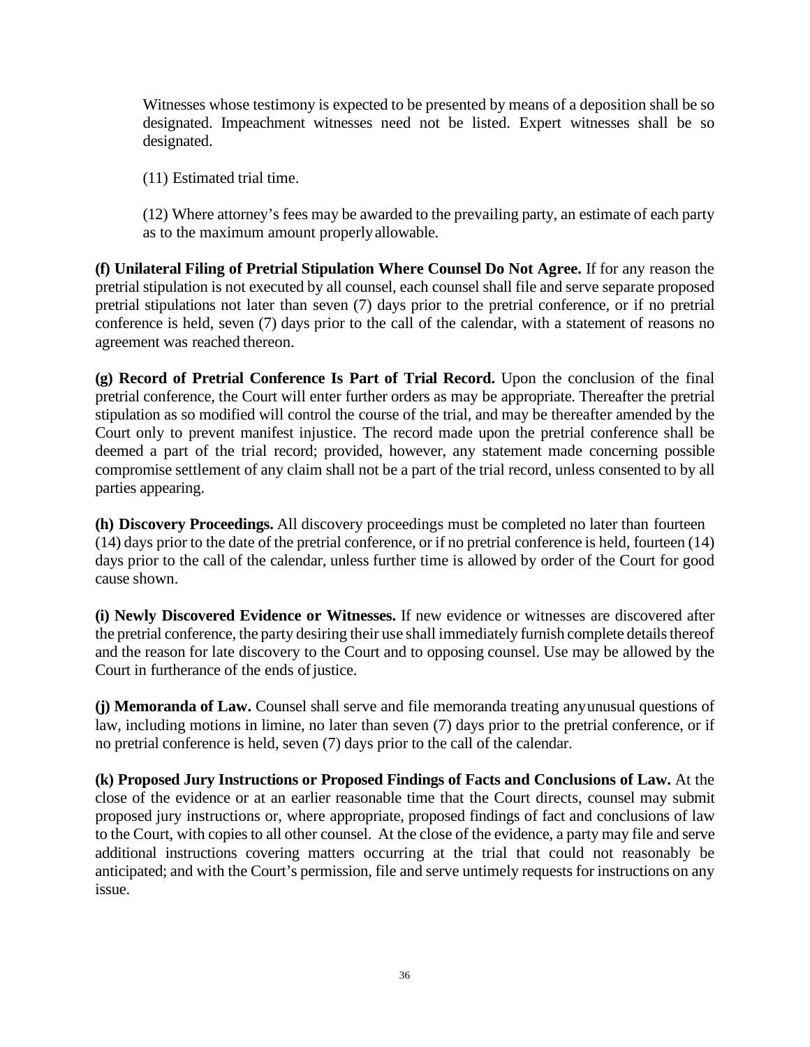Witnesses whose testimony is expected to be presented by means of a deposition shall be so designated. Impeachment witnesses need not be listed. Expert witnesses shall be so designated.

(11) Estimated trial time.

(12) Where attorney's fees may be awarded to the prevailing party, an estimate of each party as to the maximum amount properly allowable.

**(f) Unilateral Filing of Pretrial Stipulation Where Counsel Do Not Agree.** If for any reason the pretrial stipulation is not executed by all counsel, each counsel shall file and serve separate proposed pretrial stipulations not later than seven (7) days prior to the pretrial conference, or if no pretrial conference is held, seven (7) days prior to the call of the calendar, with a statement of reasons no agreement was reached thereon.

**(g) Record of Pretrial Conference Is Part of Trial Record.** Upon the conclusion of the final pretrial conference, the Court will enter further orders as may be appropriate. Thereafter the pretrial stipulation as so modified will control the course of the trial, and may be thereafter amended by the Court only to prevent manifest injustice. The record made upon the pretrial conference shall be deemed a part of the trial record; provided, however, any statement made concerning possible compromise settlement of any claim shall not be a part of the trial record, unless consented to by all parties appearing.

**(h) Discovery Proceedings.** All discovery proceedings must be completed no later than fourteen (14) days prior to the date of the pretrial conference, or if no pretrial conference is held, fourteen (14) days prior to the call of the calendar, unless further time is allowed by order of the Court for good cause shown.

**(i) Newly Discovered Evidence or Witnesses.** If new evidence or witnesses are discovered after the pretrial conference, the party desiring their use shall immediately furnish complete details thereof and the reason for late discovery to the Court and to opposing counsel. Use may be allowed by the Court in furtherance of the ends of justice.

**(j) Memoranda of Law.** Counsel shall serve and file memoranda treating any unusual questions of law, including motions in limine, no later than seven (7) days prior to the pretrial conference, or if no pretrial conference is held, seven (7) days prior to the call of the calendar.

**(k) Proposed Jury Instructions or Proposed Findings of Facts and Conclusions of Law.** At the close of the evidence or at an earlier reasonable time that the Court directs, counsel may submit proposed jury instructions or, where appropriate, proposed findings of fact and conclusions of law to the Court, with copies to all other counsel. At the close of the evidence, a party may file and serve additional instructions covering matters occurring at the trial that could not reasonably be anticipated; and with the Court's permission, file and serve untimely requests for instructions on any issue.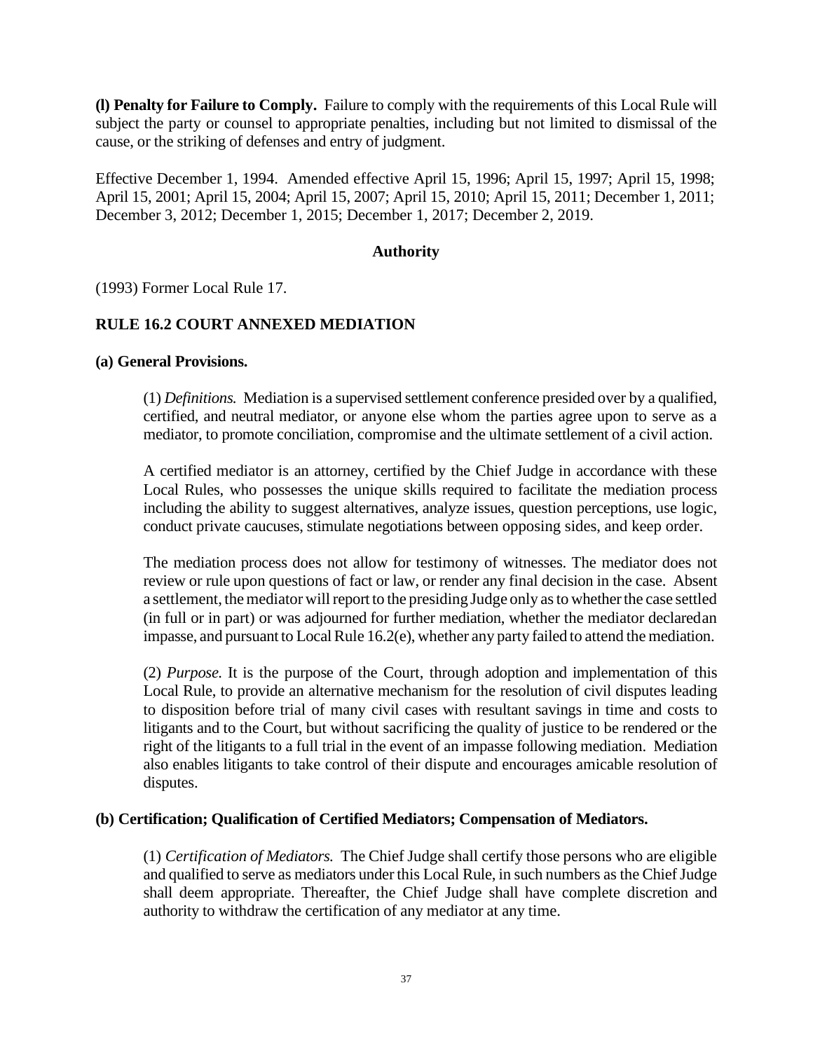**(l) Penalty for Failure to Comply.** Failure to comply with the requirements of this Local Rule will subject the party or counsel to appropriate penalties, including but not limited to dismissal of the cause, or the striking of defenses and entry of judgment.

Effective December 1, 1994. Amended effective April 15, 1996; April 15, 1997; April 15, 1998; April 15, 2001; April 15, 2004; April 15, 2007; April 15, 2010; April 15, 2011; December 1, 2011; December 3, 2012; December 1, 2015; December 1, 2017; December 2, 2019.

**Authority**

(1993) Former Local Rule 17.

## RULE 16.2 COURT ANNEXED MEDIATION

### (a) General Provisions.

(1) *Definitions.* Mediation is a supervised settlement conference presided over by a qualified, certified, and neutral mediator, or anyone else whom the parties agree upon to serve as a mediator, to promote conciliation, compromise and the ultimate settlement of a civil action.

A certified mediator is an attorney, certified by the Chief Judge in accordance with these Local Rules, who possesses the unique skills required to facilitate the mediation process including the ability to suggest alternatives, analyze issues, question perceptions, use logic, conduct private caucuses, stimulate negotiations between opposing sides, and keep order.

The mediation process does not allow for testimony of witnesses. The mediator does not review or rule upon questions of fact or law, or render any final decision in the case. Absent a settlement, the mediator will report to the presiding Judge only as to whether the case settled (in full or in part) or was adjourned for further mediation, whether the mediator declared an impasse, and pursuant to Local Rule 16.2(e), whether any party failed to attend the mediation.

(2) *Purpose.* It is the purpose of the Court, through adoption and implementation of this Local Rule, to provide an alternative mechanism for the resolution of civil disputes leading to disposition before trial of many civil cases with resultant savings in time and costs to litigants and to the Court, but without sacrificing the quality of justice to be rendered or the right of the litigants to a full trial in the event of an impasse following mediation. Mediation also enables litigants to take control of their dispute and encourages amicable resolution of disputes.

### (b) Certification; Qualification of Certified Mediators; Compensation of Mediators.

(1) *Certification of Mediators.* The Chief Judge shall certify those persons who are eligible and qualified to serve as mediators under this Local Rule, in such numbers as the Chief Judge shall deem appropriate. Thereafter, the Chief Judge shall have complete discretion and authority to withdraw the certification of any mediator at any time.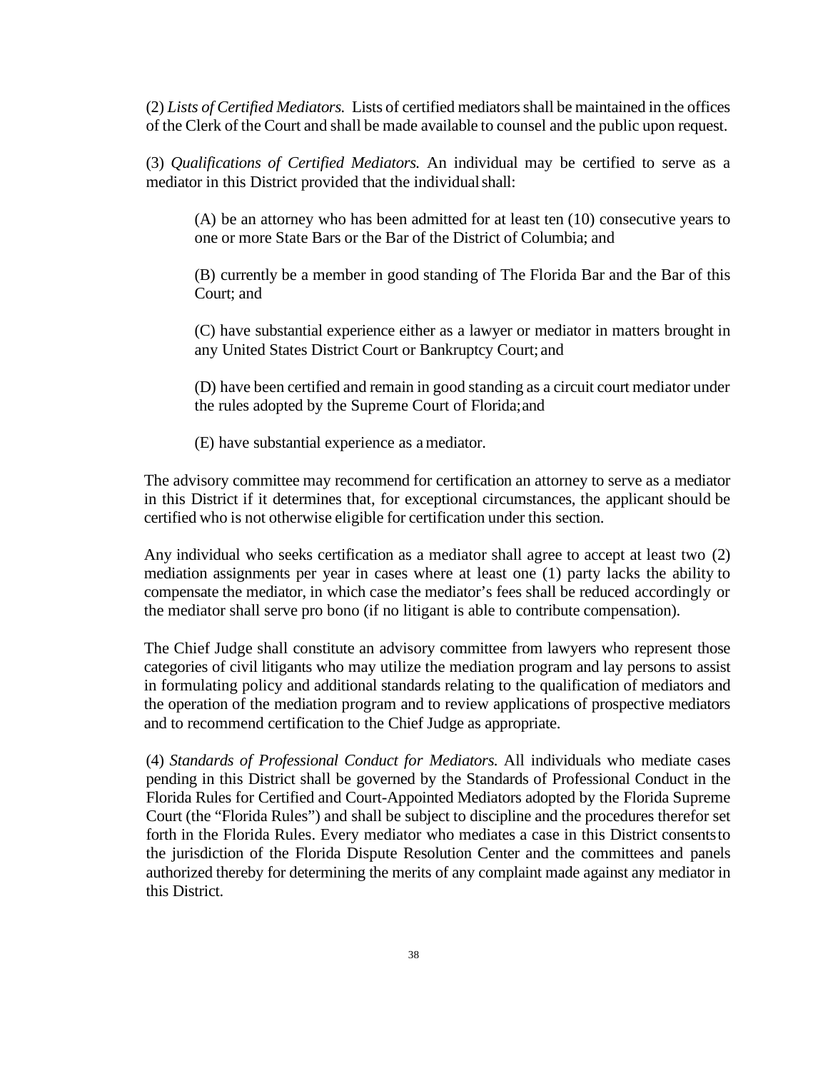(2) *Lists of Certified Mediators.* Lists of certified mediators shall be maintained in the offices of the Clerk of the Court and shall be made available to counsel and the public upon request.

(3) *Qualifications of Certified Mediators.* An individual may be certified to serve as a mediator in this District provided that the individual shall:

> (A) be an attorney who has been admitted for at least ten (10) consecutive years to one or more State Bars or the Bar of the District of Columbia; and
>
> (B) currently be a member in good standing of The Florida Bar and the Bar of this Court; and
>
> (C) have substantial experience either as a lawyer or mediator in matters brought in any United States District Court or Bankruptcy Court; and
>
> (D) have been certified and remain in good standing as a circuit court mediator under the rules adopted by the Supreme Court of Florida; and
>
> (E) have substantial experience as a mediator.

The advisory committee may recommend for certification an attorney to serve as a mediator in this District if it determines that, for exceptional circumstances, the applicant should be certified who is not otherwise eligible for certification under this section.

Any individual who seeks certification as a mediator shall agree to accept at least two (2) mediation assignments per year in cases where at least one (1) party lacks the ability to compensate the mediator, in which case the mediator's fees shall be reduced accordingly or the mediator shall serve pro bono (if no litigant is able to contribute compensation).

The Chief Judge shall constitute an advisory committee from lawyers who represent those categories of civil litigants who may utilize the mediation program and lay persons to assist in formulating policy and additional standards relating to the qualification of mediators and the operation of the mediation program and to review applications of prospective mediators and to recommend certification to the Chief Judge as appropriate.

(4) *Standards of Professional Conduct for Mediators.* All individuals who mediate cases pending in this District shall be governed by the Standards of Professional Conduct in the Florida Rules for Certified and Court-Appointed Mediators adopted by the Florida Supreme Court (the "Florida Rules") and shall be subject to discipline and the procedures therefor set forth in the Florida Rules. Every mediator who mediates a case in this District consents to the jurisdiction of the Florida Dispute Resolution Center and the committees and panels authorized thereby for determining the merits of any complaint made against any mediator in this District.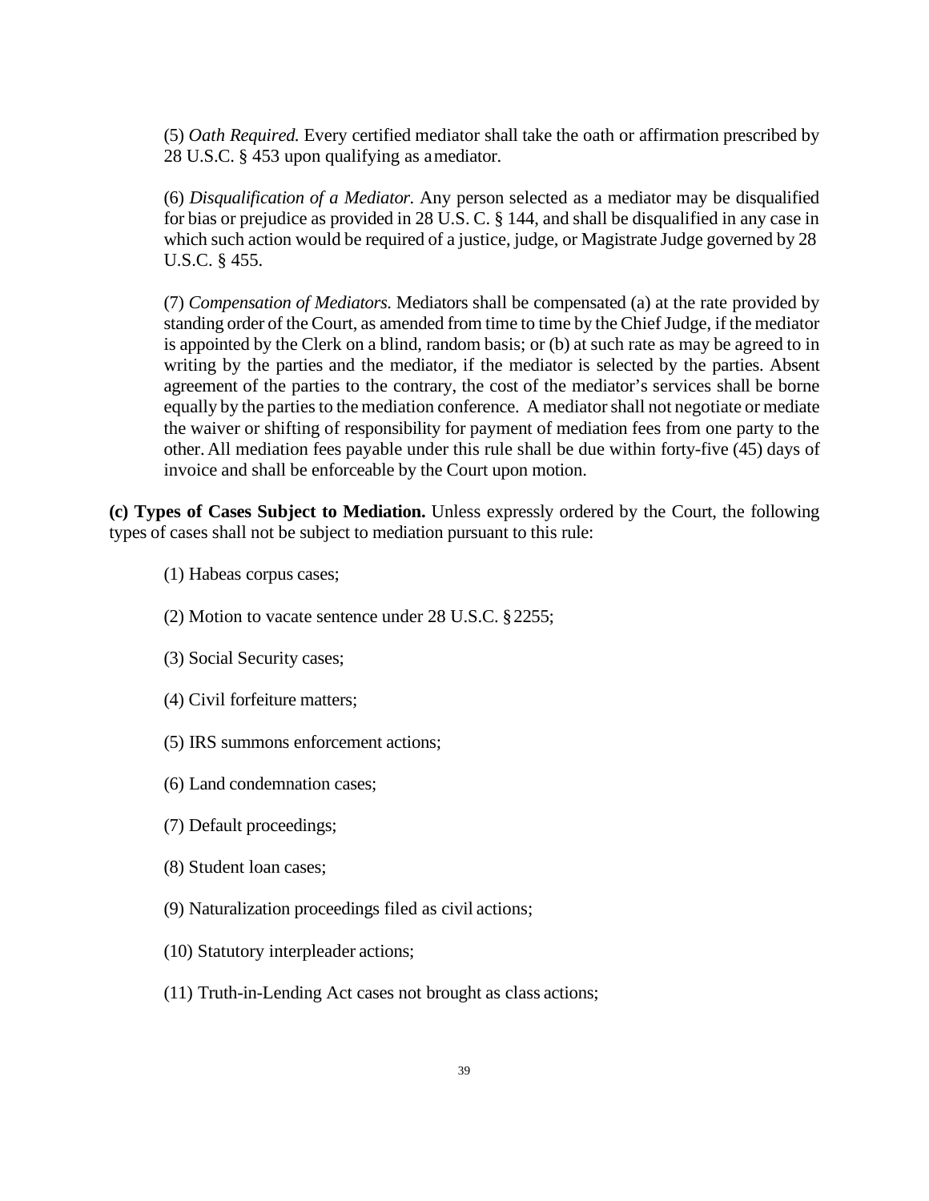(5) *Oath Required.* Every certified mediator shall take the oath or affirmation prescribed by 28 U.S.C. § 453 upon qualifying as a mediator.

(6) *Disqualification of a Mediator.* Any person selected as a mediator may be disqualified for bias or prejudice as provided in 28 U.S. C. § 144, and shall be disqualified in any case in which such action would be required of a justice, judge, or Magistrate Judge governed by 28 U.S.C. § 455.

(7) *Compensation of Mediators.* Mediators shall be compensated (a) at the rate provided by standing order of the Court, as amended from time to time by the Chief Judge, if the mediator is appointed by the Clerk on a blind, random basis; or (b) at such rate as may be agreed to in writing by the parties and the mediator, if the mediator is selected by the parties. Absent agreement of the parties to the contrary, the cost of the mediator's services shall be borne equally by the parties to the mediation conference. A mediator shall not negotiate or mediate the waiver or shifting of responsibility for payment of mediation fees from one party to the other. All mediation fees payable under this rule shall be due within forty-five (45) days of invoice and shall be enforceable by the Court upon motion.

**(c) Types of Cases Subject to Mediation.** Unless expressly ordered by the Court, the following types of cases shall not be subject to mediation pursuant to this rule:

(1) Habeas corpus cases;

(2) Motion to vacate sentence under 28 U.S.C. § 2255;

(3) Social Security cases;

(4) Civil forfeiture matters;

(5) IRS summons enforcement actions;

(6) Land condemnation cases;

(7) Default proceedings;

(8) Student loan cases;

(9) Naturalization proceedings filed as civil actions;

(10) Statutory interpleader actions;

(11) Truth-in-Lending Act cases not brought as class actions;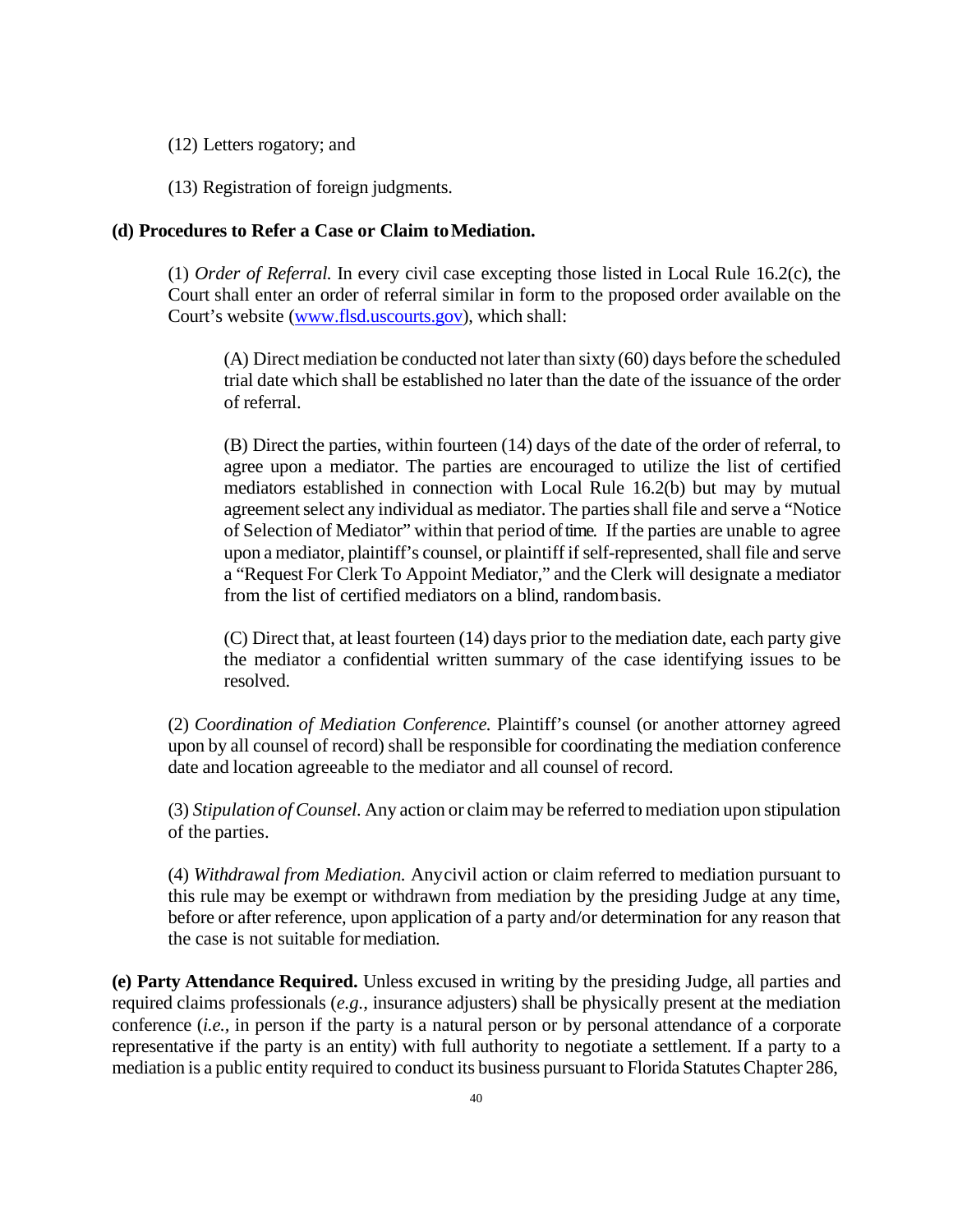(12) Letters rogatory; and

(13) Registration of foreign judgments.

**(d) Procedures to Refer a Case or Claim to Mediation.**

(1) *Order of Referral.* In every civil case excepting those listed in Local Rule 16.2(c), the Court shall enter an order of referral similar in form to the proposed order available on the Court's website (www.flsd.uscourts.gov), which shall:

(A) Direct mediation be conducted not later than sixty (60) days before the scheduled trial date which shall be established no later than the date of the issuance of the order of referral.

(B) Direct the parties, within fourteen (14) days of the date of the order of referral, to agree upon a mediator. The parties are encouraged to utilize the list of certified mediators established in connection with Local Rule 16.2(b) but may by mutual agreement select any individual as mediator. The parties shall file and serve a "Notice of Selection of Mediator" within that period of time. If the parties are unable to agree upon a mediator, plaintiff's counsel, or plaintiff if self-represented, shall file and serve a "Request For Clerk To Appoint Mediator," and the Clerk will designate a mediator from the list of certified mediators on a blind, random basis.

(C) Direct that, at least fourteen (14) days prior to the mediation date, each party give the mediator a confidential written summary of the case identifying issues to be resolved.

(2) *Coordination of Mediation Conference.* Plaintiff's counsel (or another attorney agreed upon by all counsel of record) shall be responsible for coordinating the mediation conference date and location agreeable to the mediator and all counsel of record.

(3) *Stipulation of Counsel.* Any action or claim may be referred to mediation upon stipulation of the parties.

(4) *Withdrawal from Mediation.* Any civil action or claim referred to mediation pursuant to this rule may be exempt or withdrawn from mediation by the presiding Judge at any time, before or after reference, upon application of a party and/or determination for any reason that the case is not suitable for mediation.

**(e) Party Attendance Required.** Unless excused in writing by the presiding Judge, all parties and required claims professionals (*e.g.*, insurance adjusters) shall be physically present at the mediation conference (*i.e.*, in person if the party is a natural person or by personal attendance of a corporate representative if the party is an entity) with full authority to negotiate a settlement. If a party to a mediation is a public entity required to conduct its business pursuant to Florida Statutes Chapter 286,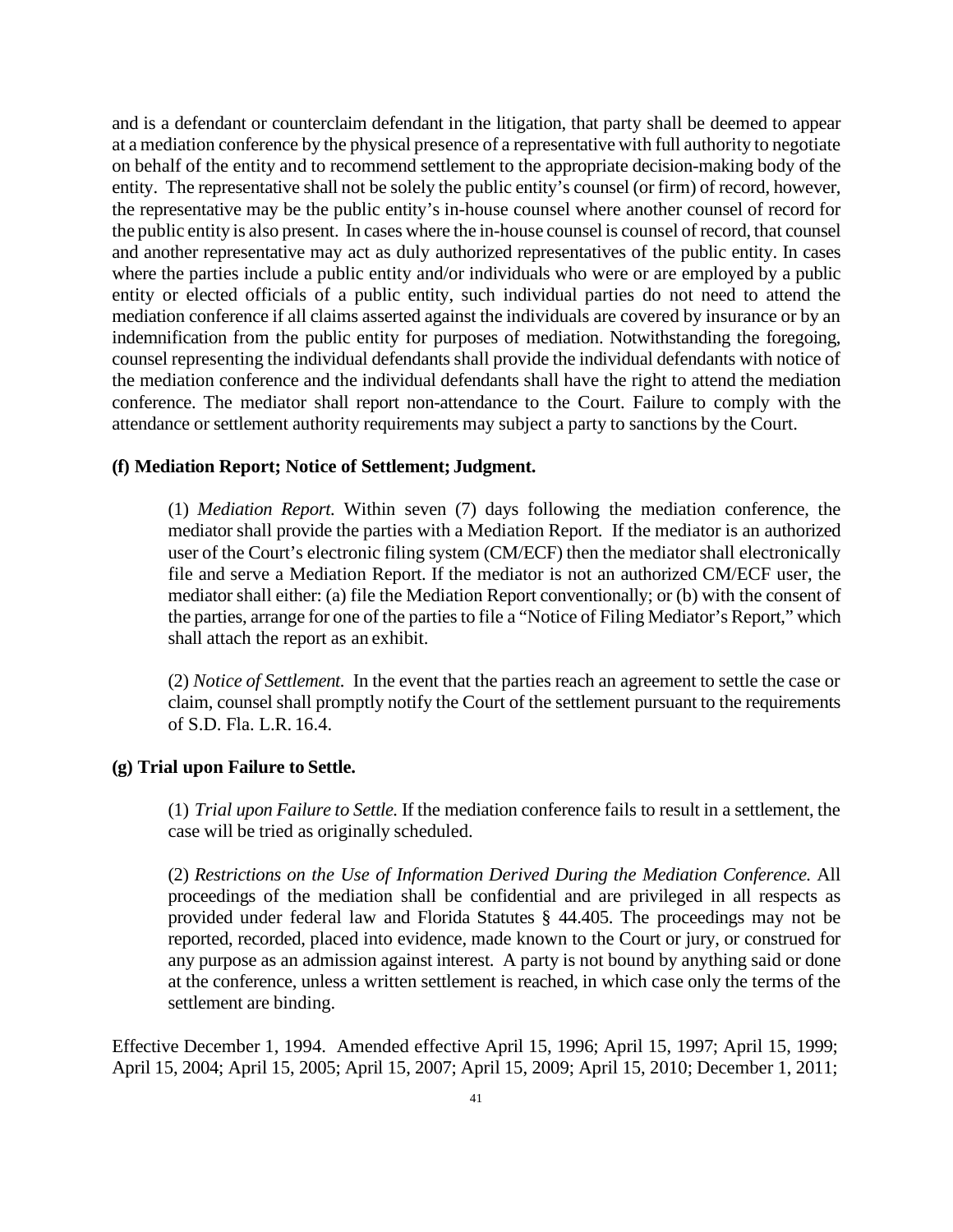and is a defendant or counterclaim defendant in the litigation, that party shall be deemed to appear at a mediation conference by the physical presence of a representative with full authority to negotiate on behalf of the entity and to recommend settlement to the appropriate decision-making body of the entity. The representative shall not be solely the public entity's counsel (or firm) of record, however, the representative may be the public entity's in-house counsel where another counsel of record for the public entity is also present. In cases where the in-house counsel is counsel of record, that counsel and another representative may act as duly authorized representatives of the public entity. In cases where the parties include a public entity and/or individuals who were or are employed by a public entity or elected officials of a public entity, such individual parties do not need to attend the mediation conference if all claims asserted against the individuals are covered by insurance or by an indemnification from the public entity for purposes of mediation. Notwithstanding the foregoing, counsel representing the individual defendants shall provide the individual defendants with notice of the mediation conference and the individual defendants shall have the right to attend the mediation conference. The mediator shall report non-attendance to the Court. Failure to comply with the attendance or settlement authority requirements may subject a party to sanctions by the Court.

**(f) Mediation Report; Notice of Settlement; Judgment.**

(1) *Mediation Report.* Within seven (7) days following the mediation conference, the mediator shall provide the parties with a Mediation Report. If the mediator is an authorized user of the Court's electronic filing system (CM/ECF) then the mediator shall electronically file and serve a Mediation Report. If the mediator is not an authorized CM/ECF user, the mediator shall either: (a) file the Mediation Report conventionally; or (b) with the consent of the parties, arrange for one of the parties to file a "Notice of Filing Mediator's Report," which shall attach the report as an exhibit.

(2) *Notice of Settlement.* In the event that the parties reach an agreement to settle the case or claim, counsel shall promptly notify the Court of the settlement pursuant to the requirements of S.D. Fla. L.R. 16.4.

**(g) Trial upon Failure to Settle.**

(1) *Trial upon Failure to Settle.* If the mediation conference fails to result in a settlement, the case will be tried as originally scheduled.

(2) *Restrictions on the Use of Information Derived During the Mediation Conference.* All proceedings of the mediation shall be confidential and are privileged in all respects as provided under federal law and Florida Statutes § 44.405. The proceedings may not be reported, recorded, placed into evidence, made known to the Court or jury, or construed for any purpose as an admission against interest. A party is not bound by anything said or done at the conference, unless a written settlement is reached, in which case only the terms of the settlement are binding.

Effective December 1, 1994. Amended effective April 15, 1996; April 15, 1997; April 15, 1999; April 15, 2004; April 15, 2005; April 15, 2007; April 15, 2009; April 15, 2010; December 1, 2011;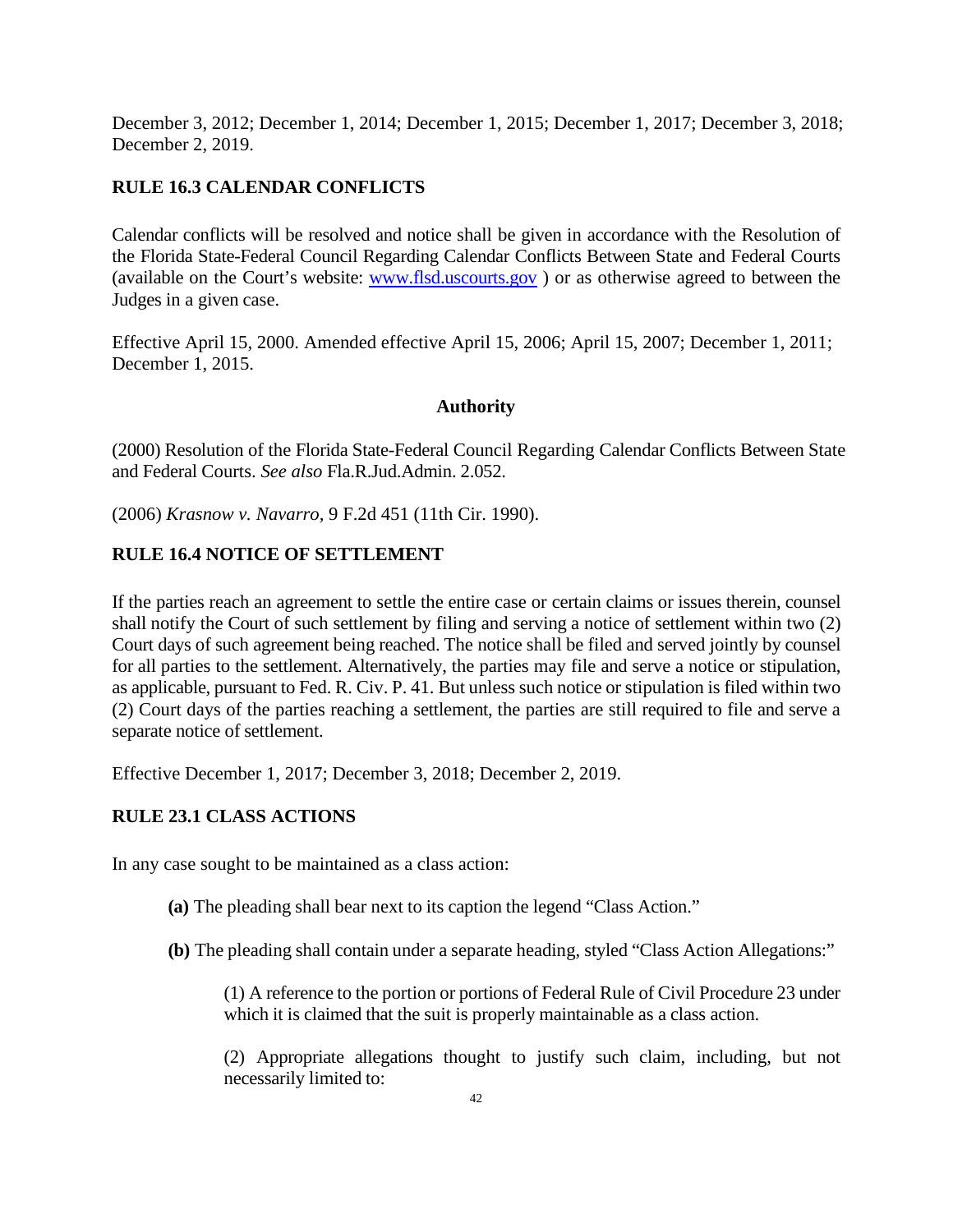December 3, 2012; December 1, 2014; December 1, 2015; December 1, 2017; December 3, 2018; December 2, 2019.

## RULE 16.3 CALENDAR CONFLICTS

Calendar conflicts will be resolved and notice shall be given in accordance with the Resolution of the Florida State-Federal Council Regarding Calendar Conflicts Between State and Federal Courts (available on the Court's website: [www.flsd.uscourts.gov](www.flsd.uscourts.gov) ) or as otherwise agreed to between the Judges in a given case.

Effective April 15, 2000. Amended effective April 15, 2006; April 15, 2007; December 1, 2011; December 1, 2015.

**Authority**

(2000) Resolution of the Florida State-Federal Council Regarding Calendar Conflicts Between State and Federal Courts. *See also* Fla.R.Jud.Admin. 2.052.

(2006) *Krasnow v. Navarro,* 9 F.2d 451 (11th Cir. 1990).

## RULE 16.4 NOTICE OF SETTLEMENT

If the parties reach an agreement to settle the entire case or certain claims or issues therein, counsel shall notify the Court of such settlement by filing and serving a notice of settlement within two (2) Court days of such agreement being reached. The notice shall be filed and served jointly by counsel for all parties to the settlement. Alternatively, the parties may file and serve a notice or stipulation, as applicable, pursuant to Fed. R. Civ. P. 41. But unless such notice or stipulation is filed within two (2) Court days of the parties reaching a settlement, the parties are still required to file and serve a separate notice of settlement.

Effective December 1, 2017; December 3, 2018; December 2, 2019.

## RULE 23.1 CLASS ACTIONS

In any case sought to be maintained as a class action:

**(a)** The pleading shall bear next to its caption the legend "Class Action."

**(b)** The pleading shall contain under a separate heading, styled "Class Action Allegations:"

(1) A reference to the portion or portions of Federal Rule of Civil Procedure 23 under which it is claimed that the suit is properly maintainable as a class action.

(2) Appropriate allegations thought to justify such claim, including, but not necessarily limited to: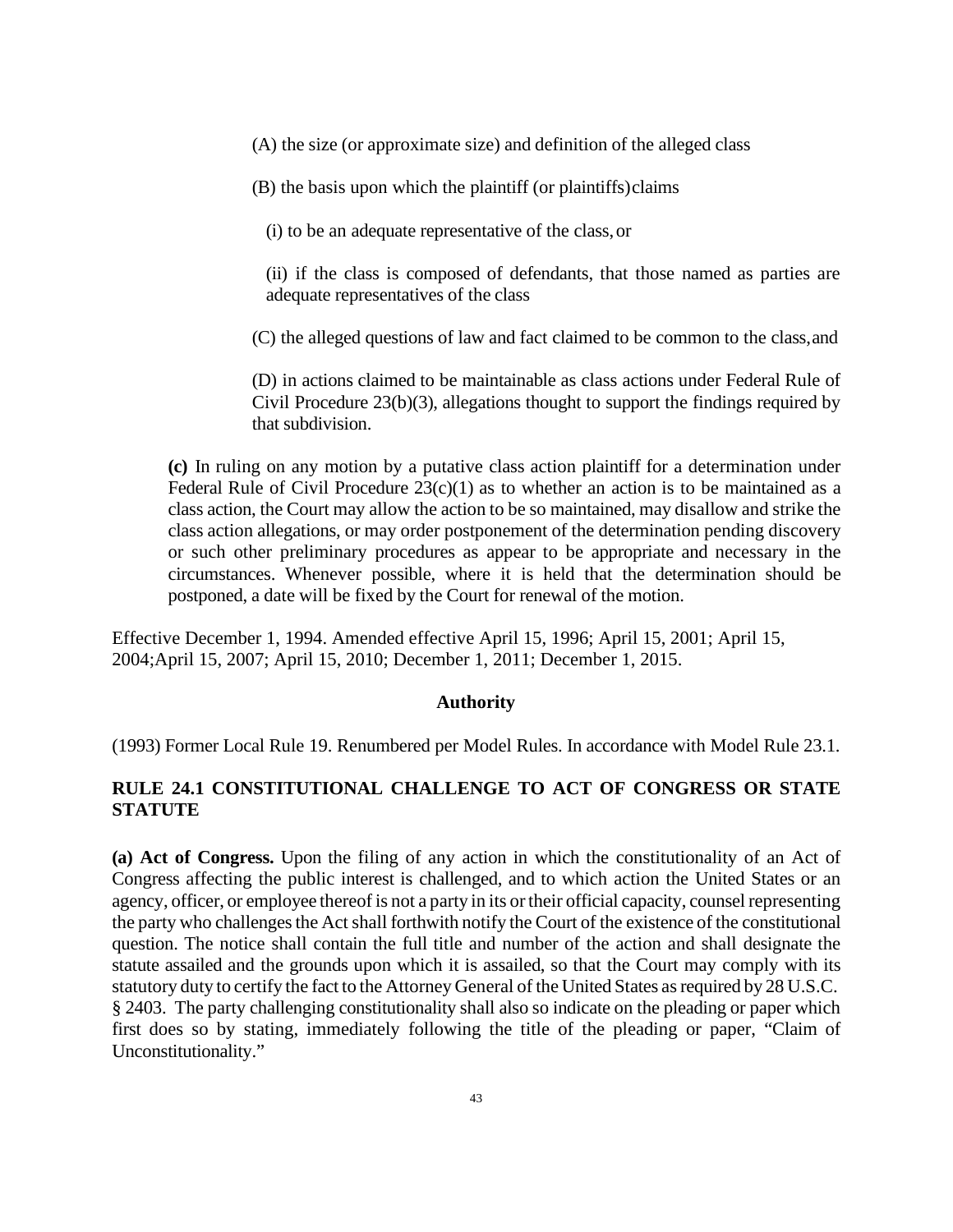(A) the size (or approximate size) and definition of the alleged class

(B) the basis upon which the plaintiff (or plaintiffs) claims

(i) to be an adequate representative of the class, or

(ii) if the class is composed of defendants, that those named as parties are adequate representatives of the class

(C) the alleged questions of law and fact claimed to be common to the class, and

(D) in actions claimed to be maintainable as class actions under Federal Rule of Civil Procedure 23(b)(3), allegations thought to support the findings required by that subdivision.

**(c)** In ruling on any motion by a putative class action plaintiff for a determination under Federal Rule of Civil Procedure 23(c)(1) as to whether an action is to be maintained as a class action, the Court may allow the action to be so maintained, may disallow and strike the class action allegations, or may order postponement of the determination pending discovery or such other preliminary procedures as appear to be appropriate and necessary in the circumstances. Whenever possible, where it is held that the determination should be postponed, a date will be fixed by the Court for renewal of the motion.

Effective December 1, 1994. Amended effective April 15, 1996; April 15, 2001; April 15, 2004; April 15, 2007; April 15, 2010; December 1, 2011; December 1, 2015.

**Authority**

(1993) Former Local Rule 19. Renumbered per Model Rules. In accordance with Model Rule 23.1.

## RULE 24.1 CONSTITUTIONAL CHALLENGE TO ACT OF CONGRESS OR STATE STATUTE

**(a) Act of Congress.** Upon the filing of any action in which the constitutionality of an Act of Congress affecting the public interest is challenged, and to which action the United States or an agency, officer, or employee thereof is not a party in its or their official capacity, counsel representing the party who challenges the Act shall forthwith notify the Court of the existence of the constitutional question. The notice shall contain the full title and number of the action and shall designate the statute assailed and the grounds upon which it is assailed, so that the Court may comply with its statutory duty to certify the fact to the Attorney General of the United States as required by 28 U.S.C. § 2403. The party challenging constitutionality shall also so indicate on the pleading or paper which first does so by stating, immediately following the title of the pleading or paper, "Claim of Unconstitutionality."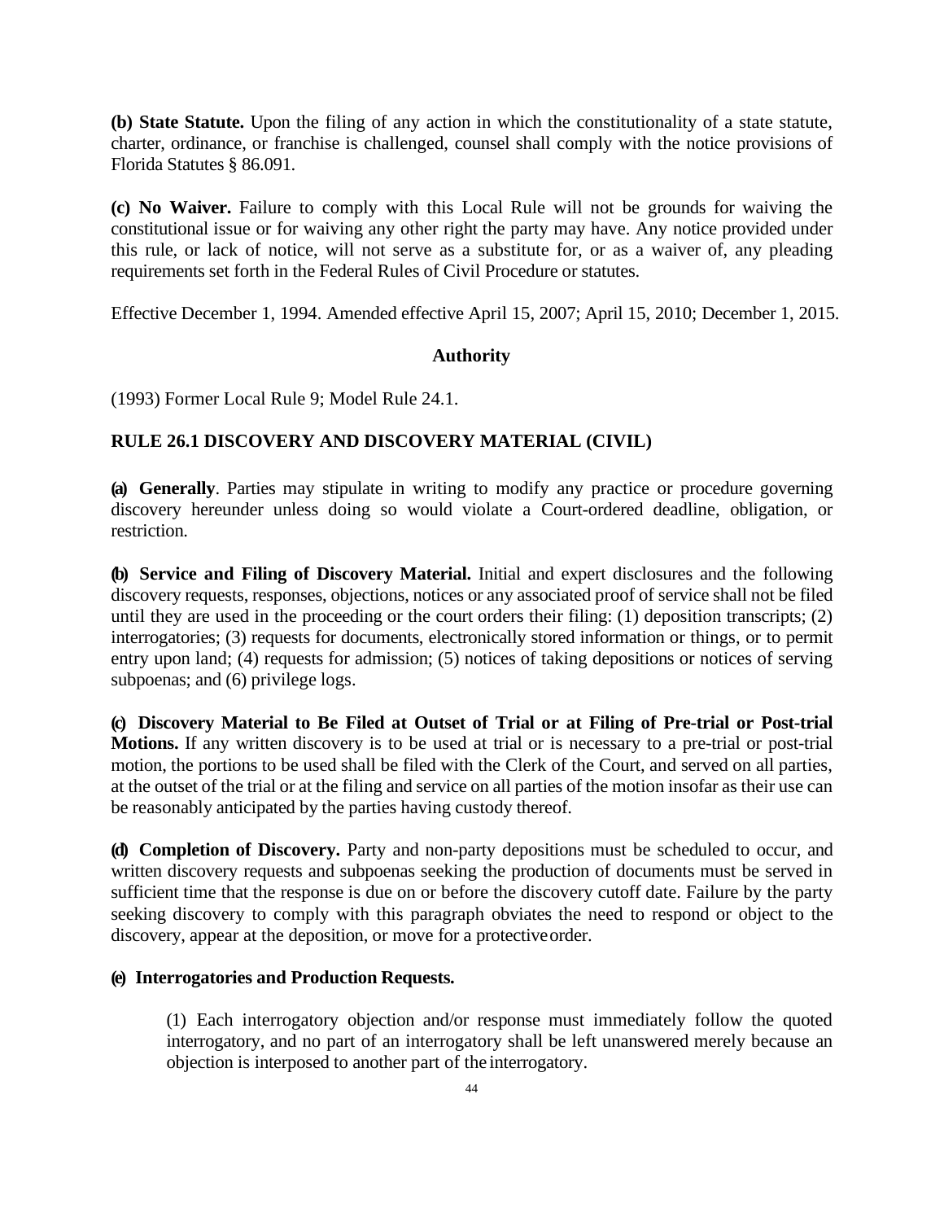**(b) State Statute.** Upon the filing of any action in which the constitutionality of a state statute, charter, ordinance, or franchise is challenged, counsel shall comply with the notice provisions of Florida Statutes § 86.091.

**(c) No Waiver.** Failure to comply with this Local Rule will not be grounds for waiving the constitutional issue or for waiving any other right the party may have. Any notice provided under this rule, or lack of notice, will not serve as a substitute for, or as a waiver of, any pleading requirements set forth in the Federal Rules of Civil Procedure or statutes.

Effective December 1, 1994. Amended effective April 15, 2007; April 15, 2010; December 1, 2015.

**Authority**

(1993) Former Local Rule 9; Model Rule 24.1.

## RULE 26.1 DISCOVERY AND DISCOVERY MATERIAL (CIVIL)

**(a) Generally**. Parties may stipulate in writing to modify any practice or procedure governing discovery hereunder unless doing so would violate a Court-ordered deadline, obligation, or restriction.

**(b) Service and Filing of Discovery Material.** Initial and expert disclosures and the following discovery requests, responses, objections, notices or any associated proof of service shall not be filed until they are used in the proceeding or the court orders their filing: (1) deposition transcripts; (2) interrogatories; (3) requests for documents, electronically stored information or things, or to permit entry upon land; (4) requests for admission; (5) notices of taking depositions or notices of serving subpoenas; and (6) privilege logs.

**(c) Discovery Material to Be Filed at Outset of Trial or at Filing of Pre-trial or Post-trial Motions.** If any written discovery is to be used at trial or is necessary to a pre-trial or post-trial motion, the portions to be used shall be filed with the Clerk of the Court, and served on all parties, at the outset of the trial or at the filing and service on all parties of the motion insofar as their use can be reasonably anticipated by the parties having custody thereof.

**(d) Completion of Discovery.** Party and non-party depositions must be scheduled to occur, and written discovery requests and subpoenas seeking the production of documents must be served in sufficient time that the response is due on or before the discovery cutoff date. Failure by the party seeking discovery to comply with this paragraph obviates the need to respond or object to the discovery, appear at the deposition, or move for a protective order.

**(e) Interrogatories and Production Requests.**

(1) Each interrogatory objection and/or response must immediately follow the quoted interrogatory, and no part of an interrogatory shall be left unanswered merely because an objection is interposed to another part of the interrogatory.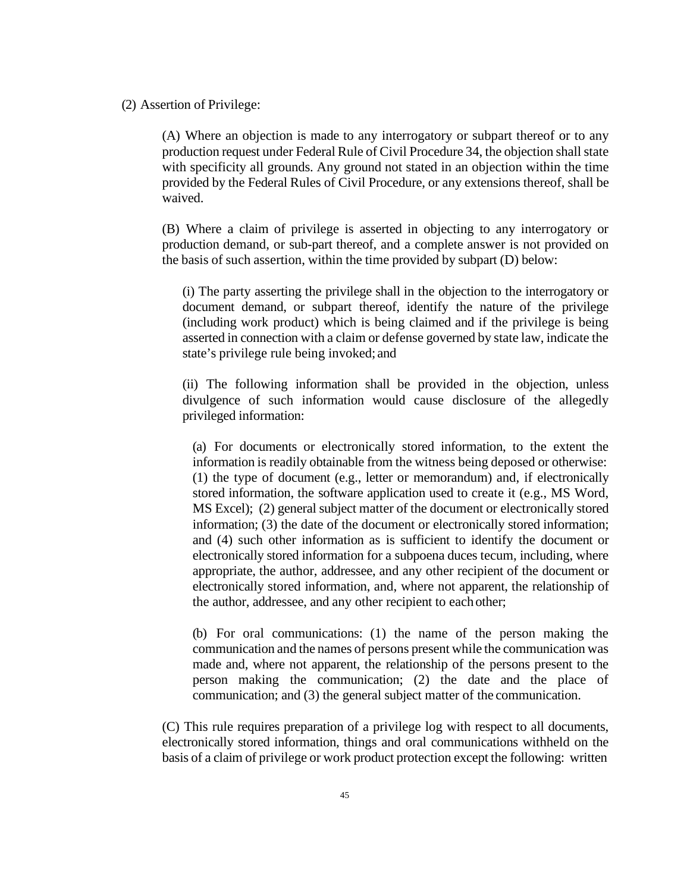(2) Assertion of Privilege:

(A) Where an objection is made to any interrogatory or subpart thereof or to any production request under Federal Rule of Civil Procedure 34, the objection shall state with specificity all grounds. Any ground not stated in an objection within the time provided by the Federal Rules of Civil Procedure, or any extensions thereof, shall be waived.

(B) Where a claim of privilege is asserted in objecting to any interrogatory or production demand, or sub-part thereof, and a complete answer is not provided on the basis of such assertion, within the time provided by subpart (D) below:

(i) The party asserting the privilege shall in the objection to the interrogatory or document demand, or subpart thereof, identify the nature of the privilege (including work product) which is being claimed and if the privilege is being asserted in connection with a claim or defense governed by state law, indicate the state's privilege rule being invoked; and

(ii) The following information shall be provided in the objection, unless divulgence of such information would cause disclosure of the allegedly privileged information:

(a) For documents or electronically stored information, to the extent the information is readily obtainable from the witness being deposed or otherwise: (1) the type of document (e.g., letter or memorandum) and, if electronically stored information, the software application used to create it (e.g., MS Word, MS Excel); (2) general subject matter of the document or electronically stored information; (3) the date of the document or electronically stored information; and (4) such other information as is sufficient to identify the document or electronically stored information for a subpoena duces tecum, including, where appropriate, the author, addressee, and any other recipient of the document or electronically stored information, and, where not apparent, the relationship of the author, addressee, and any other recipient to each other;

(b) For oral communications: (1) the name of the person making the communication and the names of persons present while the communication was made and, where not apparent, the relationship of the persons present to the person making the communication; (2) the date and the place of communication; and (3) the general subject matter of the communication.

(C) This rule requires preparation of a privilege log with respect to all documents, electronically stored information, things and oral communications withheld on the basis of a claim of privilege or work product protection except the following: written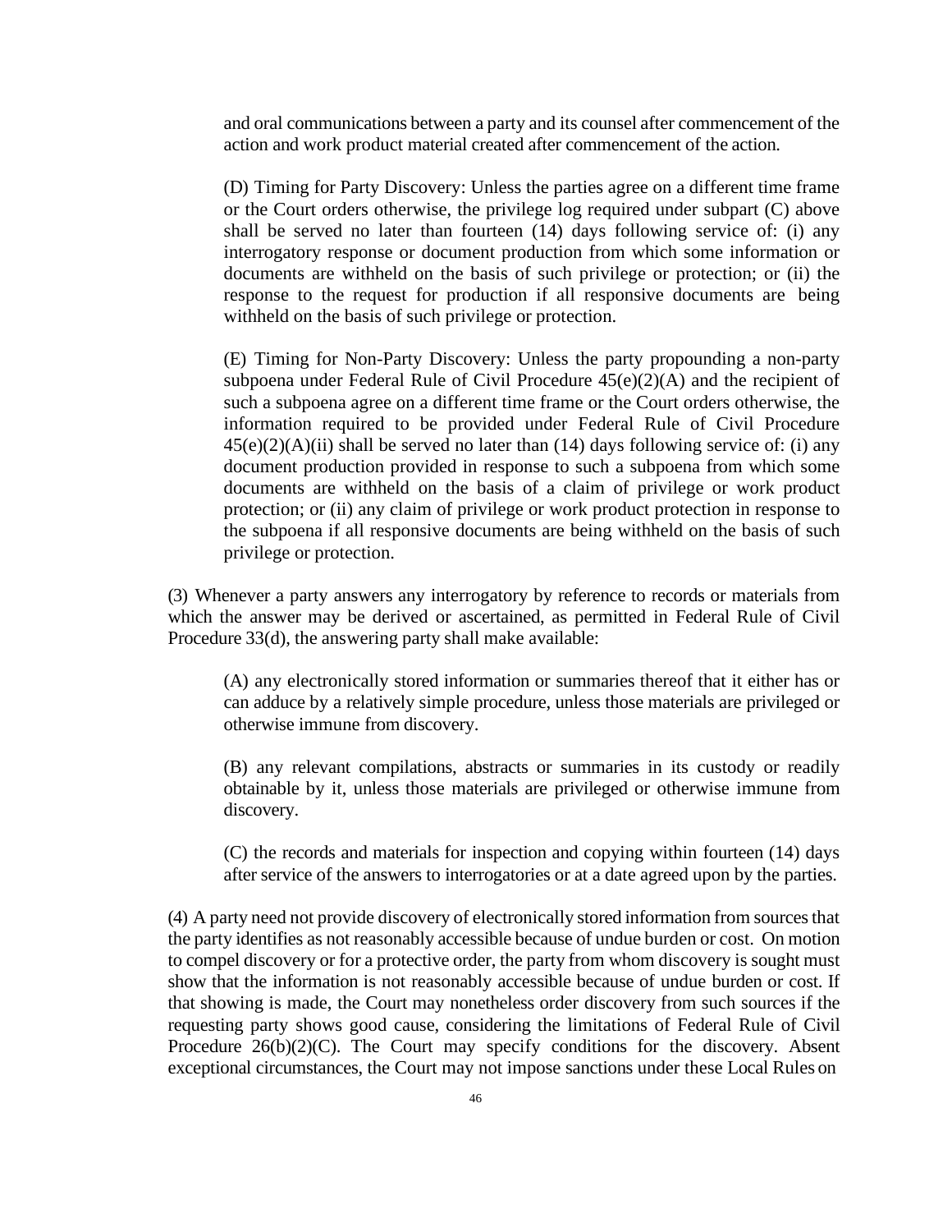and oral communications between a party and its counsel after commencement of the action and work product material created after commencement of the action.

(D) Timing for Party Discovery: Unless the parties agree on a different time frame or the Court orders otherwise, the privilege log required under subpart (C) above shall be served no later than fourteen (14) days following service of: (i) any interrogatory response or document production from which some information or documents are withheld on the basis of such privilege or protection; or (ii) the response to the request for production if all responsive documents are being withheld on the basis of such privilege or protection.

(E) Timing for Non-Party Discovery: Unless the party propounding a non-party subpoena under Federal Rule of Civil Procedure 45(e)(2)(A) and the recipient of such a subpoena agree on a different time frame or the Court orders otherwise, the information required to be provided under Federal Rule of Civil Procedure 45(e)(2)(A)(ii) shall be served no later than (14) days following service of: (i) any document production provided in response to such a subpoena from which some documents are withheld on the basis of a claim of privilege or work product protection; or (ii) any claim of privilege or work product protection in response to the subpoena if all responsive documents are being withheld on the basis of such privilege or protection.

(3) Whenever a party answers any interrogatory by reference to records or materials from which the answer may be derived or ascertained, as permitted in Federal Rule of Civil Procedure 33(d), the answering party shall make available:

(A) any electronically stored information or summaries thereof that it either has or can adduce by a relatively simple procedure, unless those materials are privileged or otherwise immune from discovery.

(B) any relevant compilations, abstracts or summaries in its custody or readily obtainable by it, unless those materials are privileged or otherwise immune from discovery.

(C) the records and materials for inspection and copying within fourteen (14) days after service of the answers to interrogatories or at a date agreed upon by the parties.

(4) A party need not provide discovery of electronically stored information from sources that the party identifies as not reasonably accessible because of undue burden or cost. On motion to compel discovery or for a protective order, the party from whom discovery is sought must show that the information is not reasonably accessible because of undue burden or cost. If that showing is made, the Court may nonetheless order discovery from such sources if the requesting party shows good cause, considering the limitations of Federal Rule of Civil Procedure 26(b)(2)(C). The Court may specify conditions for the discovery. Absent exceptional circumstances, the Court may not impose sanctions under these Local Rules on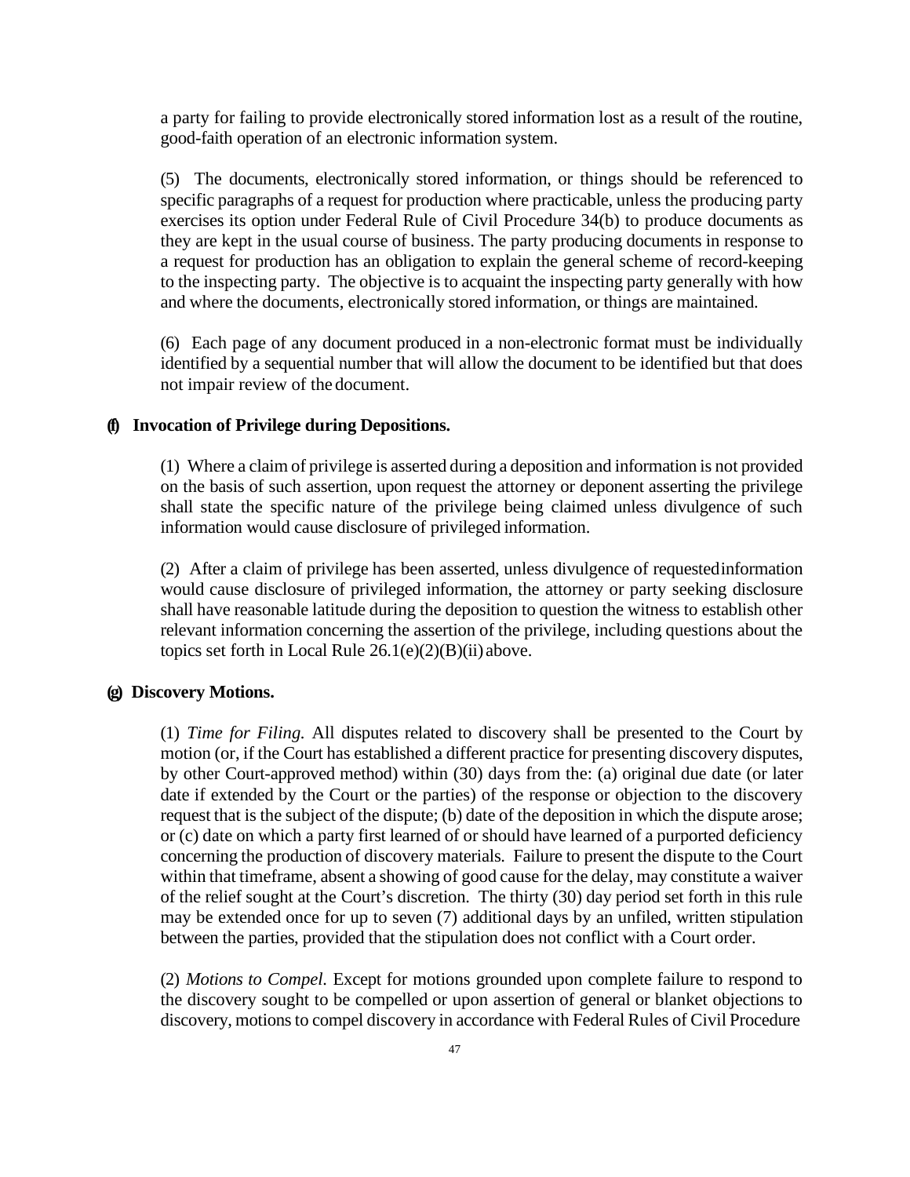a party for failing to provide electronically stored information lost as a result of the routine, good-faith operation of an electronic information system.

(5) The documents, electronically stored information, or things should be referenced to specific paragraphs of a request for production where practicable, unless the producing party exercises its option under Federal Rule of Civil Procedure 34(b) to produce documents as they are kept in the usual course of business. The party producing documents in response to a request for production has an obligation to explain the general scheme of record-keeping to the inspecting party. The objective is to acquaint the inspecting party generally with how and where the documents, electronically stored information, or things are maintained.

(6) Each page of any document produced in a non-electronic format must be individually identified by a sequential number that will allow the document to be identified but that does not impair review of the document.

**(f) Invocation of Privilege during Depositions.**

(1) Where a claim of privilege is asserted during a deposition and information is not provided on the basis of such assertion, upon request the attorney or deponent asserting the privilege shall state the specific nature of the privilege being claimed unless divulgence of such information would cause disclosure of privileged information.

(2) After a claim of privilege has been asserted, unless divulgence of requested information would cause disclosure of privileged information, the attorney or party seeking disclosure shall have reasonable latitude during the deposition to question the witness to establish other relevant information concerning the assertion of the privilege, including questions about the topics set forth in Local Rule 26.1(e)(2)(B)(ii) above.

**(g) Discovery Motions.**

(1) *Time for Filing.* All disputes related to discovery shall be presented to the Court by motion (or, if the Court has established a different practice for presenting discovery disputes, by other Court-approved method) within (30) days from the: (a) original due date (or later date if extended by the Court or the parties) of the response or objection to the discovery request that is the subject of the dispute; (b) date of the deposition in which the dispute arose; or (c) date on which a party first learned of or should have learned of a purported deficiency concerning the production of discovery materials. Failure to present the dispute to the Court within that timeframe, absent a showing of good cause for the delay, may constitute a waiver of the relief sought at the Court's discretion. The thirty (30) day period set forth in this rule may be extended once for up to seven (7) additional days by an unfiled, written stipulation between the parties, provided that the stipulation does not conflict with a Court order.

(2) *Motions to Compel.* Except for motions grounded upon complete failure to respond to the discovery sought to be compelled or upon assertion of general or blanket objections to discovery, motions to compel discovery in accordance with Federal Rules of Civil Procedure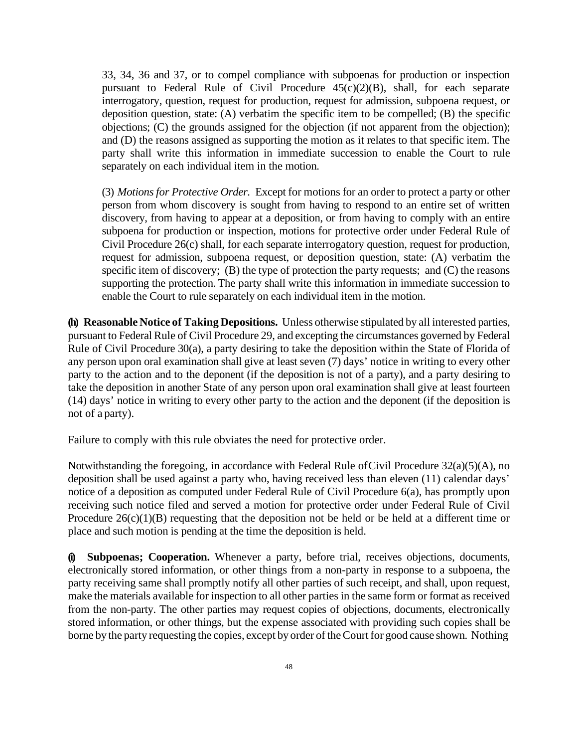33, 34, 36 and 37, or to compel compliance with subpoenas for production or inspection pursuant to Federal Rule of Civil Procedure 45(c)(2)(B), shall, for each separate interrogatory, question, request for production, request for admission, subpoena request, or deposition question, state: (A) verbatim the specific item to be compelled; (B) the specific objections; (C) the grounds assigned for the objection (if not apparent from the objection); and (D) the reasons assigned as supporting the motion as it relates to that specific item. The party shall write this information in immediate succession to enable the Court to rule separately on each individual item in the motion.

(3) *Motions for Protective Order.* Except for motions for an order to protect a party or other person from whom discovery is sought from having to respond to an entire set of written discovery, from having to appear at a deposition, or from having to comply with an entire subpoena for production or inspection, motions for protective order under Federal Rule of Civil Procedure 26(c) shall, for each separate interrogatory question, request for production, request for admission, subpoena request, or deposition question, state: (A) verbatim the specific item of discovery; (B) the type of protection the party requests; and (C) the reasons supporting the protection. The party shall write this information in immediate succession to enable the Court to rule separately on each individual item in the motion.

**(h) Reasonable Notice of Taking Depositions.** Unless otherwise stipulated by all interested parties, pursuant to Federal Rule of Civil Procedure 29, and excepting the circumstances governed by Federal Rule of Civil Procedure 30(a), a party desiring to take the deposition within the State of Florida of any person upon oral examination shall give at least seven (7) days' notice in writing to every other party to the action and to the deponent (if the deposition is not of a party), and a party desiring to take the deposition in another State of any person upon oral examination shall give at least fourteen (14) days' notice in writing to every other party to the action and the deponent (if the deposition is not of a party).

Failure to comply with this rule obviates the need for protective order.

Notwithstanding the foregoing, in accordance with Federal Rule of Civil Procedure 32(a)(5)(A), no deposition shall be used against a party who, having received less than eleven (11) calendar days' notice of a deposition as computed under Federal Rule of Civil Procedure 6(a), has promptly upon receiving such notice filed and served a motion for protective order under Federal Rule of Civil Procedure 26(c)(1)(B) requesting that the deposition not be held or be held at a different time or place and such motion is pending at the time the deposition is held.

**(i) Subpoenas; Cooperation.** Whenever a party, before trial, receives objections, documents, electronically stored information, or other things from a non-party in response to a subpoena, the party receiving same shall promptly notify all other parties of such receipt, and shall, upon request, make the materials available for inspection to all other parties in the same form or format as received from the non-party. The other parties may request copies of objections, documents, electronically stored information, or other things, but the expense associated with providing such copies shall be borne by the party requesting the copies, except by order of the Court for good cause shown. Nothing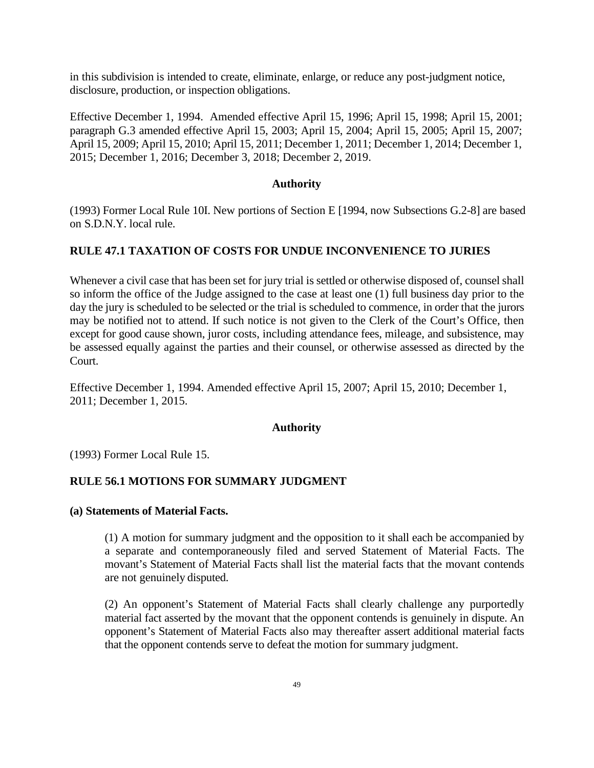in this subdivision is intended to create, eliminate, enlarge, or reduce any post-judgment notice, disclosure, production, or inspection obligations.

Effective December 1, 1994. Amended effective April 15, 1996; April 15, 1998; April 15, 2001; paragraph G.3 amended effective April 15, 2003; April 15, 2004; April 15, 2005; April 15, 2007; April 15, 2009; April 15, 2010; April 15, 2011; December 1, 2011; December 1, 2014; December 1, 2015; December 1, 2016; December 3, 2018; December 2, 2019.

**Authority**

(1993) Former Local Rule 10I. New portions of Section E [1994, now Subsections G.2-8] are based on S.D.N.Y. local rule.

## RULE 47.1 TAXATION OF COSTS FOR UNDUE INCONVENIENCE TO JURIES

Whenever a civil case that has been set for jury trial is settled or otherwise disposed of, counsel shall so inform the office of the Judge assigned to the case at least one (1) full business day prior to the day the jury is scheduled to be selected or the trial is scheduled to commence, in order that the jurors may be notified not to attend. If such notice is not given to the Clerk of the Court's Office, then except for good cause shown, juror costs, including attendance fees, mileage, and subsistence, may be assessed equally against the parties and their counsel, or otherwise assessed as directed by the Court.

Effective December 1, 1994. Amended effective April 15, 2007; April 15, 2010; December 1, 2011; December 1, 2015.

**Authority**

(1993) Former Local Rule 15.

## RULE 56.1 MOTIONS FOR SUMMARY JUDGMENT

### (a) Statements of Material Facts.

(1) A motion for summary judgment and the opposition to it shall each be accompanied by a separate and contemporaneously filed and served Statement of Material Facts. The movant's Statement of Material Facts shall list the material facts that the movant contends are not genuinely disputed.

(2) An opponent's Statement of Material Facts shall clearly challenge any purportedly material fact asserted by the movant that the opponent contends is genuinely in dispute. An opponent's Statement of Material Facts also may thereafter assert additional material facts that the opponent contends serve to defeat the motion for summary judgment.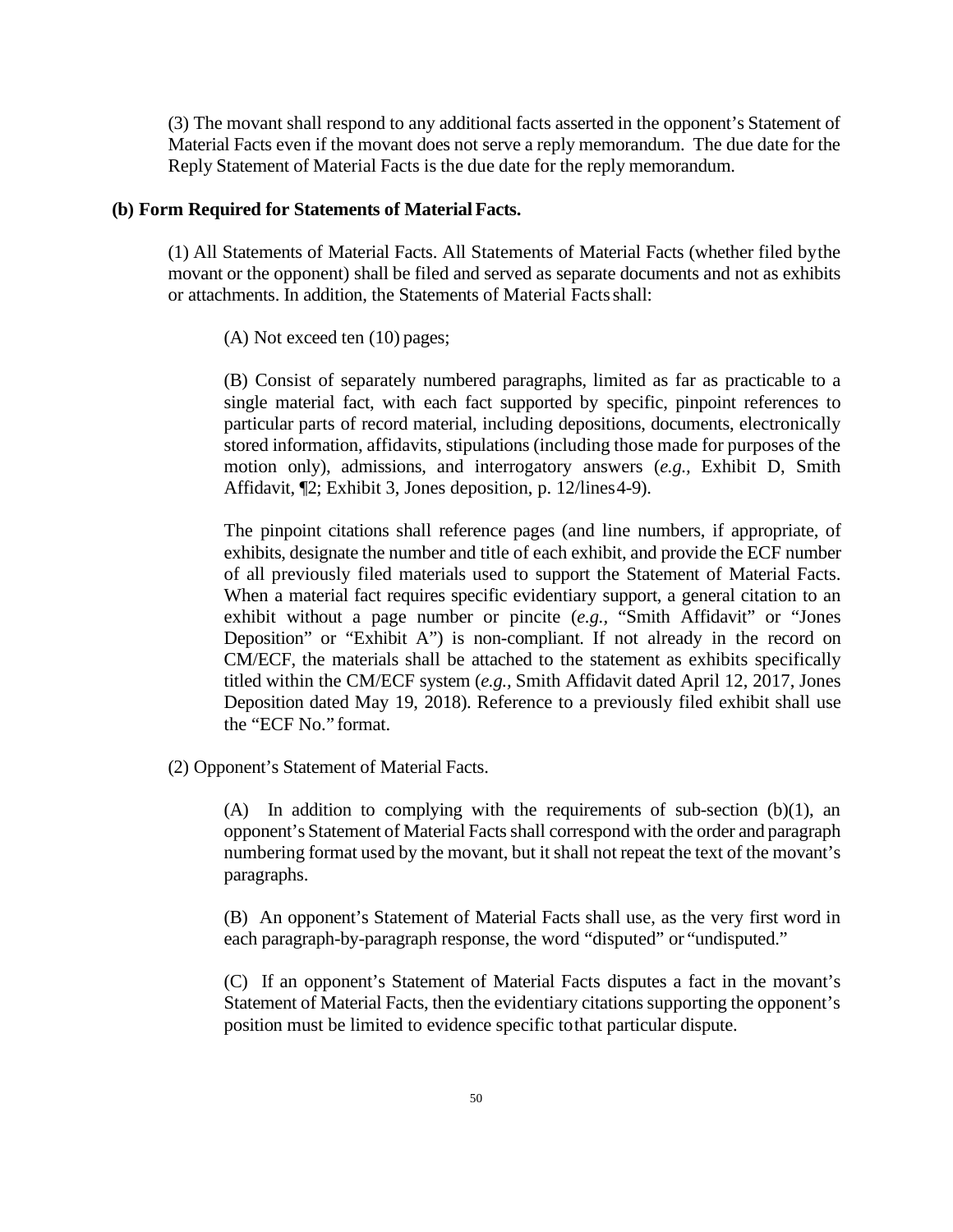(3) The movant shall respond to any additional facts asserted in the opponent's Statement of Material Facts even if the movant does not serve a reply memorandum. The due date for the Reply Statement of Material Facts is the due date for the reply memorandum.

**(b) Form Required for Statements of Material Facts.**

(1) All Statements of Material Facts. All Statements of Material Facts (whether filed by the movant or the opponent) shall be filed and served as separate documents and not as exhibits or attachments. In addition, the Statements of Material Facts shall:

(A) Not exceed ten (10) pages;

(B) Consist of separately numbered paragraphs, limited as far as practicable to a single material fact, with each fact supported by specific, pinpoint references to particular parts of record material, including depositions, documents, electronically stored information, affidavits, stipulations (including those made for purposes of the motion only), admissions, and interrogatory answers (*e.g.*, Exhibit D, Smith Affidavit, ¶2; Exhibit 3, Jones deposition, p. 12/lines 4-9).

The pinpoint citations shall reference pages (and line numbers, if appropriate, of exhibits, designate the number and title of each exhibit, and provide the ECF number of all previously filed materials used to support the Statement of Material Facts. When a material fact requires specific evidentiary support, a general citation to an exhibit without a page number or pincite (*e.g.*, "Smith Affidavit" or "Jones Deposition" or "Exhibit A") is non-compliant. If not already in the record on CM/ECF, the materials shall be attached to the statement as exhibits specifically titled within the CM/ECF system (*e.g.*, Smith Affidavit dated April 12, 2017, Jones Deposition dated May 19, 2018). Reference to a previously filed exhibit shall use the "ECF No." format.

(2) Opponent's Statement of Material Facts.

(A) In addition to complying with the requirements of sub-section (b)(1), an opponent's Statement of Material Facts shall correspond with the order and paragraph numbering format used by the movant, but it shall not repeat the text of the movant's paragraphs.

(B) An opponent's Statement of Material Facts shall use, as the very first word in each paragraph-by-paragraph response, the word "disputed" or "undisputed."

(C) If an opponent's Statement of Material Facts disputes a fact in the movant's Statement of Material Facts, then the evidentiary citations supporting the opponent's position must be limited to evidence specific to that particular dispute.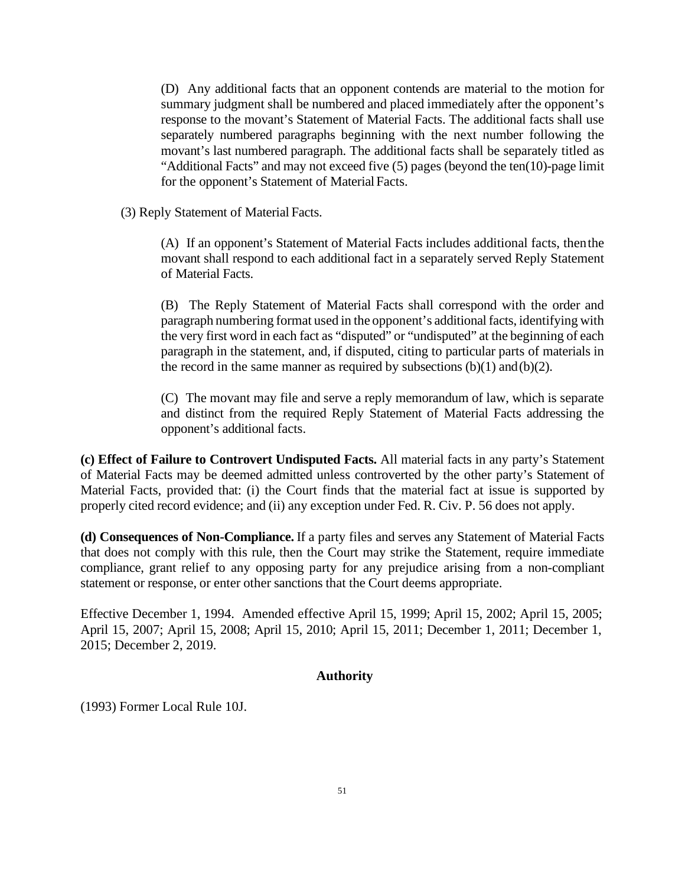(D) Any additional facts that an opponent contends are material to the motion for summary judgment shall be numbered and placed immediately after the opponent's response to the movant's Statement of Material Facts. The additional facts shall use separately numbered paragraphs beginning with the next number following the movant's last numbered paragraph. The additional facts shall be separately titled as "Additional Facts" and may not exceed five (5) pages (beyond the ten(10)-page limit for the opponent's Statement of Material Facts.

(3) Reply Statement of Material Facts.

(A) If an opponent's Statement of Material Facts includes additional facts, then the movant shall respond to each additional fact in a separately served Reply Statement of Material Facts.

(B) The Reply Statement of Material Facts shall correspond with the order and paragraph numbering format used in the opponent's additional facts, identifying with the very first word in each fact as "disputed" or "undisputed" at the beginning of each paragraph in the statement, and, if disputed, citing to particular parts of materials in the record in the same manner as required by subsections (b)(1) and (b)(2).

(C) The movant may file and serve a reply memorandum of law, which is separate and distinct from the required Reply Statement of Material Facts addressing the opponent's additional facts.

**(c) Effect of Failure to Controvert Undisputed Facts.** All material facts in any party's Statement of Material Facts may be deemed admitted unless controverted by the other party's Statement of Material Facts, provided that: (i) the Court finds that the material fact at issue is supported by properly cited record evidence; and (ii) any exception under Fed. R. Civ. P. 56 does not apply.

**(d) Consequences of Non-Compliance.** If a party files and serves any Statement of Material Facts that does not comply with this rule, then the Court may strike the Statement, require immediate compliance, grant relief to any opposing party for any prejudice arising from a non-compliant statement or response, or enter other sanctions that the Court deems appropriate.

Effective December 1, 1994. Amended effective April 15, 1999; April 15, 2002; April 15, 2005; April 15, 2007; April 15, 2008; April 15, 2010; April 15, 2011; December 1, 2011; December 1, 2015; December 2, 2019.

**Authority**

(1993) Former Local Rule 10J.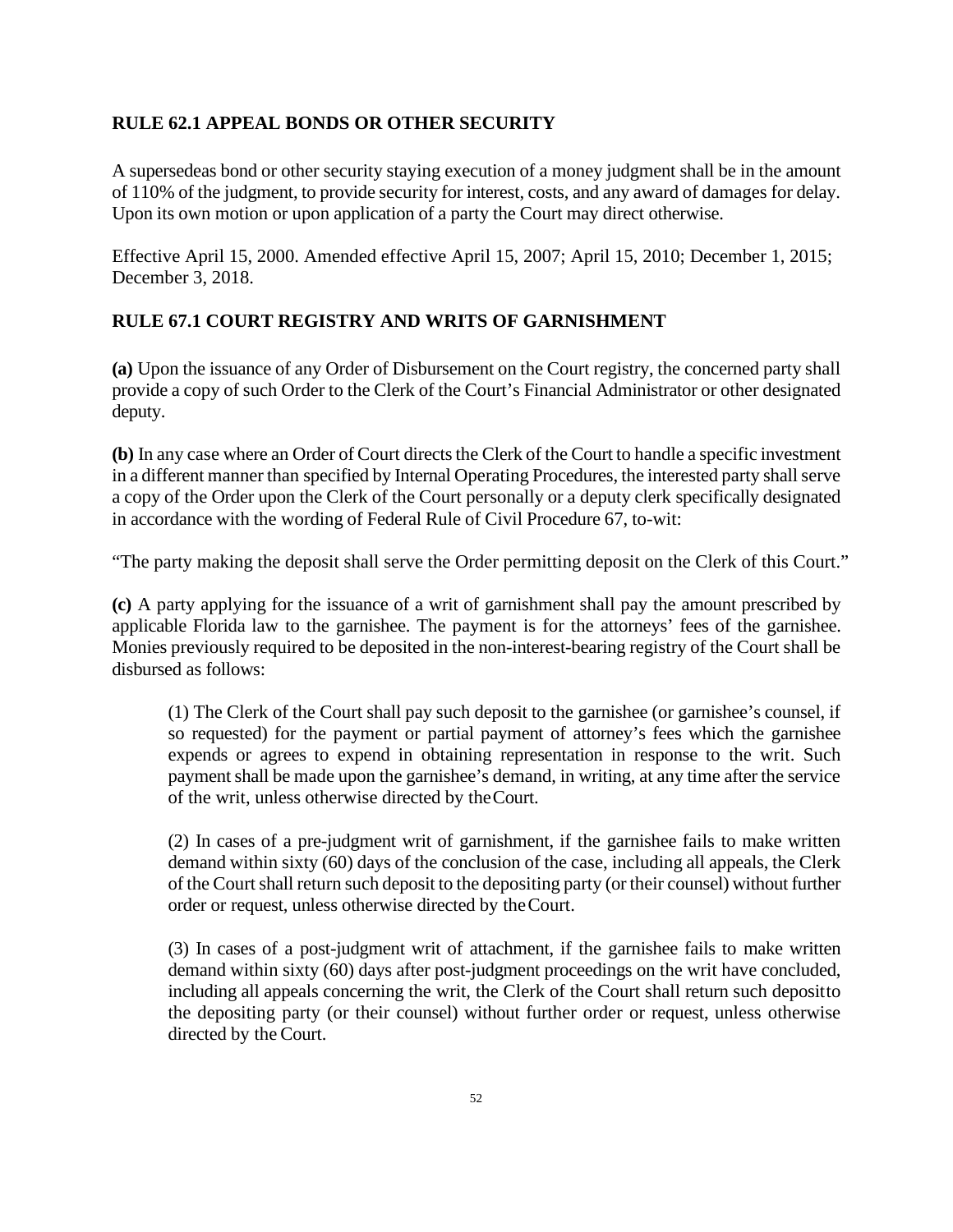## RULE 62.1 APPEAL BONDS OR OTHER SECURITY

A supersedeas bond or other security staying execution of a money judgment shall be in the amount of 110% of the judgment, to provide security for interest, costs, and any award of damages for delay. Upon its own motion or upon application of a party the Court may direct otherwise.

Effective April 15, 2000. Amended effective April 15, 2007; April 15, 2010; December 1, 2015; December 3, 2018.

## RULE 67.1 COURT REGISTRY AND WRITS OF GARNISHMENT

**(a)** Upon the issuance of any Order of Disbursement on the Court registry, the concerned party shall provide a copy of such Order to the Clerk of the Court's Financial Administrator or other designated deputy.

**(b)** In any case where an Order of Court directs the Clerk of the Court to handle a specific investment in a different manner than specified by Internal Operating Procedures, the interested party shall serve a copy of the Order upon the Clerk of the Court personally or a deputy clerk specifically designated in accordance with the wording of Federal Rule of Civil Procedure 67, to-wit:

"The party making the deposit shall serve the Order permitting deposit on the Clerk of this Court."

**(c)** A party applying for the issuance of a writ of garnishment shall pay the amount prescribed by applicable Florida law to the garnishee. The payment is for the attorneys' fees of the garnishee. Monies previously required to be deposited in the non-interest-bearing registry of the Court shall be disbursed as follows:

(1) The Clerk of the Court shall pay such deposit to the garnishee (or garnishee's counsel, if so requested) for the payment or partial payment of attorney's fees which the garnishee expends or agrees to expend in obtaining representation in response to the writ. Such payment shall be made upon the garnishee's demand, in writing, at any time after the service of the writ, unless otherwise directed by the Court.

(2) In cases of a pre-judgment writ of garnishment, if the garnishee fails to make written demand within sixty (60) days of the conclusion of the case, including all appeals, the Clerk of the Court shall return such deposit to the depositing party (or their counsel) without further order or request, unless otherwise directed by the Court.

(3) In cases of a post-judgment writ of attachment, if the garnishee fails to make written demand within sixty (60) days after post-judgment proceedings on the writ have concluded, including all appeals concerning the writ, the Clerk of the Court shall return such deposit to the depositing party (or their counsel) without further order or request, unless otherwise directed by the Court.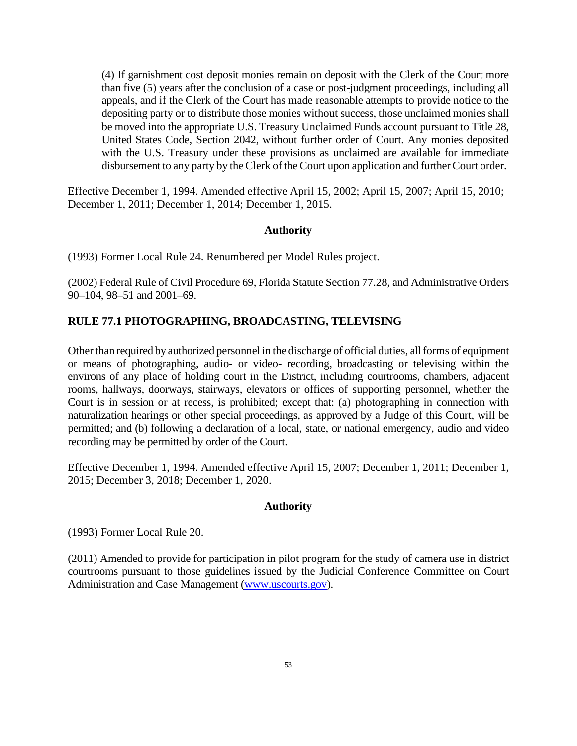(4) If garnishment cost deposit monies remain on deposit with the Clerk of the Court more than five (5) years after the conclusion of a case or post-judgment proceedings, including all appeals, and if the Clerk of the Court has made reasonable attempts to provide notice to the depositing party or to distribute those monies without success, those unclaimed monies shall be moved into the appropriate U.S. Treasury Unclaimed Funds account pursuant to Title 28, United States Code, Section 2042, without further order of Court. Any monies deposited with the U.S. Treasury under these provisions as unclaimed are available for immediate disbursement to any party by the Clerk of the Court upon application and further Court order.

Effective December 1, 1994. Amended effective April 15, 2002; April 15, 2007; April 15, 2010; December 1, 2011; December 1, 2014; December 1, 2015.

**Authority**

(1993) Former Local Rule 24. Renumbered per Model Rules project.

(2002) Federal Rule of Civil Procedure 69, Florida Statute Section 77.28, and Administrative Orders 90–104, 98–51 and 2001–69.

## RULE 77.1 PHOTOGRAPHING, BROADCASTING, TELEVISING

Other than required by authorized personnel in the discharge of official duties, all forms of equipment or means of photographing, audio- or video- recording, broadcasting or televising within the environs of any place of holding court in the District, including courtrooms, chambers, adjacent rooms, hallways, doorways, stairways, elevators or offices of supporting personnel, whether the Court is in session or at recess, is prohibited; except that: (a) photographing in connection with naturalization hearings or other special proceedings, as approved by a Judge of this Court, will be permitted; and (b) following a declaration of a local, state, or national emergency, audio and video recording may be permitted by order of the Court.

Effective December 1, 1994. Amended effective April 15, 2007; December 1, 2011; December 1, 2015; December 3, 2018; December 1, 2020.

**Authority**

(1993) Former Local Rule 20.

(2011) Amended to provide for participation in pilot program for the study of camera use in district courtrooms pursuant to those guidelines issued by the Judicial Conference Committee on Court Administration and Case Management (www.uscourts.gov).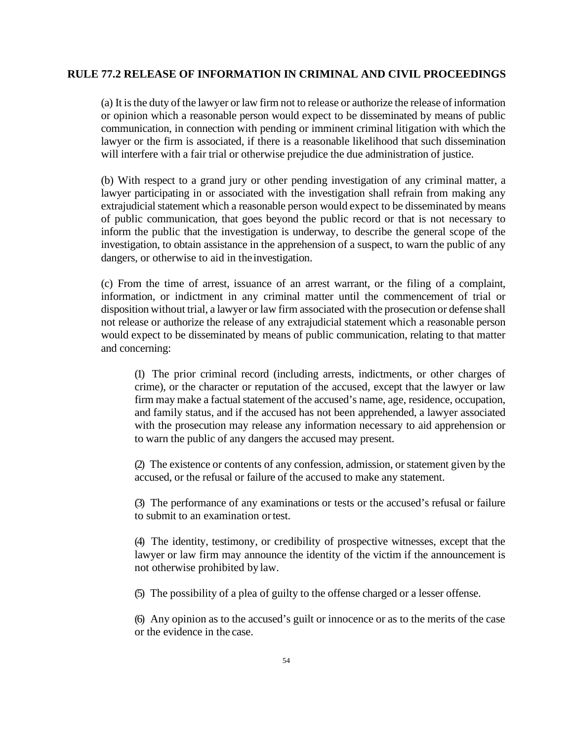## RULE 77.2 RELEASE OF INFORMATION IN CRIMINAL AND CIVIL PROCEEDINGS

(a) It is the duty of the lawyer or law firm not to release or authorize the release of information or opinion which a reasonable person would expect to be disseminated by means of public communication, in connection with pending or imminent criminal litigation with which the lawyer or the firm is associated, if there is a reasonable likelihood that such dissemination will interfere with a fair trial or otherwise prejudice the due administration of justice.

(b) With respect to a grand jury or other pending investigation of any criminal matter, a lawyer participating in or associated with the investigation shall refrain from making any extrajudicial statement which a reasonable person would expect to be disseminated by means of public communication, that goes beyond the public record or that is not necessary to inform the public that the investigation is underway, to describe the general scope of the investigation, to obtain assistance in the apprehension of a suspect, to warn the public of any dangers, or otherwise to aid in the investigation.

(c) From the time of arrest, issuance of an arrest warrant, or the filing of a complaint, information, or indictment in any criminal matter until the commencement of trial or disposition without trial, a lawyer or law firm associated with the prosecution or defense shall not release or authorize the release of any extrajudicial statement which a reasonable person would expect to be disseminated by means of public communication, relating to that matter and concerning:

(1) The prior criminal record (including arrests, indictments, or other charges of crime), or the character or reputation of the accused, except that the lawyer or law firm may make a factual statement of the accused's name, age, residence, occupation, and family status, and if the accused has not been apprehended, a lawyer associated with the prosecution may release any information necessary to aid apprehension or to warn the public of any dangers the accused may present.

(2) The existence or contents of any confession, admission, or statement given by the accused, or the refusal or failure of the accused to make any statement.

(3) The performance of any examinations or tests or the accused's refusal or failure to submit to an examination or test.

(4) The identity, testimony, or credibility of prospective witnesses, except that the lawyer or law firm may announce the identity of the victim if the announcement is not otherwise prohibited by law.

(5) The possibility of a plea of guilty to the offense charged or a lesser offense.

(6) Any opinion as to the accused's guilt or innocence or as to the merits of the case or the evidence in the case.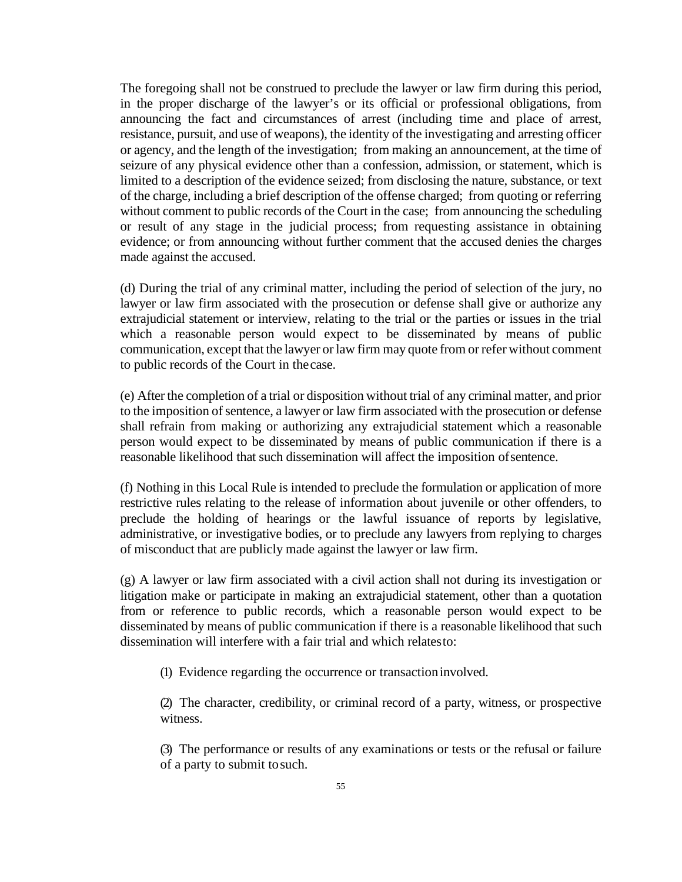The foregoing shall not be construed to preclude the lawyer or law firm during this period, in the proper discharge of the lawyer's or its official or professional obligations, from announcing the fact and circumstances of arrest (including time and place of arrest, resistance, pursuit, and use of weapons), the identity of the investigating and arresting officer or agency, and the length of the investigation; from making an announcement, at the time of seizure of any physical evidence other than a confession, admission, or statement, which is limited to a description of the evidence seized; from disclosing the nature, substance, or text of the charge, including a brief description of the offense charged; from quoting or referring without comment to public records of the Court in the case; from announcing the scheduling or result of any stage in the judicial process; from requesting assistance in obtaining evidence; or from announcing without further comment that the accused denies the charges made against the accused.

(d) During the trial of any criminal matter, including the period of selection of the jury, no lawyer or law firm associated with the prosecution or defense shall give or authorize any extrajudicial statement or interview, relating to the trial or the parties or issues in the trial which a reasonable person would expect to be disseminated by means of public communication, except that the lawyer or law firm may quote from or refer without comment to public records of the Court in the case.

(e) After the completion of a trial or disposition without trial of any criminal matter, and prior to the imposition of sentence, a lawyer or law firm associated with the prosecution or defense shall refrain from making or authorizing any extrajudicial statement which a reasonable person would expect to be disseminated by means of public communication if there is a reasonable likelihood that such dissemination will affect the imposition of sentence.

(f) Nothing in this Local Rule is intended to preclude the formulation or application of more restrictive rules relating to the release of information about juvenile or other offenders, to preclude the holding of hearings or the lawful issuance of reports by legislative, administrative, or investigative bodies, or to preclude any lawyers from replying to charges of misconduct that are publicly made against the lawyer or law firm.

(g) A lawyer or law firm associated with a civil action shall not during its investigation or litigation make or participate in making an extrajudicial statement, other than a quotation from or reference to public records, which a reasonable person would expect to be disseminated by means of public communication if there is a reasonable likelihood that such dissemination will interfere with a fair trial and which relates to:

(1) Evidence regarding the occurrence or transaction involved.

(2) The character, credibility, or criminal record of a party, witness, or prospective witness.

(3) The performance or results of any examinations or tests or the refusal or failure of a party to submit to such.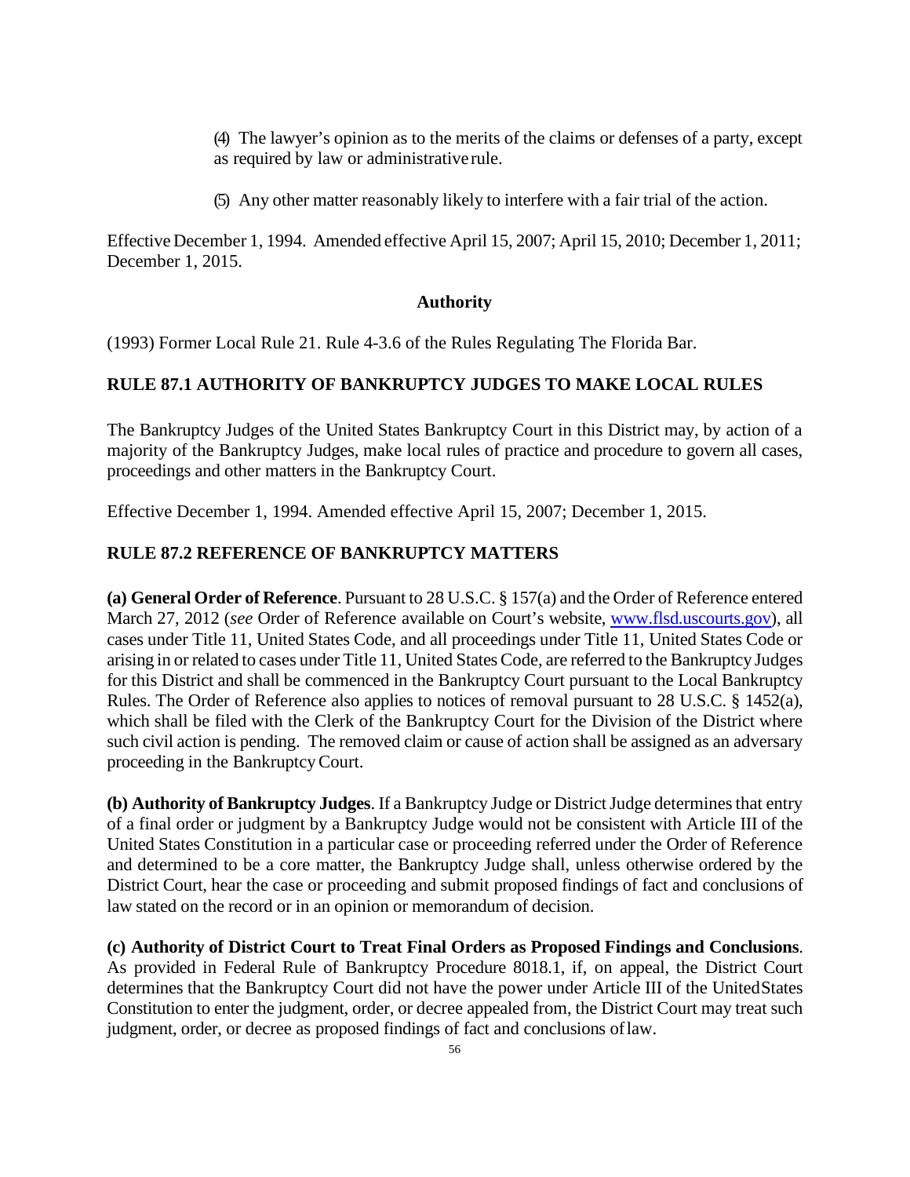(4) The lawyer's opinion as to the merits of the claims or defenses of a party, except as required by law or administrative rule.

(5) Any other matter reasonably likely to interfere with a fair trial of the action.

Effective December 1, 1994. Amended effective April 15, 2007; April 15, 2010; December 1, 2011; December 1, 2015.

**Authority**

(1993) Former Local Rule 21. Rule 4-3.6 of the Rules Regulating The Florida Bar.

## RULE 87.1 AUTHORITY OF BANKRUPTCY JUDGES TO MAKE LOCAL RULES

The Bankruptcy Judges of the United States Bankruptcy Court in this District may, by action of a majority of the Bankruptcy Judges, make local rules of practice and procedure to govern all cases, proceedings and other matters in the Bankruptcy Court.

Effective December 1, 1994. Amended effective April 15, 2007; December 1, 2015.

## RULE 87.2 REFERENCE OF BANKRUPTCY MATTERS

**(a) General Order of Reference**. Pursuant to 28 U.S.C. § 157(a) and the Order of Reference entered March 27, 2012 (*see* Order of Reference available on Court's website, www.flsd.uscourts.gov), all cases under Title 11, United States Code, and all proceedings under Title 11, United States Code or arising in or related to cases under Title 11, United States Code, are referred to the Bankruptcy Judges for this District and shall be commenced in the Bankruptcy Court pursuant to the Local Bankruptcy Rules. The Order of Reference also applies to notices of removal pursuant to 28 U.S.C. § 1452(a), which shall be filed with the Clerk of the Bankruptcy Court for the Division of the District where such civil action is pending. The removed claim or cause of action shall be assigned as an adversary proceeding in the Bankruptcy Court.

**(b) Authority of Bankruptcy Judges**. If a Bankruptcy Judge or District Judge determines that entry of a final order or judgment by a Bankruptcy Judge would not be consistent with Article III of the United States Constitution in a particular case or proceeding referred under the Order of Reference and determined to be a core matter, the Bankruptcy Judge shall, unless otherwise ordered by the District Court, hear the case or proceeding and submit proposed findings of fact and conclusions of law stated on the record or in an opinion or memorandum of decision.

**(c) Authority of District Court to Treat Final Orders as Proposed Findings and Conclusions**. As provided in Federal Rule of Bankruptcy Procedure 8018.1, if, on appeal, the District Court determines that the Bankruptcy Court did not have the power under Article III of the United States Constitution to enter the judgment, order, or decree appealed from, the District Court may treat such judgment, order, or decree as proposed findings of fact and conclusions of law.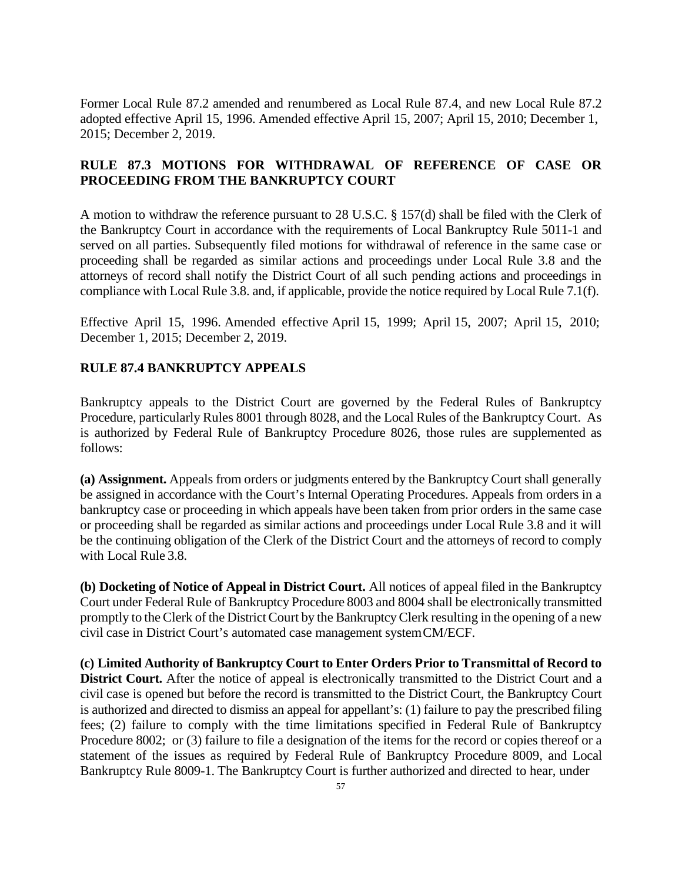Former Local Rule 87.2 amended and renumbered as Local Rule 87.4, and new Local Rule 87.2 adopted effective April 15, 1996. Amended effective April 15, 2007; April 15, 2010; December 1, 2015; December 2, 2019.

## RULE 87.3 MOTIONS FOR WITHDRAWAL OF REFERENCE OF CASE OR PROCEEDING FROM THE BANKRUPTCY COURT

A motion to withdraw the reference pursuant to 28 U.S.C. § 157(d) shall be filed with the Clerk of the Bankruptcy Court in accordance with the requirements of Local Bankruptcy Rule 5011-1 and served on all parties. Subsequently filed motions for withdrawal of reference in the same case or proceeding shall be regarded as similar actions and proceedings under Local Rule 3.8 and the attorneys of record shall notify the District Court of all such pending actions and proceedings in compliance with Local Rule 3.8. and, if applicable, provide the notice required by Local Rule 7.1(f).

Effective April 15, 1996. Amended effective April 15, 1999; April 15, 2007; April 15, 2010; December 1, 2015; December 2, 2019.

## RULE 87.4 BANKRUPTCY APPEALS

Bankruptcy appeals to the District Court are governed by the Federal Rules of Bankruptcy Procedure, particularly Rules 8001 through 8028, and the Local Rules of the Bankruptcy Court. As is authorized by Federal Rule of Bankruptcy Procedure 8026, those rules are supplemented as follows:

**(a) Assignment.** Appeals from orders or judgments entered by the Bankruptcy Court shall generally be assigned in accordance with the Court's Internal Operating Procedures. Appeals from orders in a bankruptcy case or proceeding in which appeals have been taken from prior orders in the same case or proceeding shall be regarded as similar actions and proceedings under Local Rule 3.8 and it will be the continuing obligation of the Clerk of the District Court and the attorneys of record to comply with Local Rule 3.8.

**(b) Docketing of Notice of Appeal in District Court.** All notices of appeal filed in the Bankruptcy Court under Federal Rule of Bankruptcy Procedure 8003 and 8004 shall be electronically transmitted promptly to the Clerk of the District Court by the Bankruptcy Clerk resulting in the opening of a new civil case in District Court's automated case management system CM/ECF.

**(c) Limited Authority of Bankruptcy Court to Enter Orders Prior to Transmittal of Record to District Court.** After the notice of appeal is electronically transmitted to the District Court and a civil case is opened but before the record is transmitted to the District Court, the Bankruptcy Court is authorized and directed to dismiss an appeal for appellant's: (1) failure to pay the prescribed filing fees; (2) failure to comply with the time limitations specified in Federal Rule of Bankruptcy Procedure 8002; or (3) failure to file a designation of the items for the record or copies thereof or a statement of the issues as required by Federal Rule of Bankruptcy Procedure 8009, and Local Bankruptcy Rule 8009-1. The Bankruptcy Court is further authorized and directed to hear, under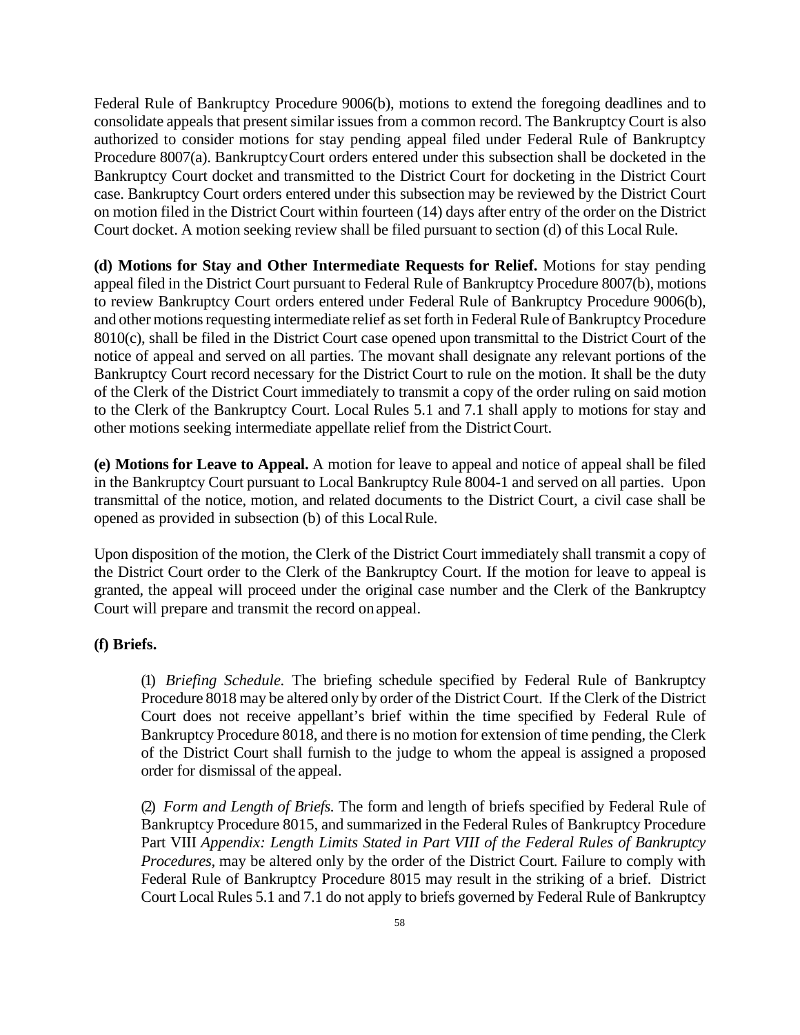Federal Rule of Bankruptcy Procedure 9006(b), motions to extend the foregoing deadlines and to consolidate appeals that present similar issues from a common record. The Bankruptcy Court is also authorized to consider motions for stay pending appeal filed under Federal Rule of Bankruptcy Procedure 8007(a). Bankruptcy Court orders entered under this subsection shall be docketed in the Bankruptcy Court docket and transmitted to the District Court for docketing in the District Court case. Bankruptcy Court orders entered under this subsection may be reviewed by the District Court on motion filed in the District Court within fourteen (14) days after entry of the order on the District Court docket. A motion seeking review shall be filed pursuant to section (d) of this Local Rule.

**(d) Motions for Stay and Other Intermediate Requests for Relief.** Motions for stay pending appeal filed in the District Court pursuant to Federal Rule of Bankruptcy Procedure 8007(b), motions to review Bankruptcy Court orders entered under Federal Rule of Bankruptcy Procedure 9006(b), and other motions requesting intermediate relief as set forth in Federal Rule of Bankruptcy Procedure 8010(c), shall be filed in the District Court case opened upon transmittal to the District Court of the notice of appeal and served on all parties. The movant shall designate any relevant portions of the Bankruptcy Court record necessary for the District Court to rule on the motion. It shall be the duty of the Clerk of the District Court immediately to transmit a copy of the order ruling on said motion to the Clerk of the Bankruptcy Court. Local Rules 5.1 and 7.1 shall apply to motions for stay and other motions seeking intermediate appellate relief from the District Court.

**(e) Motions for Leave to Appeal.** A motion for leave to appeal and notice of appeal shall be filed in the Bankruptcy Court pursuant to Local Bankruptcy Rule 8004-1 and served on all parties. Upon transmittal of the notice, motion, and related documents to the District Court, a civil case shall be opened as provided in subsection (b) of this Local Rule.

Upon disposition of the motion, the Clerk of the District Court immediately shall transmit a copy of the District Court order to the Clerk of the Bankruptcy Court. If the motion for leave to appeal is granted, the appeal will proceed under the original case number and the Clerk of the Bankruptcy Court will prepare and transmit the record on appeal.

**(f) Briefs.**

(1) *Briefing Schedule.* The briefing schedule specified by Federal Rule of Bankruptcy Procedure 8018 may be altered only by order of the District Court. If the Clerk of the District Court does not receive appellant's brief within the time specified by Federal Rule of Bankruptcy Procedure 8018, and there is no motion for extension of time pending, the Clerk of the District Court shall furnish to the judge to whom the appeal is assigned a proposed order for dismissal of the appeal.

(2) *Form and Length of Briefs.* The form and length of briefs specified by Federal Rule of Bankruptcy Procedure 8015, and summarized in the Federal Rules of Bankruptcy Procedure Part VIII *Appendix: Length Limits Stated in Part VIII of the Federal Rules of Bankruptcy Procedures*, may be altered only by the order of the District Court. Failure to comply with Federal Rule of Bankruptcy Procedure 8015 may result in the striking of a brief. District Court Local Rules 5.1 and 7.1 do not apply to briefs governed by Federal Rule of Bankruptcy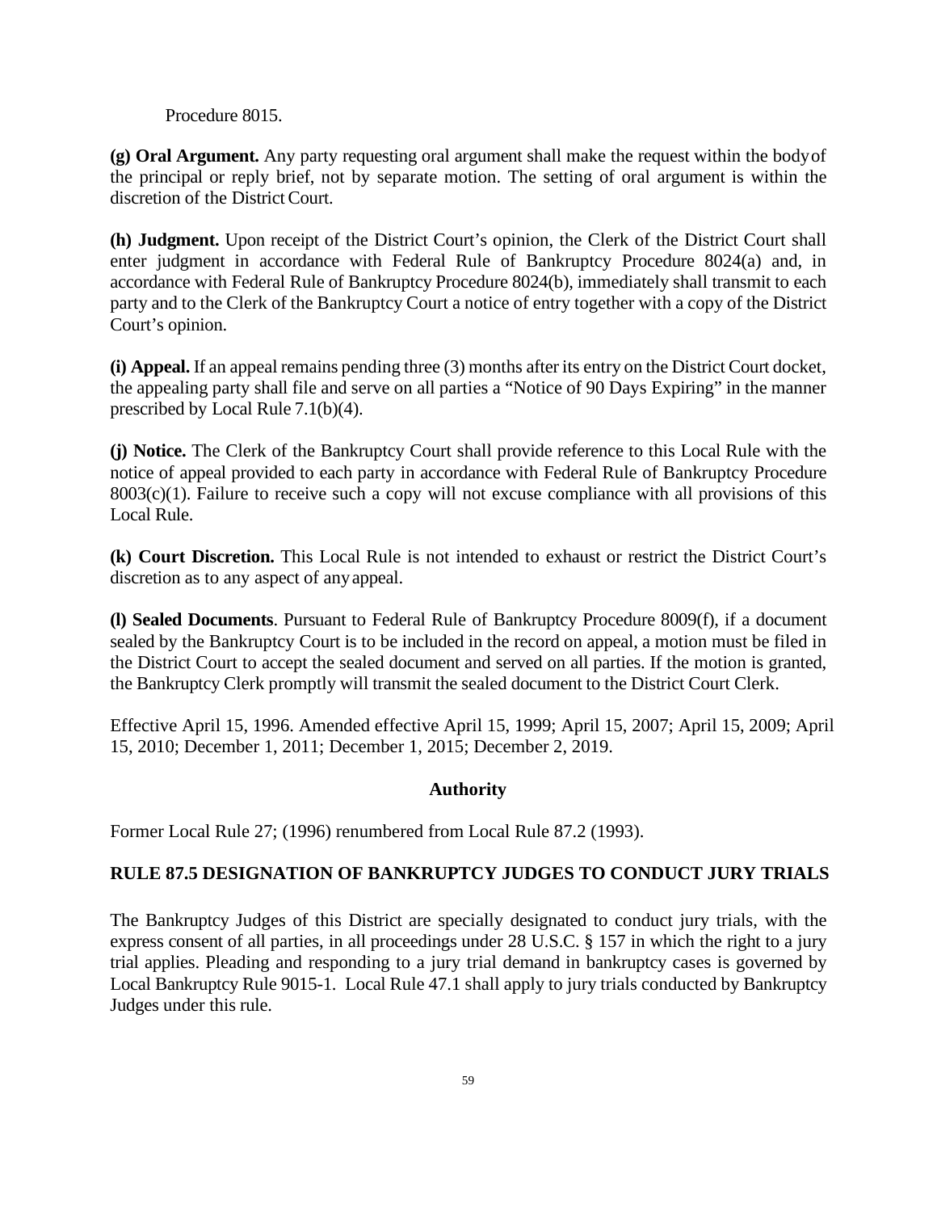Procedure 8015.

**(g) Oral Argument.** Any party requesting oral argument shall make the request within the body of the principal or reply brief, not by separate motion. The setting of oral argument is within the discretion of the District Court.

**(h) Judgment.** Upon receipt of the District Court's opinion, the Clerk of the District Court shall enter judgment in accordance with Federal Rule of Bankruptcy Procedure 8024(a) and, in accordance with Federal Rule of Bankruptcy Procedure 8024(b), immediately shall transmit to each party and to the Clerk of the Bankruptcy Court a notice of entry together with a copy of the District Court's opinion.

**(i) Appeal.** If an appeal remains pending three (3) months after its entry on the District Court docket, the appealing party shall file and serve on all parties a "Notice of 90 Days Expiring" in the manner prescribed by Local Rule 7.1(b)(4).

**(j) Notice.** The Clerk of the Bankruptcy Court shall provide reference to this Local Rule with the notice of appeal provided to each party in accordance with Federal Rule of Bankruptcy Procedure 8003(c)(1). Failure to receive such a copy will not excuse compliance with all provisions of this Local Rule.

**(k) Court Discretion.** This Local Rule is not intended to exhaust or restrict the District Court's discretion as to any aspect of any appeal.

**(l) Sealed Documents**. Pursuant to Federal Rule of Bankruptcy Procedure 8009(f), if a document sealed by the Bankruptcy Court is to be included in the record on appeal, a motion must be filed in the District Court to accept the sealed document and served on all parties. If the motion is granted, the Bankruptcy Clerk promptly will transmit the sealed document to the District Court Clerk.

Effective April 15, 1996. Amended effective April 15, 1999; April 15, 2007; April 15, 2009; April 15, 2010; December 1, 2011; December 1, 2015; December 2, 2019.

**Authority**

Former Local Rule 27; (1996) renumbered from Local Rule 87.2 (1993).

## RULE 87.5 DESIGNATION OF BANKRUPTCY JUDGES TO CONDUCT JURY TRIALS

The Bankruptcy Judges of this District are specially designated to conduct jury trials, with the express consent of all parties, in all proceedings under 28 U.S.C. § 157 in which the right to a jury trial applies. Pleading and responding to a jury trial demand in bankruptcy cases is governed by Local Bankruptcy Rule 9015-1. Local Rule 47.1 shall apply to jury trials conducted by Bankruptcy Judges under this rule.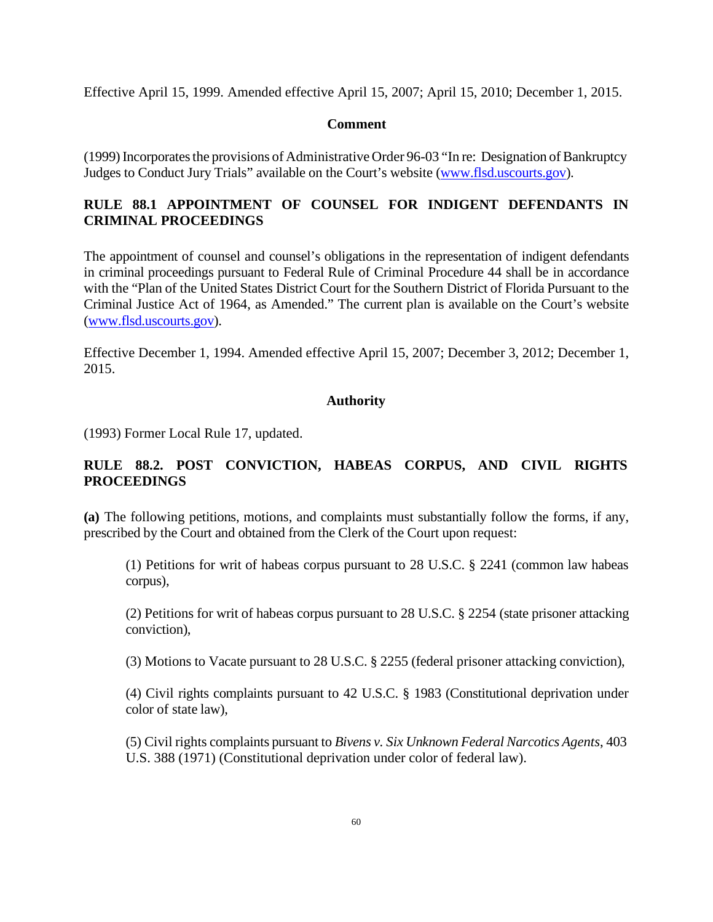Effective April 15, 1999. Amended effective April 15, 2007; April 15, 2010; December 1, 2015.

**Comment**

(1999) Incorporates the provisions of Administrative Order 96-03 "In re: Designation of Bankruptcy Judges to Conduct Jury Trials" available on the Court's website (www.flsd.uscourts.gov).

## RULE 88.1 APPOINTMENT OF COUNSEL FOR INDIGENT DEFENDANTS IN CRIMINAL PROCEEDINGS

The appointment of counsel and counsel's obligations in the representation of indigent defendants in criminal proceedings pursuant to Federal Rule of Criminal Procedure 44 shall be in accordance with the "Plan of the United States District Court for the Southern District of Florida Pursuant to the Criminal Justice Act of 1964, as Amended." The current plan is available on the Court's website (www.flsd.uscourts.gov).

Effective December 1, 1994. Amended effective April 15, 2007; December 3, 2012; December 1, 2015.

**Authority**

(1993) Former Local Rule 17, updated.

## RULE 88.2. POST CONVICTION, HABEAS CORPUS, AND CIVIL RIGHTS PROCEEDINGS

**(a)** The following petitions, motions, and complaints must substantially follow the forms, if any, prescribed by the Court and obtained from the Clerk of the Court upon request:

(1) Petitions for writ of habeas corpus pursuant to 28 U.S.C. § 2241 (common law habeas corpus),

(2) Petitions for writ of habeas corpus pursuant to 28 U.S.C. § 2254 (state prisoner attacking conviction),

(3) Motions to Vacate pursuant to 28 U.S.C. § 2255 (federal prisoner attacking conviction),

(4) Civil rights complaints pursuant to 42 U.S.C. § 1983 (Constitutional deprivation under color of state law),

(5) Civil rights complaints pursuant to *Bivens v. Six Unknown Federal Narcotics Agents*, 403 U.S. 388 (1971) (Constitutional deprivation under color of federal law).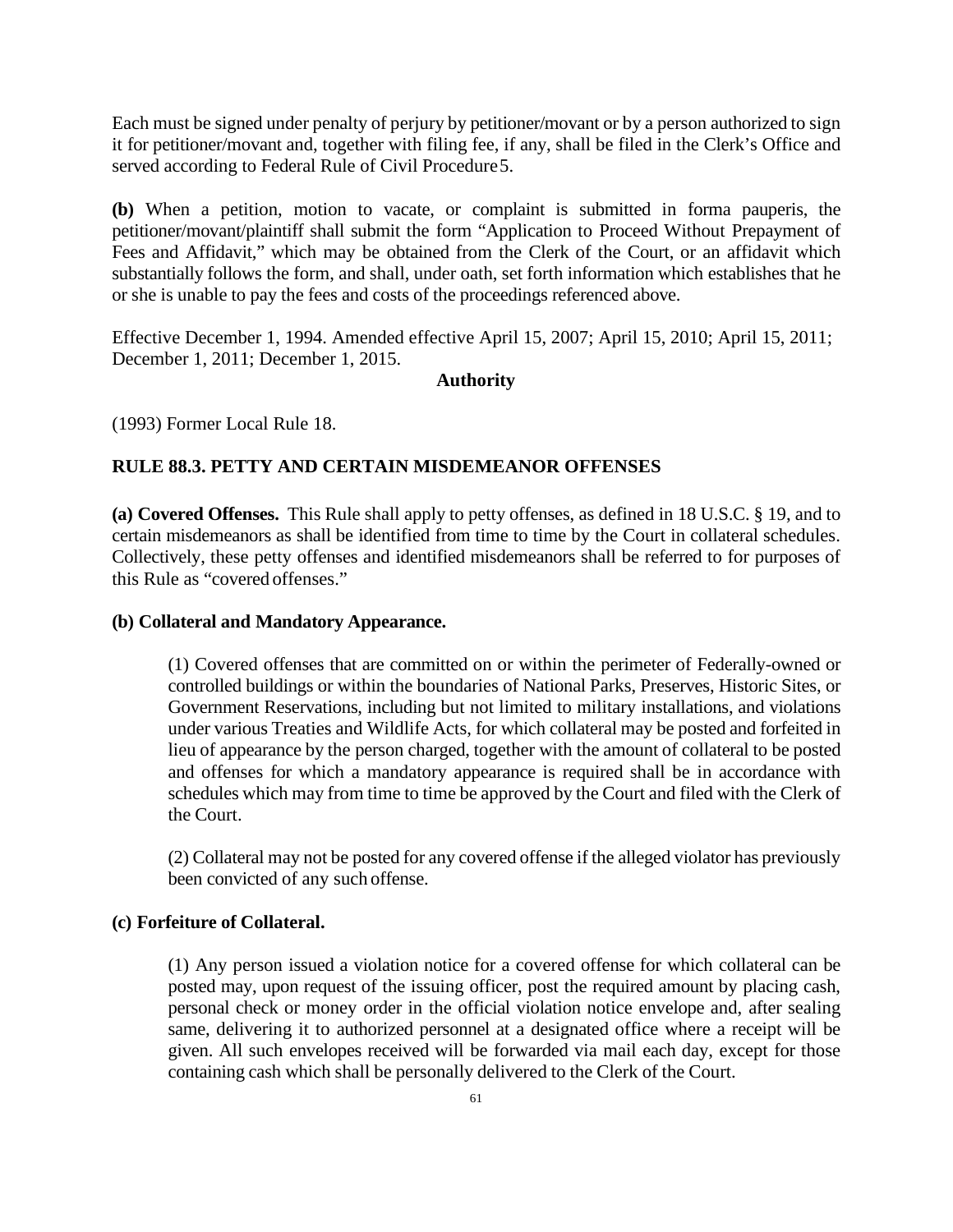Each must be signed under penalty of perjury by petitioner/movant or by a person authorized to sign it for petitioner/movant and, together with filing fee, if any, shall be filed in the Clerk's Office and served according to Federal Rule of Civil Procedure 5.

**(b)** When a petition, motion to vacate, or complaint is submitted in forma pauperis, the petitioner/movant/plaintiff shall submit the form "Application to Proceed Without Prepayment of Fees and Affidavit," which may be obtained from the Clerk of the Court, or an affidavit which substantially follows the form, and shall, under oath, set forth information which establishes that he or she is unable to pay the fees and costs of the proceedings referenced above.

Effective December 1, 1994. Amended effective April 15, 2007; April 15, 2010; April 15, 2011; December 1, 2011; December 1, 2015.

**Authority**

(1993) Former Local Rule 18.

## RULE 88.3. PETTY AND CERTAIN MISDEMEANOR OFFENSES

**(a) Covered Offenses.** This Rule shall apply to petty offenses, as defined in 18 U.S.C. § 19, and to certain misdemeanors as shall be identified from time to time by the Court in collateral schedules. Collectively, these petty offenses and identified misdemeanors shall be referred to for purposes of this Rule as "covered offenses."

**(b) Collateral and Mandatory Appearance.**

(1) Covered offenses that are committed on or within the perimeter of Federally-owned or controlled buildings or within the boundaries of National Parks, Preserves, Historic Sites, or Government Reservations, including but not limited to military installations, and violations under various Treaties and Wildlife Acts, for which collateral may be posted and forfeited in lieu of appearance by the person charged, together with the amount of collateral to be posted and offenses for which a mandatory appearance is required shall be in accordance with schedules which may from time to time be approved by the Court and filed with the Clerk of the Court.

(2) Collateral may not be posted for any covered offense if the alleged violator has previously been convicted of any such offense.

**(c) Forfeiture of Collateral.**

(1) Any person issued a violation notice for a covered offense for which collateral can be posted may, upon request of the issuing officer, post the required amount by placing cash, personal check or money order in the official violation notice envelope and, after sealing same, delivering it to authorized personnel at a designated office where a receipt will be given. All such envelopes received will be forwarded via mail each day, except for those containing cash which shall be personally delivered to the Clerk of the Court.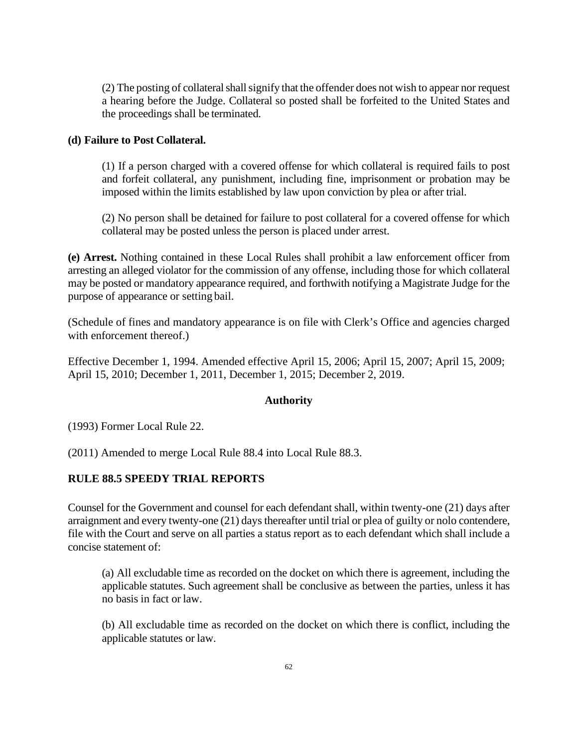(2) The posting of collateral shall signify that the offender does not wish to appear nor request a hearing before the Judge. Collateral so posted shall be forfeited to the United States and the proceedings shall be terminated.

**(d) Failure to Post Collateral.**

(1) If a person charged with a covered offense for which collateral is required fails to post and forfeit collateral, any punishment, including fine, imprisonment or probation may be imposed within the limits established by law upon conviction by plea or after trial.

(2) No person shall be detained for failure to post collateral for a covered offense for which collateral may be posted unless the person is placed under arrest.

**(e) Arrest.** Nothing contained in these Local Rules shall prohibit a law enforcement officer from arresting an alleged violator for the commission of any offense, including those for which collateral may be posted or mandatory appearance required, and forthwith notifying a Magistrate Judge for the purpose of appearance or setting bail.

(Schedule of fines and mandatory appearance is on file with Clerk's Office and agencies charged with enforcement thereof.)

Effective December 1, 1994. Amended effective April 15, 2006; April 15, 2007; April 15, 2009; April 15, 2010; December 1, 2011, December 1, 2015; December 2, 2019.

**Authority**

(1993) Former Local Rule 22.

(2011) Amended to merge Local Rule 88.4 into Local Rule 88.3.

## RULE 88.5 SPEEDY TRIAL REPORTS

Counsel for the Government and counsel for each defendant shall, within twenty-one (21) days after arraignment and every twenty-one (21) days thereafter until trial or plea of guilty or nolo contendere, file with the Court and serve on all parties a status report as to each defendant which shall include a concise statement of:

(a) All excludable time as recorded on the docket on which there is agreement, including the applicable statutes. Such agreement shall be conclusive as between the parties, unless it has no basis in fact or law.

(b) All excludable time as recorded on the docket on which there is conflict, including the applicable statutes or law.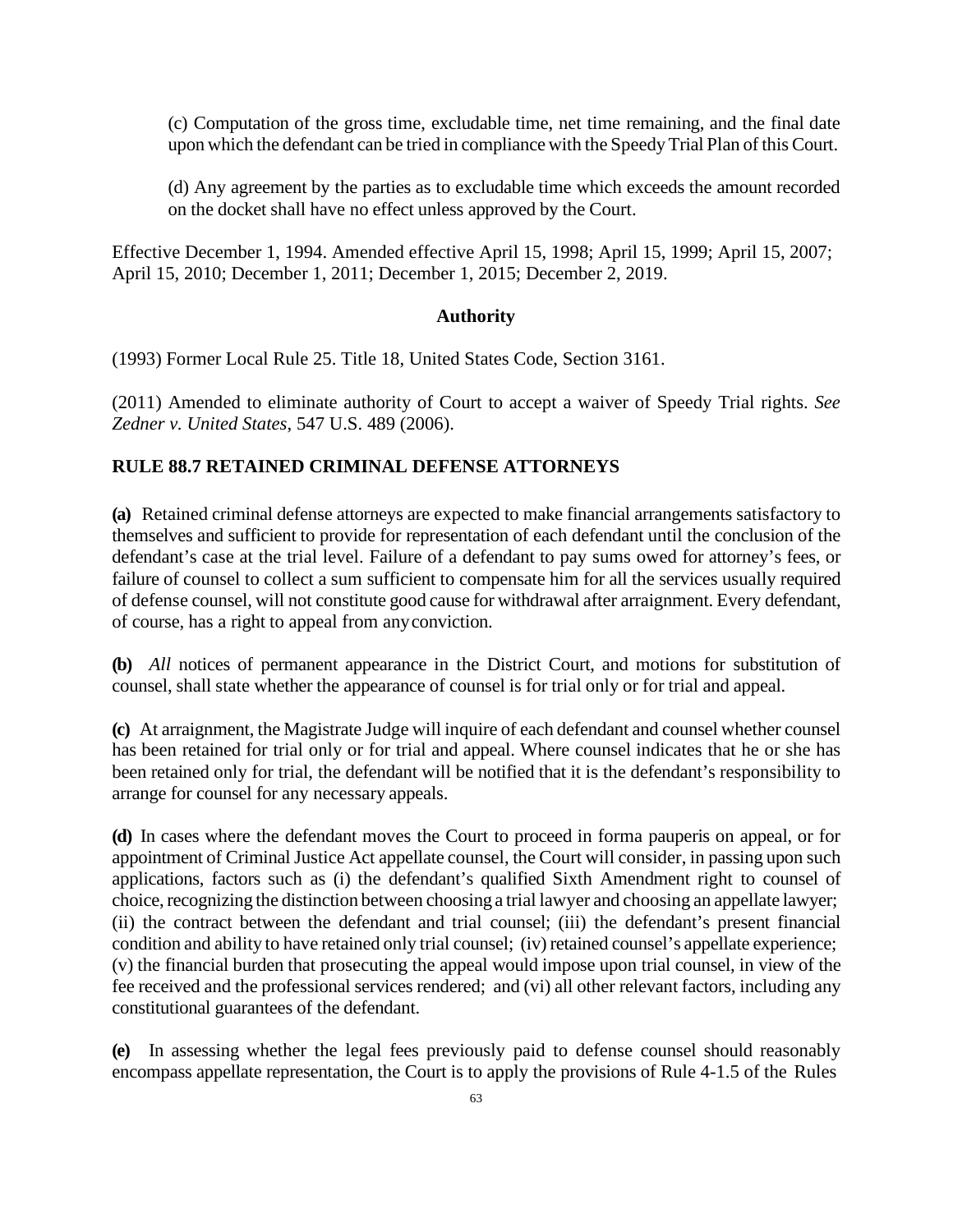(c) Computation of the gross time, excludable time, net time remaining, and the final date upon which the defendant can be tried in compliance with the Speedy Trial Plan of this Court.

(d) Any agreement by the parties as to excludable time which exceeds the amount recorded on the docket shall have no effect unless approved by the Court.

Effective December 1, 1994. Amended effective April 15, 1998; April 15, 1999; April 15, 2007; April 15, 2010; December 1, 2011; December 1, 2015; December 2, 2019.

**Authority**

(1993) Former Local Rule 25. Title 18, United States Code, Section 3161.

(2011) Amended to eliminate authority of Court to accept a waiver of Speedy Trial rights. *See Zedner v. United States*, 547 U.S. 489 (2006).

## RULE 88.7 RETAINED CRIMINAL DEFENSE ATTORNEYS

**(a)** Retained criminal defense attorneys are expected to make financial arrangements satisfactory to themselves and sufficient to provide for representation of each defendant until the conclusion of the defendant's case at the trial level. Failure of a defendant to pay sums owed for attorney's fees, or failure of counsel to collect a sum sufficient to compensate him for all the services usually required of defense counsel, will not constitute good cause for withdrawal after arraignment. Every defendant, of course, has a right to appeal from any conviction.

**(b)** *All* notices of permanent appearance in the District Court, and motions for substitution of counsel, shall state whether the appearance of counsel is for trial only or for trial and appeal.

**(c)** At arraignment, the Magistrate Judge will inquire of each defendant and counsel whether counsel has been retained for trial only or for trial and appeal. Where counsel indicates that he or she has been retained only for trial, the defendant will be notified that it is the defendant's responsibility to arrange for counsel for any necessary appeals.

**(d)** In cases where the defendant moves the Court to proceed in forma pauperis on appeal, or for appointment of Criminal Justice Act appellate counsel, the Court will consider, in passing upon such applications, factors such as (i) the defendant's qualified Sixth Amendment right to counsel of choice, recognizing the distinction between choosing a trial lawyer and choosing an appellate lawyer; (ii) the contract between the defendant and trial counsel; (iii) the defendant's present financial condition and ability to have retained only trial counsel; (iv) retained counsel's appellate experience; (v) the financial burden that prosecuting the appeal would impose upon trial counsel, in view of the fee received and the professional services rendered; and (vi) all other relevant factors, including any constitutional guarantees of the defendant.

**(e)** In assessing whether the legal fees previously paid to defense counsel should reasonably encompass appellate representation, the Court is to apply the provisions of Rule 4-1.5 of the Rules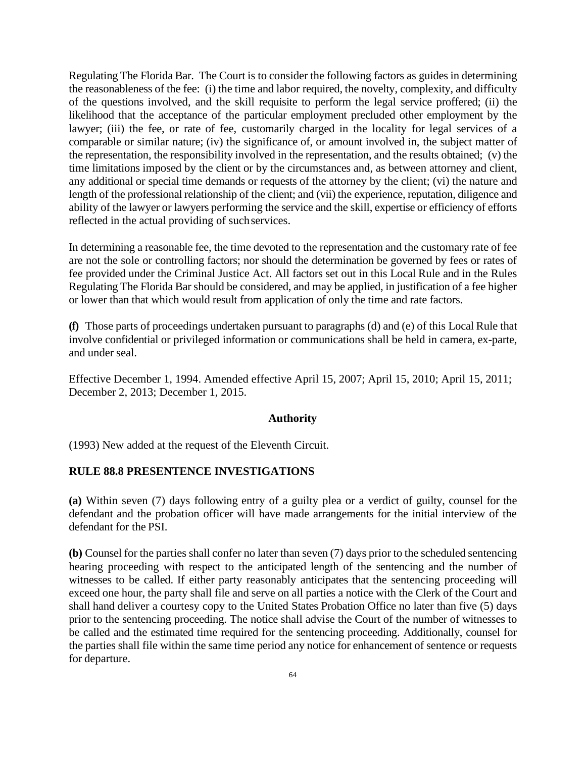Regulating The Florida Bar. The Court is to consider the following factors as guides in determining the reasonableness of the fee: (i) the time and labor required, the novelty, complexity, and difficulty of the questions involved, and the skill requisite to perform the legal service proffered; (ii) the likelihood that the acceptance of the particular employment precluded other employment by the lawyer; (iii) the fee, or rate of fee, customarily charged in the locality for legal services of a comparable or similar nature; (iv) the significance of, or amount involved in, the subject matter of the representation, the responsibility involved in the representation, and the results obtained; (v) the time limitations imposed by the client or by the circumstances and, as between attorney and client, any additional or special time demands or requests of the attorney by the client; (vi) the nature and length of the professional relationship of the client; and (vii) the experience, reputation, diligence and ability of the lawyer or lawyers performing the service and the skill, expertise or efficiency of efforts reflected in the actual providing of such services.

In determining a reasonable fee, the time devoted to the representation and the customary rate of fee are not the sole or controlling factors; nor should the determination be governed by fees or rates of fee provided under the Criminal Justice Act. All factors set out in this Local Rule and in the Rules Regulating The Florida Bar should be considered, and may be applied, in justification of a fee higher or lower than that which would result from application of only the time and rate factors.

**(f)** Those parts of proceedings undertaken pursuant to paragraphs (d) and (e) of this Local Rule that involve confidential or privileged information or communications shall be held in camera, ex-parte, and under seal.

Effective December 1, 1994. Amended effective April 15, 2007; April 15, 2010; April 15, 2011; December 2, 2013; December 1, 2015.

**Authority**

(1993) New added at the request of the Eleventh Circuit.

## RULE 88.8 PRESENTENCE INVESTIGATIONS

**(a)** Within seven (7) days following entry of a guilty plea or a verdict of guilty, counsel for the defendant and the probation officer will have made arrangements for the initial interview of the defendant for the PSI.

**(b)** Counsel for the parties shall confer no later than seven (7) days prior to the scheduled sentencing hearing proceeding with respect to the anticipated length of the sentencing and the number of witnesses to be called. If either party reasonably anticipates that the sentencing proceeding will exceed one hour, the party shall file and serve on all parties a notice with the Clerk of the Court and shall hand deliver a courtesy copy to the United States Probation Office no later than five (5) days prior to the sentencing proceeding. The notice shall advise the Court of the number of witnesses to be called and the estimated time required for the sentencing proceeding. Additionally, counsel for the parties shall file within the same time period any notice for enhancement of sentence or requests for departure.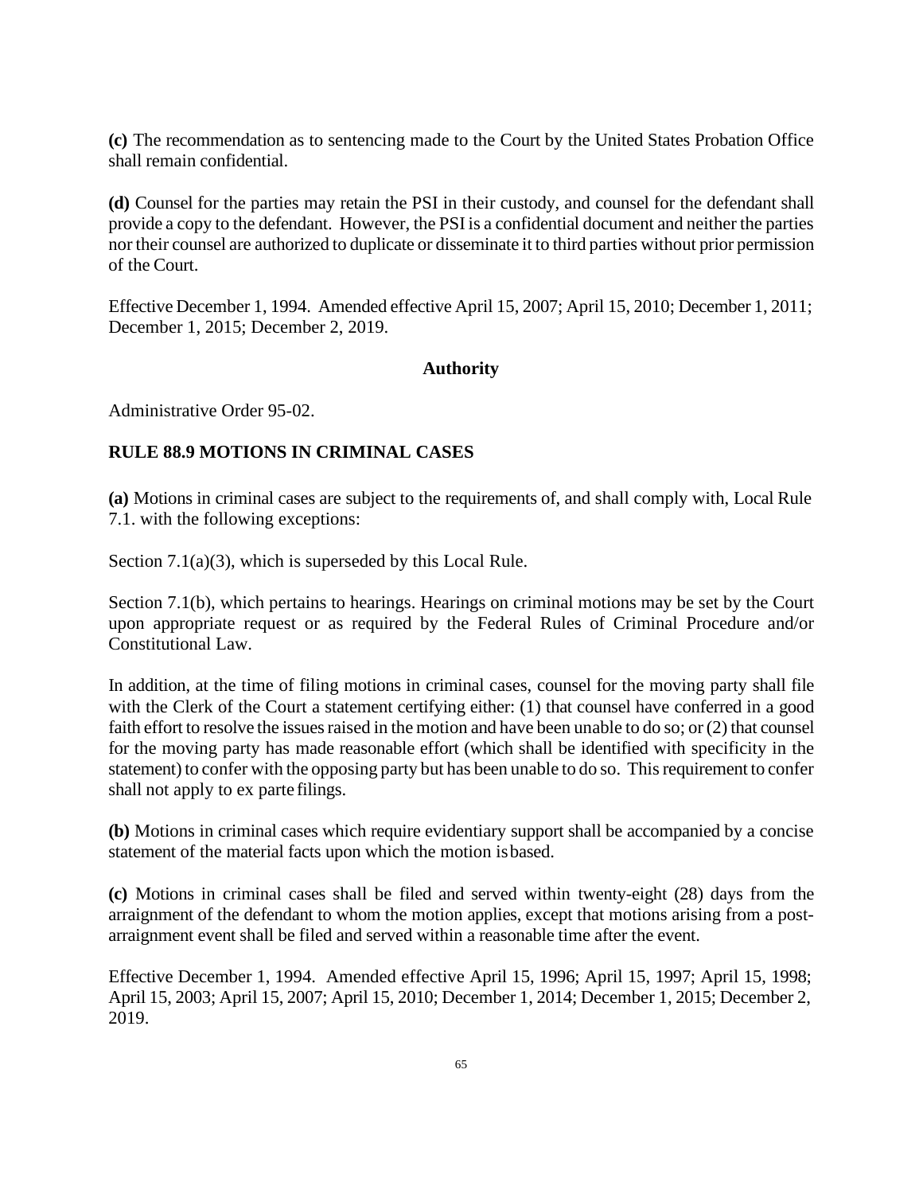**(c)** The recommendation as to sentencing made to the Court by the United States Probation Office shall remain confidential.

**(d)** Counsel for the parties may retain the PSI in their custody, and counsel for the defendant shall provide a copy to the defendant. However, the PSI is a confidential document and neither the parties nor their counsel are authorized to duplicate or disseminate it to third parties without prior permission of the Court.

Effective December 1, 1994. Amended effective April 15, 2007; April 15, 2010; December 1, 2011; December 1, 2015; December 2, 2019.

**Authority**

Administrative Order 95-02.

## RULE 88.9 MOTIONS IN CRIMINAL CASES

**(a)** Motions in criminal cases are subject to the requirements of, and shall comply with, Local Rule 7.1. with the following exceptions:

Section 7.1(a)(3), which is superseded by this Local Rule.

Section 7.1(b), which pertains to hearings. Hearings on criminal motions may be set by the Court upon appropriate request or as required by the Federal Rules of Criminal Procedure and/or Constitutional Law.

In addition, at the time of filing motions in criminal cases, counsel for the moving party shall file with the Clerk of the Court a statement certifying either: (1) that counsel have conferred in a good faith effort to resolve the issues raised in the motion and have been unable to do so; or (2) that counsel for the moving party has made reasonable effort (which shall be identified with specificity in the statement) to confer with the opposing party but has been unable to do so. This requirement to confer shall not apply to ex parte filings.

**(b)** Motions in criminal cases which require evidentiary support shall be accompanied by a concise statement of the material facts upon which the motion is based.

**(c)** Motions in criminal cases shall be filed and served within twenty-eight (28) days from the arraignment of the defendant to whom the motion applies, except that motions arising from a post-arraignment event shall be filed and served within a reasonable time after the event.

Effective December 1, 1994. Amended effective April 15, 1996; April 15, 1997; April 15, 1998; April 15, 2003; April 15, 2007; April 15, 2010; December 1, 2014; December 1, 2015; December 2, 2019.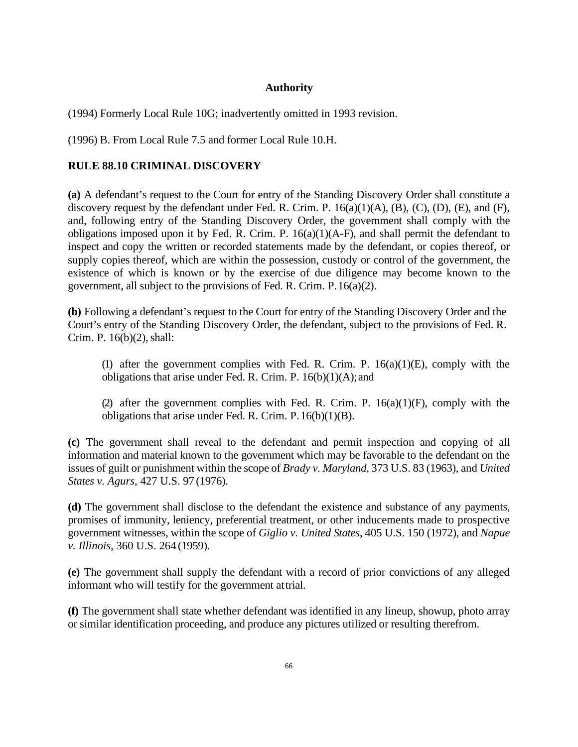**Authority**

(1994) Formerly Local Rule 10G; inadvertently omitted in 1993 revision.

(1996) B. From Local Rule 7.5 and former Local Rule 10.H.

## RULE 88.10 CRIMINAL DISCOVERY

**(a)** A defendant's request to the Court for entry of the Standing Discovery Order shall constitute a discovery request by the defendant under Fed. R. Crim. P. 16(a)(1)(A), (B), (C), (D), (E), and (F), and, following entry of the Standing Discovery Order, the government shall comply with the obligations imposed upon it by Fed. R. Crim. P. 16(a)(1)(A-F), and shall permit the defendant to inspect and copy the written or recorded statements made by the defendant, or copies thereof, or supply copies thereof, which are within the possession, custody or control of the government, the existence of which is known or by the exercise of due diligence may become known to the government, all subject to the provisions of Fed. R. Crim. P. 16(a)(2).

**(b)** Following a defendant's request to the Court for entry of the Standing Discovery Order and the Court's entry of the Standing Discovery Order, the defendant, subject to the provisions of Fed. R. Crim. P. 16(b)(2), shall:

(1) after the government complies with Fed. R. Crim. P. 16(a)(1)(E), comply with the obligations that arise under Fed. R. Crim. P. 16(b)(1)(A); and

(2) after the government complies with Fed. R. Crim. P. 16(a)(1)(F), comply with the obligations that arise under Fed. R. Crim. P. 16(b)(1)(B).

**(c)** The government shall reveal to the defendant and permit inspection and copying of all information and material known to the government which may be favorable to the defendant on the issues of guilt or punishment within the scope of *Brady v. Maryland*, 373 U.S. 83 (1963), and *United States v. Agurs*, 427 U.S. 97 (1976).

**(d)** The government shall disclose to the defendant the existence and substance of any payments, promises of immunity, leniency, preferential treatment, or other inducements made to prospective government witnesses, within the scope of *Giglio v. United States*, 405 U.S. 150 (1972), and *Napue v. Illinois*, 360 U.S. 264 (1959).

**(e)** The government shall supply the defendant with a record of prior convictions of any alleged informant who will testify for the government at trial.

**(f)** The government shall state whether defendant was identified in any lineup, showup, photo array or similar identification proceeding, and produce any pictures utilized or resulting therefrom.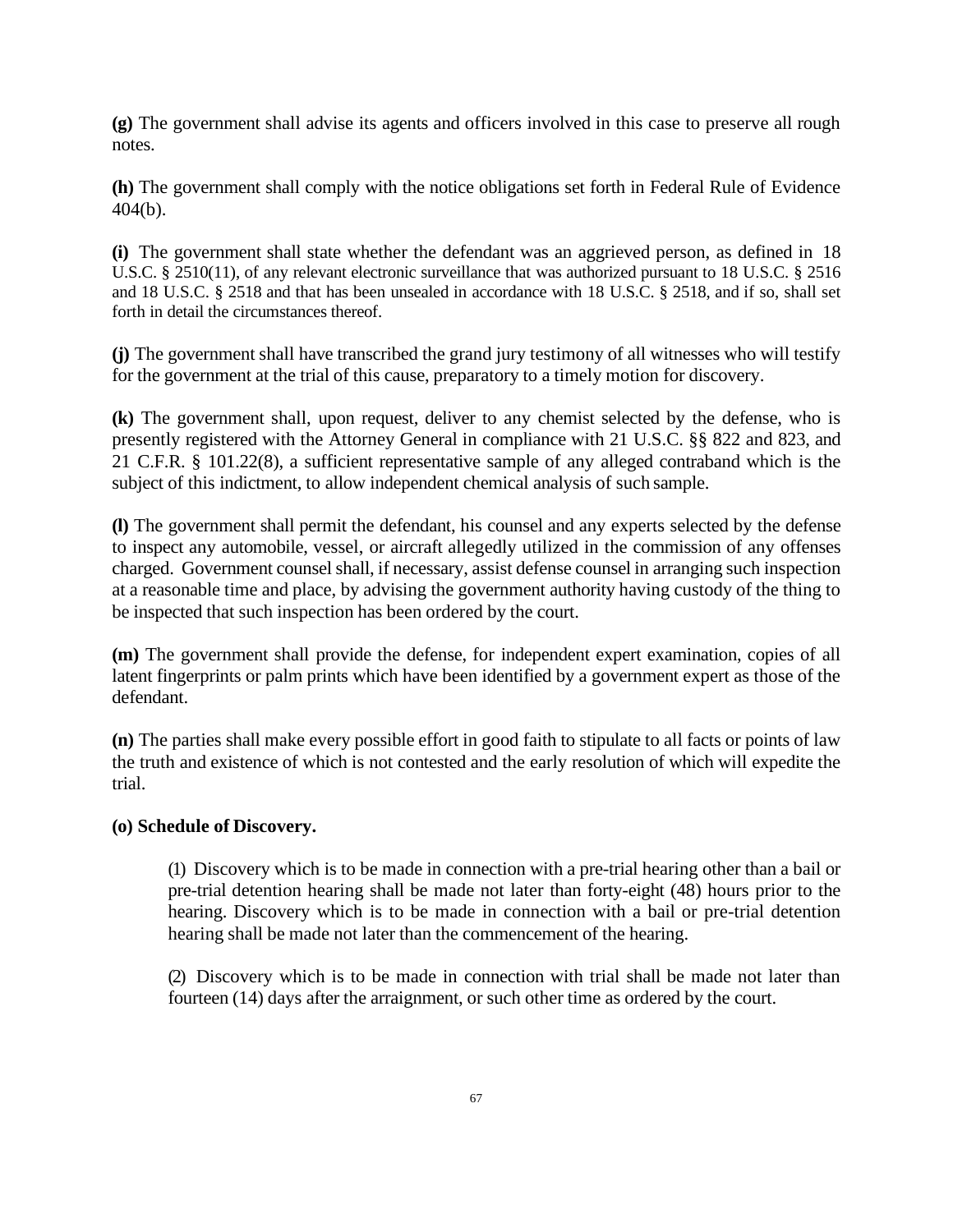**(g)** The government shall advise its agents and officers involved in this case to preserve all rough notes.

**(h)** The government shall comply with the notice obligations set forth in Federal Rule of Evidence 404(b).

**(i)** The government shall state whether the defendant was an aggrieved person, as defined in 18 U.S.C. § 2510(11), of any relevant electronic surveillance that was authorized pursuant to 18 U.S.C. § 2516 and 18 U.S.C. § 2518 and that has been unsealed in accordance with 18 U.S.C. § 2518, and if so, shall set forth in detail the circumstances thereof.

**(j)** The government shall have transcribed the grand jury testimony of all witnesses who will testify for the government at the trial of this cause, preparatory to a timely motion for discovery.

**(k)** The government shall, upon request, deliver to any chemist selected by the defense, who is presently registered with the Attorney General in compliance with 21 U.S.C. §§ 822 and 823, and 21 C.F.R. § 101.22(8), a sufficient representative sample of any alleged contraband which is the subject of this indictment, to allow independent chemical analysis of such sample.

**(l)** The government shall permit the defendant, his counsel and any experts selected by the defense to inspect any automobile, vessel, or aircraft allegedly utilized in the commission of any offenses charged. Government counsel shall, if necessary, assist defense counsel in arranging such inspection at a reasonable time and place, by advising the government authority having custody of the thing to be inspected that such inspection has been ordered by the court.

**(m)** The government shall provide the defense, for independent expert examination, copies of all latent fingerprints or palm prints which have been identified by a government expert as those of the defendant.

**(n)** The parties shall make every possible effort in good faith to stipulate to all facts or points of law the truth and existence of which is not contested and the early resolution of which will expedite the trial.

**(o) Schedule of Discovery.**

(1) Discovery which is to be made in connection with a pre-trial hearing other than a bail or pre-trial detention hearing shall be made not later than forty-eight (48) hours prior to the hearing. Discovery which is to be made in connection with a bail or pre-trial detention hearing shall be made not later than the commencement of the hearing.

(2) Discovery which is to be made in connection with trial shall be made not later than fourteen (14) days after the arraignment, or such other time as ordered by the court.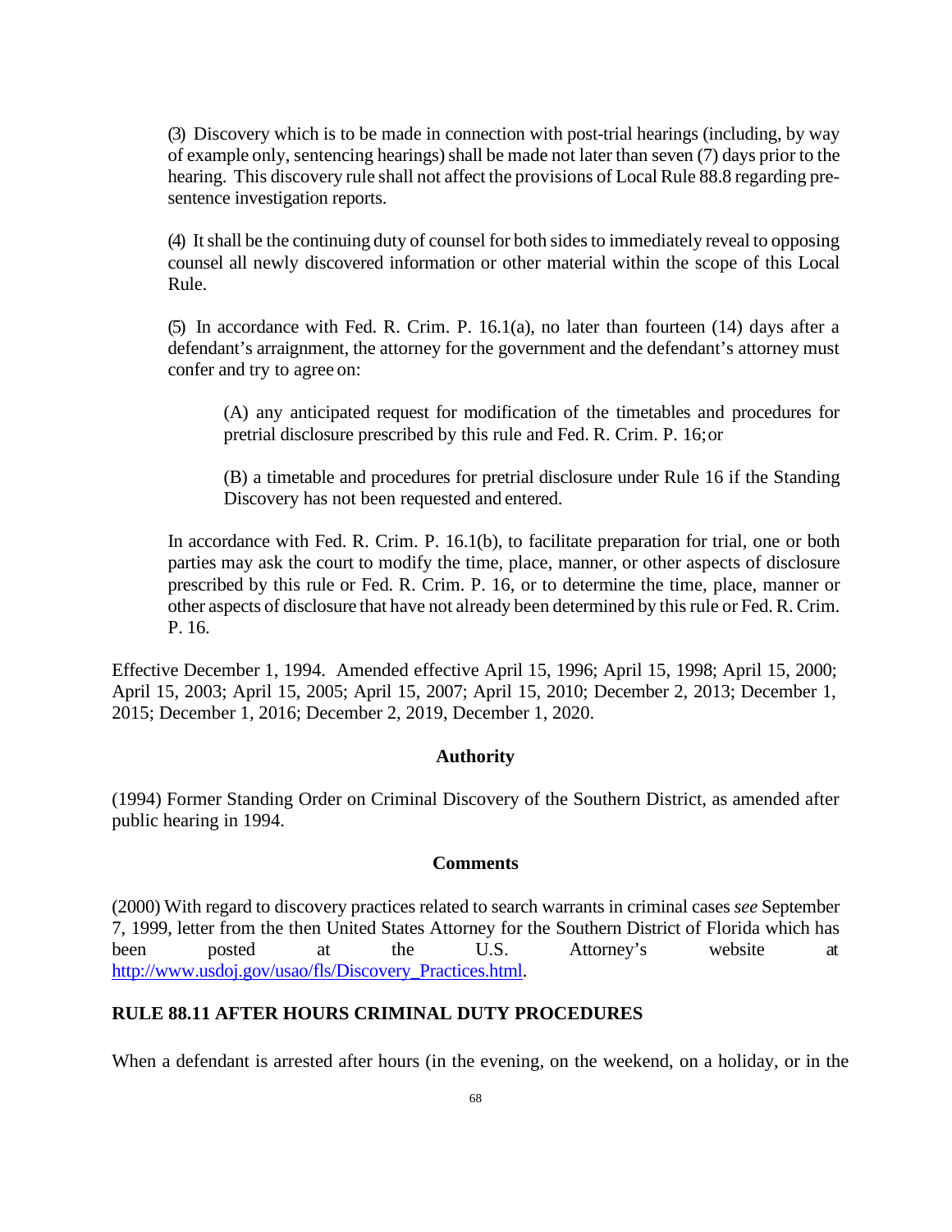(3) Discovery which is to be made in connection with post-trial hearings (including, by way of example only, sentencing hearings) shall be made not later than seven (7) days prior to the hearing. This discovery rule shall not affect the provisions of Local Rule 88.8 regarding pre-sentence investigation reports.

(4) It shall be the continuing duty of counsel for both sides to immediately reveal to opposing counsel all newly discovered information or other material within the scope of this Local Rule.

(5) In accordance with Fed. R. Crim. P. 16.1(a), no later than fourteen (14) days after a defendant's arraignment, the attorney for the government and the defendant's attorney must confer and try to agree on:

> (A) any anticipated request for modification of the timetables and procedures for pretrial disclosure prescribed by this rule and Fed. R. Crim. P. 16; or
>
> (B) a timetable and procedures for pretrial disclosure under Rule 16 if the Standing Discovery has not been requested and entered.

In accordance with Fed. R. Crim. P. 16.1(b), to facilitate preparation for trial, one or both parties may ask the court to modify the time, place, manner, or other aspects of disclosure prescribed by this rule or Fed. R. Crim. P. 16, or to determine the time, place, manner or other aspects of disclosure that have not already been determined by this rule or Fed. R. Crim. P. 16.

Effective December 1, 1994. Amended effective April 15, 1996; April 15, 1998; April 15, 2000; April 15, 2003; April 15, 2005; April 15, 2007; April 15, 2010; December 2, 2013; December 1, 2015; December 1, 2016; December 2, 2019, December 1, 2020.

**Authority**

(1994) Former Standing Order on Criminal Discovery of the Southern District, as amended after public hearing in 1994.

**Comments**

(2000) With regard to discovery practices related to search warrants in criminal cases *see* September 7, 1999, letter from the then United States Attorney for the Southern District of Florida which has been posted at the U.S. Attorney's website at http://www.usdoj.gov/usao/fls/Discovery_Practices.html.

## RULE 88.11 AFTER HOURS CRIMINAL DUTY PROCEDURES

When a defendant is arrested after hours (in the evening, on the weekend, on a holiday, or in the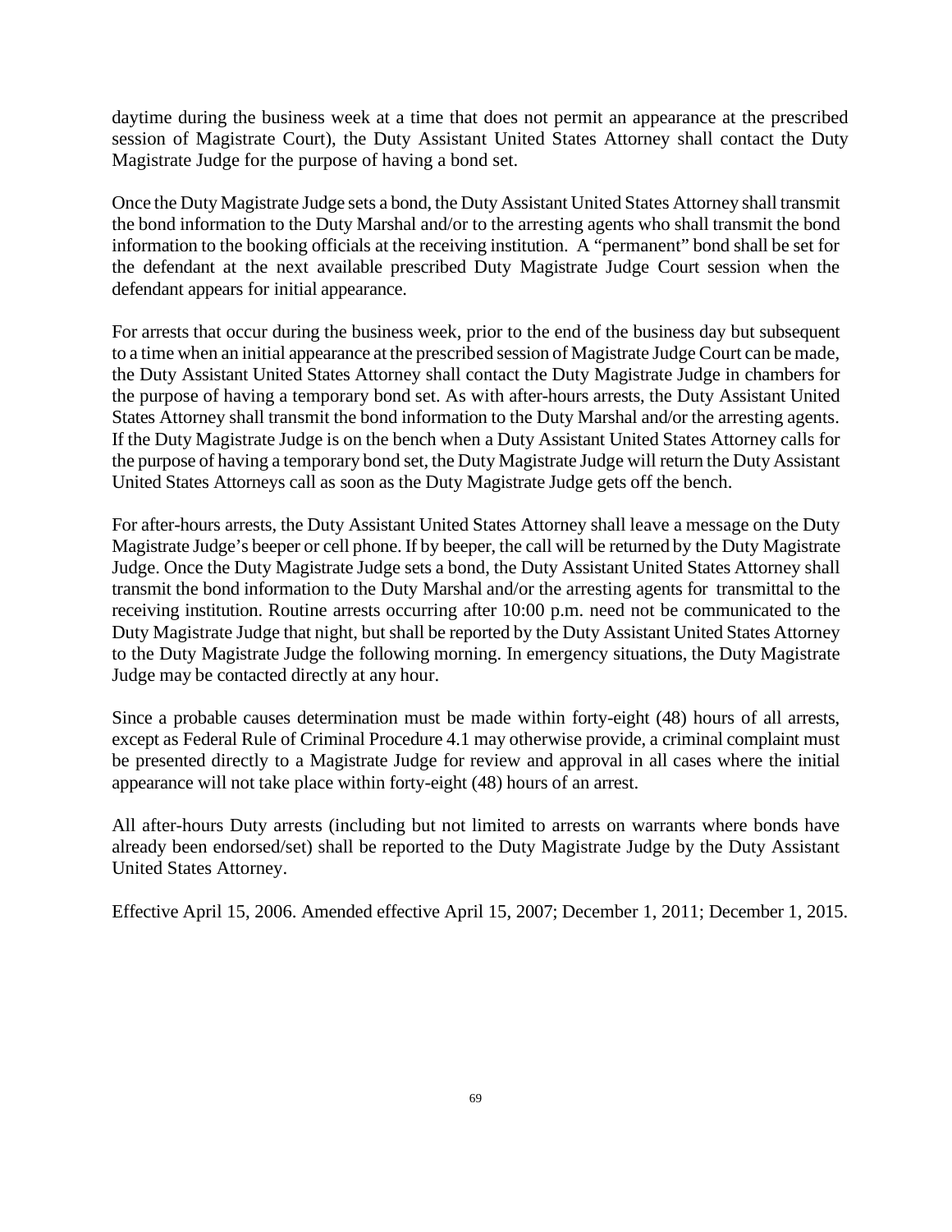daytime during the business week at a time that does not permit an appearance at the prescribed session of Magistrate Court), the Duty Assistant United States Attorney shall contact the Duty Magistrate Judge for the purpose of having a bond set.

Once the Duty Magistrate Judge sets a bond, the Duty Assistant United States Attorney shall transmit the bond information to the Duty Marshal and/or to the arresting agents who shall transmit the bond information to the booking officials at the receiving institution. A "permanent" bond shall be set for the defendant at the next available prescribed Duty Magistrate Judge Court session when the defendant appears for initial appearance.

For arrests that occur during the business week, prior to the end of the business day but subsequent to a time when an initial appearance at the prescribed session of Magistrate Judge Court can be made, the Duty Assistant United States Attorney shall contact the Duty Magistrate Judge in chambers for the purpose of having a temporary bond set. As with after-hours arrests, the Duty Assistant United States Attorney shall transmit the bond information to the Duty Marshal and/or the arresting agents. If the Duty Magistrate Judge is on the bench when a Duty Assistant United States Attorney calls for the purpose of having a temporary bond set, the Duty Magistrate Judge will return the Duty Assistant United States Attorneys call as soon as the Duty Magistrate Judge gets off the bench.

For after-hours arrests, the Duty Assistant United States Attorney shall leave a message on the Duty Magistrate Judge's beeper or cell phone. If by beeper, the call will be returned by the Duty Magistrate Judge. Once the Duty Magistrate Judge sets a bond, the Duty Assistant United States Attorney shall transmit the bond information to the Duty Marshal and/or the arresting agents for transmittal to the receiving institution. Routine arrests occurring after 10:00 p.m. need not be communicated to the Duty Magistrate Judge that night, but shall be reported by the Duty Assistant United States Attorney to the Duty Magistrate Judge the following morning. In emergency situations, the Duty Magistrate Judge may be contacted directly at any hour.

Since a probable causes determination must be made within forty-eight (48) hours of all arrests, except as Federal Rule of Criminal Procedure 4.1 may otherwise provide, a criminal complaint must be presented directly to a Magistrate Judge for review and approval in all cases where the initial appearance will not take place within forty-eight (48) hours of an arrest.

All after-hours Duty arrests (including but not limited to arrests on warrants where bonds have already been endorsed/set) shall be reported to the Duty Magistrate Judge by the Duty Assistant United States Attorney.

Effective April 15, 2006. Amended effective April 15, 2007; December 1, 2011; December 1, 2015.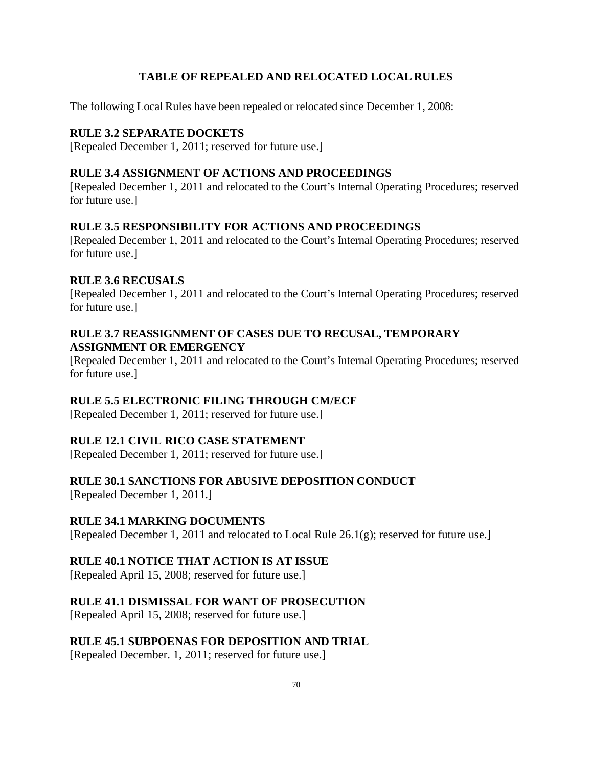## TABLE OF REPEALED AND RELOCATED LOCAL RULES

The following Local Rules have been repealed or relocated since December 1, 2008:

### RULE 3.2 SEPARATE DOCKETS

[Repealed December 1, 2011; reserved for future use.]

### RULE 3.4 ASSIGNMENT OF ACTIONS AND PROCEEDINGS

[Repealed December 1, 2011 and relocated to the Court's Internal Operating Procedures; reserved for future use.]

### RULE 3.5 RESPONSIBILITY FOR ACTIONS AND PROCEEDINGS

[Repealed December 1, 2011 and relocated to the Court's Internal Operating Procedures; reserved for future use.]

### RULE 3.6 RECUSALS

[Repealed December 1, 2011 and relocated to the Court's Internal Operating Procedures; reserved for future use.]

### RULE 3.7 REASSIGNMENT OF CASES DUE TO RECUSAL, TEMPORARY ASSIGNMENT OR EMERGENCY

[Repealed December 1, 2011 and relocated to the Court's Internal Operating Procedures; reserved for future use.]

### RULE 5.5 ELECTRONIC FILING THROUGH CM/ECF

[Repealed December 1, 2011; reserved for future use.]

### RULE 12.1 CIVIL RICO CASE STATEMENT

[Repealed December 1, 2011; reserved for future use.]

### RULE 30.1 SANCTIONS FOR ABUSIVE DEPOSITION CONDUCT

[Repealed December 1, 2011.]

### RULE 34.1 MARKING DOCUMENTS

[Repealed December 1, 2011 and relocated to Local Rule 26.1(g); reserved for future use.]

### RULE 40.1 NOTICE THAT ACTION IS AT ISSUE

[Repealed April 15, 2008; reserved for future use.]

### RULE 41.1 DISMISSAL FOR WANT OF PROSECUTION

[Repealed April 15, 2008; reserved for future use.]

### RULE 45.1 SUBPOENAS FOR DEPOSITION AND TRIAL

[Repealed December. 1, 2011; reserved for future use.]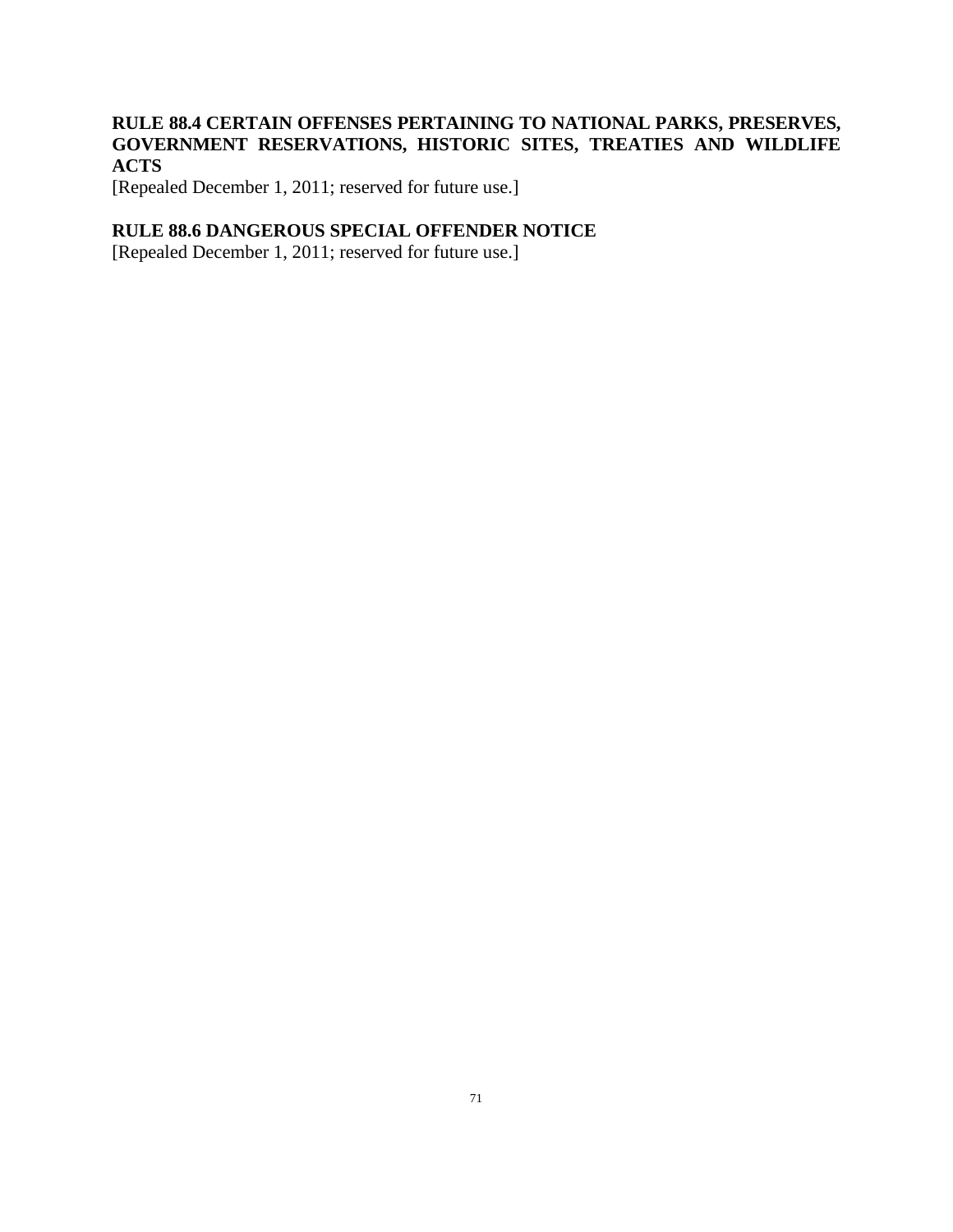## RULE 88.4 CERTAIN OFFENSES PERTAINING TO NATIONAL PARKS, PRESERVES, GOVERNMENT RESERVATIONS, HISTORIC SITES, TREATIES AND WILDLIFE ACTS

[Repealed December 1, 2011; reserved for future use.]

## RULE 88.6 DANGEROUS SPECIAL OFFENDER NOTICE

[Repealed December 1, 2011; reserved for future use.]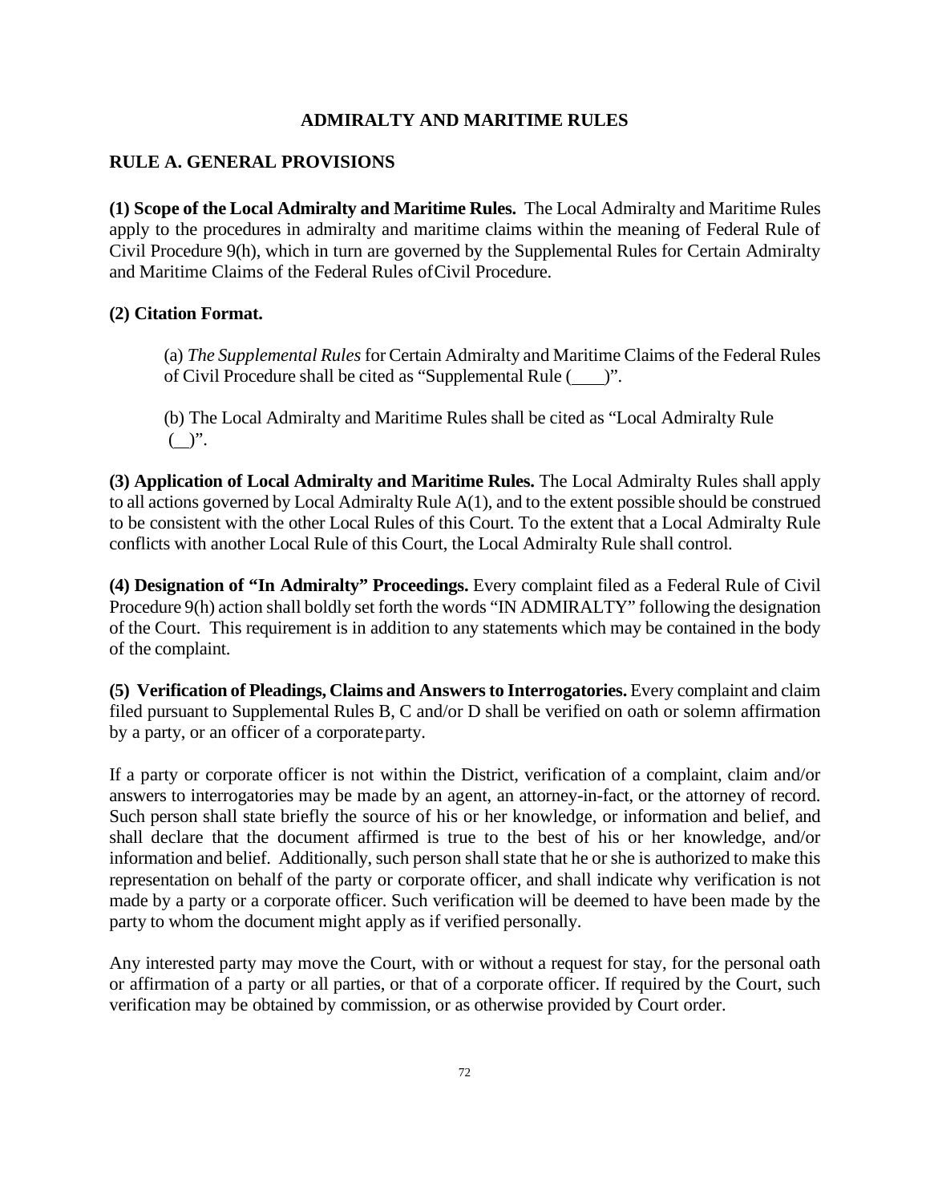# ADMIRALTY AND MARITIME RULES

## RULE A. GENERAL PROVISIONS

**(1) Scope of the Local Admiralty and Maritime Rules.** The Local Admiralty and Maritime Rules apply to the procedures in admiralty and maritime claims within the meaning of Federal Rule of Civil Procedure 9(h), which in turn are governed by the Supplemental Rules for Certain Admiralty and Maritime Claims of the Federal Rules of Civil Procedure.

**(2) Citation Format.**

> (a) *The Supplemental Rules* for Certain Admiralty and Maritime Claims of the Federal Rules of Civil Procedure shall be cited as "Supplemental Rule (\_\_\_\_)".
>
> (b) The Local Admiralty and Maritime Rules shall be cited as "Local Admiralty Rule (\_\_)".

**(3) Application of Local Admiralty and Maritime Rules.** The Local Admiralty Rules shall apply to all actions governed by Local Admiralty Rule A(1), and to the extent possible should be construed to be consistent with the other Local Rules of this Court. To the extent that a Local Admiralty Rule conflicts with another Local Rule of this Court, the Local Admiralty Rule shall control.

**(4) Designation of "In Admiralty" Proceedings.** Every complaint filed as a Federal Rule of Civil Procedure 9(h) action shall boldly set forth the words "IN ADMIRALTY" following the designation of the Court. This requirement is in addition to any statements which may be contained in the body of the complaint.

**(5) Verification of Pleadings, Claims and Answers to Interrogatories.** Every complaint and claim filed pursuant to Supplemental Rules B, C and/or D shall be verified on oath or solemn affirmation by a party, or an officer of a corporate party.

If a party or corporate officer is not within the District, verification of a complaint, claim and/or answers to interrogatories may be made by an agent, an attorney-in-fact, or the attorney of record. Such person shall state briefly the source of his or her knowledge, or information and belief, and shall declare that the document affirmed is true to the best of his or her knowledge, and/or information and belief. Additionally, such person shall state that he or she is authorized to make this representation on behalf of the party or corporate officer, and shall indicate why verification is not made by a party or a corporate officer. Such verification will be deemed to have been made by the party to whom the document might apply as if verified personally.

Any interested party may move the Court, with or without a request for stay, for the personal oath or affirmation of a party or all parties, or that of a corporate officer. If required by the Court, such verification may be obtained by commission, or as otherwise provided by Court order.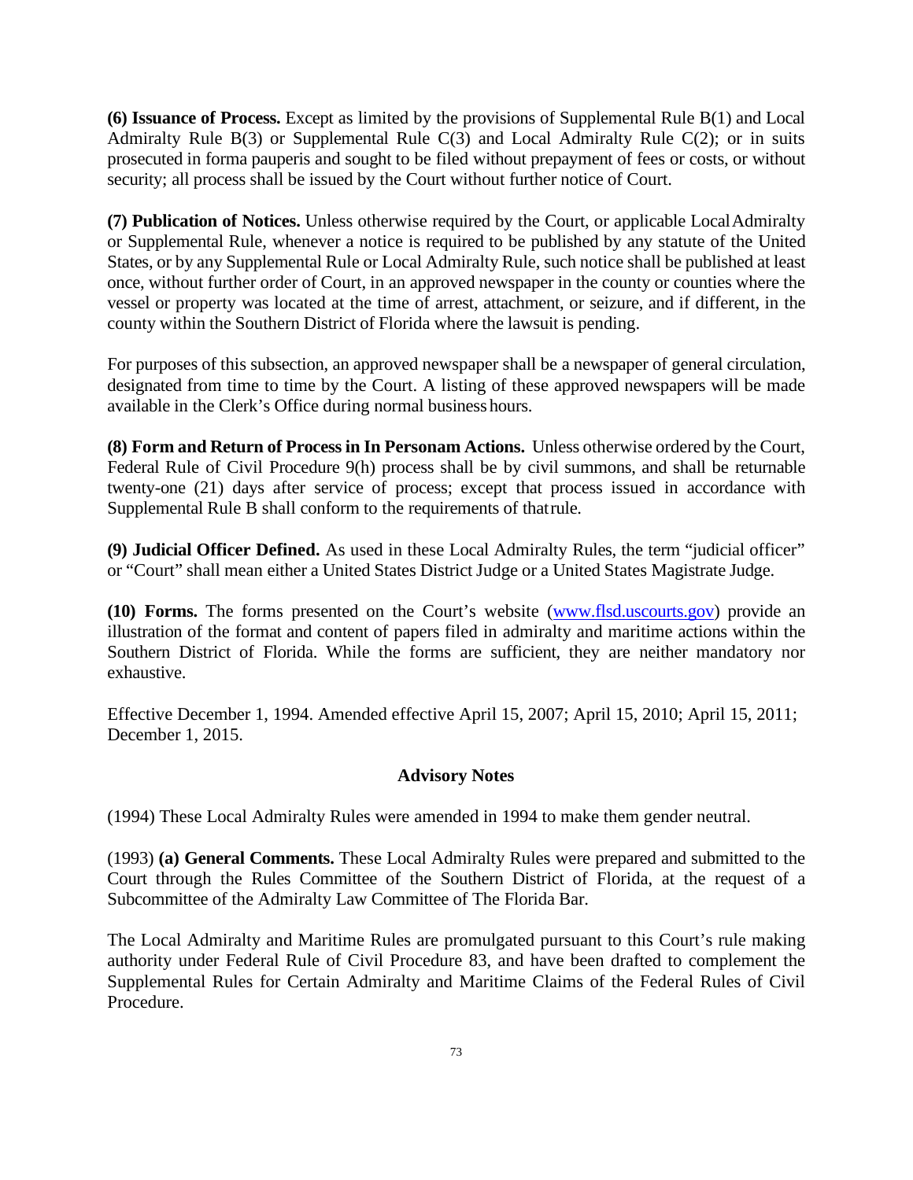**(6) Issuance of Process.** Except as limited by the provisions of Supplemental Rule B(1) and Local Admiralty Rule B(3) or Supplemental Rule C(3) and Local Admiralty Rule C(2); or in suits prosecuted in forma pauperis and sought to be filed without prepayment of fees or costs, or without security; all process shall be issued by the Court without further notice of Court.

**(7) Publication of Notices.** Unless otherwise required by the Court, or applicable Local Admiralty or Supplemental Rule, whenever a notice is required to be published by any statute of the United States, or by any Supplemental Rule or Local Admiralty Rule, such notice shall be published at least once, without further order of Court, in an approved newspaper in the county or counties where the vessel or property was located at the time of arrest, attachment, or seizure, and if different, in the county within the Southern District of Florida where the lawsuit is pending.

For purposes of this subsection, an approved newspaper shall be a newspaper of general circulation, designated from time to time by the Court. A listing of these approved newspapers will be made available in the Clerk's Office during normal business hours.

**(8) Form and Return of Process in In Personam Actions.** Unless otherwise ordered by the Court, Federal Rule of Civil Procedure 9(h) process shall be by civil summons, and shall be returnable twenty-one (21) days after service of process; except that process issued in accordance with Supplemental Rule B shall conform to the requirements of that rule.

**(9) Judicial Officer Defined.** As used in these Local Admiralty Rules, the term "judicial officer" or "Court" shall mean either a United States District Judge or a United States Magistrate Judge.

**(10) Forms.** The forms presented on the Court's website (www.flsd.uscourts.gov) provide an illustration of the format and content of papers filed in admiralty and maritime actions within the Southern District of Florida. While the forms are sufficient, they are neither mandatory nor exhaustive.

Effective December 1, 1994. Amended effective April 15, 2007; April 15, 2010; April 15, 2011; December 1, 2015.

**Advisory Notes**

(1994) These Local Admiralty Rules were amended in 1994 to make them gender neutral.

(1993) **(a) General Comments.** These Local Admiralty Rules were prepared and submitted to the Court through the Rules Committee of the Southern District of Florida, at the request of a Subcommittee of the Admiralty Law Committee of The Florida Bar.

The Local Admiralty and Maritime Rules are promulgated pursuant to this Court's rule making authority under Federal Rule of Civil Procedure 83, and have been drafted to complement the Supplemental Rules for Certain Admiralty and Maritime Claims of the Federal Rules of Civil Procedure.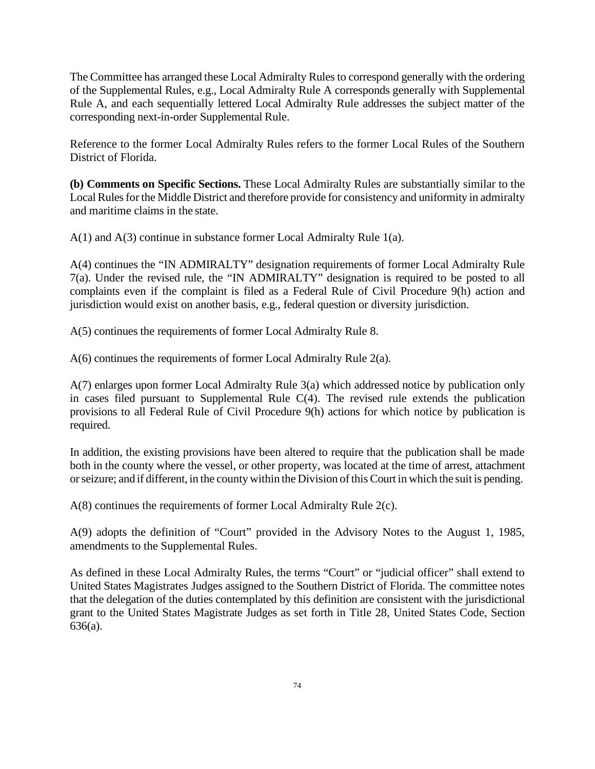The Committee has arranged these Local Admiralty Rules to correspond generally with the ordering of the Supplemental Rules, e.g., Local Admiralty Rule A corresponds generally with Supplemental Rule A, and each sequentially lettered Local Admiralty Rule addresses the subject matter of the corresponding next-in-order Supplemental Rule.

Reference to the former Local Admiralty Rules refers to the former Local Rules of the Southern District of Florida.

**(b) Comments on Specific Sections.** These Local Admiralty Rules are substantially similar to the Local Rules for the Middle District and therefore provide for consistency and uniformity in admiralty and maritime claims in the state.

A(1) and A(3) continue in substance former Local Admiralty Rule 1(a).

A(4) continues the "IN ADMIRALTY" designation requirements of former Local Admiralty Rule 7(a). Under the revised rule, the "IN ADMIRALTY" designation is required to be posted to all complaints even if the complaint is filed as a Federal Rule of Civil Procedure 9(h) action and jurisdiction would exist on another basis, e.g., federal question or diversity jurisdiction.

A(5) continues the requirements of former Local Admiralty Rule 8.

A(6) continues the requirements of former Local Admiralty Rule 2(a).

A(7) enlarges upon former Local Admiralty Rule 3(a) which addressed notice by publication only in cases filed pursuant to Supplemental Rule C(4). The revised rule extends the publication provisions to all Federal Rule of Civil Procedure 9(h) actions for which notice by publication is required.

In addition, the existing provisions have been altered to require that the publication shall be made both in the county where the vessel, or other property, was located at the time of arrest, attachment or seizure; and if different, in the county within the Division of this Court in which the suit is pending.

A(8) continues the requirements of former Local Admiralty Rule 2(c).

A(9) adopts the definition of "Court" provided in the Advisory Notes to the August 1, 1985, amendments to the Supplemental Rules.

As defined in these Local Admiralty Rules, the terms "Court" or "judicial officer" shall extend to United States Magistrates Judges assigned to the Southern District of Florida. The committee notes that the delegation of the duties contemplated by this definition are consistent with the jurisdictional grant to the United States Magistrate Judges as set forth in Title 28, United States Code, Section 636(a).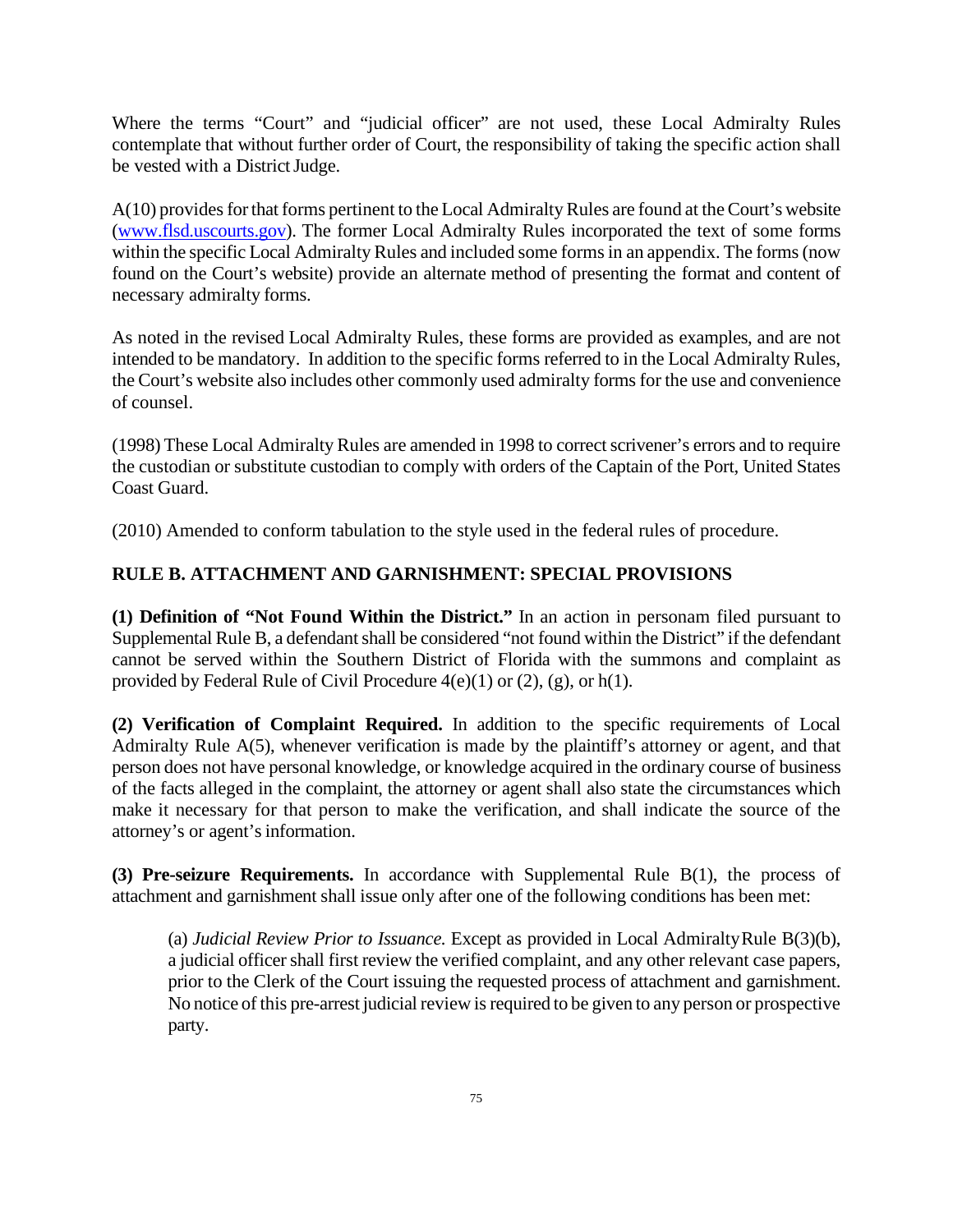Where the terms "Court" and "judicial officer" are not used, these Local Admiralty Rules contemplate that without further order of Court, the responsibility of taking the specific action shall be vested with a District Judge.

A(10) provides for that forms pertinent to the Local Admiralty Rules are found at the Court's website (www.flsd.uscourts.gov). The former Local Admiralty Rules incorporated the text of some forms within the specific Local Admiralty Rules and included some forms in an appendix. The forms (now found on the Court's website) provide an alternate method of presenting the format and content of necessary admiralty forms.

As noted in the revised Local Admiralty Rules, these forms are provided as examples, and are not intended to be mandatory. In addition to the specific forms referred to in the Local Admiralty Rules, the Court's website also includes other commonly used admiralty forms for the use and convenience of counsel.

(1998) These Local Admiralty Rules are amended in 1998 to correct scrivener's errors and to require the custodian or substitute custodian to comply with orders of the Captain of the Port, United States Coast Guard.

(2010) Amended to conform tabulation to the style used in the federal rules of procedure.

## RULE B. ATTACHMENT AND GARNISHMENT: SPECIAL PROVISIONS

**(1) Definition of "Not Found Within the District."** In an action in personam filed pursuant to Supplemental Rule B, a defendant shall be considered "not found within the District" if the defendant cannot be served within the Southern District of Florida with the summons and complaint as provided by Federal Rule of Civil Procedure 4(e)(1) or (2), (g), or h(1).

**(2) Verification of Complaint Required.** In addition to the specific requirements of Local Admiralty Rule A(5), whenever verification is made by the plaintiff's attorney or agent, and that person does not have personal knowledge, or knowledge acquired in the ordinary course of business of the facts alleged in the complaint, the attorney or agent shall also state the circumstances which make it necessary for that person to make the verification, and shall indicate the source of the attorney's or agent's information.

**(3) Pre-seizure Requirements.** In accordance with Supplemental Rule B(1), the process of attachment and garnishment shall issue only after one of the following conditions has been met:

(a) *Judicial Review Prior to Issuance.* Except as provided in Local Admiralty Rule B(3)(b), a judicial officer shall first review the verified complaint, and any other relevant case papers, prior to the Clerk of the Court issuing the requested process of attachment and garnishment. No notice of this pre-arrest judicial review is required to be given to any person or prospective party.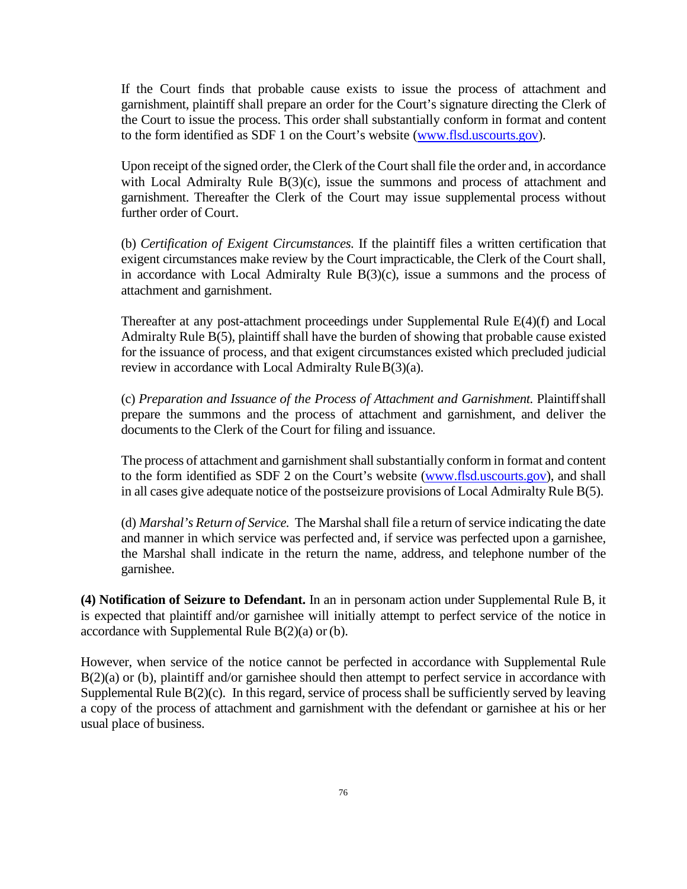If the Court finds that probable cause exists to issue the process of attachment and garnishment, plaintiff shall prepare an order for the Court's signature directing the Clerk of the Court to issue the process. This order shall substantially conform in format and content to the form identified as SDF 1 on the Court's website (www.flsd.uscourts.gov).

Upon receipt of the signed order, the Clerk of the Court shall file the order and, in accordance with Local Admiralty Rule B(3)(c), issue the summons and process of attachment and garnishment. Thereafter the Clerk of the Court may issue supplemental process without further order of Court.

(b) *Certification of Exigent Circumstances.* If the plaintiff files a written certification that exigent circumstances make review by the Court impracticable, the Clerk of the Court shall, in accordance with Local Admiralty Rule B(3)(c), issue a summons and the process of attachment and garnishment.

Thereafter at any post-attachment proceedings under Supplemental Rule E(4)(f) and Local Admiralty Rule B(5), plaintiff shall have the burden of showing that probable cause existed for the issuance of process, and that exigent circumstances existed which precluded judicial review in accordance with Local Admiralty Rule B(3)(a).

(c) *Preparation and Issuance of the Process of Attachment and Garnishment.* Plaintiff shall prepare the summons and the process of attachment and garnishment, and deliver the documents to the Clerk of the Court for filing and issuance.

The process of attachment and garnishment shall substantially conform in format and content to the form identified as SDF 2 on the Court's website (www.flsd.uscourts.gov), and shall in all cases give adequate notice of the postseizure provisions of Local Admiralty Rule B(5).

(d) *Marshal's Return of Service.* The Marshal shall file a return of service indicating the date and manner in which service was perfected and, if service was perfected upon a garnishee, the Marshal shall indicate in the return the name, address, and telephone number of the garnishee.

**(4) Notification of Seizure to Defendant.** In an in personam action under Supplemental Rule B, it is expected that plaintiff and/or garnishee will initially attempt to perfect service of the notice in accordance with Supplemental Rule B(2)(a) or (b).

However, when service of the notice cannot be perfected in accordance with Supplemental Rule B(2)(a) or (b), plaintiff and/or garnishee should then attempt to perfect service in accordance with Supplemental Rule B(2)(c). In this regard, service of process shall be sufficiently served by leaving a copy of the process of attachment and garnishment with the defendant or garnishee at his or her usual place of business.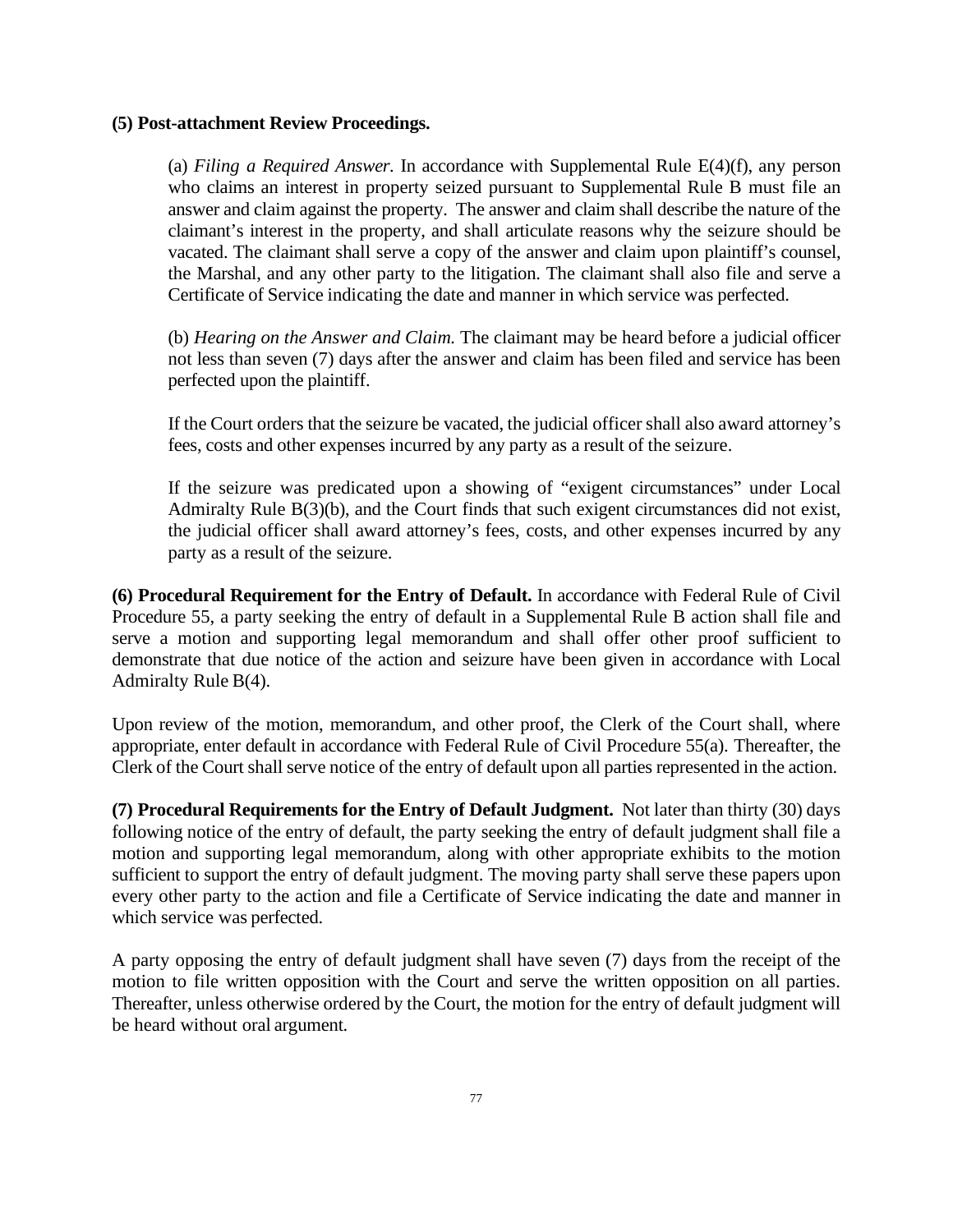**(5) Post-attachment Review Proceedings.**

(a) *Filing a Required Answer.* In accordance with Supplemental Rule E(4)(f), any person who claims an interest in property seized pursuant to Supplemental Rule B must file an answer and claim against the property. The answer and claim shall describe the nature of the claimant's interest in the property, and shall articulate reasons why the seizure should be vacated. The claimant shall serve a copy of the answer and claim upon plaintiff's counsel, the Marshal, and any other party to the litigation. The claimant shall also file and serve a Certificate of Service indicating the date and manner in which service was perfected.

(b) *Hearing on the Answer and Claim.* The claimant may be heard before a judicial officer not less than seven (7) days after the answer and claim has been filed and service has been perfected upon the plaintiff.

If the Court orders that the seizure be vacated, the judicial officer shall also award attorney's fees, costs and other expenses incurred by any party as a result of the seizure.

If the seizure was predicated upon a showing of "exigent circumstances" under Local Admiralty Rule B(3)(b), and the Court finds that such exigent circumstances did not exist, the judicial officer shall award attorney's fees, costs, and other expenses incurred by any party as a result of the seizure.

**(6) Procedural Requirement for the Entry of Default.** In accordance with Federal Rule of Civil Procedure 55, a party seeking the entry of default in a Supplemental Rule B action shall file and serve a motion and supporting legal memorandum and shall offer other proof sufficient to demonstrate that due notice of the action and seizure have been given in accordance with Local Admiralty Rule B(4).

Upon review of the motion, memorandum, and other proof, the Clerk of the Court shall, where appropriate, enter default in accordance with Federal Rule of Civil Procedure 55(a). Thereafter, the Clerk of the Court shall serve notice of the entry of default upon all parties represented in the action.

**(7) Procedural Requirements for the Entry of Default Judgment.** Not later than thirty (30) days following notice of the entry of default, the party seeking the entry of default judgment shall file a motion and supporting legal memorandum, along with other appropriate exhibits to the motion sufficient to support the entry of default judgment. The moving party shall serve these papers upon every other party to the action and file a Certificate of Service indicating the date and manner in which service was perfected.

A party opposing the entry of default judgment shall have seven (7) days from the receipt of the motion to file written opposition with the Court and serve the written opposition on all parties. Thereafter, unless otherwise ordered by the Court, the motion for the entry of default judgment will be heard without oral argument.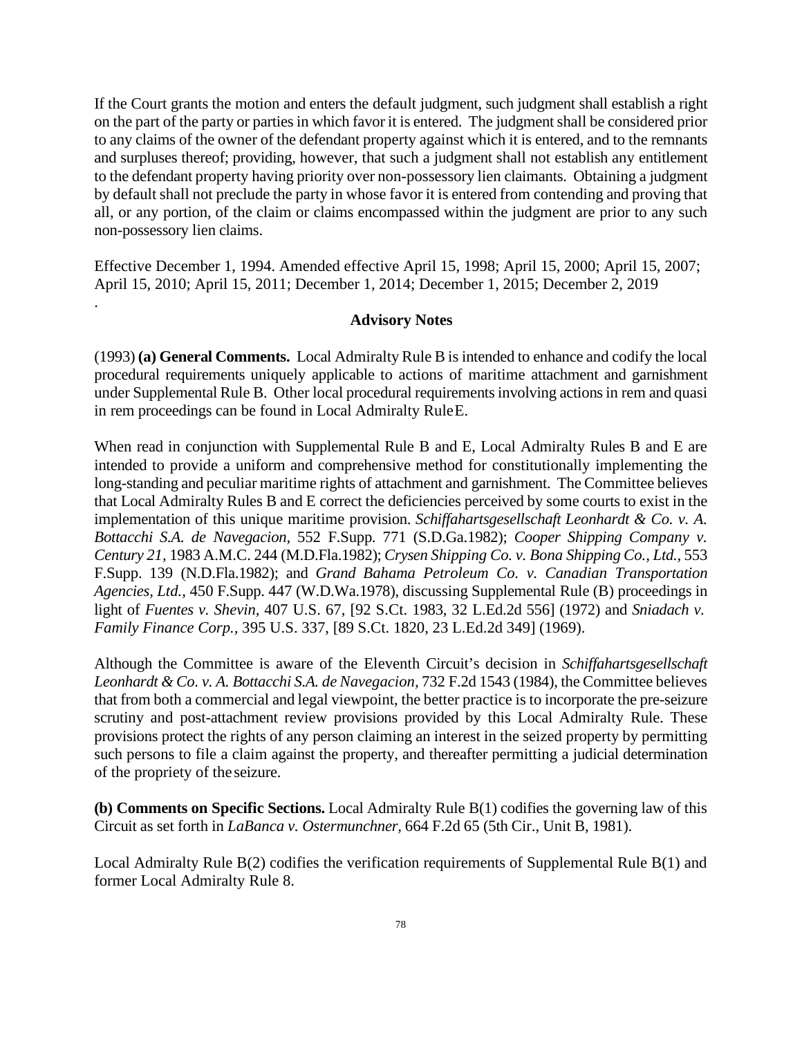If the Court grants the motion and enters the default judgment, such judgment shall establish a right on the part of the party or parties in which favor it is entered. The judgment shall be considered prior to any claims of the owner of the defendant property against which it is entered, and to the remnants and surpluses thereof; providing, however, that such a judgment shall not establish any entitlement to the defendant property having priority over non-possessory lien claimants. Obtaining a judgment by default shall not preclude the party in whose favor it is entered from contending and proving that all, or any portion, of the claim or claims encompassed within the judgment are prior to any such non-possessory lien claims.

Effective December 1, 1994. Amended effective April 15, 1998; April 15, 2000; April 15, 2007; April 15, 2010; April 15, 2011; December 1, 2014; December 1, 2015; December 2, 2019

.

**Advisory Notes**

(1993) **(a) General Comments.** Local Admiralty Rule B is intended to enhance and codify the local procedural requirements uniquely applicable to actions of maritime attachment and garnishment under Supplemental Rule B. Other local procedural requirements involving actions in rem and quasi in rem proceedings can be found in Local Admiralty Rule E.

When read in conjunction with Supplemental Rule B and E, Local Admiralty Rules B and E are intended to provide a uniform and comprehensive method for constitutionally implementing the long-standing and peculiar maritime rights of attachment and garnishment. The Committee believes that Local Admiralty Rules B and E correct the deficiencies perceived by some courts to exist in the implementation of this unique maritime provision. *Schiffahartsgesellschaft Leonhardt & Co. v. A. Bottacchi S.A. de Navegacion*, 552 F.Supp. 771 (S.D.Ga.1982); *Cooper Shipping Company v. Century 21*, 1983 A.M.C. 244 (M.D.Fla.1982); *Crysen Shipping Co. v. Bona Shipping Co., Ltd.*, 553 F.Supp. 139 (N.D.Fla.1982); and *Grand Bahama Petroleum Co. v. Canadian Transportation Agencies, Ltd.*, 450 F.Supp. 447 (W.D.Wa.1978), discussing Supplemental Rule (B) proceedings in light of *Fuentes v. Shevin*, 407 U.S. 67, [92 S.Ct. 1983, 32 L.Ed.2d 556] (1972) and *Sniadach v. Family Finance Corp.*, 395 U.S. 337, [89 S.Ct. 1820, 23 L.Ed.2d 349] (1969).

Although the Committee is aware of the Eleventh Circuit's decision in *Schiffahartsgesellschaft Leonhardt & Co. v. A. Bottacchi S.A. de Navegacion*, 732 F.2d 1543 (1984), the Committee believes that from both a commercial and legal viewpoint, the better practice is to incorporate the pre-seizure scrutiny and post-attachment review provisions provided by this Local Admiralty Rule. These provisions protect the rights of any person claiming an interest in the seized property by permitting such persons to file a claim against the property, and thereafter permitting a judicial determination of the propriety of the seizure.

**(b) Comments on Specific Sections.** Local Admiralty Rule B(1) codifies the governing law of this Circuit as set forth in *LaBanca v. Ostermunchner*, 664 F.2d 65 (5th Cir., Unit B, 1981).

Local Admiralty Rule B(2) codifies the verification requirements of Supplemental Rule B(1) and former Local Admiralty Rule 8.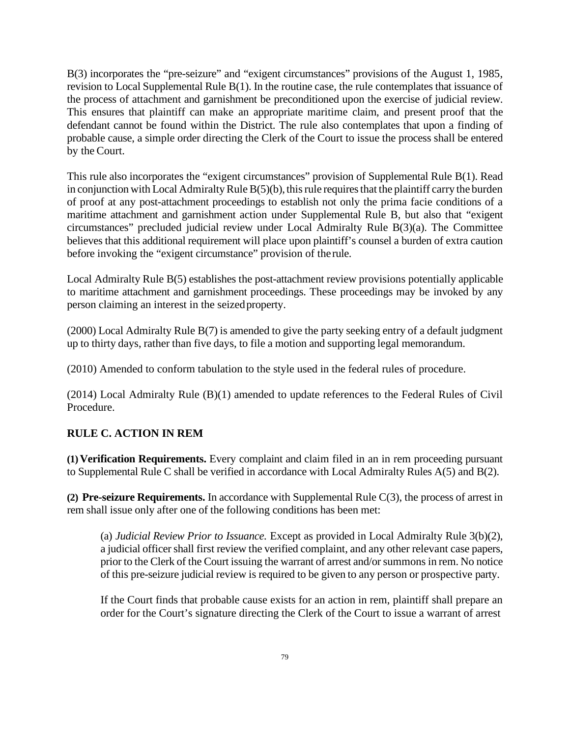B(3) incorporates the "pre-seizure" and "exigent circumstances" provisions of the August 1, 1985, revision to Local Supplemental Rule B(1). In the routine case, the rule contemplates that issuance of the process of attachment and garnishment be preconditioned upon the exercise of judicial review. This ensures that plaintiff can make an appropriate maritime claim, and present proof that the defendant cannot be found within the District. The rule also contemplates that upon a finding of probable cause, a simple order directing the Clerk of the Court to issue the process shall be entered by the Court.

This rule also incorporates the "exigent circumstances" provision of Supplemental Rule B(1). Read in conjunction with Local Admiralty Rule B(5)(b), this rule requires that the plaintiff carry the burden of proof at any post-attachment proceedings to establish not only the prima facie conditions of a maritime attachment and garnishment action under Supplemental Rule B, but also that "exigent circumstances" precluded judicial review under Local Admiralty Rule B(3)(a). The Committee believes that this additional requirement will place upon plaintiff's counsel a burden of extra caution before invoking the "exigent circumstance" provision of the rule.

Local Admiralty Rule B(5) establishes the post-attachment review provisions potentially applicable to maritime attachment and garnishment proceedings. These proceedings may be invoked by any person claiming an interest in the seized property.

(2000) Local Admiralty Rule B(7) is amended to give the party seeking entry of a default judgment up to thirty days, rather than five days, to file a motion and supporting legal memorandum.

(2010) Amended to conform tabulation to the style used in the federal rules of procedure.

(2014) Local Admiralty Rule (B)(1) amended to update references to the Federal Rules of Civil Procedure.

## RULE C. ACTION IN REM

**(1) Verification Requirements.** Every complaint and claim filed in an in rem proceeding pursuant to Supplemental Rule C shall be verified in accordance with Local Admiralty Rules A(5) and B(2).

**(2) Pre-seizure Requirements.** In accordance with Supplemental Rule C(3), the process of arrest in rem shall issue only after one of the following conditions has been met:

(a) *Judicial Review Prior to Issuance.* Except as provided in Local Admiralty Rule 3(b)(2), a judicial officer shall first review the verified complaint, and any other relevant case papers, prior to the Clerk of the Court issuing the warrant of arrest and/or summons in rem. No notice of this pre-seizure judicial review is required to be given to any person or prospective party.

If the Court finds that probable cause exists for an action in rem, plaintiff shall prepare an order for the Court's signature directing the Clerk of the Court to issue a warrant of arrest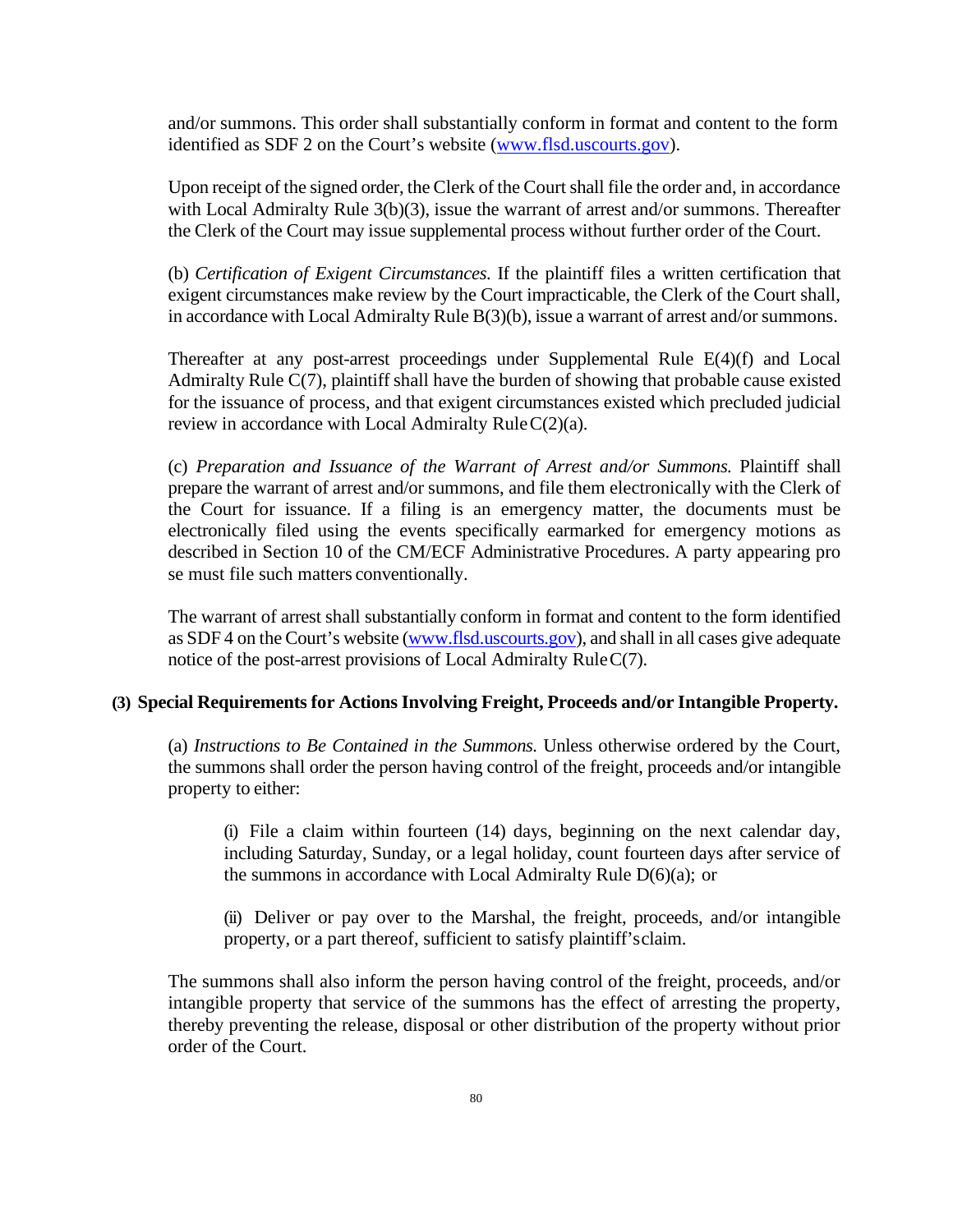and/or summons. This order shall substantially conform in format and content to the form identified as SDF 2 on the Court's website ([www.flsd.uscourts.gov](http://www.flsd.uscourts.gov)).

Upon receipt of the signed order, the Clerk of the Court shall file the order and, in accordance with Local Admiralty Rule 3(b)(3), issue the warrant of arrest and/or summons. Thereafter the Clerk of the Court may issue supplemental process without further order of the Court.

(b) *Certification of Exigent Circumstances.* If the plaintiff files a written certification that exigent circumstances make review by the Court impracticable, the Clerk of the Court shall, in accordance with Local Admiralty Rule B(3)(b), issue a warrant of arrest and/or summons.

Thereafter at any post-arrest proceedings under Supplemental Rule E(4)(f) and Local Admiralty Rule C(7), plaintiff shall have the burden of showing that probable cause existed for the issuance of process, and that exigent circumstances existed which precluded judicial review in accordance with Local Admiralty Rule C(2)(a).

(c) *Preparation and Issuance of the Warrant of Arrest and/or Summons.* Plaintiff shall prepare the warrant of arrest and/or summons, and file them electronically with the Clerk of the Court for issuance. If a filing is an emergency matter, the documents must be electronically filed using the events specifically earmarked for emergency motions as described in Section 10 of the CM/ECF Administrative Procedures. A party appearing pro se must file such matters conventionally.

The warrant of arrest shall substantially conform in format and content to the form identified as SDF 4 on the Court's website ([www.flsd.uscourts.gov](http://www.flsd.uscourts.gov)), and shall in all cases give adequate notice of the post-arrest provisions of Local Admiralty Rule C(7).

**(3) Special Requirements for Actions Involving Freight, Proceeds and/or Intangible Property.**

(a) *Instructions to Be Contained in the Summons.* Unless otherwise ordered by the Court, the summons shall order the person having control of the freight, proceeds and/or intangible property to either:

(i) File a claim within fourteen (14) days, beginning on the next calendar day, including Saturday, Sunday, or a legal holiday, count fourteen days after service of the summons in accordance with Local Admiralty Rule D(6)(a); or

(ii) Deliver or pay over to the Marshal, the freight, proceeds, and/or intangible property, or a part thereof, sufficient to satisfy plaintiff's claim.

The summons shall also inform the person having control of the freight, proceeds, and/or intangible property that service of the summons has the effect of arresting the property, thereby preventing the release, disposal or other distribution of the property without prior order of the Court.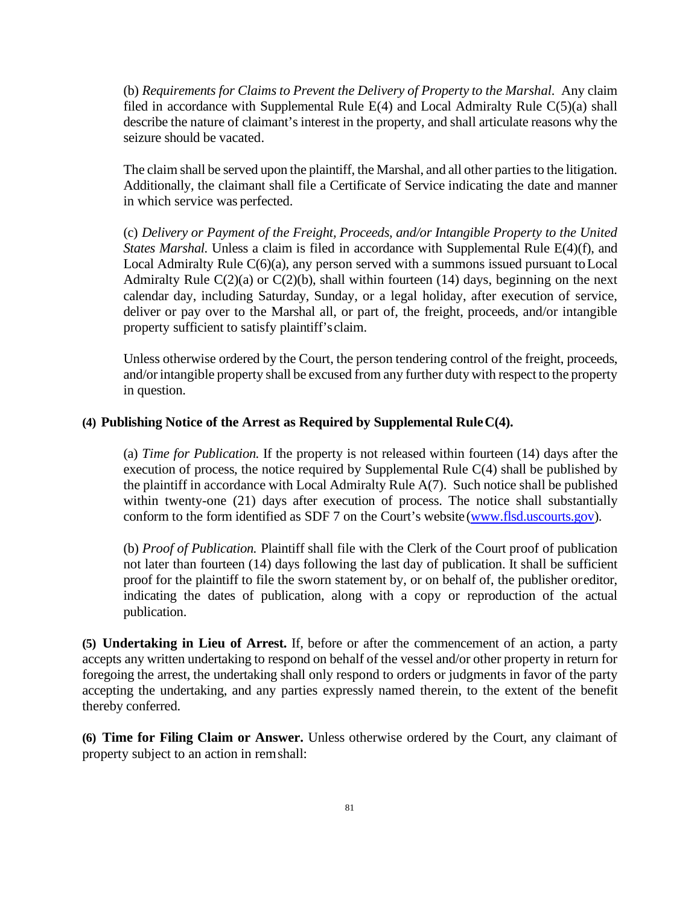(b) *Requirements for Claims to Prevent the Delivery of Property to the Marshal.* Any claim filed in accordance with Supplemental Rule E(4) and Local Admiralty Rule C(5)(a) shall describe the nature of claimant's interest in the property, and shall articulate reasons why the seizure should be vacated.

The claim shall be served upon the plaintiff, the Marshal, and all other parties to the litigation. Additionally, the claimant shall file a Certificate of Service indicating the date and manner in which service was perfected.

(c) *Delivery or Payment of the Freight, Proceeds, and/or Intangible Property to the United States Marshal.* Unless a claim is filed in accordance with Supplemental Rule E(4)(f), and Local Admiralty Rule C(6)(a), any person served with a summons issued pursuant to Local Admiralty Rule C(2)(a) or C(2)(b), shall within fourteen (14) days, beginning on the next calendar day, including Saturday, Sunday, or a legal holiday, after execution of service, deliver or pay over to the Marshal all, or part of, the freight, proceeds, and/or intangible property sufficient to satisfy plaintiff's claim.

Unless otherwise ordered by the Court, the person tendering control of the freight, proceeds, and/or intangible property shall be excused from any further duty with respect to the property in question.

**(4) Publishing Notice of the Arrest as Required by Supplemental Rule C(4).**

(a) *Time for Publication.* If the property is not released within fourteen (14) days after the execution of process, the notice required by Supplemental Rule C(4) shall be published by the plaintiff in accordance with Local Admiralty Rule A(7). Such notice shall be published within twenty-one (21) days after execution of process. The notice shall substantially conform to the form identified as SDF 7 on the Court's website (www.flsd.uscourts.gov).

(b) *Proof of Publication.* Plaintiff shall file with the Clerk of the Court proof of publication not later than fourteen (14) days following the last day of publication. It shall be sufficient proof for the plaintiff to file the sworn statement by, or on behalf of, the publisher or editor, indicating the dates of publication, along with a copy or reproduction of the actual publication.

**(5) Undertaking in Lieu of Arrest.** If, before or after the commencement of an action, a party accepts any written undertaking to respond on behalf of the vessel and/or other property in return for foregoing the arrest, the undertaking shall only respond to orders or judgments in favor of the party accepting the undertaking, and any parties expressly named therein, to the extent of the benefit thereby conferred.

**(6) Time for Filing Claim or Answer.** Unless otherwise ordered by the Court, any claimant of property subject to an action in rem shall: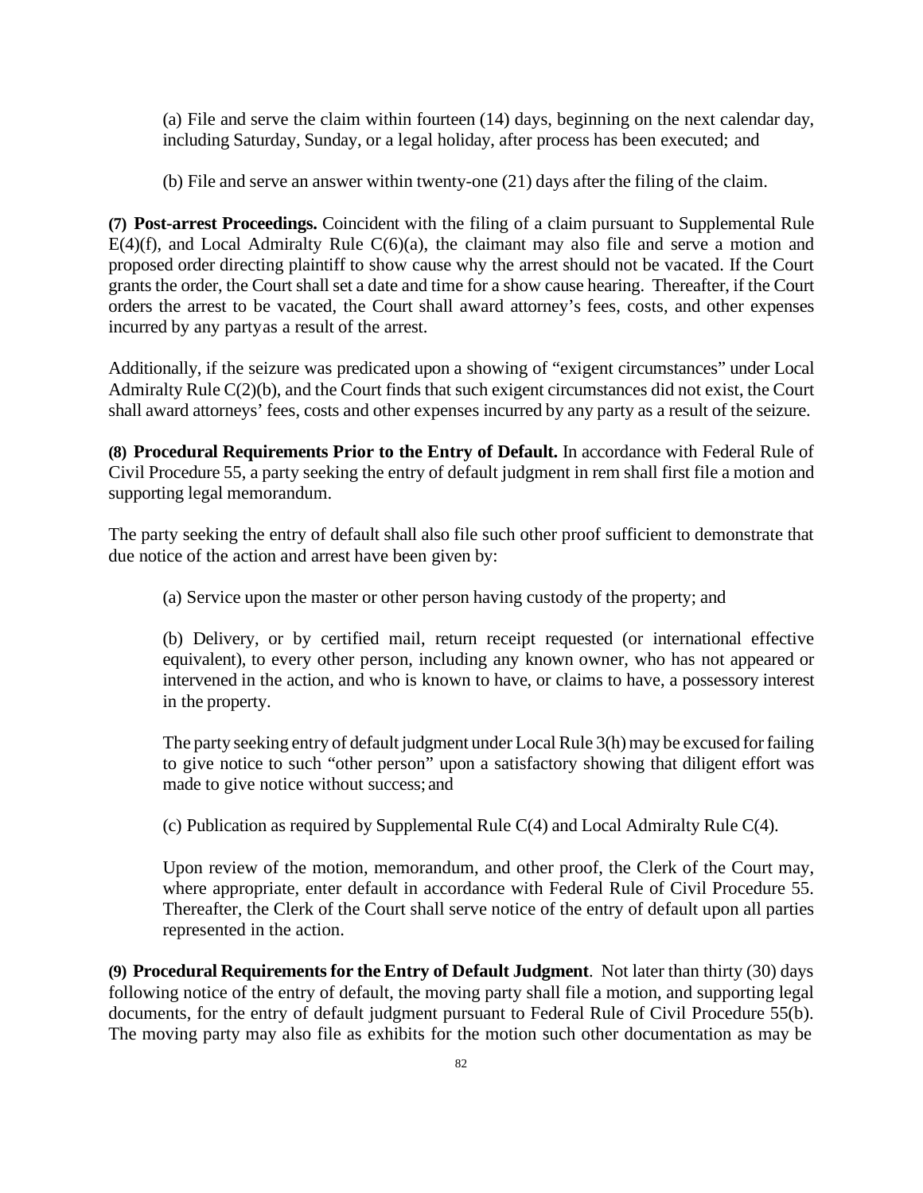(a) File and serve the claim within fourteen (14) days, beginning on the next calendar day, including Saturday, Sunday, or a legal holiday, after process has been executed; and

(b) File and serve an answer within twenty-one (21) days after the filing of the claim.

**(7) Post-arrest Proceedings.** Coincident with the filing of a claim pursuant to Supplemental Rule E(4)(f), and Local Admiralty Rule C(6)(a), the claimant may also file and serve a motion and proposed order directing plaintiff to show cause why the arrest should not be vacated. If the Court grants the order, the Court shall set a date and time for a show cause hearing. Thereafter, if the Court orders the arrest to be vacated, the Court shall award attorney's fees, costs, and other expenses incurred by any partyas a result of the arrest.

Additionally, if the seizure was predicated upon a showing of "exigent circumstances" under Local Admiralty Rule C(2)(b), and the Court finds that such exigent circumstances did not exist, the Court shall award attorneys' fees, costs and other expenses incurred by any party as a result of the seizure.

**(8) Procedural Requirements Prior to the Entry of Default.** In accordance with Federal Rule of Civil Procedure 55, a party seeking the entry of default judgment in rem shall first file a motion and supporting legal memorandum.

The party seeking the entry of default shall also file such other proof sufficient to demonstrate that due notice of the action and arrest have been given by:

(a) Service upon the master or other person having custody of the property; and

(b) Delivery, or by certified mail, return receipt requested (or international effective equivalent), to every other person, including any known owner, who has not appeared or intervened in the action, and who is known to have, or claims to have, a possessory interest in the property.

The party seeking entry of default judgment under Local Rule 3(h) may be excused for failing to give notice to such "other person" upon a satisfactory showing that diligent effort was made to give notice without success; and

(c) Publication as required by Supplemental Rule C(4) and Local Admiralty Rule C(4).

Upon review of the motion, memorandum, and other proof, the Clerk of the Court may, where appropriate, enter default in accordance with Federal Rule of Civil Procedure 55. Thereafter, the Clerk of the Court shall serve notice of the entry of default upon all parties represented in the action.

**(9) Procedural Requirements for the Entry of Default Judgment**. Not later than thirty (30) days following notice of the entry of default, the moving party shall file a motion, and supporting legal documents, for the entry of default judgment pursuant to Federal Rule of Civil Procedure 55(b). The moving party may also file as exhibits for the motion such other documentation as may be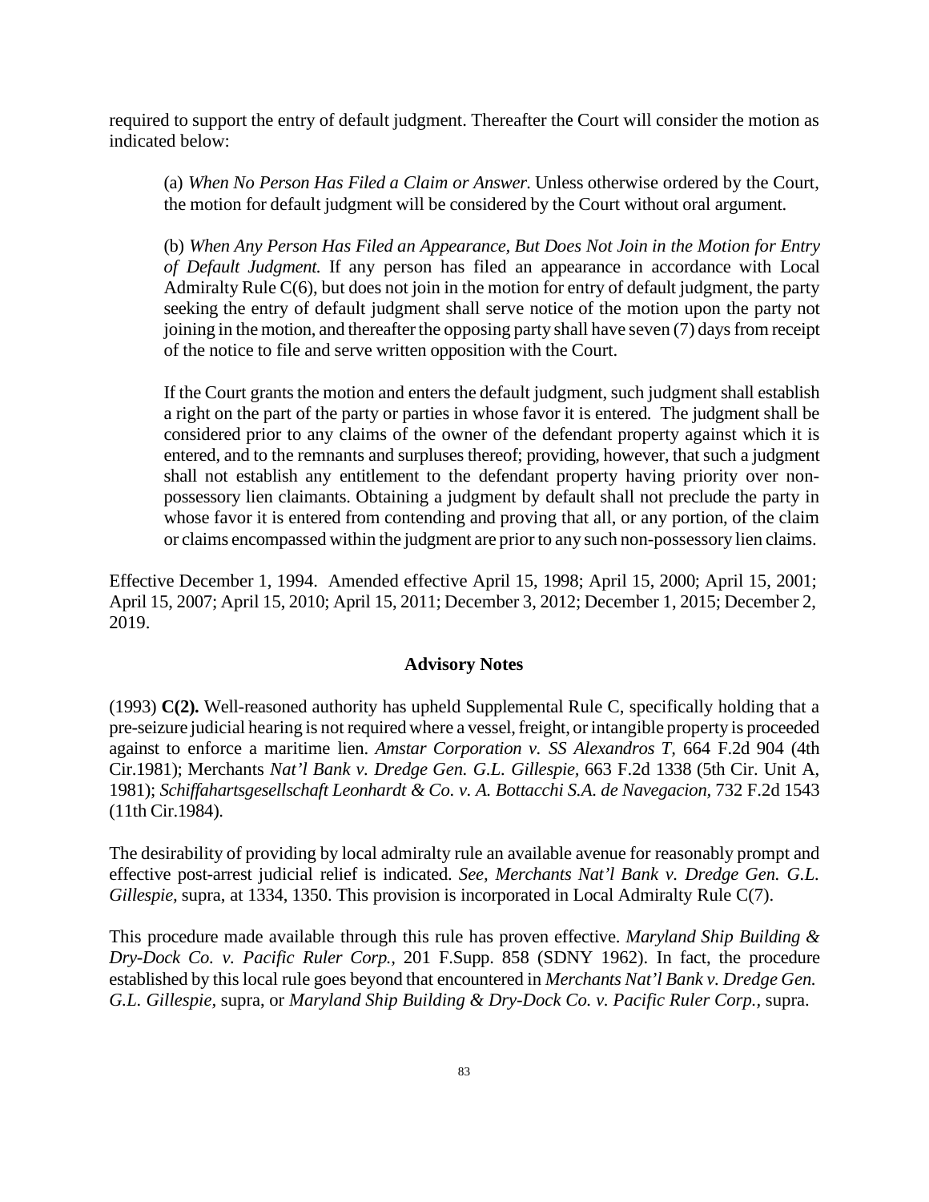required to support the entry of default judgment. Thereafter the Court will consider the motion as indicated below:

(a) *When No Person Has Filed a Claim or Answer.* Unless otherwise ordered by the Court, the motion for default judgment will be considered by the Court without oral argument.

(b) *When Any Person Has Filed an Appearance, But Does Not Join in the Motion for Entry of Default Judgment.* If any person has filed an appearance in accordance with Local Admiralty Rule C(6), but does not join in the motion for entry of default judgment, the party seeking the entry of default judgment shall serve notice of the motion upon the party not joining in the motion, and thereafter the opposing party shall have seven (7) days from receipt of the notice to file and serve written opposition with the Court.

If the Court grants the motion and enters the default judgment, such judgment shall establish a right on the part of the party or parties in whose favor it is entered. The judgment shall be considered prior to any claims of the owner of the defendant property against which it is entered, and to the remnants and surpluses thereof; providing, however, that such a judgment shall not establish any entitlement to the defendant property having priority over non-possessory lien claimants. Obtaining a judgment by default shall not preclude the party in whose favor it is entered from contending and proving that all, or any portion, of the claim or claims encompassed within the judgment are prior to any such non-possessory lien claims.

Effective December 1, 1994. Amended effective April 15, 1998; April 15, 2000; April 15, 2001; April 15, 2007; April 15, 2010; April 15, 2011; December 3, 2012; December 1, 2015; December 2, 2019.

### Advisory Notes

(1993) **C(2).** Well-reasoned authority has upheld Supplemental Rule C, specifically holding that a pre-seizure judicial hearing is not required where a vessel, freight, or intangible property is proceeded against to enforce a maritime lien. *Amstar Corporation v. SS Alexandros T*, 664 F.2d 904 (4th Cir.1981); Merchants *Nat'l Bank v. Dredge Gen. G.L. Gillespie*, 663 F.2d 1338 (5th Cir. Unit A, 1981); *Schiffahartsgesellschaft Leonhardt & Co. v. A. Bottacchi S.A. de Navegacion*, 732 F.2d 1543 (11th Cir.1984).

The desirability of providing by local admiralty rule an available avenue for reasonably prompt and effective post-arrest judicial relief is indicated. *See, Merchants Nat'l Bank v. Dredge Gen. G.L. Gillespie,* supra, at 1334, 1350. This provision is incorporated in Local Admiralty Rule C(7).

This procedure made available through this rule has proven effective. *Maryland Ship Building & Dry-Dock Co. v. Pacific Ruler Corp.,* 201 F.Supp. 858 (SDNY 1962). In fact, the procedure established by this local rule goes beyond that encountered in *Merchants Nat'l Bank v. Dredge Gen. G.L. Gillespie*, supra, or *Maryland Ship Building & Dry-Dock Co. v. Pacific Ruler Corp.*, supra.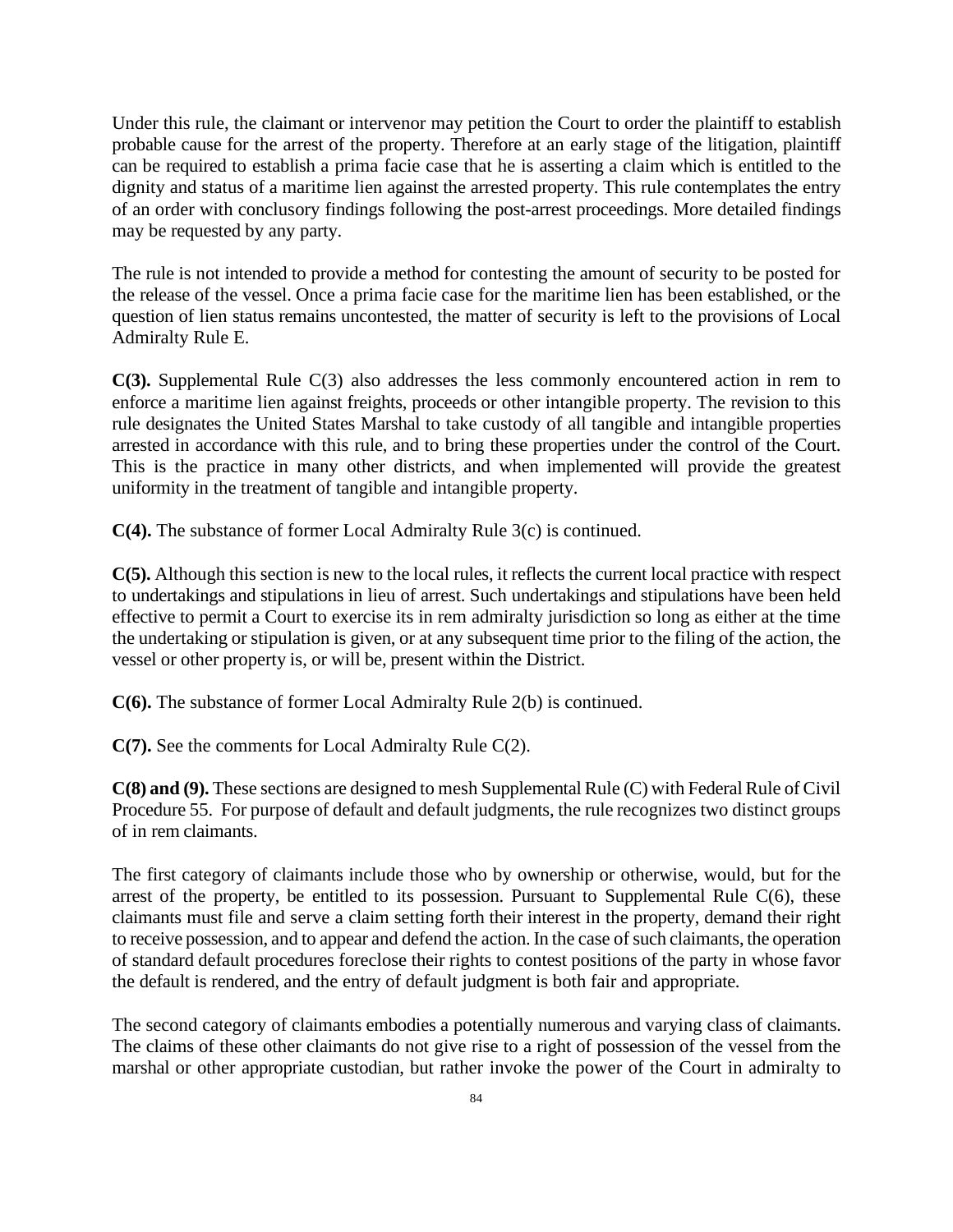Under this rule, the claimant or intervenor may petition the Court to order the plaintiff to establish probable cause for the arrest of the property. Therefore at an early stage of the litigation, plaintiff can be required to establish a prima facie case that he is asserting a claim which is entitled to the dignity and status of a maritime lien against the arrested property. This rule contemplates the entry of an order with conclusory findings following the post-arrest proceedings. More detailed findings may be requested by any party.

The rule is not intended to provide a method for contesting the amount of security to be posted for the release of the vessel. Once a prima facie case for the maritime lien has been established, or the question of lien status remains uncontested, the matter of security is left to the provisions of Local Admiralty Rule E.

**C(3).** Supplemental Rule C(3) also addresses the less commonly encountered action in rem to enforce a maritime lien against freights, proceeds or other intangible property. The revision to this rule designates the United States Marshal to take custody of all tangible and intangible properties arrested in accordance with this rule, and to bring these properties under the control of the Court. This is the practice in many other districts, and when implemented will provide the greatest uniformity in the treatment of tangible and intangible property.

**C(4).** The substance of former Local Admiralty Rule 3(c) is continued.

**C(5).** Although this section is new to the local rules, it reflects the current local practice with respect to undertakings and stipulations in lieu of arrest. Such undertakings and stipulations have been held effective to permit a Court to exercise its in rem admiralty jurisdiction so long as either at the time the undertaking or stipulation is given, or at any subsequent time prior to the filing of the action, the vessel or other property is, or will be, present within the District.

**C(6).** The substance of former Local Admiralty Rule 2(b) is continued.

**C(7).** See the comments for Local Admiralty Rule C(2).

**C(8) and (9).** These sections are designed to mesh Supplemental Rule (C) with Federal Rule of Civil Procedure 55. For purpose of default and default judgments, the rule recognizes two distinct groups of in rem claimants.

The first category of claimants include those who by ownership or otherwise, would, but for the arrest of the property, be entitled to its possession. Pursuant to Supplemental Rule C(6), these claimants must file and serve a claim setting forth their interest in the property, demand their right to receive possession, and to appear and defend the action. In the case of such claimants, the operation of standard default procedures foreclose their rights to contest positions of the party in whose favor the default is rendered, and the entry of default judgment is both fair and appropriate.

The second category of claimants embodies a potentially numerous and varying class of claimants. The claims of these other claimants do not give rise to a right of possession of the vessel from the marshal or other appropriate custodian, but rather invoke the power of the Court in admiralty to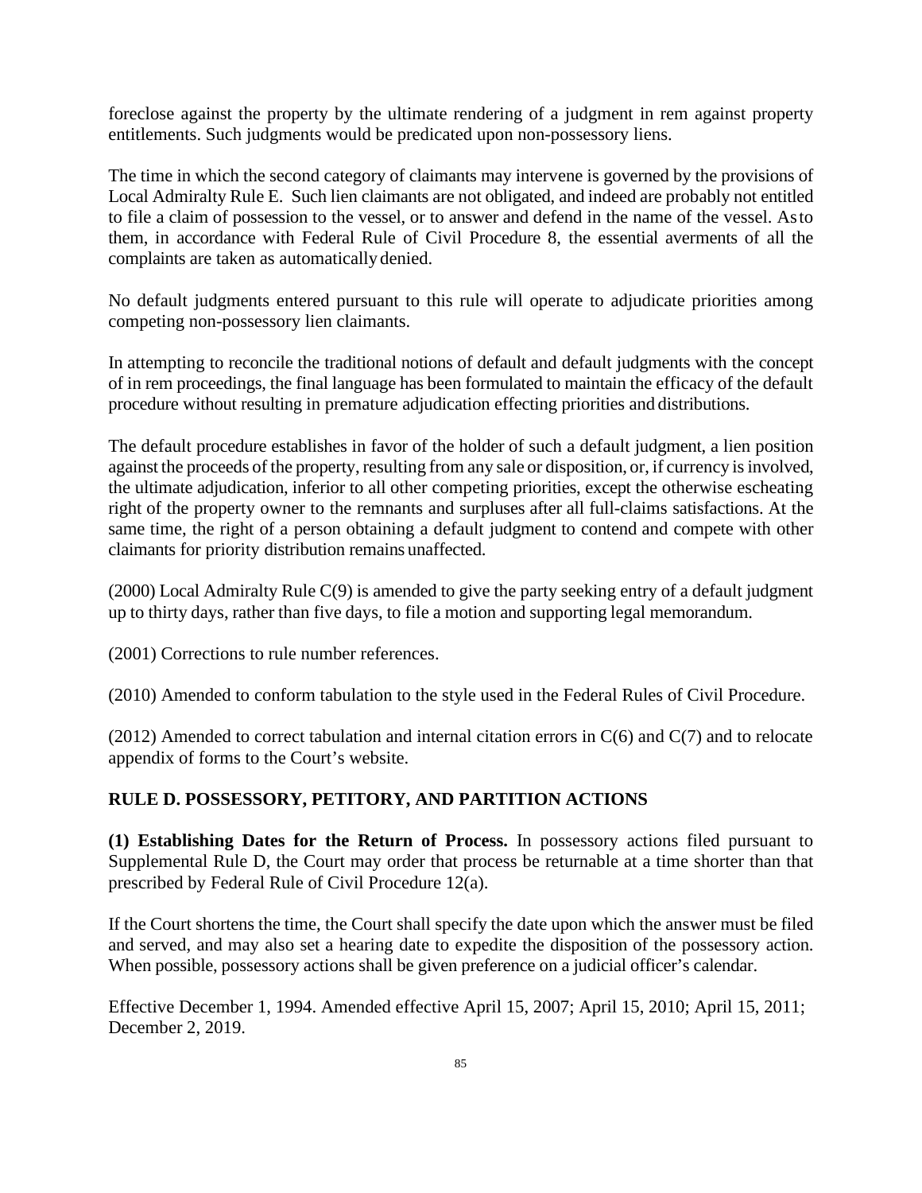foreclose against the property by the ultimate rendering of a judgment in rem against property entitlements. Such judgments would be predicated upon non-possessory liens.

The time in which the second category of claimants may intervene is governed by the provisions of Local Admiralty Rule E. Such lien claimants are not obligated, and indeed are probably not entitled to file a claim of possession to the vessel, or to answer and defend in the name of the vessel. As to them, in accordance with Federal Rule of Civil Procedure 8, the essential averments of all the complaints are taken as automatically denied.

No default judgments entered pursuant to this rule will operate to adjudicate priorities among competing non-possessory lien claimants.

In attempting to reconcile the traditional notions of default and default judgments with the concept of in rem proceedings, the final language has been formulated to maintain the efficacy of the default procedure without resulting in premature adjudication effecting priorities and distributions.

The default procedure establishes in favor of the holder of such a default judgment, a lien position against the proceeds of the property, resulting from any sale or disposition, or, if currency is involved, the ultimate adjudication, inferior to all other competing priorities, except the otherwise escheating right of the property owner to the remnants and surpluses after all full-claims satisfactions. At the same time, the right of a person obtaining a default judgment to contend and compete with other claimants for priority distribution remains unaffected.

(2000) Local Admiralty Rule C(9) is amended to give the party seeking entry of a default judgment up to thirty days, rather than five days, to file a motion and supporting legal memorandum.

(2001) Corrections to rule number references.

(2010) Amended to conform tabulation to the style used in the Federal Rules of Civil Procedure.

(2012) Amended to correct tabulation and internal citation errors in C(6) and C(7) and to relocate appendix of forms to the Court's website.

## RULE D. POSSESSORY, PETITORY, AND PARTITION ACTIONS

**(1) Establishing Dates for the Return of Process.** In possessory actions filed pursuant to Supplemental Rule D, the Court may order that process be returnable at a time shorter than that prescribed by Federal Rule of Civil Procedure 12(a).

If the Court shortens the time, the Court shall specify the date upon which the answer must be filed and served, and may also set a hearing date to expedite the disposition of the possessory action. When possible, possessory actions shall be given preference on a judicial officer's calendar.

Effective December 1, 1994. Amended effective April 15, 2007; April 15, 2010; April 15, 2011; December 2, 2019.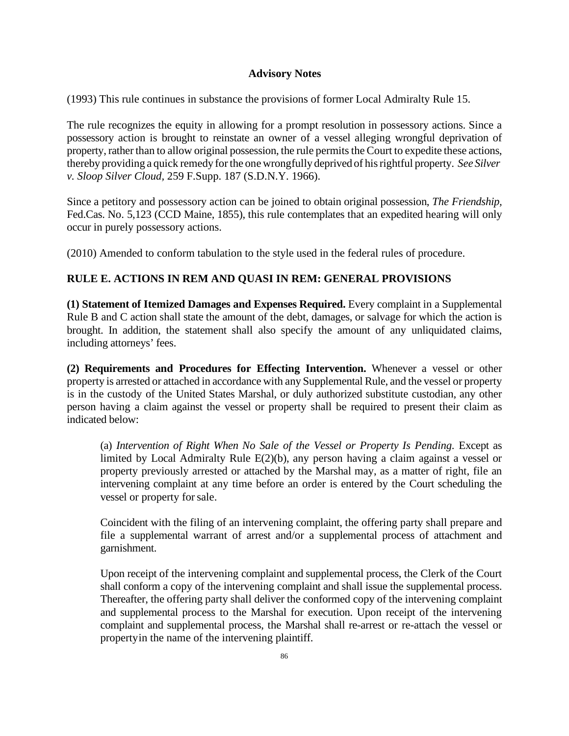**Advisory Notes**

(1993) This rule continues in substance the provisions of former Local Admiralty Rule 15.

The rule recognizes the equity in allowing for a prompt resolution in possessory actions. Since a possessory action is brought to reinstate an owner of a vessel alleging wrongful deprivation of property, rather than to allow original possession, the rule permits the Court to expedite these actions, thereby providing a quick remedy for the one wrongfully deprived of his rightful property. *See Silver v. Sloop Silver Cloud*, 259 F.Supp. 187 (S.D.N.Y. 1966).

Since a petitory and possessory action can be joined to obtain original possession, *The Friendship*, Fed.Cas. No. 5,123 (CCD Maine, 1855), this rule contemplates that an expedited hearing will only occur in purely possessory actions.

(2010) Amended to conform tabulation to the style used in the federal rules of procedure.

## RULE E. ACTIONS IN REM AND QUASI IN REM: GENERAL PROVISIONS

**(1) Statement of Itemized Damages and Expenses Required.** Every complaint in a Supplemental Rule B and C action shall state the amount of the debt, damages, or salvage for which the action is brought. In addition, the statement shall also specify the amount of any unliquidated claims, including attorneys' fees.

**(2) Requirements and Procedures for Effecting Intervention.** Whenever a vessel or other property is arrested or attached in accordance with any Supplemental Rule, and the vessel or property is in the custody of the United States Marshal, or duly authorized substitute custodian, any other person having a claim against the vessel or property shall be required to present their claim as indicated below:

(a) *Intervention of Right When No Sale of the Vessel or Property Is Pending.* Except as limited by Local Admiralty Rule E(2)(b), any person having a claim against a vessel or property previously arrested or attached by the Marshal may, as a matter of right, file an intervening complaint at any time before an order is entered by the Court scheduling the vessel or property for sale.

Coincident with the filing of an intervening complaint, the offering party shall prepare and file a supplemental warrant of arrest and/or a supplemental process of attachment and garnishment.

Upon receipt of the intervening complaint and supplemental process, the Clerk of the Court shall conform a copy of the intervening complaint and shall issue the supplemental process. Thereafter, the offering party shall deliver the conformed copy of the intervening complaint and supplemental process to the Marshal for execution. Upon receipt of the intervening complaint and supplemental process, the Marshal shall re-arrest or re-attach the vessel or propertyin the name of the intervening plaintiff.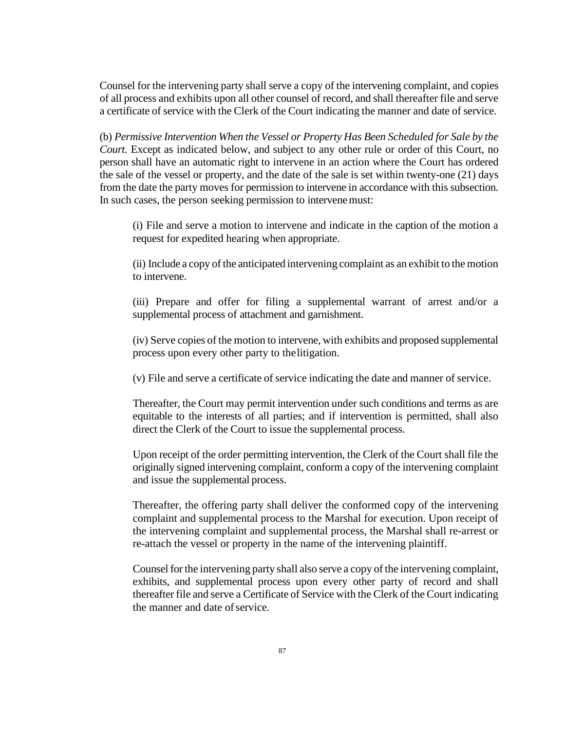Counsel for the intervening party shall serve a copy of the intervening complaint, and copies of all process and exhibits upon all other counsel of record, and shall thereafter file and serve a certificate of service with the Clerk of the Court indicating the manner and date of service.

(b) *Permissive Intervention When the Vessel or Property Has Been Scheduled for Sale by the Court.* Except as indicated below, and subject to any other rule or order of this Court, no person shall have an automatic right to intervene in an action where the Court has ordered the sale of the vessel or property, and the date of the sale is set within twenty-one (21) days from the date the party moves for permission to intervene in accordance with this subsection. In such cases, the person seeking permission to intervene must:

> (i) File and serve a motion to intervene and indicate in the caption of the motion a request for expedited hearing when appropriate.
>
> (ii) Include a copy of the anticipated intervening complaint as an exhibit to the motion to intervene.
>
> (iii) Prepare and offer for filing a supplemental warrant of arrest and/or a supplemental process of attachment and garnishment.
>
> (iv) Serve copies of the motion to intervene, with exhibits and proposed supplemental process upon every other party to the litigation.
>
> (v) File and serve a certificate of service indicating the date and manner of service.
>
> Thereafter, the Court may permit intervention under such conditions and terms as are equitable to the interests of all parties; and if intervention is permitted, shall also direct the Clerk of the Court to issue the supplemental process.
>
> Upon receipt of the order permitting intervention, the Clerk of the Court shall file the originally signed intervening complaint, conform a copy of the intervening complaint and issue the supplemental process.
>
> Thereafter, the offering party shall deliver the conformed copy of the intervening complaint and supplemental process to the Marshal for execution. Upon receipt of the intervening complaint and supplemental process, the Marshal shall re-arrest or re-attach the vessel or property in the name of the intervening plaintiff.
>
> Counsel for the intervening party shall also serve a copy of the intervening complaint, exhibits, and supplemental process upon every other party of record and shall thereafter file and serve a Certificate of Service with the Clerk of the Court indicating the manner and date of service.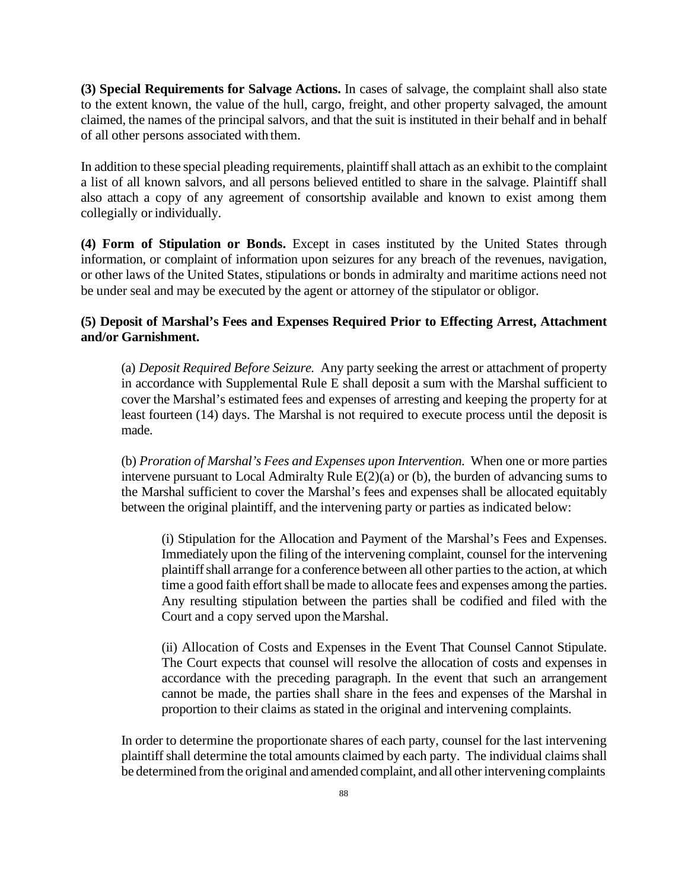**(3) Special Requirements for Salvage Actions.** In cases of salvage, the complaint shall also state to the extent known, the value of the hull, cargo, freight, and other property salvaged, the amount claimed, the names of the principal salvors, and that the suit is instituted in their behalf and in behalf of all other persons associated with them.

In addition to these special pleading requirements, plaintiff shall attach as an exhibit to the complaint a list of all known salvors, and all persons believed entitled to share in the salvage. Plaintiff shall also attach a copy of any agreement of consortship available and known to exist among them collegially or individually.

**(4) Form of Stipulation or Bonds.** Except in cases instituted by the United States through information, or complaint of information upon seizures for any breach of the revenues, navigation, or other laws of the United States, stipulations or bonds in admiralty and maritime actions need not be under seal and may be executed by the agent or attorney of the stipulator or obligor.

**(5) Deposit of Marshal's Fees and Expenses Required Prior to Effecting Arrest, Attachment and/or Garnishment.**

(a) *Deposit Required Before Seizure.* Any party seeking the arrest or attachment of property in accordance with Supplemental Rule E shall deposit a sum with the Marshal sufficient to cover the Marshal's estimated fees and expenses of arresting and keeping the property for at least fourteen (14) days. The Marshal is not required to execute process until the deposit is made.

(b) *Proration of Marshal's Fees and Expenses upon Intervention.* When one or more parties intervene pursuant to Local Admiralty Rule E(2)(a) or (b), the burden of advancing sums to the Marshal sufficient to cover the Marshal's fees and expenses shall be allocated equitably between the original plaintiff, and the intervening party or parties as indicated below:

(i) Stipulation for the Allocation and Payment of the Marshal's Fees and Expenses. Immediately upon the filing of the intervening complaint, counsel for the intervening plaintiff shall arrange for a conference between all other parties to the action, at which time a good faith effort shall be made to allocate fees and expenses among the parties. Any resulting stipulation between the parties shall be codified and filed with the Court and a copy served upon the Marshal.

(ii) Allocation of Costs and Expenses in the Event That Counsel Cannot Stipulate. The Court expects that counsel will resolve the allocation of costs and expenses in accordance with the preceding paragraph. In the event that such an arrangement cannot be made, the parties shall share in the fees and expenses of the Marshal in proportion to their claims as stated in the original and intervening complaints.

In order to determine the proportionate shares of each party, counsel for the last intervening plaintiff shall determine the total amounts claimed by each party. The individual claims shall be determined from the original and amended complaint, and all other intervening complaints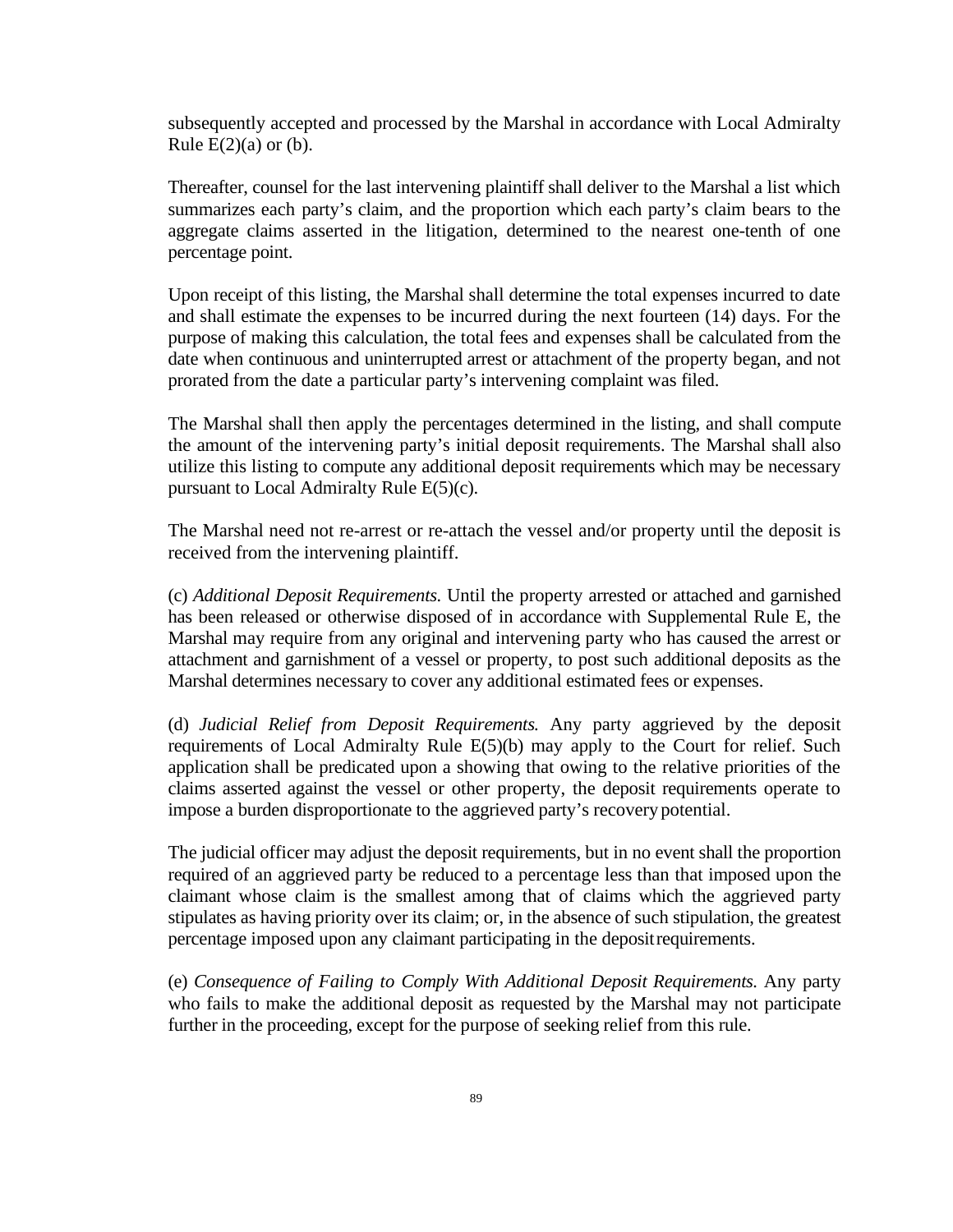subsequently accepted and processed by the Marshal in accordance with Local Admiralty Rule E(2)(a) or (b).

Thereafter, counsel for the last intervening plaintiff shall deliver to the Marshal a list which summarizes each party's claim, and the proportion which each party's claim bears to the aggregate claims asserted in the litigation, determined to the nearest one-tenth of one percentage point.

Upon receipt of this listing, the Marshal shall determine the total expenses incurred to date and shall estimate the expenses to be incurred during the next fourteen (14) days. For the purpose of making this calculation, the total fees and expenses shall be calculated from the date when continuous and uninterrupted arrest or attachment of the property began, and not prorated from the date a particular party's intervening complaint was filed.

The Marshal shall then apply the percentages determined in the listing, and shall compute the amount of the intervening party's initial deposit requirements. The Marshal shall also utilize this listing to compute any additional deposit requirements which may be necessary pursuant to Local Admiralty Rule E(5)(c).

The Marshal need not re-arrest or re-attach the vessel and/or property until the deposit is received from the intervening plaintiff.

(c) *Additional Deposit Requirements.* Until the property arrested or attached and garnished has been released or otherwise disposed of in accordance with Supplemental Rule E, the Marshal may require from any original and intervening party who has caused the arrest or attachment and garnishment of a vessel or property, to post such additional deposits as the Marshal determines necessary to cover any additional estimated fees or expenses.

(d) *Judicial Relief from Deposit Requirements.* Any party aggrieved by the deposit requirements of Local Admiralty Rule E(5)(b) may apply to the Court for relief. Such application shall be predicated upon a showing that owing to the relative priorities of the claims asserted against the vessel or other property, the deposit requirements operate to impose a burden disproportionate to the aggrieved party's recovery potential.

The judicial officer may adjust the deposit requirements, but in no event shall the proportion required of an aggrieved party be reduced to a percentage less than that imposed upon the claimant whose claim is the smallest among that of claims which the aggrieved party stipulates as having priority over its claim; or, in the absence of such stipulation, the greatest percentage imposed upon any claimant participating in the deposit requirements.

(e) *Consequence of Failing to Comply With Additional Deposit Requirements.* Any party who fails to make the additional deposit as requested by the Marshal may not participate further in the proceeding, except for the purpose of seeking relief from this rule.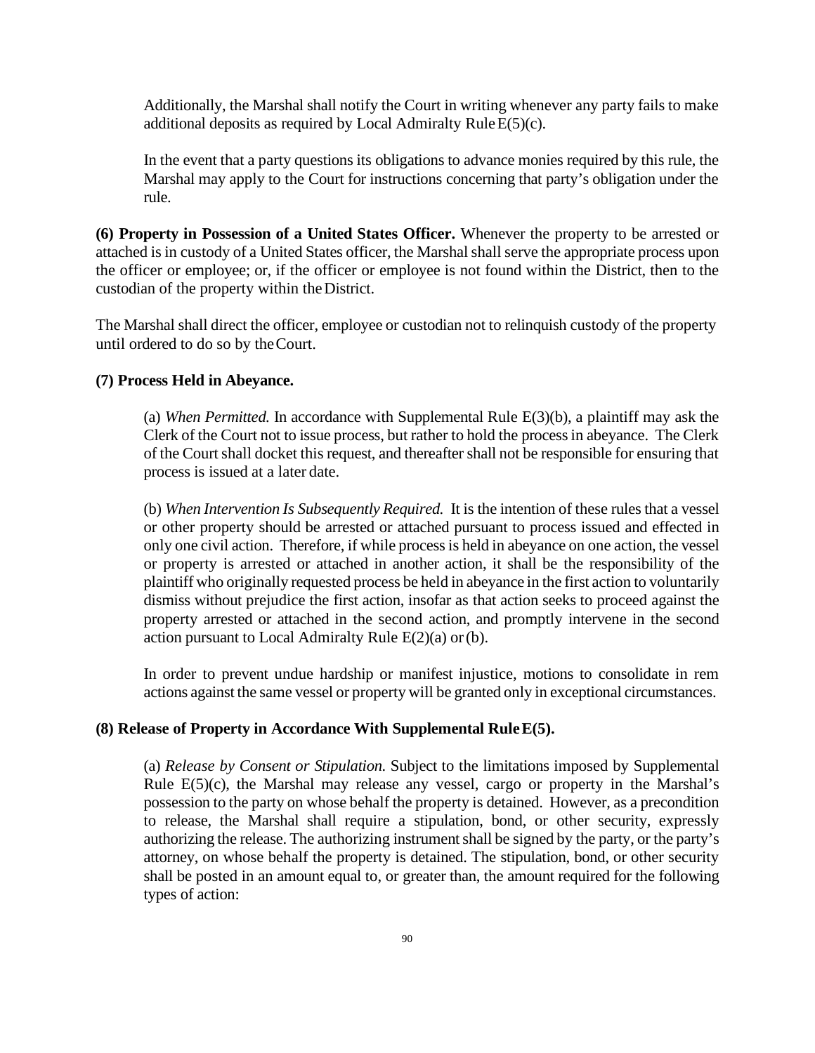Additionally, the Marshal shall notify the Court in writing whenever any party fails to make additional deposits as required by Local Admiralty Rule E(5)(c).

In the event that a party questions its obligations to advance monies required by this rule, the Marshal may apply to the Court for instructions concerning that party's obligation under the rule.

**(6) Property in Possession of a United States Officer.** Whenever the property to be arrested or attached is in custody of a United States officer, the Marshal shall serve the appropriate process upon the officer or employee; or, if the officer or employee is not found within the District, then to the custodian of the property within the District.

The Marshal shall direct the officer, employee or custodian not to relinquish custody of the property until ordered to do so by the Court.

**(7) Process Held in Abeyance.**

(a) *When Permitted.* In accordance with Supplemental Rule E(3)(b), a plaintiff may ask the Clerk of the Court not to issue process, but rather to hold the process in abeyance. The Clerk of the Court shall docket this request, and thereafter shall not be responsible for ensuring that process is issued at a later date.

(b) *When Intervention Is Subsequently Required.* It is the intention of these rules that a vessel or other property should be arrested or attached pursuant to process issued and effected in only one civil action. Therefore, if while process is held in abeyance on one action, the vessel or property is arrested or attached in another action, it shall be the responsibility of the plaintiff who originally requested process be held in abeyance in the first action to voluntarily dismiss without prejudice the first action, insofar as that action seeks to proceed against the property arrested or attached in the second action, and promptly intervene in the second action pursuant to Local Admiralty Rule E(2)(a) or (b).

In order to prevent undue hardship or manifest injustice, motions to consolidate in rem actions against the same vessel or property will be granted only in exceptional circumstances.

**(8) Release of Property in Accordance With Supplemental Rule E(5).**

(a) *Release by Consent or Stipulation.* Subject to the limitations imposed by Supplemental Rule E(5)(c), the Marshal may release any vessel, cargo or property in the Marshal's possession to the party on whose behalf the property is detained. However, as a precondition to release, the Marshal shall require a stipulation, bond, or other security, expressly authorizing the release. The authorizing instrument shall be signed by the party, or the party's attorney, on whose behalf the property is detained. The stipulation, bond, or other security shall be posted in an amount equal to, or greater than, the amount required for the following types of action: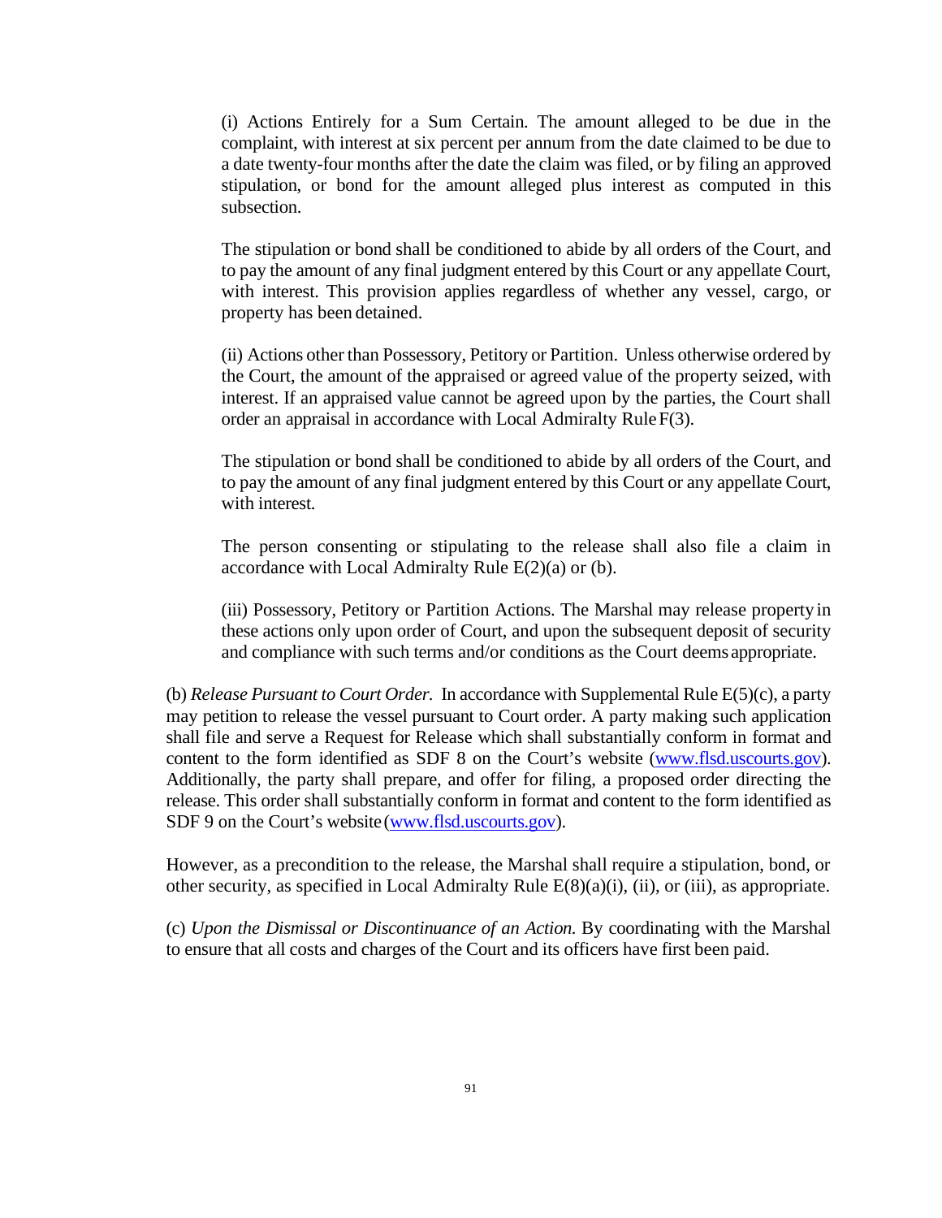(i) Actions Entirely for a Sum Certain. The amount alleged to be due in the complaint, with interest at six percent per annum from the date claimed to be due to a date twenty-four months after the date the claim was filed, or by filing an approved stipulation, or bond for the amount alleged plus interest as computed in this subsection.

The stipulation or bond shall be conditioned to abide by all orders of the Court, and to pay the amount of any final judgment entered by this Court or any appellate Court, with interest. This provision applies regardless of whether any vessel, cargo, or property has been detained.

(ii) Actions other than Possessory, Petitory or Partition. Unless otherwise ordered by the Court, the amount of the appraised or agreed value of the property seized, with interest. If an appraised value cannot be agreed upon by the parties, the Court shall order an appraisal in accordance with Local Admiralty Rule F(3).

The stipulation or bond shall be conditioned to abide by all orders of the Court, and to pay the amount of any final judgment entered by this Court or any appellate Court, with interest.

The person consenting or stipulating to the release shall also file a claim in accordance with Local Admiralty Rule E(2)(a) or (b).

(iii) Possessory, Petitory or Partition Actions. The Marshal may release property in these actions only upon order of Court, and upon the subsequent deposit of security and compliance with such terms and/or conditions as the Court deems appropriate.

(b) *Release Pursuant to Court Order.* In accordance with Supplemental Rule E(5)(c), a party may petition to release the vessel pursuant to Court order. A party making such application shall file and serve a Request for Release which shall substantially conform in format and content to the form identified as SDF 8 on the Court's website (www.flsd.uscourts.gov). Additionally, the party shall prepare, and offer for filing, a proposed order directing the release. This order shall substantially conform in format and content to the form identified as SDF 9 on the Court's website (www.flsd.uscourts.gov).

However, as a precondition to the release, the Marshal shall require a stipulation, bond, or other security, as specified in Local Admiralty Rule E(8)(a)(i), (ii), or (iii), as appropriate.

(c) *Upon the Dismissal or Discontinuance of an Action.* By coordinating with the Marshal to ensure that all costs and charges of the Court and its officers have first been paid.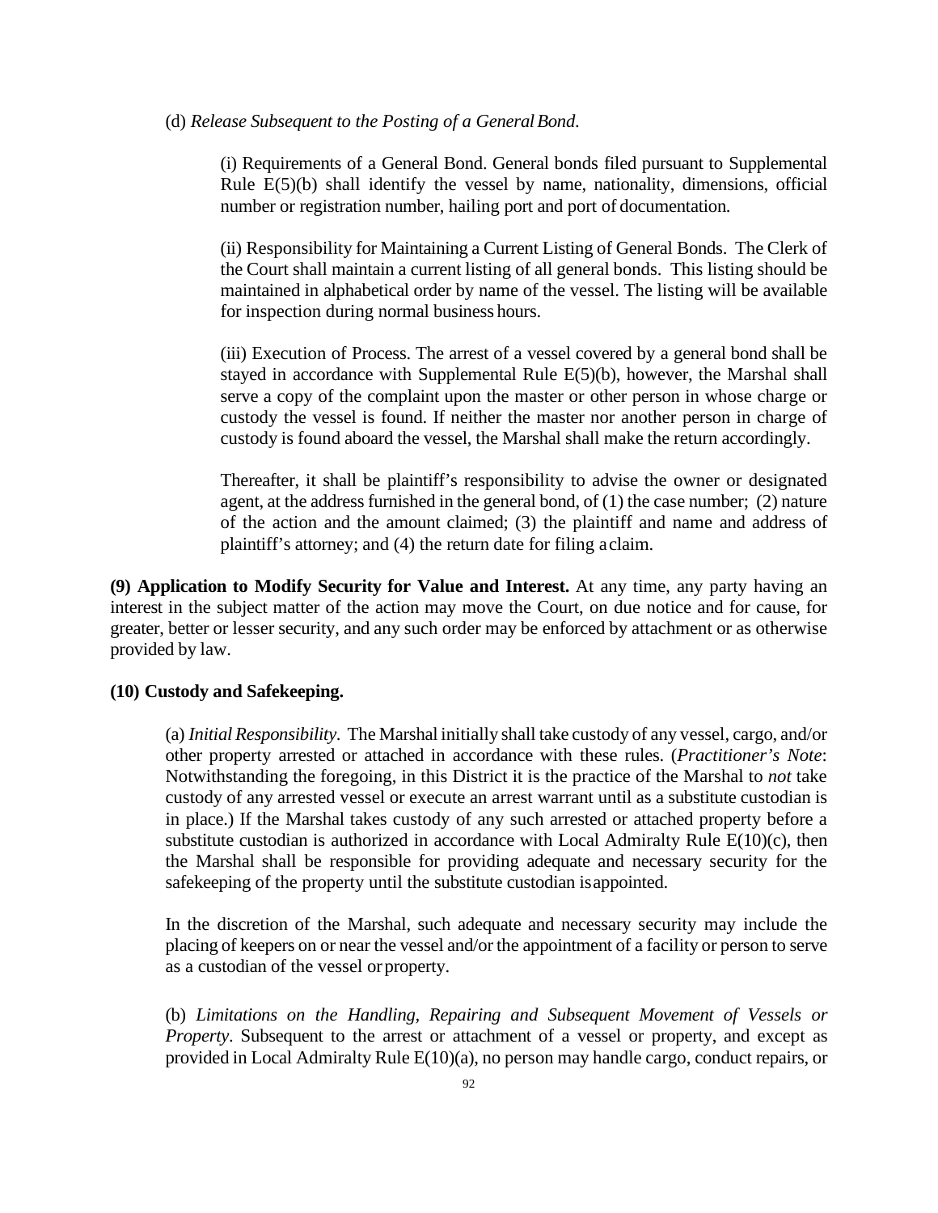(d) *Release Subsequent to the Posting of a General Bond*.

(i) Requirements of a General Bond. General bonds filed pursuant to Supplemental Rule E(5)(b) shall identify the vessel by name, nationality, dimensions, official number or registration number, hailing port and port of documentation.

(ii) Responsibility for Maintaining a Current Listing of General Bonds. The Clerk of the Court shall maintain a current listing of all general bonds. This listing should be maintained in alphabetical order by name of the vessel. The listing will be available for inspection during normal business hours.

(iii) Execution of Process. The arrest of a vessel covered by a general bond shall be stayed in accordance with Supplemental Rule E(5)(b), however, the Marshal shall serve a copy of the complaint upon the master or other person in whose charge or custody the vessel is found. If neither the master nor another person in charge of custody is found aboard the vessel, the Marshal shall make the return accordingly.

Thereafter, it shall be plaintiff's responsibility to advise the owner or designated agent, at the address furnished in the general bond, of (1) the case number; (2) nature of the action and the amount claimed; (3) the plaintiff and name and address of plaintiff's attorney; and (4) the return date for filing a claim.

**(9) Application to Modify Security for Value and Interest.** At any time, any party having an interest in the subject matter of the action may move the Court, on due notice and for cause, for greater, better or lesser security, and any such order may be enforced by attachment or as otherwise provided by law.

**(10) Custody and Safekeeping.**

(a) *Initial Responsibility*. The Marshal initially shall take custody of any vessel, cargo, and/or other property arrested or attached in accordance with these rules. (*Practitioner's Note*: Notwithstanding the foregoing, in this District it is the practice of the Marshal to *not* take custody of any arrested vessel or execute an arrest warrant until as a substitute custodian is in place.) If the Marshal takes custody of any such arrested or attached property before a substitute custodian is authorized in accordance with Local Admiralty Rule E(10)(c), then the Marshal shall be responsible for providing adequate and necessary security for the safekeeping of the property until the substitute custodian is appointed.

In the discretion of the Marshal, such adequate and necessary security may include the placing of keepers on or near the vessel and/or the appointment of a facility or person to serve as a custodian of the vessel or property.

(b) *Limitations on the Handling, Repairing and Subsequent Movement of Vessels or Property*. Subsequent to the arrest or attachment of a vessel or property, and except as provided in Local Admiralty Rule E(10)(a), no person may handle cargo, conduct repairs, or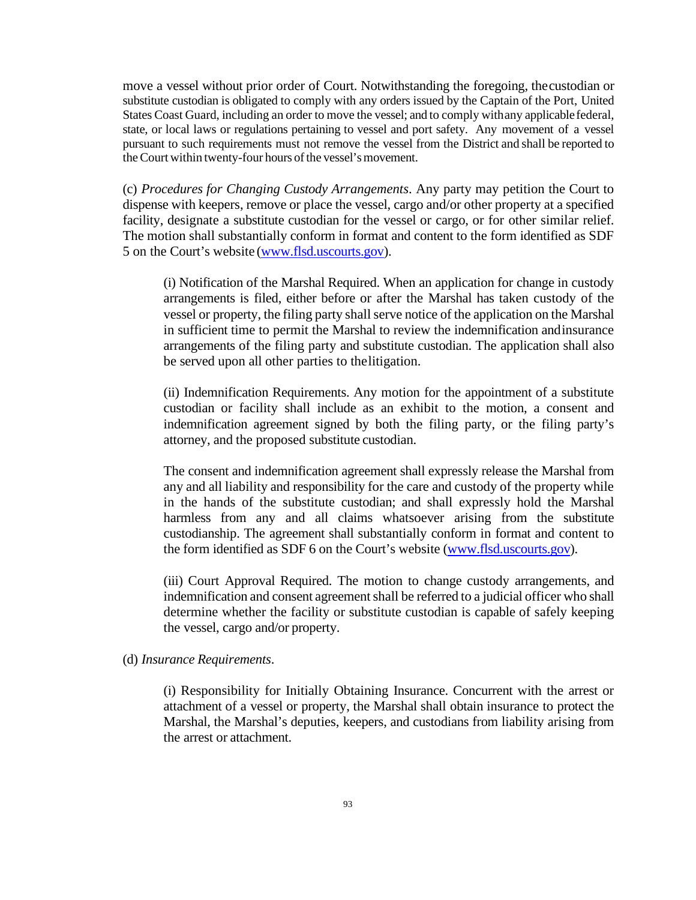move a vessel without prior order of Court. Notwithstanding the foregoing, the custodian or substitute custodian is obligated to comply with any orders issued by the Captain of the Port, United States Coast Guard, including an order to move the vessel; and to comply with any applicable federal, state, or local laws or regulations pertaining to vessel and port safety. Any movement of a vessel pursuant to such requirements must not remove the vessel from the District and shall be reported to the Court within twenty-four hours of the vessel's movement.

(c) *Procedures for Changing Custody Arrangements*. Any party may petition the Court to dispense with keepers, remove or place the vessel, cargo and/or other property at a specified facility, designate a substitute custodian for the vessel or cargo, or for other similar relief. The motion shall substantially conform in format and content to the form identified as SDF 5 on the Court's website (www.flsd.uscourts.gov).

(i) Notification of the Marshal Required. When an application for change in custody arrangements is filed, either before or after the Marshal has taken custody of the vessel or property, the filing party shall serve notice of the application on the Marshal in sufficient time to permit the Marshal to review the indemnification and insurance arrangements of the filing party and substitute custodian. The application shall also be served upon all other parties to the litigation.

(ii) Indemnification Requirements. Any motion for the appointment of a substitute custodian or facility shall include as an exhibit to the motion, a consent and indemnification agreement signed by both the filing party, or the filing party's attorney, and the proposed substitute custodian.

The consent and indemnification agreement shall expressly release the Marshal from any and all liability and responsibility for the care and custody of the property while in the hands of the substitute custodian; and shall expressly hold the Marshal harmless from any and all claims whatsoever arising from the substitute custodianship. The agreement shall substantially conform in format and content to the form identified as SDF 6 on the Court's website (www.flsd.uscourts.gov).

(iii) Court Approval Required. The motion to change custody arrangements, and indemnification and consent agreement shall be referred to a judicial officer who shall determine whether the facility or substitute custodian is capable of safely keeping the vessel, cargo and/or property.

(d) *Insurance Requirements*.

(i) Responsibility for Initially Obtaining Insurance. Concurrent with the arrest or attachment of a vessel or property, the Marshal shall obtain insurance to protect the Marshal, the Marshal's deputies, keepers, and custodians from liability arising from the arrest or attachment.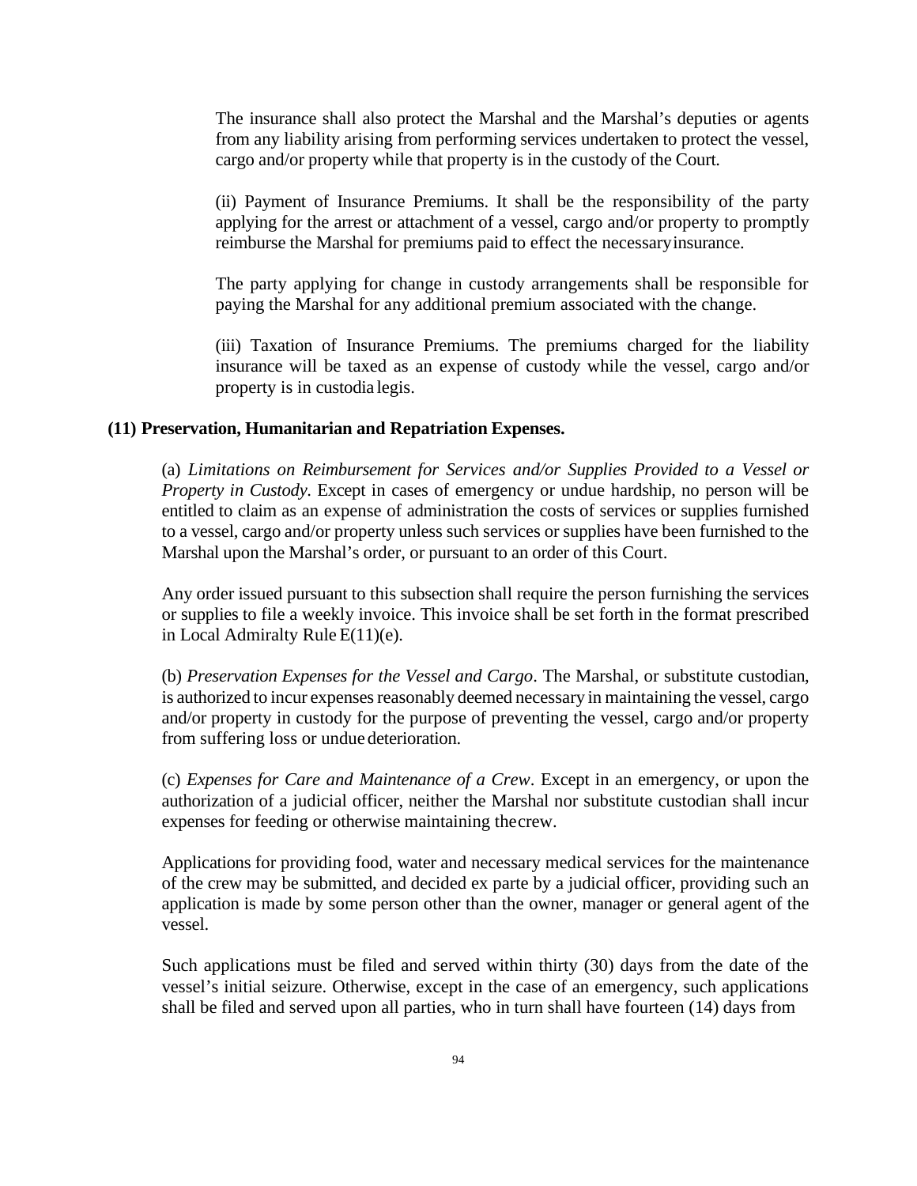The insurance shall also protect the Marshal and the Marshal's deputies or agents from any liability arising from performing services undertaken to protect the vessel, cargo and/or property while that property is in the custody of the Court.

(ii) Payment of Insurance Premiums. It shall be the responsibility of the party applying for the arrest or attachment of a vessel, cargo and/or property to promptly reimburse the Marshal for premiums paid to effect the necessary insurance.

The party applying for change in custody arrangements shall be responsible for paying the Marshal for any additional premium associated with the change.

(iii) Taxation of Insurance Premiums. The premiums charged for the liability insurance will be taxed as an expense of custody while the vessel, cargo and/or property is in custodia legis.

**(11) Preservation, Humanitarian and Repatriation Expenses.**

(a) *Limitations on Reimbursement for Services and/or Supplies Provided to a Vessel or Property in Custody*. Except in cases of emergency or undue hardship, no person will be entitled to claim as an expense of administration the costs of services or supplies furnished to a vessel, cargo and/or property unless such services or supplies have been furnished to the Marshal upon the Marshal's order, or pursuant to an order of this Court.

Any order issued pursuant to this subsection shall require the person furnishing the services or supplies to file a weekly invoice. This invoice shall be set forth in the format prescribed in Local Admiralty Rule E(11)(e).

(b) *Preservation Expenses for the Vessel and Cargo*. The Marshal, or substitute custodian, is authorized to incur expenses reasonably deemed necessary in maintaining the vessel, cargo and/or property in custody for the purpose of preventing the vessel, cargo and/or property from suffering loss or undue deterioration.

(c) *Expenses for Care and Maintenance of a Crew*. Except in an emergency, or upon the authorization of a judicial officer, neither the Marshal nor substitute custodian shall incur expenses for feeding or otherwise maintaining the crew.

Applications for providing food, water and necessary medical services for the maintenance of the crew may be submitted, and decided ex parte by a judicial officer, providing such an application is made by some person other than the owner, manager or general agent of the vessel.

Such applications must be filed and served within thirty (30) days from the date of the vessel's initial seizure. Otherwise, except in the case of an emergency, such applications shall be filed and served upon all parties, who in turn shall have fourteen (14) days from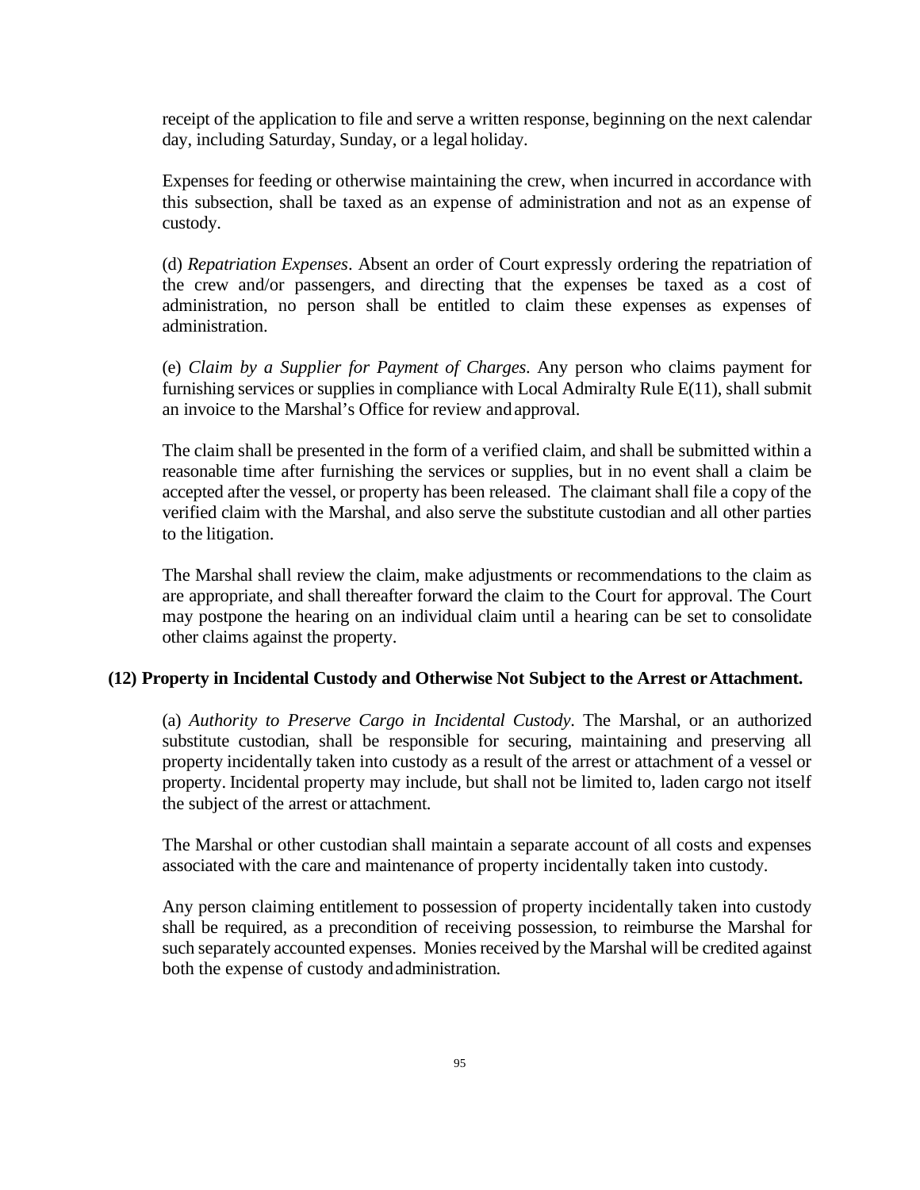receipt of the application to file and serve a written response, beginning on the next calendar day, including Saturday, Sunday, or a legal holiday.

Expenses for feeding or otherwise maintaining the crew, when incurred in accordance with this subsection, shall be taxed as an expense of administration and not as an expense of custody.

(d) *Repatriation Expenses*. Absent an order of Court expressly ordering the repatriation of the crew and/or passengers, and directing that the expenses be taxed as a cost of administration, no person shall be entitled to claim these expenses as expenses of administration.

(e) *Claim by a Supplier for Payment of Charges*. Any person who claims payment for furnishing services or supplies in compliance with Local Admiralty Rule E(11), shall submit an invoice to the Marshal's Office for review and approval.

The claim shall be presented in the form of a verified claim, and shall be submitted within a reasonable time after furnishing the services or supplies, but in no event shall a claim be accepted after the vessel, or property has been released. The claimant shall file a copy of the verified claim with the Marshal, and also serve the substitute custodian and all other parties to the litigation.

The Marshal shall review the claim, make adjustments or recommendations to the claim as are appropriate, and shall thereafter forward the claim to the Court for approval. The Court may postpone the hearing on an individual claim until a hearing can be set to consolidate other claims against the property.

**(12) Property in Incidental Custody and Otherwise Not Subject to the Arrest or Attachment.**

(a) *Authority to Preserve Cargo in Incidental Custody*. The Marshal, or an authorized substitute custodian, shall be responsible for securing, maintaining and preserving all property incidentally taken into custody as a result of the arrest or attachment of a vessel or property. Incidental property may include, but shall not be limited to, laden cargo not itself the subject of the arrest or attachment.

The Marshal or other custodian shall maintain a separate account of all costs and expenses associated with the care and maintenance of property incidentally taken into custody.

Any person claiming entitlement to possession of property incidentally taken into custody shall be required, as a precondition of receiving possession, to reimburse the Marshal for such separately accounted expenses. Monies received by the Marshal will be credited against both the expense of custody and administration.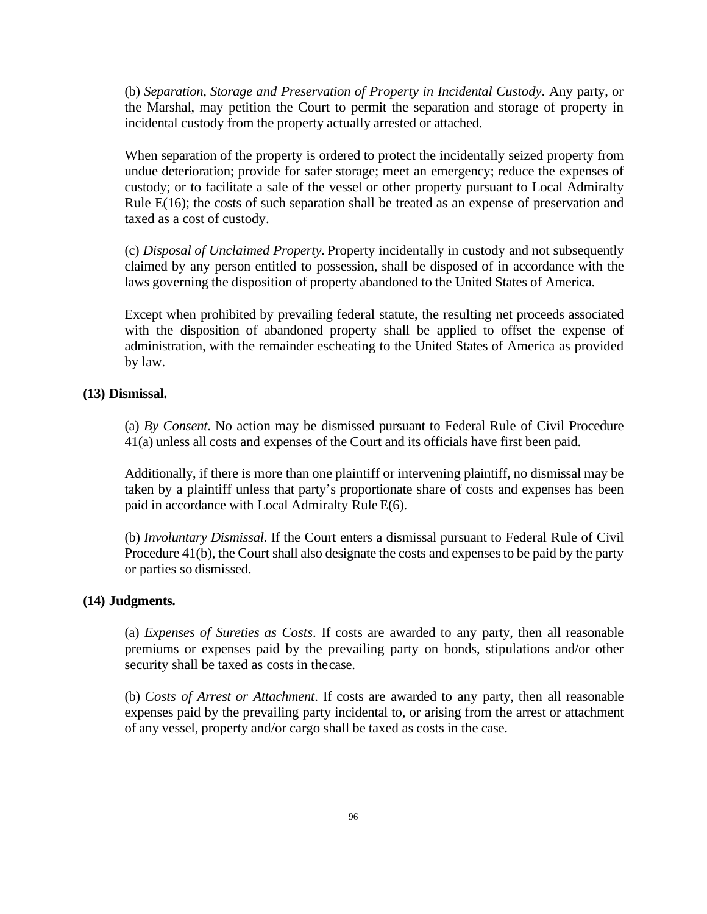(b) *Separation, Storage and Preservation of Property in Incidental Custody*. Any party, or the Marshal, may petition the Court to permit the separation and storage of property in incidental custody from the property actually arrested or attached.

When separation of the property is ordered to protect the incidentally seized property from undue deterioration; provide for safer storage; meet an emergency; reduce the expenses of custody; or to facilitate a sale of the vessel or other property pursuant to Local Admiralty Rule E(16); the costs of such separation shall be treated as an expense of preservation and taxed as a cost of custody.

(c) *Disposal of Unclaimed Property*. Property incidentally in custody and not subsequently claimed by any person entitled to possession, shall be disposed of in accordance with the laws governing the disposition of property abandoned to the United States of America.

Except when prohibited by prevailing federal statute, the resulting net proceeds associated with the disposition of abandoned property shall be applied to offset the expense of administration, with the remainder escheating to the United States of America as provided by law.

**(13) Dismissal.**

(a) *By Consent*. No action may be dismissed pursuant to Federal Rule of Civil Procedure 41(a) unless all costs and expenses of the Court and its officials have first been paid.

Additionally, if there is more than one plaintiff or intervening plaintiff, no dismissal may be taken by a plaintiff unless that party's proportionate share of costs and expenses has been paid in accordance with Local Admiralty Rule E(6).

(b) *Involuntary Dismissal*. If the Court enters a dismissal pursuant to Federal Rule of Civil Procedure 41(b), the Court shall also designate the costs and expenses to be paid by the party or parties so dismissed.

**(14) Judgments.**

(a) *Expenses of Sureties as Costs*. If costs are awarded to any party, then all reasonable premiums or expenses paid by the prevailing party on bonds, stipulations and/or other security shall be taxed as costs in the case.

(b) *Costs of Arrest or Attachment*. If costs are awarded to any party, then all reasonable expenses paid by the prevailing party incidental to, or arising from the arrest or attachment of any vessel, property and/or cargo shall be taxed as costs in the case.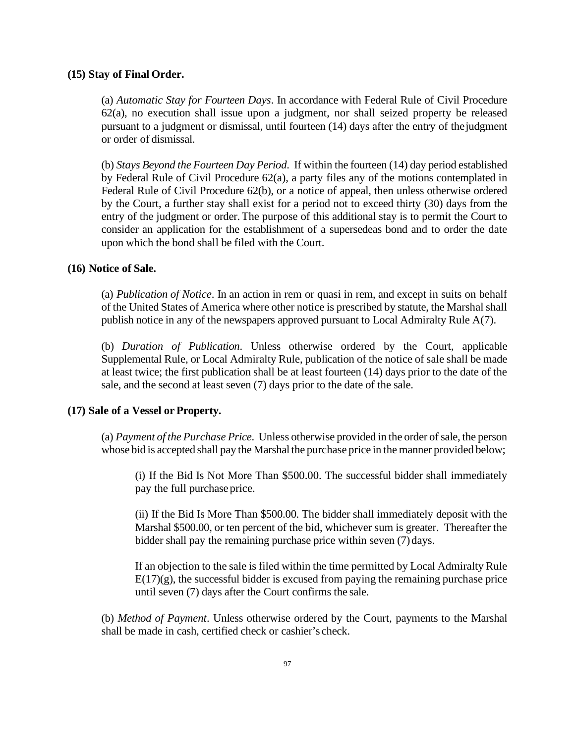**(15) Stay of Final Order.**

(a) *Automatic Stay for Fourteen Days*. In accordance with Federal Rule of Civil Procedure 62(a), no execution shall issue upon a judgment, nor shall seized property be released pursuant to a judgment or dismissal, until fourteen (14) days after the entry of the judgment or order of dismissal.

(b) *Stays Beyond the Fourteen Day Period*. If within the fourteen (14) day period established by Federal Rule of Civil Procedure 62(a), a party files any of the motions contemplated in Federal Rule of Civil Procedure 62(b), or a notice of appeal, then unless otherwise ordered by the Court, a further stay shall exist for a period not to exceed thirty (30) days from the entry of the judgment or order. The purpose of this additional stay is to permit the Court to consider an application for the establishment of a supersedeas bond and to order the date upon which the bond shall be filed with the Court.

**(16) Notice of Sale.**

(a) *Publication of Notice*. In an action in rem or quasi in rem, and except in suits on behalf of the United States of America where other notice is prescribed by statute, the Marshal shall publish notice in any of the newspapers approved pursuant to Local Admiralty Rule A(7).

(b) *Duration of Publication*. Unless otherwise ordered by the Court, applicable Supplemental Rule, or Local Admiralty Rule, publication of the notice of sale shall be made at least twice; the first publication shall be at least fourteen (14) days prior to the date of the sale, and the second at least seven (7) days prior to the date of the sale.

**(17) Sale of a Vessel or Property.**

(a) *Payment of the Purchase Price*. Unless otherwise provided in the order of sale, the person whose bid is accepted shall pay the Marshal the purchase price in the manner provided below;

(i) If the Bid Is Not More Than $500.00. The successful bidder shall immediately pay the full purchase price.

(ii) If the Bid Is More Than $500.00. The bidder shall immediately deposit with the Marshal $500.00, or ten percent of the bid, whichever sum is greater. Thereafter the bidder shall pay the remaining purchase price within seven (7) days.

If an objection to the sale is filed within the time permitted by Local Admiralty Rule E(17)(g), the successful bidder is excused from paying the remaining purchase price until seven (7) days after the Court confirms the sale.

(b) *Method of Payment*. Unless otherwise ordered by the Court, payments to the Marshal shall be made in cash, certified check or cashier's check.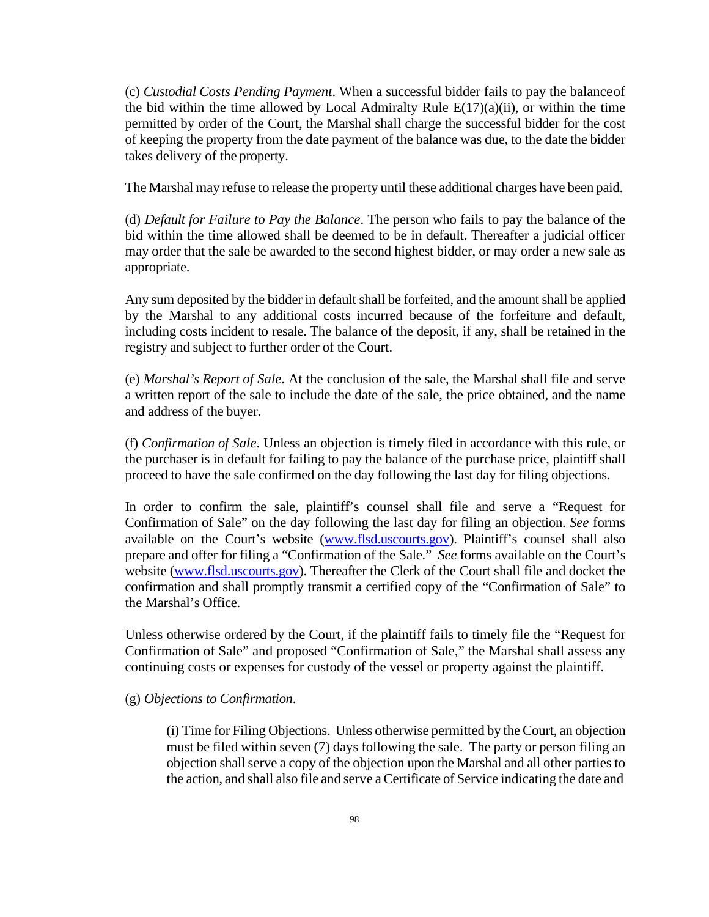(c) *Custodial Costs Pending Payment*. When a successful bidder fails to pay the balance of the bid within the time allowed by Local Admiralty Rule E(17)(a)(ii), or within the time permitted by order of the Court, the Marshal shall charge the successful bidder for the cost of keeping the property from the date payment of the balance was due, to the date the bidder takes delivery of the property.

The Marshal may refuse to release the property until these additional charges have been paid.

(d) *Default for Failure to Pay the Balance*. The person who fails to pay the balance of the bid within the time allowed shall be deemed to be in default. Thereafter a judicial officer may order that the sale be awarded to the second highest bidder, or may order a new sale as appropriate.

Any sum deposited by the bidder in default shall be forfeited, and the amount shall be applied by the Marshal to any additional costs incurred because of the forfeiture and default, including costs incident to resale. The balance of the deposit, if any, shall be retained in the registry and subject to further order of the Court.

(e) *Marshal's Report of Sale*. At the conclusion of the sale, the Marshal shall file and serve a written report of the sale to include the date of the sale, the price obtained, and the name and address of the buyer.

(f) *Confirmation of Sale*. Unless an objection is timely filed in accordance with this rule, or the purchaser is in default for failing to pay the balance of the purchase price, plaintiff shall proceed to have the sale confirmed on the day following the last day for filing objections.

In order to confirm the sale, plaintiff's counsel shall file and serve a "Request for Confirmation of Sale" on the day following the last day for filing an objection. *See* forms available on the Court's website (www.flsd.uscourts.gov). Plaintiff's counsel shall also prepare and offer for filing a "Confirmation of the Sale." *See* forms available on the Court's website (www.flsd.uscourts.gov). Thereafter the Clerk of the Court shall file and docket the confirmation and shall promptly transmit a certified copy of the "Confirmation of Sale" to the Marshal's Office.

Unless otherwise ordered by the Court, if the plaintiff fails to timely file the "Request for Confirmation of Sale" and proposed "Confirmation of Sale," the Marshal shall assess any continuing costs or expenses for custody of the vessel or property against the plaintiff.

(g) *Objections to Confirmation*.

> (i) Time for Filing Objections. Unless otherwise permitted by the Court, an objection must be filed within seven (7) days following the sale. The party or person filing an objection shall serve a copy of the objection upon the Marshal and all other parties to the action, and shall also file and serve a Certificate of Service indicating the date and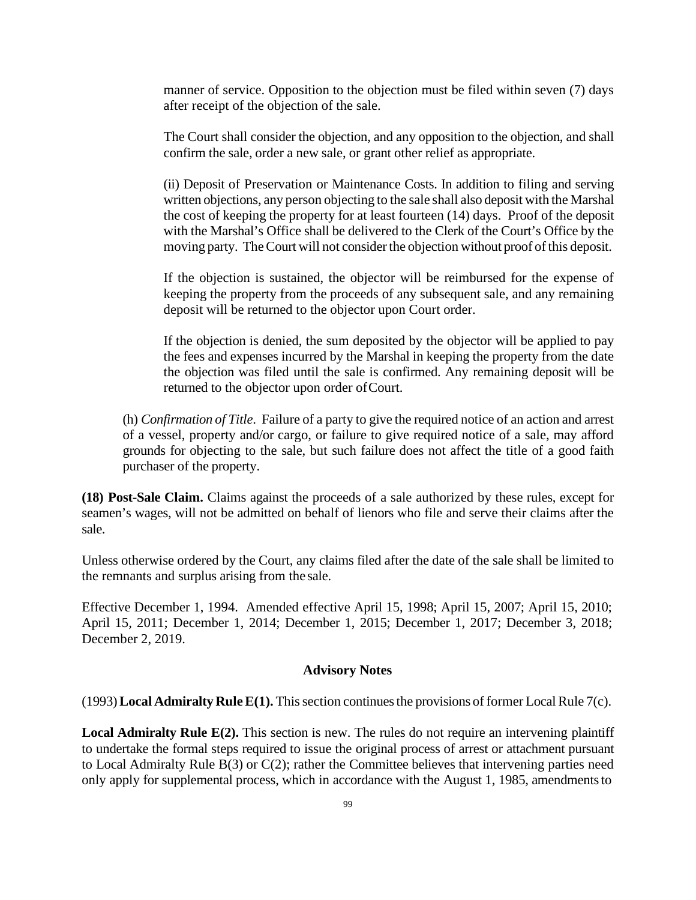manner of service. Opposition to the objection must be filed within seven (7) days after receipt of the objection of the sale.

The Court shall consider the objection, and any opposition to the objection, and shall confirm the sale, order a new sale, or grant other relief as appropriate.

(ii) Deposit of Preservation or Maintenance Costs. In addition to filing and serving written objections, any person objecting to the sale shall also deposit with the Marshal the cost of keeping the property for at least fourteen (14) days. Proof of the deposit with the Marshal's Office shall be delivered to the Clerk of the Court's Office by the moving party. The Court will not consider the objection without proof of this deposit.

If the objection is sustained, the objector will be reimbursed for the expense of keeping the property from the proceeds of any subsequent sale, and any remaining deposit will be returned to the objector upon Court order.

If the objection is denied, the sum deposited by the objector will be applied to pay the fees and expenses incurred by the Marshal in keeping the property from the date the objection was filed until the sale is confirmed. Any remaining deposit will be returned to the objector upon order of Court.

(h) *Confirmation of Title*. Failure of a party to give the required notice of an action and arrest of a vessel, property and/or cargo, or failure to give required notice of a sale, may afford grounds for objecting to the sale, but such failure does not affect the title of a good faith purchaser of the property.

**(18) Post-Sale Claim.** Claims against the proceeds of a sale authorized by these rules, except for seamen's wages, will not be admitted on behalf of lienors who file and serve their claims after the sale.

Unless otherwise ordered by the Court, any claims filed after the date of the sale shall be limited to the remnants and surplus arising from the sale.

Effective December 1, 1994. Amended effective April 15, 1998; April 15, 2007; April 15, 2010; April 15, 2011; December 1, 2014; December 1, 2015; December 1, 2017; December 3, 2018; December 2, 2019.

### Advisory Notes

(1993) **Local Admiralty Rule E(1).** This section continues the provisions of former Local Rule 7(c).

**Local Admiralty Rule E(2).** This section is new. The rules do not require an intervening plaintiff to undertake the formal steps required to issue the original process of arrest or attachment pursuant to Local Admiralty Rule B(3) or C(2); rather the Committee believes that intervening parties need only apply for supplemental process, which in accordance with the August 1, 1985, amendments to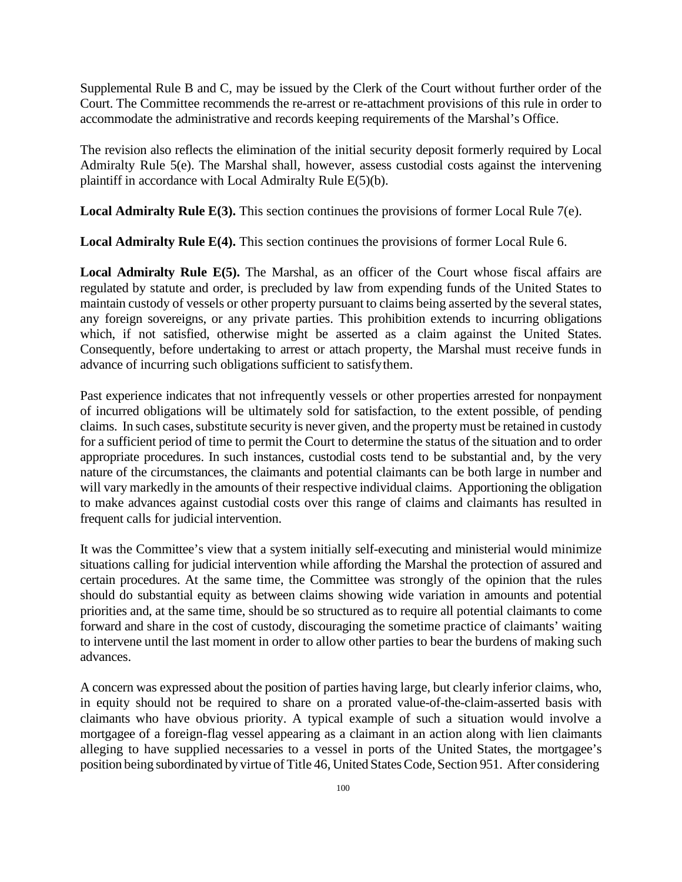Supplemental Rule B and C, may be issued by the Clerk of the Court without further order of the Court. The Committee recommends the re-arrest or re-attachment provisions of this rule in order to accommodate the administrative and records keeping requirements of the Marshal's Office.

The revision also reflects the elimination of the initial security deposit formerly required by Local Admiralty Rule 5(e). The Marshal shall, however, assess custodial costs against the intervening plaintiff in accordance with Local Admiralty Rule E(5)(b).

**Local Admiralty Rule E(3).** This section continues the provisions of former Local Rule 7(e).

**Local Admiralty Rule E(4).** This section continues the provisions of former Local Rule 6.

**Local Admiralty Rule E(5).** The Marshal, as an officer of the Court whose fiscal affairs are regulated by statute and order, is precluded by law from expending funds of the United States to maintain custody of vessels or other property pursuant to claims being asserted by the several states, any foreign sovereigns, or any private parties. This prohibition extends to incurring obligations which, if not satisfied, otherwise might be asserted as a claim against the United States. Consequently, before undertaking to arrest or attach property, the Marshal must receive funds in advance of incurring such obligations sufficient to satisfy them.

Past experience indicates that not infrequently vessels or other properties arrested for nonpayment of incurred obligations will be ultimately sold for satisfaction, to the extent possible, of pending claims. In such cases, substitute security is never given, and the property must be retained in custody for a sufficient period of time to permit the Court to determine the status of the situation and to order appropriate procedures. In such instances, custodial costs tend to be substantial and, by the very nature of the circumstances, the claimants and potential claimants can be both large in number and will vary markedly in the amounts of their respective individual claims. Apportioning the obligation to make advances against custodial costs over this range of claims and claimants has resulted in frequent calls for judicial intervention.

It was the Committee's view that a system initially self-executing and ministerial would minimize situations calling for judicial intervention while affording the Marshal the protection of assured and certain procedures. At the same time, the Committee was strongly of the opinion that the rules should do substantial equity as between claims showing wide variation in amounts and potential priorities and, at the same time, should be so structured as to require all potential claimants to come forward and share in the cost of custody, discouraging the sometime practice of claimants' waiting to intervene until the last moment in order to allow other parties to bear the burdens of making such advances.

A concern was expressed about the position of parties having large, but clearly inferior claims, who, in equity should not be required to share on a prorated value-of-the-claim-asserted basis with claimants who have obvious priority. A typical example of such a situation would involve a mortgagee of a foreign-flag vessel appearing as a claimant in an action along with lien claimants alleging to have supplied necessaries to a vessel in ports of the United States, the mortgagee's position being subordinated by virtue of Title 46, United States Code, Section 951. After considering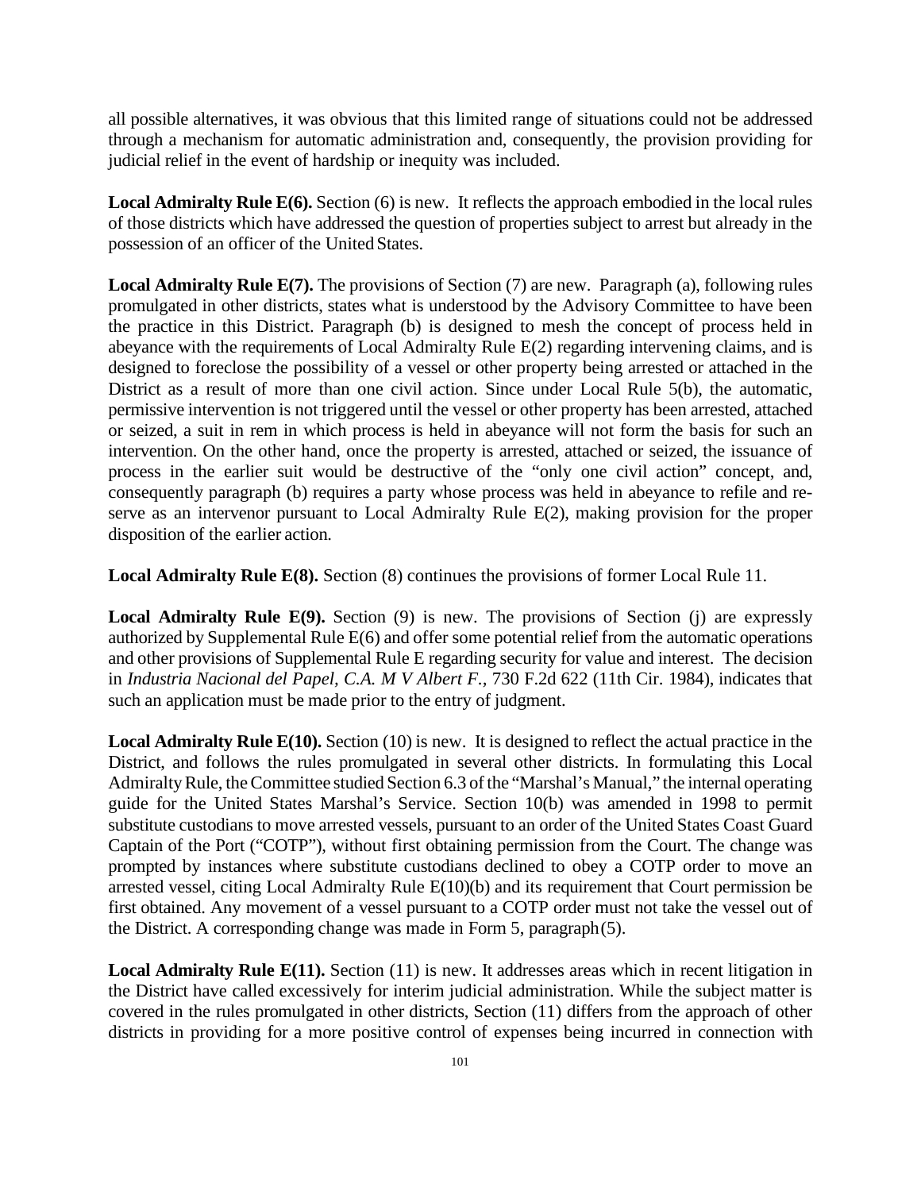all possible alternatives, it was obvious that this limited range of situations could not be addressed through a mechanism for automatic administration and, consequently, the provision providing for judicial relief in the event of hardship or inequity was included.

**Local Admiralty Rule E(6).** Section (6) is new. It reflects the approach embodied in the local rules of those districts which have addressed the question of properties subject to arrest but already in the possession of an officer of the United States.

**Local Admiralty Rule E(7).** The provisions of Section (7) are new. Paragraph (a), following rules promulgated in other districts, states what is understood by the Advisory Committee to have been the practice in this District. Paragraph (b) is designed to mesh the concept of process held in abeyance with the requirements of Local Admiralty Rule E(2) regarding intervening claims, and is designed to foreclose the possibility of a vessel or other property being arrested or attached in the District as a result of more than one civil action. Since under Local Rule 5(b), the automatic, permissive intervention is not triggered until the vessel or other property has been arrested, attached or seized, a suit in rem in which process is held in abeyance will not form the basis for such an intervention. On the other hand, once the property is arrested, attached or seized, the issuance of process in the earlier suit would be destructive of the "only one civil action" concept, and, consequently paragraph (b) requires a party whose process was held in abeyance to refile and re-serve as an intervenor pursuant to Local Admiralty Rule E(2), making provision for the proper disposition of the earlier action.

**Local Admiralty Rule E(8).** Section (8) continues the provisions of former Local Rule 11.

**Local Admiralty Rule E(9).** Section (9) is new. The provisions of Section (j) are expressly authorized by Supplemental Rule E(6) and offer some potential relief from the automatic operations and other provisions of Supplemental Rule E regarding security for value and interest. The decision in *Industria Nacional del Papel, C.A. M V Albert F.*, 730 F.2d 622 (11th Cir. 1984), indicates that such an application must be made prior to the entry of judgment.

**Local Admiralty Rule E(10).** Section (10) is new. It is designed to reflect the actual practice in the District, and follows the rules promulgated in several other districts. In formulating this Local Admiralty Rule, the Committee studied Section 6.3 of the "Marshal's Manual," the internal operating guide for the United States Marshal's Service. Section 10(b) was amended in 1998 to permit substitute custodians to move arrested vessels, pursuant to an order of the United States Coast Guard Captain of the Port ("COTP"), without first obtaining permission from the Court. The change was prompted by instances where substitute custodians declined to obey a COTP order to move an arrested vessel, citing Local Admiralty Rule E(10)(b) and its requirement that Court permission be first obtained. Any movement of a vessel pursuant to a COTP order must not take the vessel out of the District. A corresponding change was made in Form 5, paragraph (5).

**Local Admiralty Rule E(11).** Section (11) is new. It addresses areas which in recent litigation in the District have called excessively for interim judicial administration. While the subject matter is covered in the rules promulgated in other districts, Section (11) differs from the approach of other districts in providing for a more positive control of expenses being incurred in connection with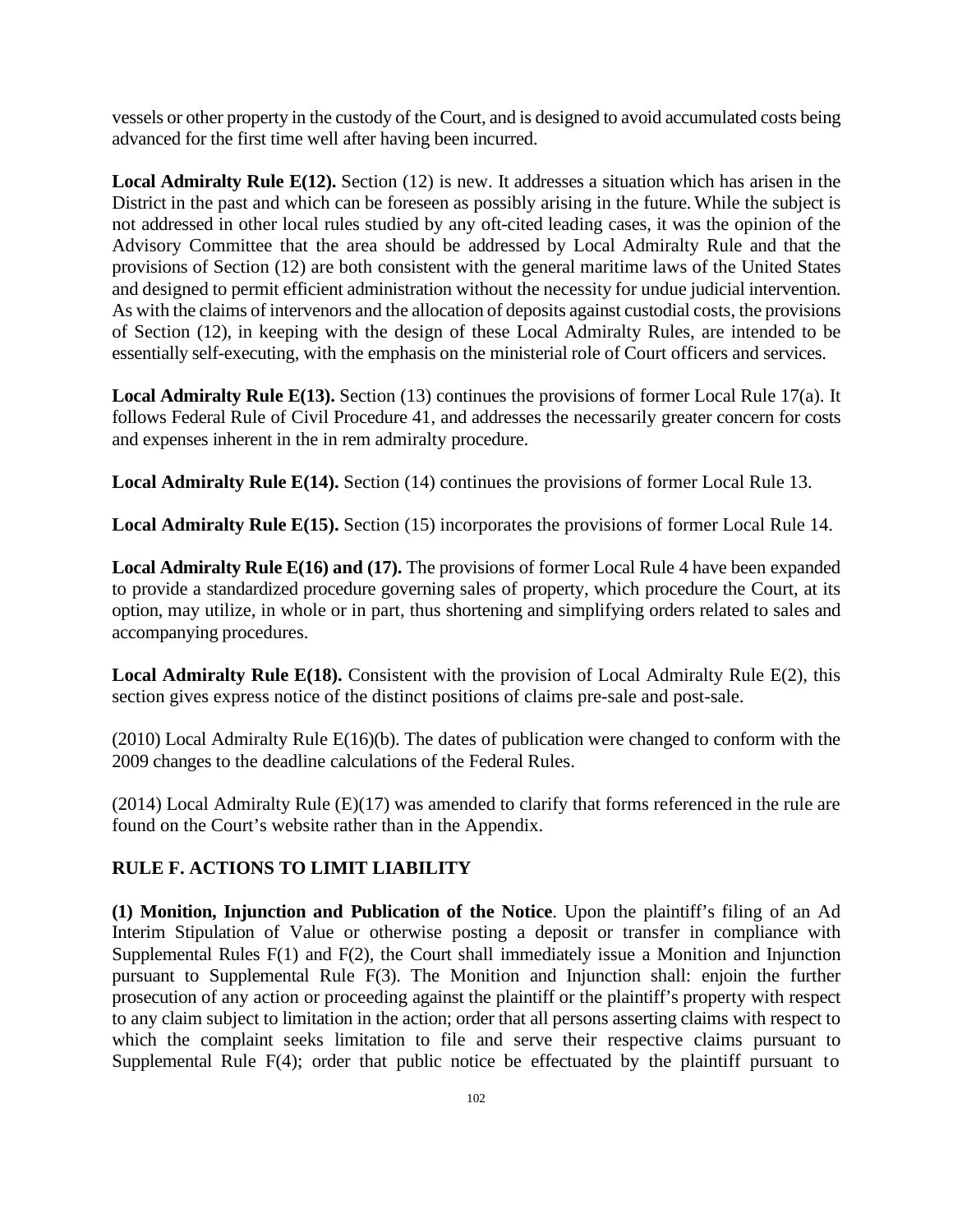vessels or other property in the custody of the Court, and is designed to avoid accumulated costs being advanced for the first time well after having been incurred.

**Local Admiralty Rule E(12).** Section (12) is new. It addresses a situation which has arisen in the District in the past and which can be foreseen as possibly arising in the future. While the subject is not addressed in other local rules studied by any oft-cited leading cases, it was the opinion of the Advisory Committee that the area should be addressed by Local Admiralty Rule and that the provisions of Section (12) are both consistent with the general maritime laws of the United States and designed to permit efficient administration without the necessity for undue judicial intervention. As with the claims of intervenors and the allocation of deposits against custodial costs, the provisions of Section (12), in keeping with the design of these Local Admiralty Rules, are intended to be essentially self-executing, with the emphasis on the ministerial role of Court officers and services.

**Local Admiralty Rule E(13).** Section (13) continues the provisions of former Local Rule 17(a). It follows Federal Rule of Civil Procedure 41, and addresses the necessarily greater concern for costs and expenses inherent in the in rem admiralty procedure.

**Local Admiralty Rule E(14).** Section (14) continues the provisions of former Local Rule 13.

**Local Admiralty Rule E(15).** Section (15) incorporates the provisions of former Local Rule 14.

**Local Admiralty Rule E(16) and (17).** The provisions of former Local Rule 4 have been expanded to provide a standardized procedure governing sales of property, which procedure the Court, at its option, may utilize, in whole or in part, thus shortening and simplifying orders related to sales and accompanying procedures.

**Local Admiralty Rule E(18).** Consistent with the provision of Local Admiralty Rule E(2), this section gives express notice of the distinct positions of claims pre-sale and post-sale.

(2010) Local Admiralty Rule E(16)(b). The dates of publication were changed to conform with the 2009 changes to the deadline calculations of the Federal Rules.

(2014) Local Admiralty Rule (E)(17) was amended to clarify that forms referenced in the rule are found on the Court's website rather than in the Appendix.

## RULE F. ACTIONS TO LIMIT LIABILITY

**(1) Monition, Injunction and Publication of the Notice**. Upon the plaintiff's filing of an Ad Interim Stipulation of Value or otherwise posting a deposit or transfer in compliance with Supplemental Rules F(1) and F(2), the Court shall immediately issue a Monition and Injunction pursuant to Supplemental Rule F(3). The Monition and Injunction shall: enjoin the further prosecution of any action or proceeding against the plaintiff or the plaintiff's property with respect to any claim subject to limitation in the action; order that all persons asserting claims with respect to which the complaint seeks limitation to file and serve their respective claims pursuant to Supplemental Rule F(4); order that public notice be effectuated by the plaintiff pursuant to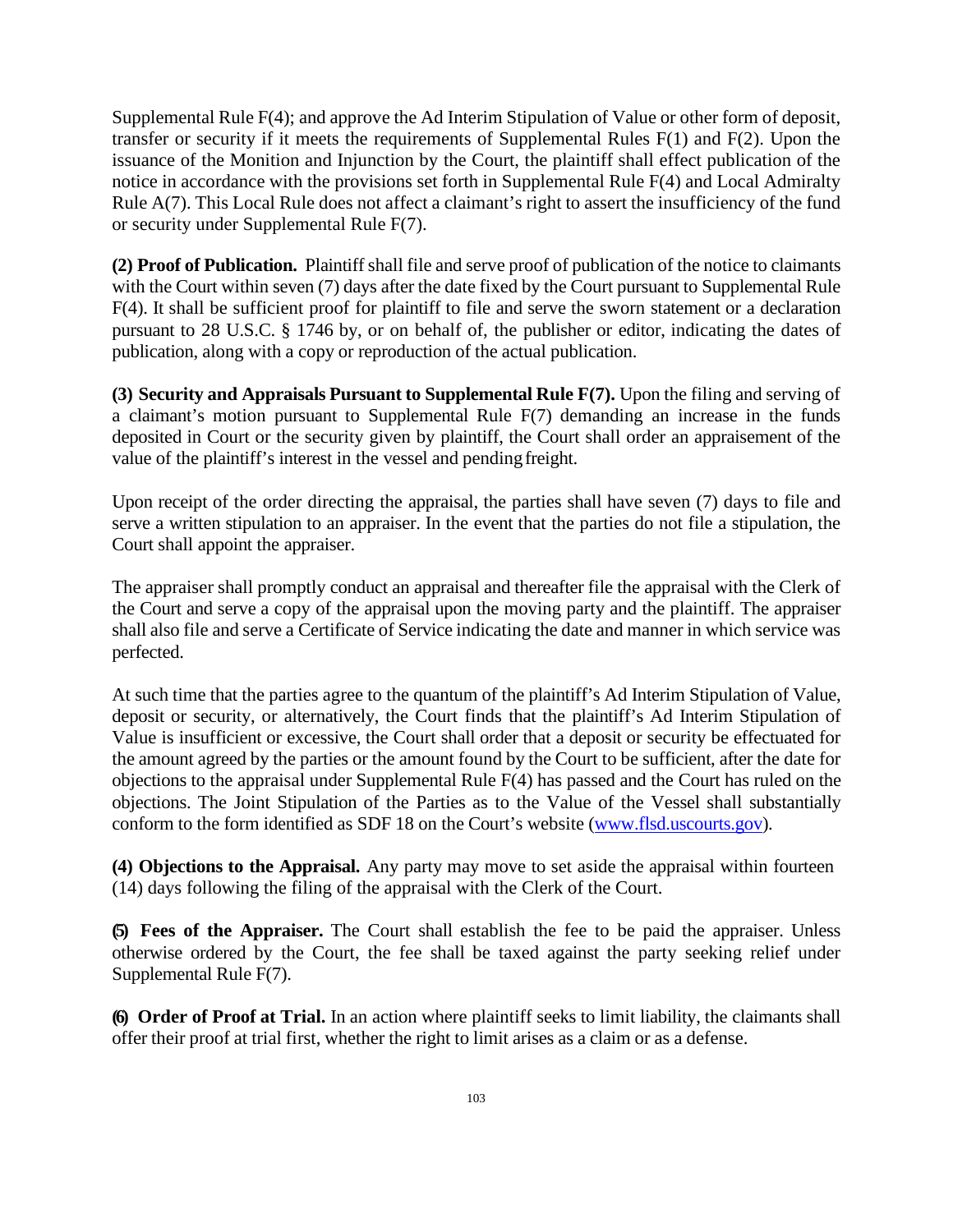Supplemental Rule F(4); and approve the Ad Interim Stipulation of Value or other form of deposit, transfer or security if it meets the requirements of Supplemental Rules F(1) and F(2). Upon the issuance of the Monition and Injunction by the Court, the plaintiff shall effect publication of the notice in accordance with the provisions set forth in Supplemental Rule F(4) and Local Admiralty Rule A(7). This Local Rule does not affect a claimant's right to assert the insufficiency of the fund or security under Supplemental Rule F(7).

**(2) Proof of Publication.** Plaintiff shall file and serve proof of publication of the notice to claimants with the Court within seven (7) days after the date fixed by the Court pursuant to Supplemental Rule F(4). It shall be sufficient proof for plaintiff to file and serve the sworn statement or a declaration pursuant to 28 U.S.C. § 1746 by, or on behalf of, the publisher or editor, indicating the dates of publication, along with a copy or reproduction of the actual publication.

**(3) Security and Appraisals Pursuant to Supplemental Rule F(7).** Upon the filing and serving of a claimant's motion pursuant to Supplemental Rule F(7) demanding an increase in the funds deposited in Court or the security given by plaintiff, the Court shall order an appraisement of the value of the plaintiff's interest in the vessel and pending freight.

Upon receipt of the order directing the appraisal, the parties shall have seven (7) days to file and serve a written stipulation to an appraiser. In the event that the parties do not file a stipulation, the Court shall appoint the appraiser.

The appraiser shall promptly conduct an appraisal and thereafter file the appraisal with the Clerk of the Court and serve a copy of the appraisal upon the moving party and the plaintiff. The appraiser shall also file and serve a Certificate of Service indicating the date and manner in which service was perfected.

At such time that the parties agree to the quantum of the plaintiff's Ad Interim Stipulation of Value, deposit or security, or alternatively, the Court finds that the plaintiff's Ad Interim Stipulation of Value is insufficient or excessive, the Court shall order that a deposit or security be effectuated for the amount agreed by the parties or the amount found by the Court to be sufficient, after the date for objections to the appraisal under Supplemental Rule F(4) has passed and the Court has ruled on the objections. The Joint Stipulation of the Parties as to the Value of the Vessel shall substantially conform to the form identified as SDF 18 on the Court's website (www.flsd.uscourts.gov).

**(4) Objections to the Appraisal.** Any party may move to set aside the appraisal within fourteen (14) days following the filing of the appraisal with the Clerk of the Court.

**(5) Fees of the Appraiser.** The Court shall establish the fee to be paid the appraiser. Unless otherwise ordered by the Court, the fee shall be taxed against the party seeking relief under Supplemental Rule F(7).

**(6) Order of Proof at Trial.** In an action where plaintiff seeks to limit liability, the claimants shall offer their proof at trial first, whether the right to limit arises as a claim or as a defense.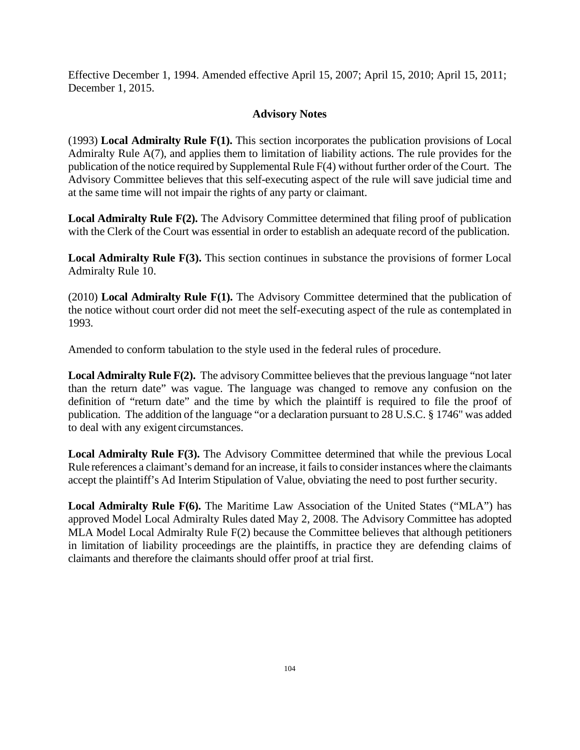Effective December 1, 1994. Amended effective April 15, 2007; April 15, 2010; April 15, 2011; December 1, 2015.

## Advisory Notes

(1993) **Local Admiralty Rule F(1).** This section incorporates the publication provisions of Local Admiralty Rule A(7), and applies them to limitation of liability actions. The rule provides for the publication of the notice required by Supplemental Rule F(4) without further order of the Court. The Advisory Committee believes that this self-executing aspect of the rule will save judicial time and at the same time will not impair the rights of any party or claimant.

**Local Admiralty Rule F(2).** The Advisory Committee determined that filing proof of publication with the Clerk of the Court was essential in order to establish an adequate record of the publication.

**Local Admiralty Rule F(3).** This section continues in substance the provisions of former Local Admiralty Rule 10.

(2010) **Local Admiralty Rule F(1).** The Advisory Committee determined that the publication of the notice without court order did not meet the self-executing aspect of the rule as contemplated in 1993.

Amended to conform tabulation to the style used in the federal rules of procedure.

**Local Admiralty Rule F(2).** The advisory Committee believes that the previous language "not later than the return date" was vague. The language was changed to remove any confusion on the definition of "return date" and the time by which the plaintiff is required to file the proof of publication. The addition of the language "or a declaration pursuant to 28 U.S.C. § 1746" was added to deal with any exigent circumstances.

**Local Admiralty Rule F(3).** The Advisory Committee determined that while the previous Local Rule references a claimant's demand for an increase, it fails to consider instances where the claimants accept the plaintiff's Ad Interim Stipulation of Value, obviating the need to post further security.

**Local Admiralty Rule F(6).** The Maritime Law Association of the United States ("MLA") has approved Model Local Admiralty Rules dated May 2, 2008. The Advisory Committee has adopted MLA Model Local Admiralty Rule F(2) because the Committee believes that although petitioners in limitation of liability proceedings are the plaintiffs, in practice they are defending claims of claimants and therefore the claimants should offer proof at trial first.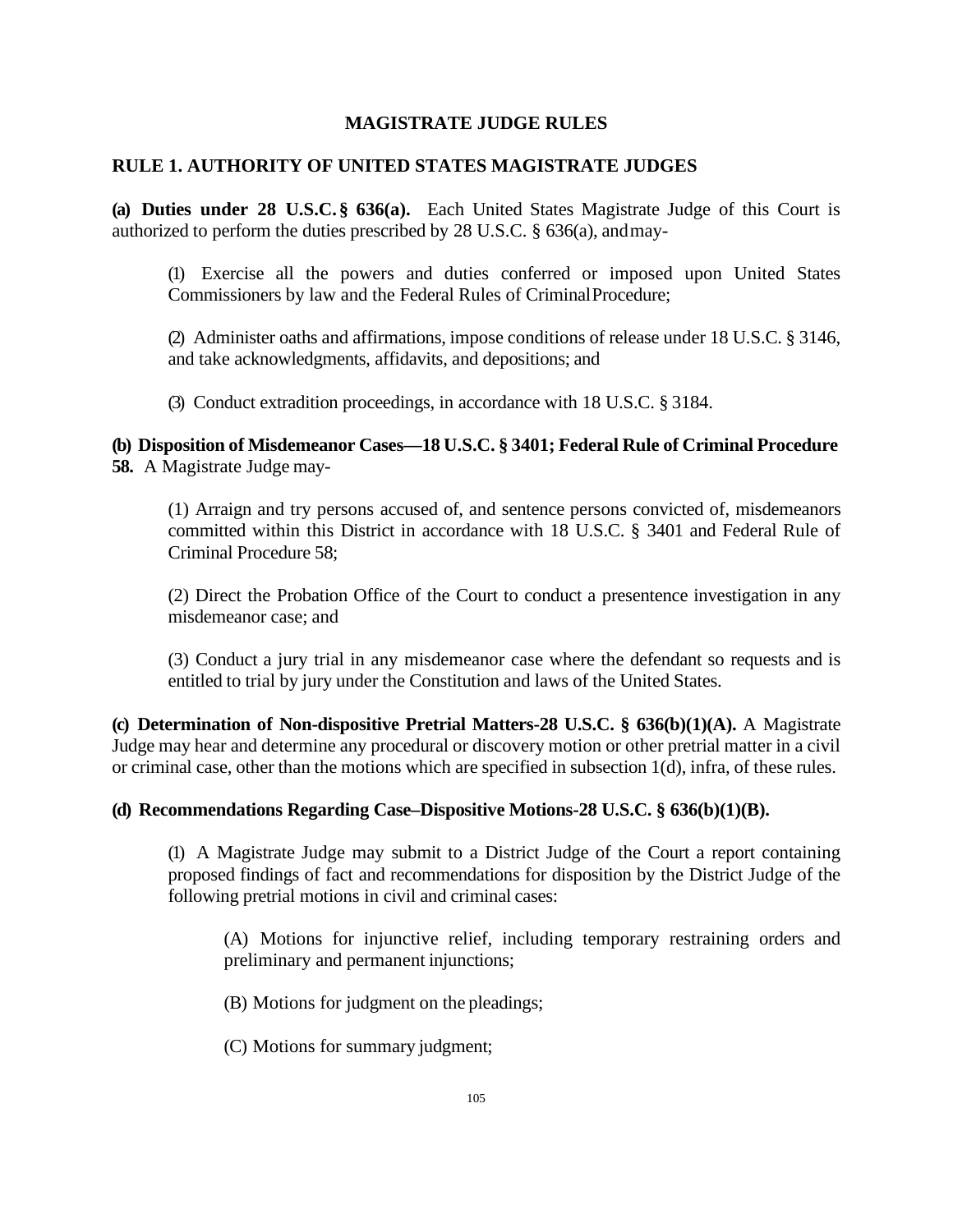# MAGISTRATE JUDGE RULES

## RULE 1. AUTHORITY OF UNITED STATES MAGISTRATE JUDGES

**(a) Duties under 28 U.S.C. § 636(a).** Each United States Magistrate Judge of this Court is authorized to perform the duties prescribed by 28 U.S.C. § 636(a), and may-

> (1) Exercise all the powers and duties conferred or imposed upon United States Commissioners by law and the Federal Rules of Criminal Procedure;
>
> (2) Administer oaths and affirmations, impose conditions of release under 18 U.S.C. § 3146, and take acknowledgments, affidavits, and depositions; and
>
> (3) Conduct extradition proceedings, in accordance with 18 U.S.C. § 3184.

**(b) Disposition of Misdemeanor Cases—18 U.S.C. § 3401; Federal Rule of Criminal Procedure 58.** A Magistrate Judge may-

> (1) Arraign and try persons accused of, and sentence persons convicted of, misdemeanors committed within this District in accordance with 18 U.S.C. § 3401 and Federal Rule of Criminal Procedure 58;
>
> (2) Direct the Probation Office of the Court to conduct a presentence investigation in any misdemeanor case; and
>
> (3) Conduct a jury trial in any misdemeanor case where the defendant so requests and is entitled to trial by jury under the Constitution and laws of the United States.

**(c) Determination of Non-dispositive Pretrial Matters-28 U.S.C. § 636(b)(1)(A).** A Magistrate Judge may hear and determine any procedural or discovery motion or other pretrial matter in a civil or criminal case, other than the motions which are specified in subsection 1(d), infra, of these rules.

**(d) Recommendations Regarding Case–Dispositive Motions-28 U.S.C. § 636(b)(1)(B).**

> (1) A Magistrate Judge may submit to a District Judge of the Court a report containing proposed findings of fact and recommendations for disposition by the District Judge of the following pretrial motions in civil and criminal cases:
>
> > (A) Motions for injunctive relief, including temporary restraining orders and preliminary and permanent injunctions;
> >
> > (B) Motions for judgment on the pleadings;
> >
> > (C) Motions for summary judgment;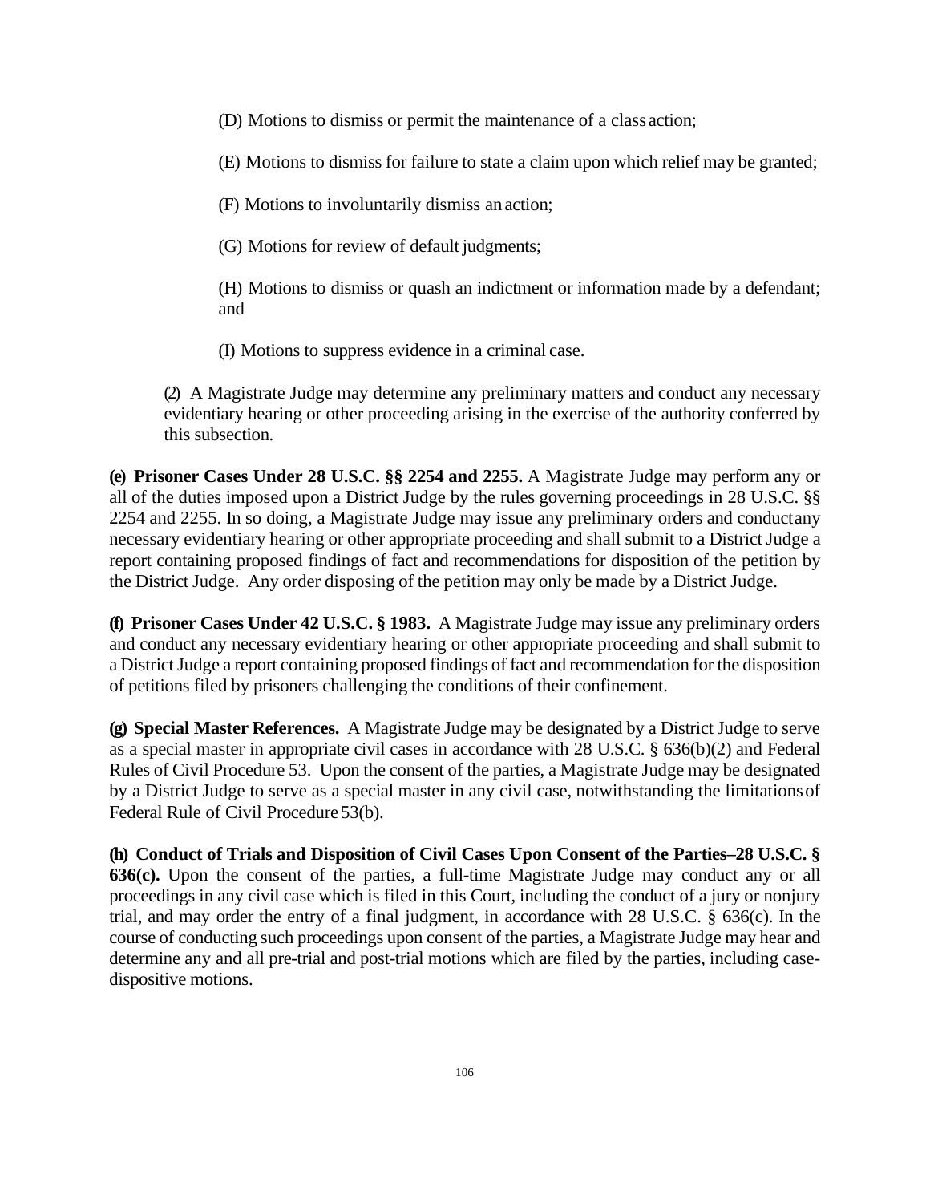(D) Motions to dismiss or permit the maintenance of a class action;

(E) Motions to dismiss for failure to state a claim upon which relief may be granted;

(F) Motions to involuntarily dismiss an action;

(G) Motions for review of default judgments;

(H) Motions to dismiss or quash an indictment or information made by a defendant; and

(I) Motions to suppress evidence in a criminal case.

(2) A Magistrate Judge may determine any preliminary matters and conduct any necessary evidentiary hearing or other proceeding arising in the exercise of the authority conferred by this subsection.

**(e) Prisoner Cases Under 28 U.S.C. §§ 2254 and 2255.** A Magistrate Judge may perform any or all of the duties imposed upon a District Judge by the rules governing proceedings in 28 U.S.C. §§ 2254 and 2255. In so doing, a Magistrate Judge may issue any preliminary orders and conduct any necessary evidentiary hearing or other appropriate proceeding and shall submit to a District Judge a report containing proposed findings of fact and recommendations for disposition of the petition by the District Judge. Any order disposing of the petition may only be made by a District Judge.

**(f) Prisoner Cases Under 42 U.S.C. § 1983.** A Magistrate Judge may issue any preliminary orders and conduct any necessary evidentiary hearing or other appropriate proceeding and shall submit to a District Judge a report containing proposed findings of fact and recommendation for the disposition of petitions filed by prisoners challenging the conditions of their confinement.

**(g) Special Master References.** A Magistrate Judge may be designated by a District Judge to serve as a special master in appropriate civil cases in accordance with 28 U.S.C. § 636(b)(2) and Federal Rules of Civil Procedure 53. Upon the consent of the parties, a Magistrate Judge may be designated by a District Judge to serve as a special master in any civil case, notwithstanding the limitations of Federal Rule of Civil Procedure 53(b).

**(h) Conduct of Trials and Disposition of Civil Cases Upon Consent of the Parties–28 U.S.C. § 636(c).** Upon the consent of the parties, a full-time Magistrate Judge may conduct any or all proceedings in any civil case which is filed in this Court, including the conduct of a jury or nonjury trial, and may order the entry of a final judgment, in accordance with 28 U.S.C. § 636(c). In the course of conducting such proceedings upon consent of the parties, a Magistrate Judge may hear and determine any and all pre-trial and post-trial motions which are filed by the parties, including case-dispositive motions.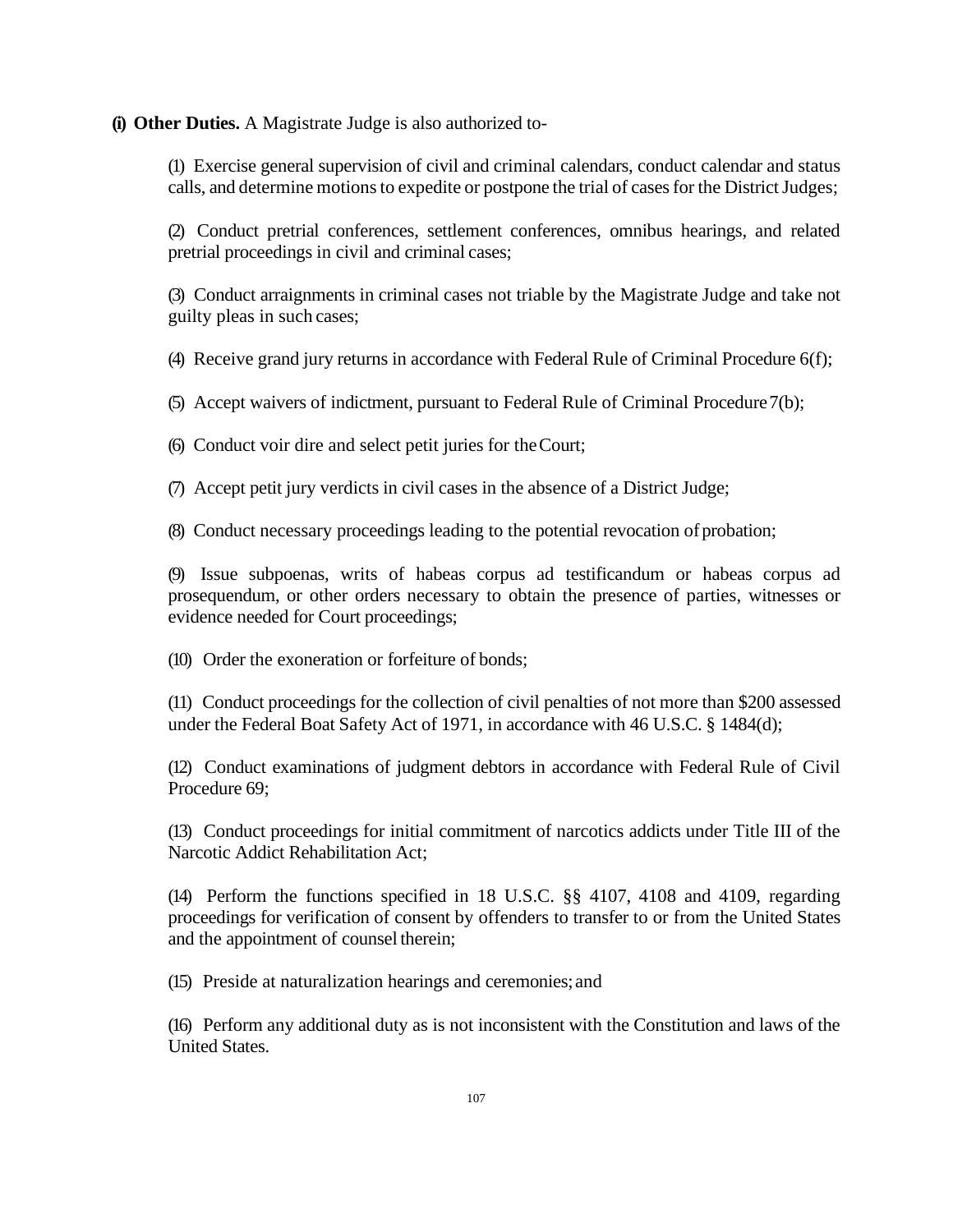**(i) Other Duties.** A Magistrate Judge is also authorized to-

(1) Exercise general supervision of civil and criminal calendars, conduct calendar and status calls, and determine motions to expedite or postpone the trial of cases for the District Judges;

(2) Conduct pretrial conferences, settlement conferences, omnibus hearings, and related pretrial proceedings in civil and criminal cases;

(3) Conduct arraignments in criminal cases not triable by the Magistrate Judge and take not guilty pleas in such cases;

(4) Receive grand jury returns in accordance with Federal Rule of Criminal Procedure 6(f);

(5) Accept waivers of indictment, pursuant to Federal Rule of Criminal Procedure 7(b);

(6) Conduct voir dire and select petit juries for the Court;

(7) Accept petit jury verdicts in civil cases in the absence of a District Judge;

(8) Conduct necessary proceedings leading to the potential revocation of probation;

(9) Issue subpoenas, writs of habeas corpus ad testificandum or habeas corpus ad prosequendum, or other orders necessary to obtain the presence of parties, witnesses or evidence needed for Court proceedings;

(10) Order the exoneration or forfeiture of bonds;

(11) Conduct proceedings for the collection of civil penalties of not more than $200 assessed under the Federal Boat Safety Act of 1971, in accordance with 46 U.S.C. § 1484(d);

(12) Conduct examinations of judgment debtors in accordance with Federal Rule of Civil Procedure 69;

(13) Conduct proceedings for initial commitment of narcotics addicts under Title III of the Narcotic Addict Rehabilitation Act;

(14) Perform the functions specified in 18 U.S.C. §§ 4107, 4108 and 4109, regarding proceedings for verification of consent by offenders to transfer to or from the United States and the appointment of counsel therein;

(15) Preside at naturalization hearings and ceremonies; and

(16) Perform any additional duty as is not inconsistent with the Constitution and laws of the United States.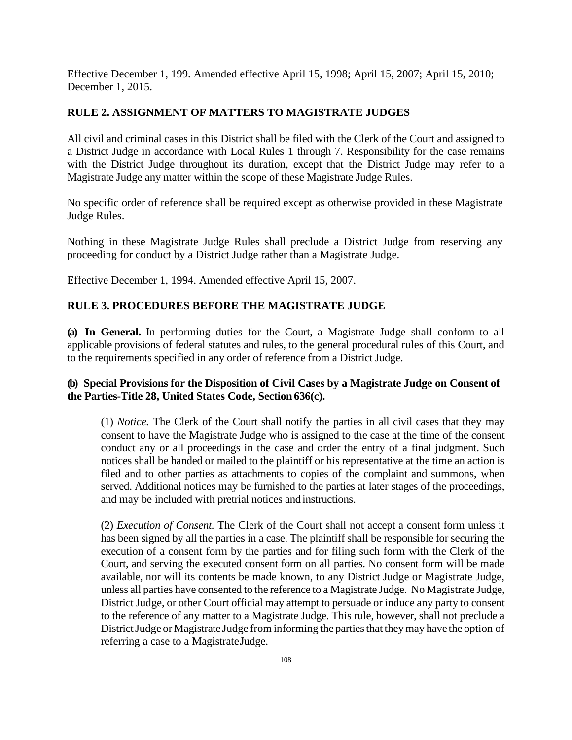Effective December 1, 199. Amended effective April 15, 1998; April 15, 2007; April 15, 2010; December 1, 2015.

## RULE 2. ASSIGNMENT OF MATTERS TO MAGISTRATE JUDGES

All civil and criminal cases in this District shall be filed with the Clerk of the Court and assigned to a District Judge in accordance with Local Rules 1 through 7. Responsibility for the case remains with the District Judge throughout its duration, except that the District Judge may refer to a Magistrate Judge any matter within the scope of these Magistrate Judge Rules.

No specific order of reference shall be required except as otherwise provided in these Magistrate Judge Rules.

Nothing in these Magistrate Judge Rules shall preclude a District Judge from reserving any proceeding for conduct by a District Judge rather than a Magistrate Judge.

Effective December 1, 1994. Amended effective April 15, 2007.

## RULE 3. PROCEDURES BEFORE THE MAGISTRATE JUDGE

**(a) In General.** In performing duties for the Court, a Magistrate Judge shall conform to all applicable provisions of federal statutes and rules, to the general procedural rules of this Court, and to the requirements specified in any order of reference from a District Judge.

**(b) Special Provisions for the Disposition of Civil Cases by a Magistrate Judge on Consent of the Parties-Title 28, United States Code, Section 636(c).**

> (1) *Notice.* The Clerk of the Court shall notify the parties in all civil cases that they may consent to have the Magistrate Judge who is assigned to the case at the time of the consent conduct any or all proceedings in the case and order the entry of a final judgment. Such notices shall be handed or mailed to the plaintiff or his representative at the time an action is filed and to other parties as attachments to copies of the complaint and summons, when served. Additional notices may be furnished to the parties at later stages of the proceedings, and may be included with pretrial notices and instructions.
>
> (2) *Execution of Consent.* The Clerk of the Court shall not accept a consent form unless it has been signed by all the parties in a case. The plaintiff shall be responsible for securing the execution of a consent form by the parties and for filing such form with the Clerk of the Court, and serving the executed consent form on all parties. No consent form will be made available, nor will its contents be made known, to any District Judge or Magistrate Judge, unless all parties have consented to the reference to a Magistrate Judge. No Magistrate Judge, District Judge, or other Court official may attempt to persuade or induce any party to consent to the reference of any matter to a Magistrate Judge. This rule, however, shall not preclude a District Judge or Magistrate Judge from informing the parties that they may have the option of referring a case to a Magistrate Judge.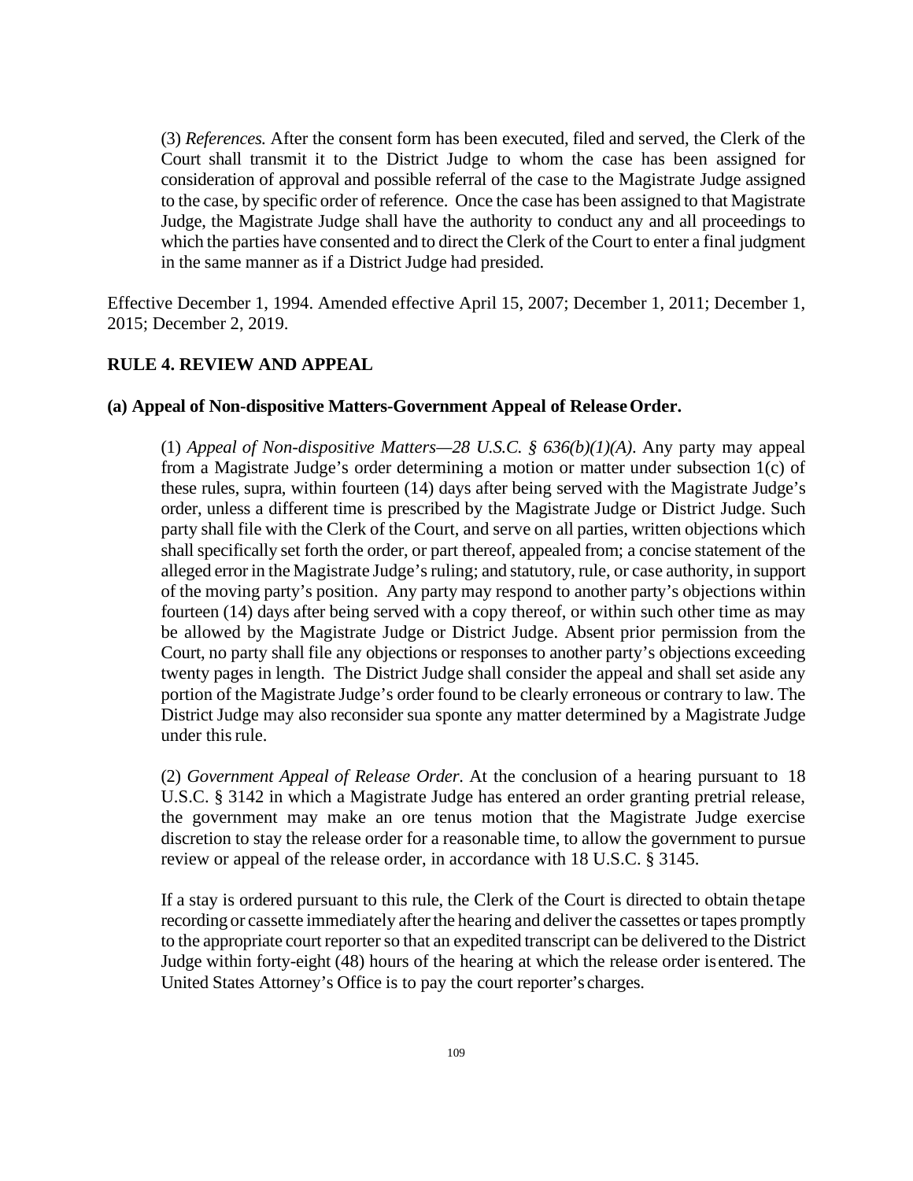(3) *References.* After the consent form has been executed, filed and served, the Clerk of the Court shall transmit it to the District Judge to whom the case has been assigned for consideration of approval and possible referral of the case to the Magistrate Judge assigned to the case, by specific order of reference. Once the case has been assigned to that Magistrate Judge, the Magistrate Judge shall have the authority to conduct any and all proceedings to which the parties have consented and to direct the Clerk of the Court to enter a final judgment in the same manner as if a District Judge had presided.

Effective December 1, 1994. Amended effective April 15, 2007; December 1, 2011; December 1, 2015; December 2, 2019.

## RULE 4. REVIEW AND APPEAL

### (a) Appeal of Non-dispositive Matters-Government Appeal of Release Order.

(1) *Appeal of Non-dispositive Matters—28 U.S.C. § 636(b)(1)(A)*. Any party may appeal from a Magistrate Judge's order determining a motion or matter under subsection 1(c) of these rules, supra, within fourteen (14) days after being served with the Magistrate Judge's order, unless a different time is prescribed by the Magistrate Judge or District Judge. Such party shall file with the Clerk of the Court, and serve on all parties, written objections which shall specifically set forth the order, or part thereof, appealed from; a concise statement of the alleged error in the Magistrate Judge's ruling; and statutory, rule, or case authority, in support of the moving party's position. Any party may respond to another party's objections within fourteen (14) days after being served with a copy thereof, or within such other time as may be allowed by the Magistrate Judge or District Judge. Absent prior permission from the Court, no party shall file any objections or responses to another party's objections exceeding twenty pages in length. The District Judge shall consider the appeal and shall set aside any portion of the Magistrate Judge's order found to be clearly erroneous or contrary to law. The District Judge may also reconsider sua sponte any matter determined by a Magistrate Judge under this rule.

(2) *Government Appeal of Release Order*. At the conclusion of a hearing pursuant to 18 U.S.C. § 3142 in which a Magistrate Judge has entered an order granting pretrial release, the government may make an ore tenus motion that the Magistrate Judge exercise discretion to stay the release order for a reasonable time, to allow the government to pursue review or appeal of the release order, in accordance with 18 U.S.C. § 3145.

If a stay is ordered pursuant to this rule, the Clerk of the Court is directed to obtain the tape recording or cassette immediately after the hearing and deliver the cassettes or tapes promptly to the appropriate court reporter so that an expedited transcript can be delivered to the District Judge within forty-eight (48) hours of the hearing at which the release order is entered. The United States Attorney's Office is to pay the court reporter's charges.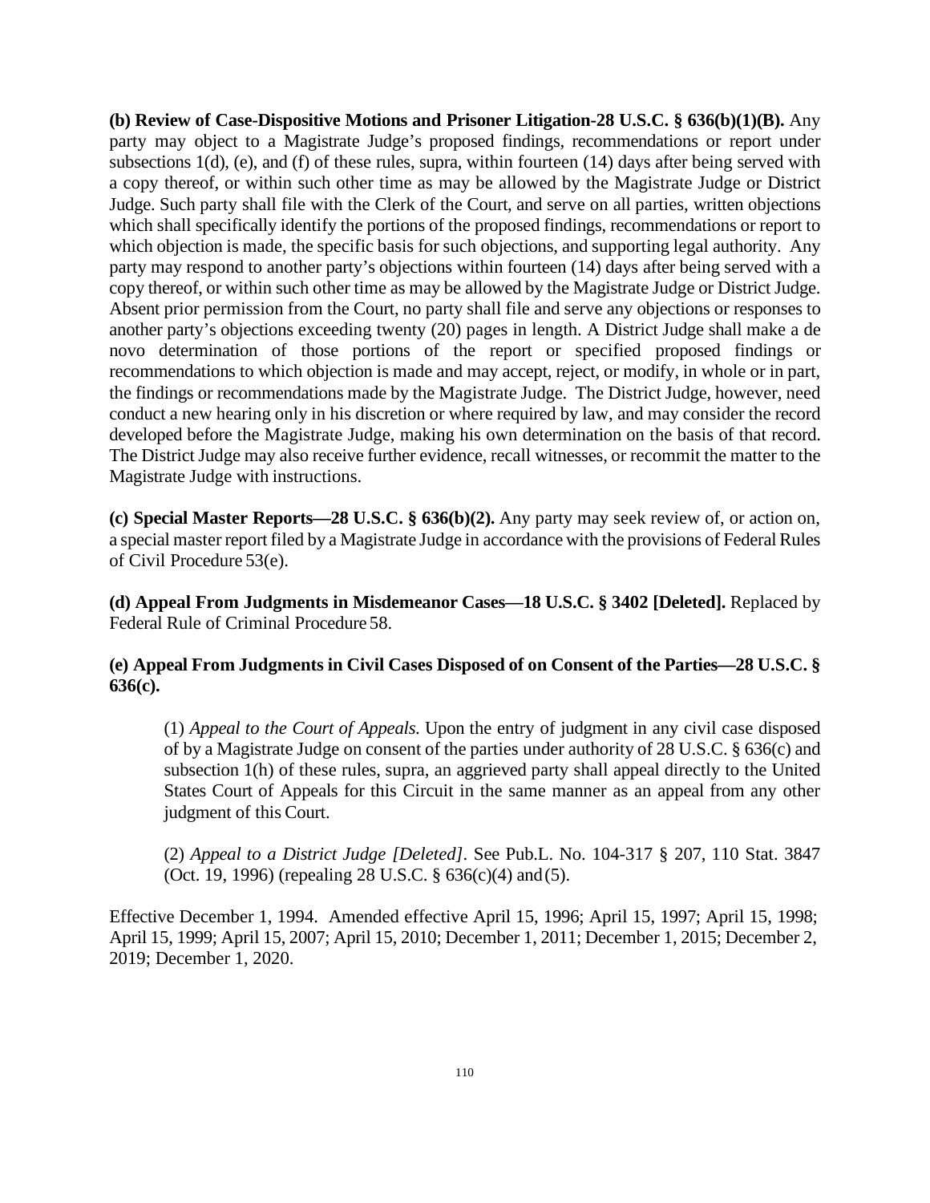**(b) Review of Case-Dispositive Motions and Prisoner Litigation-28 U.S.C. § 636(b)(1)(B).** Any party may object to a Magistrate Judge's proposed findings, recommendations or report under subsections 1(d), (e), and (f) of these rules, supra, within fourteen (14) days after being served with a copy thereof, or within such other time as may be allowed by the Magistrate Judge or District Judge. Such party shall file with the Clerk of the Court, and serve on all parties, written objections which shall specifically identify the portions of the proposed findings, recommendations or report to which objection is made, the specific basis for such objections, and supporting legal authority. Any party may respond to another party's objections within fourteen (14) days after being served with a copy thereof, or within such other time as may be allowed by the Magistrate Judge or District Judge. Absent prior permission from the Court, no party shall file and serve any objections or responses to another party's objections exceeding twenty (20) pages in length. A District Judge shall make a de novo determination of those portions of the report or specified proposed findings or recommendations to which objection is made and may accept, reject, or modify, in whole or in part, the findings or recommendations made by the Magistrate Judge. The District Judge, however, need conduct a new hearing only in his discretion or where required by law, and may consider the record developed before the Magistrate Judge, making his own determination on the basis of that record. The District Judge may also receive further evidence, recall witnesses, or recommit the matter to the Magistrate Judge with instructions.

**(c) Special Master Reports—28 U.S.C. § 636(b)(2).** Any party may seek review of, or action on, a special master report filed by a Magistrate Judge in accordance with the provisions of Federal Rules of Civil Procedure 53(e).

**(d) Appeal From Judgments in Misdemeanor Cases—18 U.S.C. § 3402 [Deleted].** Replaced by Federal Rule of Criminal Procedure 58.

**(e) Appeal From Judgments in Civil Cases Disposed of on Consent of the Parties—28 U.S.C. § 636(c).**

(1) *Appeal to the Court of Appeals.* Upon the entry of judgment in any civil case disposed of by a Magistrate Judge on consent of the parties under authority of 28 U.S.C. § 636(c) and subsection 1(h) of these rules, supra, an aggrieved party shall appeal directly to the United States Court of Appeals for this Circuit in the same manner as an appeal from any other judgment of this Court.

(2) *Appeal to a District Judge [Deleted]*. See Pub.L. No. 104-317 § 207, 110 Stat. 3847 (Oct. 19, 1996) (repealing 28 U.S.C. § 636(c)(4) and (5).

Effective December 1, 1994. Amended effective April 15, 1996; April 15, 1997; April 15, 1998; April 15, 1999; April 15, 2007; April 15, 2010; December 1, 2011; December 1, 2015; December 2, 2019; December 1, 2020.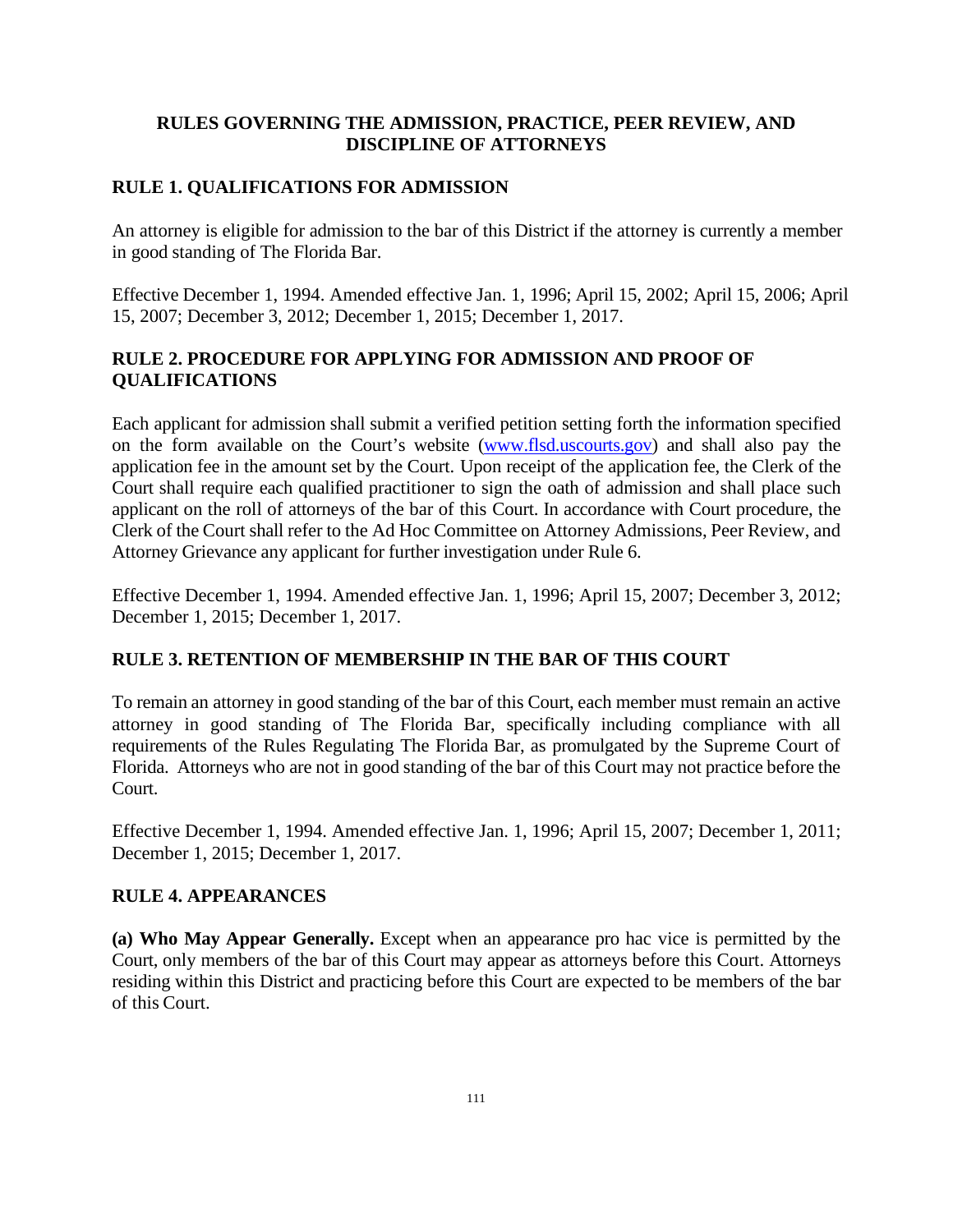## RULES GOVERNING THE ADMISSION, PRACTICE, PEER REVIEW, AND DISCIPLINE OF ATTORNEYS

### RULE 1. QUALIFICATIONS FOR ADMISSION

An attorney is eligible for admission to the bar of this District if the attorney is currently a member in good standing of The Florida Bar.

Effective December 1, 1994. Amended effective Jan. 1, 1996; April 15, 2002; April 15, 2006; April 15, 2007; December 3, 2012; December 1, 2015; December 1, 2017.

### RULE 2. PROCEDURE FOR APPLYING FOR ADMISSION AND PROOF OF QUALIFICATIONS

Each applicant for admission shall submit a verified petition setting forth the information specified on the form available on the Court's website (www.flsd.uscourts.gov) and shall also pay the application fee in the amount set by the Court. Upon receipt of the application fee, the Clerk of the Court shall require each qualified practitioner to sign the oath of admission and shall place such applicant on the roll of attorneys of the bar of this Court. In accordance with Court procedure, the Clerk of the Court shall refer to the Ad Hoc Committee on Attorney Admissions, Peer Review, and Attorney Grievance any applicant for further investigation under Rule 6.

Effective December 1, 1994. Amended effective Jan. 1, 1996; April 15, 2007; December 3, 2012; December 1, 2015; December 1, 2017.

### RULE 3. RETENTION OF MEMBERSHIP IN THE BAR OF THIS COURT

To remain an attorney in good standing of the bar of this Court, each member must remain an active attorney in good standing of The Florida Bar, specifically including compliance with all requirements of the Rules Regulating The Florida Bar, as promulgated by the Supreme Court of Florida. Attorneys who are not in good standing of the bar of this Court may not practice before the Court.

Effective December 1, 1994. Amended effective Jan. 1, 1996; April 15, 2007; December 1, 2011; December 1, 2015; December 1, 2017.

### RULE 4. APPEARANCES

**(a) Who May Appear Generally.** Except when an appearance pro hac vice is permitted by the Court, only members of the bar of this Court may appear as attorneys before this Court. Attorneys residing within this District and practicing before this Court are expected to be members of the bar of this Court.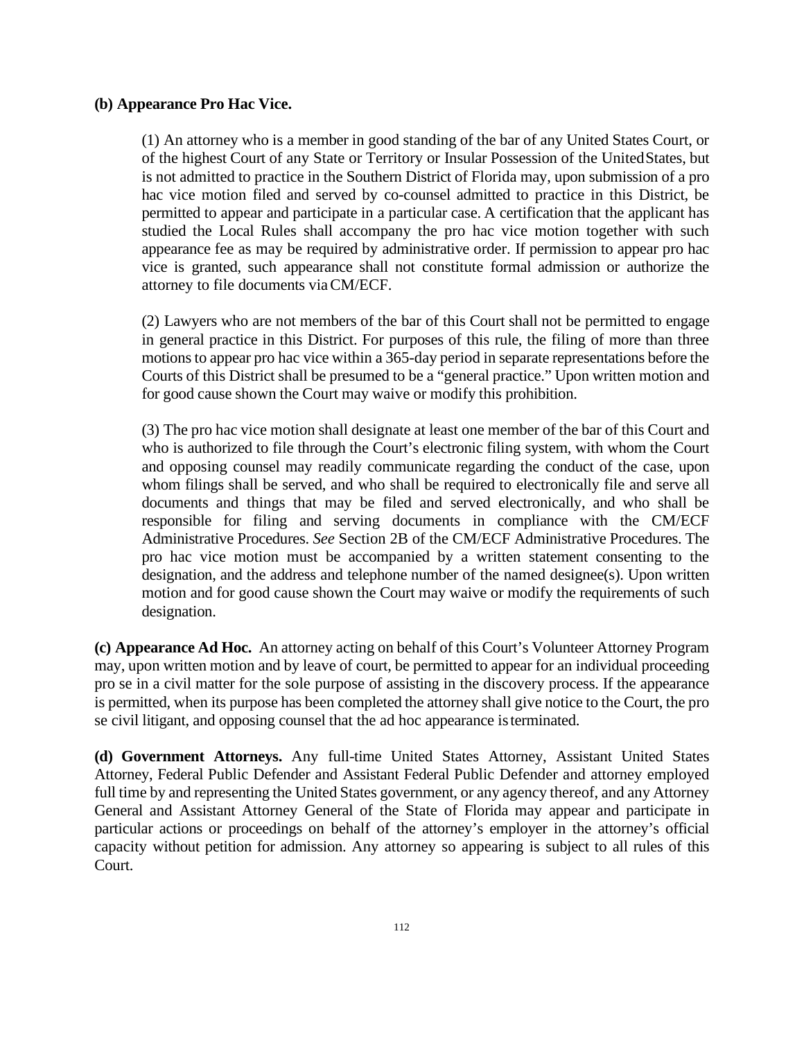**(b) Appearance Pro Hac Vice.**

(1) An attorney who is a member in good standing of the bar of any United States Court, or of the highest Court of any State or Territory or Insular Possession of the United States, but is not admitted to practice in the Southern District of Florida may, upon submission of a pro hac vice motion filed and served by co-counsel admitted to practice in this District, be permitted to appear and participate in a particular case. A certification that the applicant has studied the Local Rules shall accompany the pro hac vice motion together with such appearance fee as may be required by administrative order. If permission to appear pro hac vice is granted, such appearance shall not constitute formal admission or authorize the attorney to file documents via CM/ECF.

(2) Lawyers who are not members of the bar of this Court shall not be permitted to engage in general practice in this District. For purposes of this rule, the filing of more than three motions to appear pro hac vice within a 365-day period in separate representations before the Courts of this District shall be presumed to be a "general practice." Upon written motion and for good cause shown the Court may waive or modify this prohibition.

(3) The pro hac vice motion shall designate at least one member of the bar of this Court and who is authorized to file through the Court's electronic filing system, with whom the Court and opposing counsel may readily communicate regarding the conduct of the case, upon whom filings shall be served, and who shall be required to electronically file and serve all documents and things that may be filed and served electronically, and who shall be responsible for filing and serving documents in compliance with the CM/ECF Administrative Procedures. *See* Section 2B of the CM/ECF Administrative Procedures. The pro hac vice motion must be accompanied by a written statement consenting to the designation, and the address and telephone number of the named designee(s). Upon written motion and for good cause shown the Court may waive or modify the requirements of such designation.

**(c) Appearance Ad Hoc.** An attorney acting on behalf of this Court's Volunteer Attorney Program may, upon written motion and by leave of court, be permitted to appear for an individual proceeding pro se in a civil matter for the sole purpose of assisting in the discovery process. If the appearance is permitted, when its purpose has been completed the attorney shall give notice to the Court, the pro se civil litigant, and opposing counsel that the ad hoc appearance is terminated.

**(d) Government Attorneys.** Any full-time United States Attorney, Assistant United States Attorney, Federal Public Defender and Assistant Federal Public Defender and attorney employed full time by and representing the United States government, or any agency thereof, and any Attorney General and Assistant Attorney General of the State of Florida may appear and participate in particular actions or proceedings on behalf of the attorney's employer in the attorney's official capacity without petition for admission. Any attorney so appearing is subject to all rules of this Court.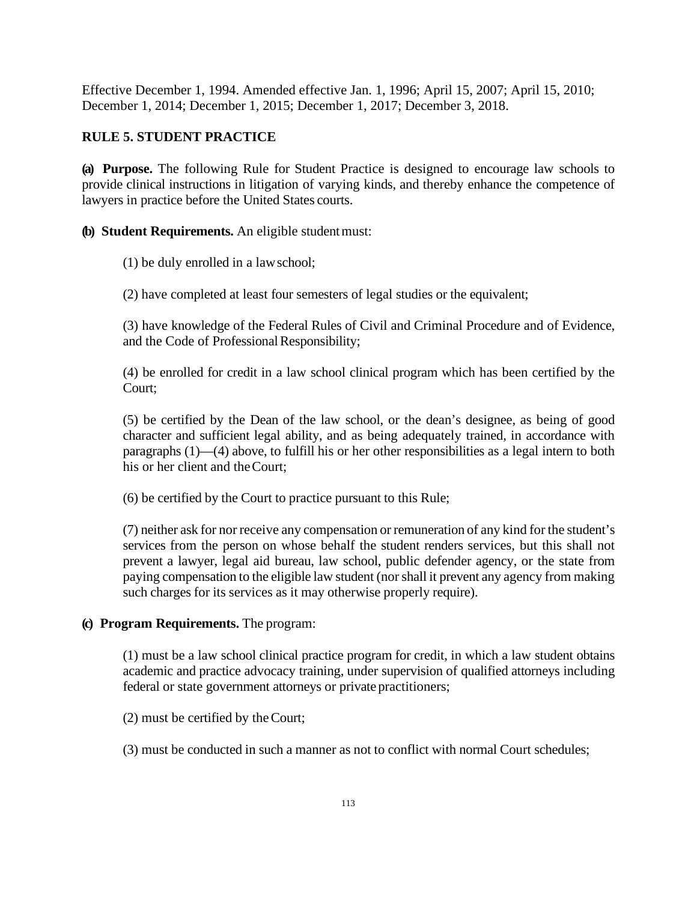Effective December 1, 1994. Amended effective Jan. 1, 1996; April 15, 2007; April 15, 2010; December 1, 2014; December 1, 2015; December 1, 2017; December 3, 2018.

## RULE 5. STUDENT PRACTICE

**(a) Purpose.** The following Rule for Student Practice is designed to encourage law schools to provide clinical instructions in litigation of varying kinds, and thereby enhance the competence of lawyers in practice before the United States courts.

**(b) Student Requirements.** An eligible student must:

(1) be duly enrolled in a law school;

(2) have completed at least four semesters of legal studies or the equivalent;

(3) have knowledge of the Federal Rules of Civil and Criminal Procedure and of Evidence, and the Code of Professional Responsibility;

(4) be enrolled for credit in a law school clinical program which has been certified by the Court;

(5) be certified by the Dean of the law school, or the dean's designee, as being of good character and sufficient legal ability, and as being adequately trained, in accordance with paragraphs (1)—(4) above, to fulfill his or her other responsibilities as a legal intern to both his or her client and the Court;

(6) be certified by the Court to practice pursuant to this Rule;

(7) neither ask for nor receive any compensation or remuneration of any kind for the student's services from the person on whose behalf the student renders services, but this shall not prevent a lawyer, legal aid bureau, law school, public defender agency, or the state from paying compensation to the eligible law student (nor shall it prevent any agency from making such charges for its services as it may otherwise properly require).

**(c) Program Requirements.** The program:

(1) must be a law school clinical practice program for credit, in which a law student obtains academic and practice advocacy training, under supervision of qualified attorneys including federal or state government attorneys or private practitioners;

(2) must be certified by the Court;

(3) must be conducted in such a manner as not to conflict with normal Court schedules;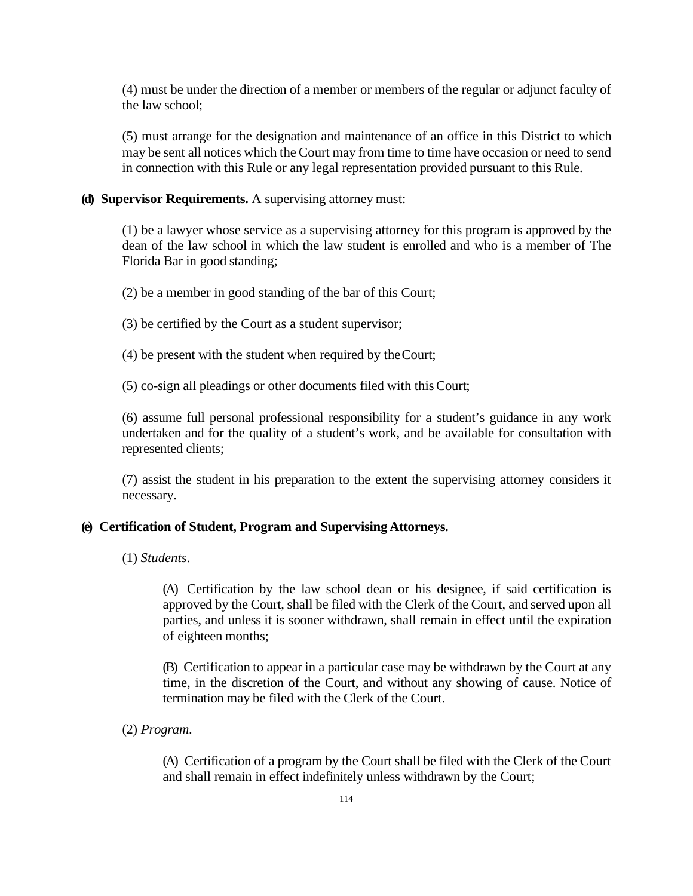(4) must be under the direction of a member or members of the regular or adjunct faculty of the law school;

(5) must arrange for the designation and maintenance of an office in this District to which may be sent all notices which the Court may from time to time have occasion or need to send in connection with this Rule or any legal representation provided pursuant to this Rule.

**(d) Supervisor Requirements.** A supervising attorney must:

(1) be a lawyer whose service as a supervising attorney for this program is approved by the dean of the law school in which the law student is enrolled and who is a member of The Florida Bar in good standing;

(2) be a member in good standing of the bar of this Court;

(3) be certified by the Court as a student supervisor;

(4) be present with the student when required by the Court;

(5) co-sign all pleadings or other documents filed with this Court;

(6) assume full personal professional responsibility for a student's guidance in any work undertaken and for the quality of a student's work, and be available for consultation with represented clients;

(7) assist the student in his preparation to the extent the supervising attorney considers it necessary.

**(e) Certification of Student, Program and Supervising Attorneys.**

(1) *Students*.

(A) Certification by the law school dean or his designee, if said certification is approved by the Court, shall be filed with the Clerk of the Court, and served upon all parties, and unless it is sooner withdrawn, shall remain in effect until the expiration of eighteen months;

(B) Certification to appear in a particular case may be withdrawn by the Court at any time, in the discretion of the Court, and without any showing of cause. Notice of termination may be filed with the Clerk of the Court.

(2) *Program*.

(A) Certification of a program by the Court shall be filed with the Clerk of the Court and shall remain in effect indefinitely unless withdrawn by the Court;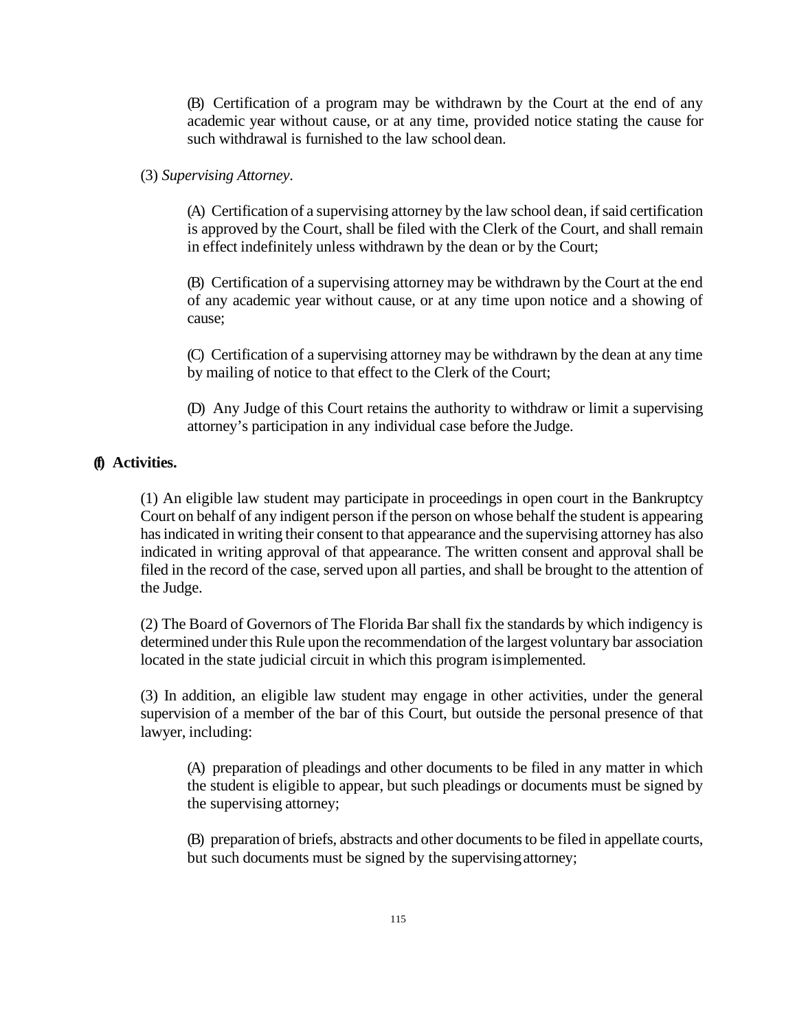(B) Certification of a program may be withdrawn by the Court at the end of any academic year without cause, or at any time, provided notice stating the cause for such withdrawal is furnished to the law school dean.

(3) *Supervising Attorney*.

(A) Certification of a supervising attorney by the law school dean, if said certification is approved by the Court, shall be filed with the Clerk of the Court, and shall remain in effect indefinitely unless withdrawn by the dean or by the Court;

(B) Certification of a supervising attorney may be withdrawn by the Court at the end of any academic year without cause, or at any time upon notice and a showing of cause;

(C) Certification of a supervising attorney may be withdrawn by the dean at any time by mailing of notice to that effect to the Clerk of the Court;

(D) Any Judge of this Court retains the authority to withdraw or limit a supervising attorney's participation in any individual case before the Judge.

**(f) Activities.**

(1) An eligible law student may participate in proceedings in open court in the Bankruptcy Court on behalf of any indigent person if the person on whose behalf the student is appearing has indicated in writing their consent to that appearance and the supervising attorney has also indicated in writing approval of that appearance. The written consent and approval shall be filed in the record of the case, served upon all parties, and shall be brought to the attention of the Judge.

(2) The Board of Governors of The Florida Bar shall fix the standards by which indigency is determined under this Rule upon the recommendation of the largest voluntary bar association located in the state judicial circuit in which this program is implemented.

(3) In addition, an eligible law student may engage in other activities, under the general supervision of a member of the bar of this Court, but outside the personal presence of that lawyer, including:

(A) preparation of pleadings and other documents to be filed in any matter in which the student is eligible to appear, but such pleadings or documents must be signed by the supervising attorney;

(B) preparation of briefs, abstracts and other documents to be filed in appellate courts, but such documents must be signed by the supervising attorney;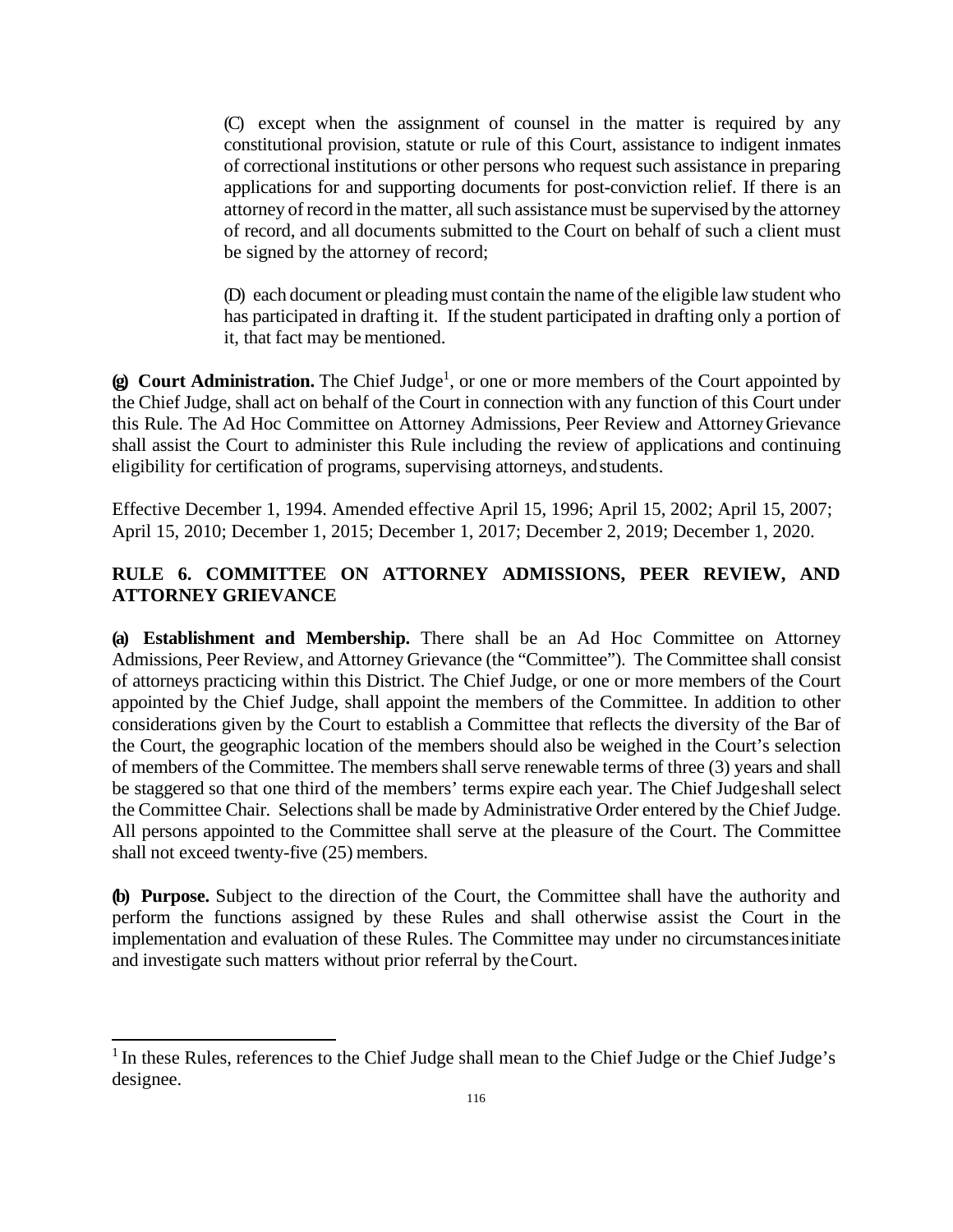(C) except when the assignment of counsel in the matter is required by any constitutional provision, statute or rule of this Court, assistance to indigent inmates of correctional institutions or other persons who request such assistance in preparing applications for and supporting documents for post-conviction relief. If there is an attorney of record in the matter, all such assistance must be supervised by the attorney of record, and all documents submitted to the Court on behalf of such a client must be signed by the attorney of record;

(D) each document or pleading must contain the name of the eligible law student who has participated in drafting it. If the student participated in drafting only a portion of it, that fact may be mentioned.

**(g) Court Administration.** The Chief Judge[1], or one or more members of the Court appointed by the Chief Judge, shall act on behalf of the Court in connection with any function of this Court under this Rule. The Ad Hoc Committee on Attorney Admissions, Peer Review and Attorney Grievance shall assist the Court to administer this Rule including the review of applications and continuing eligibility for certification of programs, supervising attorneys, and students.

Effective December 1, 1994. Amended effective April 15, 1996; April 15, 2002; April 15, 2007; April 15, 2010; December 1, 2015; December 1, 2017; December 2, 2019; December 1, 2020.

## RULE 6. COMMITTEE ON ATTORNEY ADMISSIONS, PEER REVIEW, AND ATTORNEY GRIEVANCE

**(a) Establishment and Membership.** There shall be an Ad Hoc Committee on Attorney Admissions, Peer Review, and Attorney Grievance (the "Committee"). The Committee shall consist of attorneys practicing within this District. The Chief Judge, or one or more members of the Court appointed by the Chief Judge, shall appoint the members of the Committee. In addition to other considerations given by the Court to establish a Committee that reflects the diversity of the Bar of the Court, the geographic location of the members should also be weighed in the Court's selection of members of the Committee. The members shall serve renewable terms of three (3) years and shall be staggered so that one third of the members' terms expire each year. The Chief Judge shall select the Committee Chair. Selections shall be made by Administrative Order entered by the Chief Judge. All persons appointed to the Committee shall serve at the pleasure of the Court. The Committee shall not exceed twenty-five (25) members.

**(b) Purpose.** Subject to the direction of the Court, the Committee shall have the authority and perform the functions assigned by these Rules and shall otherwise assist the Court in the implementation and evaluation of these Rules. The Committee may under no circumstances initiate and investigate such matters without prior referral by the Court.

[1] In these Rules, references to the Chief Judge shall mean to the Chief Judge or the Chief Judge's designee.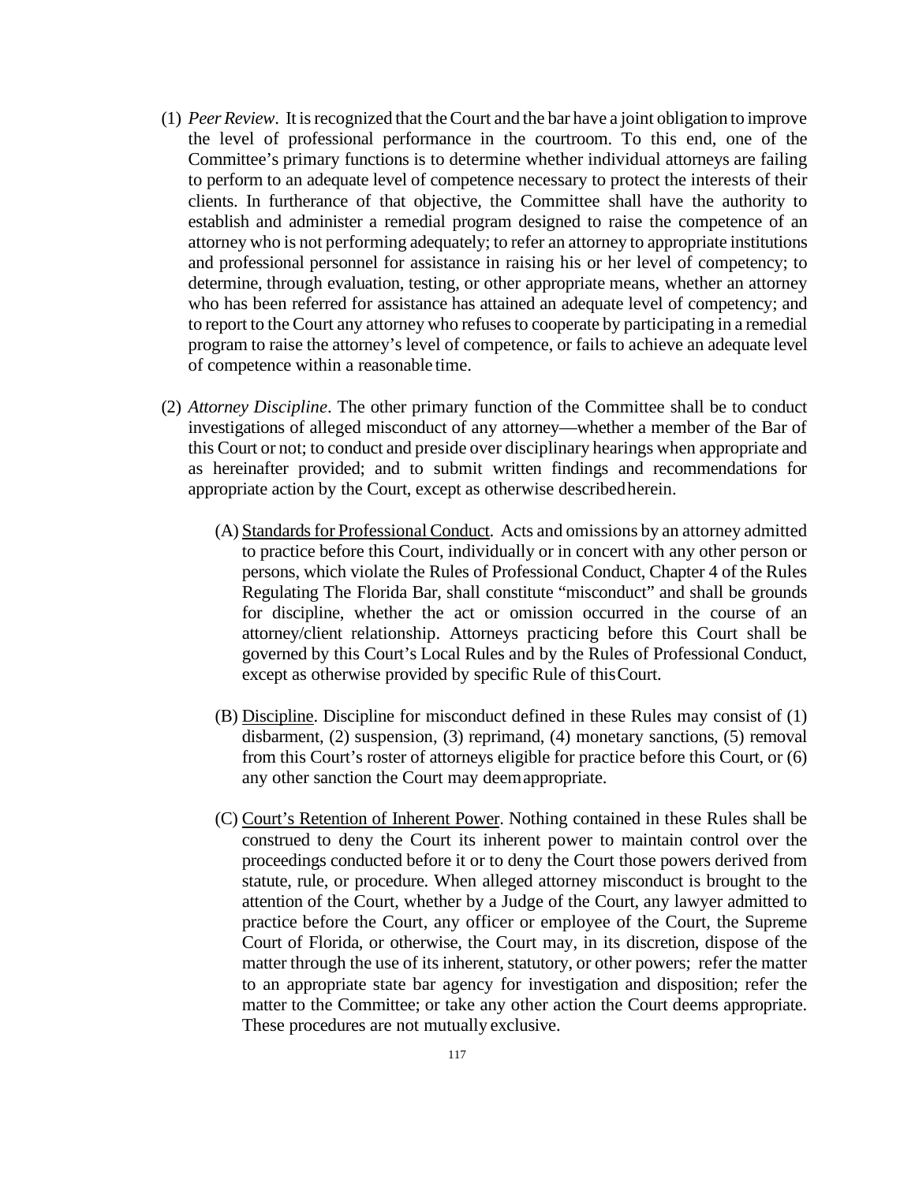(1) *Peer Review*. It is recognized that the Court and the bar have a joint obligation to improve the level of professional performance in the courtroom. To this end, one of the Committee's primary functions is to determine whether individual attorneys are failing to perform to an adequate level of competence necessary to protect the interests of their clients. In furtherance of that objective, the Committee shall have the authority to establish and administer a remedial program designed to raise the competence of an attorney who is not performing adequately; to refer an attorney to appropriate institutions and professional personnel for assistance in raising his or her level of competency; to determine, through evaluation, testing, or other appropriate means, whether an attorney who has been referred for assistance has attained an adequate level of competency; and to report to the Court any attorney who refuses to cooperate by participating in a remedial program to raise the attorney's level of competence, or fails to achieve an adequate level of competence within a reasonable time.

(2) *Attorney Discipline*. The other primary function of the Committee shall be to conduct investigations of alleged misconduct of any attorney—whether a member of the Bar of this Court or not; to conduct and preside over disciplinary hearings when appropriate and as hereinafter provided; and to submit written findings and recommendations for appropriate action by the Court, except as otherwise described herein.

  (A) <u>Standards for Professional Conduct</u>. Acts and omissions by an attorney admitted to practice before this Court, individually or in concert with any other person or persons, which violate the Rules of Professional Conduct, Chapter 4 of the Rules Regulating The Florida Bar, shall constitute "misconduct" and shall be grounds for discipline, whether the act or omission occurred in the course of an attorney/client relationship. Attorneys practicing before this Court shall be governed by this Court's Local Rules and by the Rules of Professional Conduct, except as otherwise provided by specific Rule of this Court.

  (B) <u>Discipline</u>. Discipline for misconduct defined in these Rules may consist of (1) disbarment, (2) suspension, (3) reprimand, (4) monetary sanctions, (5) removal from this Court's roster of attorneys eligible for practice before this Court, or (6) any other sanction the Court may deem appropriate.

  (C) <u>Court's Retention of Inherent Power</u>. Nothing contained in these Rules shall be construed to deny the Court its inherent power to maintain control over the proceedings conducted before it or to deny the Court those powers derived from statute, rule, or procedure. When alleged attorney misconduct is brought to the attention of the Court, whether by a Judge of the Court, any lawyer admitted to practice before the Court, any officer or employee of the Court, the Supreme Court of Florida, or otherwise, the Court may, in its discretion, dispose of the matter through the use of its inherent, statutory, or other powers; refer the matter to an appropriate state bar agency for investigation and disposition; refer the matter to the Committee; or take any other action the Court deems appropriate. These procedures are not mutually exclusive.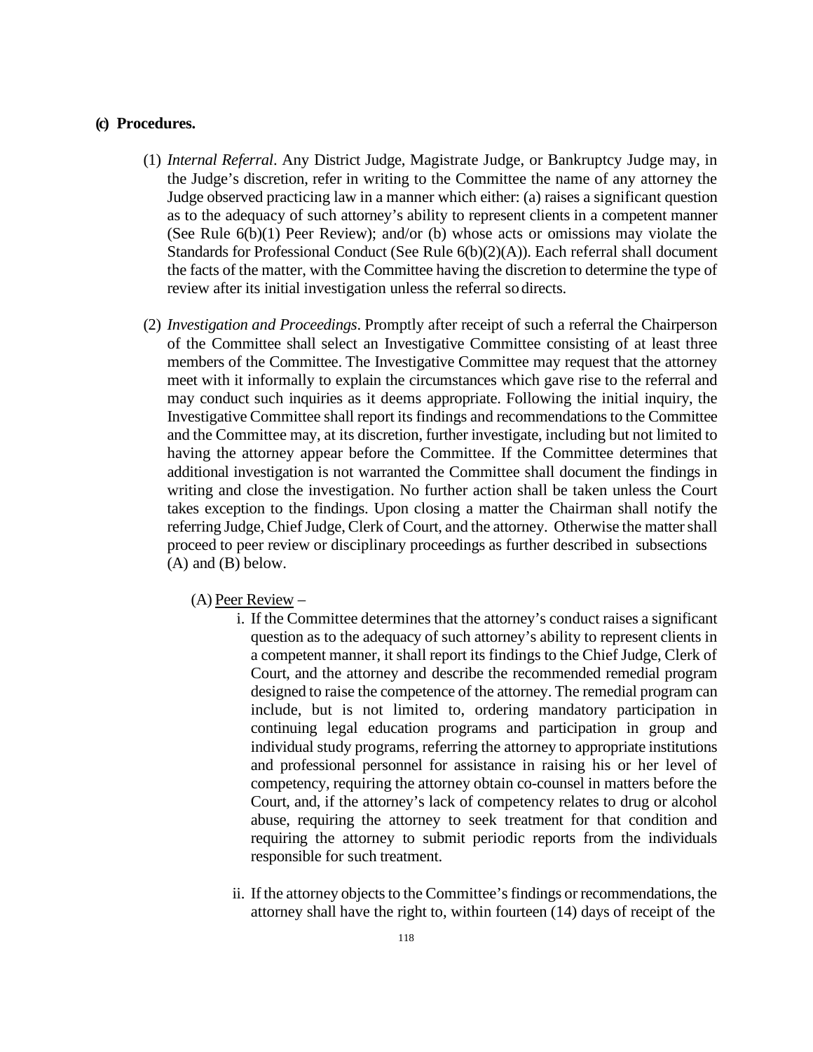**(c) Procedures.**

(1) *Internal Referral*. Any District Judge, Magistrate Judge, or Bankruptcy Judge may, in the Judge's discretion, refer in writing to the Committee the name of any attorney the Judge observed practicing law in a manner which either: (a) raises a significant question as to the adequacy of such attorney's ability to represent clients in a competent manner (See Rule 6(b)(1) Peer Review); and/or (b) whose acts or omissions may violate the Standards for Professional Conduct (See Rule 6(b)(2)(A)). Each referral shall document the facts of the matter, with the Committee having the discretion to determine the type of review after its initial investigation unless the referral so directs.

(2) *Investigation and Proceedings*. Promptly after receipt of such a referral the Chairperson of the Committee shall select an Investigative Committee consisting of at least three members of the Committee. The Investigative Committee may request that the attorney meet with it informally to explain the circumstances which gave rise to the referral and may conduct such inquiries as it deems appropriate. Following the initial inquiry, the Investigative Committee shall report its findings and recommendations to the Committee and the Committee may, at its discretion, further investigate, including but not limited to having the attorney appear before the Committee. If the Committee determines that additional investigation is not warranted the Committee shall document the findings in writing and close the investigation. No further action shall be taken unless the Court takes exception to the findings. Upon closing a matter the Chairman shall notify the referring Judge, Chief Judge, Clerk of Court, and the attorney. Otherwise the matter shall proceed to peer review or disciplinary proceedings as further described in subsections (A) and (B) below.

(A) <u>Peer Review</u> –

i. If the Committee determines that the attorney's conduct raises a significant question as to the adequacy of such attorney's ability to represent clients in a competent manner, it shall report its findings to the Chief Judge, Clerk of Court, and the attorney and describe the recommended remedial program designed to raise the competence of the attorney. The remedial program can include, but is not limited to, ordering mandatory participation in continuing legal education programs and participation in group and individual study programs, referring the attorney to appropriate institutions and professional personnel for assistance in raising his or her level of competency, requiring the attorney obtain co-counsel in matters before the Court, and, if the attorney's lack of competency relates to drug or alcohol abuse, requiring the attorney to seek treatment for that condition and requiring the attorney to submit periodic reports from the individuals responsible for such treatment.

ii. If the attorney objects to the Committee's findings or recommendations, the attorney shall have the right to, within fourteen (14) days of receipt of the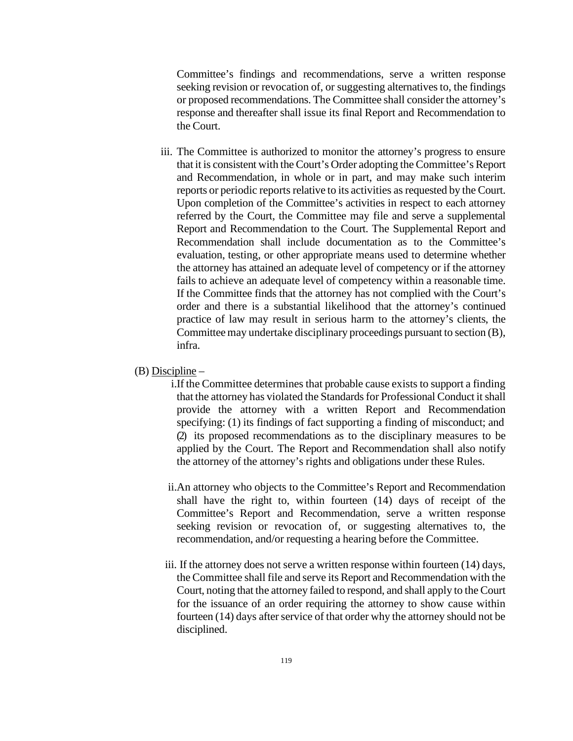Committee's findings and recommendations, serve a written response seeking revision or revocation of, or suggesting alternatives to, the findings or proposed recommendations. The Committee shall consider the attorney's response and thereafter shall issue its final Report and Recommendation to the Court.

iii. The Committee is authorized to monitor the attorney's progress to ensure that it is consistent with the Court's Order adopting the Committee's Report and Recommendation, in whole or in part, and may make such interim reports or periodic reports relative to its activities as requested by the Court. Upon completion of the Committee's activities in respect to each attorney referred by the Court, the Committee may file and serve a supplemental Report and Recommendation to the Court. The Supplemental Report and Recommendation shall include documentation as to the Committee's evaluation, testing, or other appropriate means used to determine whether the attorney has attained an adequate level of competency or if the attorney fails to achieve an adequate level of competency within a reasonable time. If the Committee finds that the attorney has not complied with the Court's order and there is a substantial likelihood that the attorney's continued practice of law may result in serious harm to the attorney's clients, the Committee may undertake disciplinary proceedings pursuant to section (B), infra.

(B) Discipline –

i. If the Committee determines that probable cause exists to support a finding that the attorney has violated the Standards for Professional Conduct it shall provide the attorney with a written Report and Recommendation specifying: (1) its findings of fact supporting a finding of misconduct; and (2) its proposed recommendations as to the disciplinary measures to be applied by the Court. The Report and Recommendation shall also notify the attorney of the attorney's rights and obligations under these Rules.

ii. An attorney who objects to the Committee's Report and Recommendation shall have the right to, within fourteen (14) days of receipt of the Committee's Report and Recommendation, serve a written response seeking revision or revocation of, or suggesting alternatives to, the recommendation, and/or requesting a hearing before the Committee.

iii. If the attorney does not serve a written response within fourteen (14) days, the Committee shall file and serve its Report and Recommendation with the Court, noting that the attorney failed to respond, and shall apply to the Court for the issuance of an order requiring the attorney to show cause within fourteen (14) days after service of that order why the attorney should not be disciplined.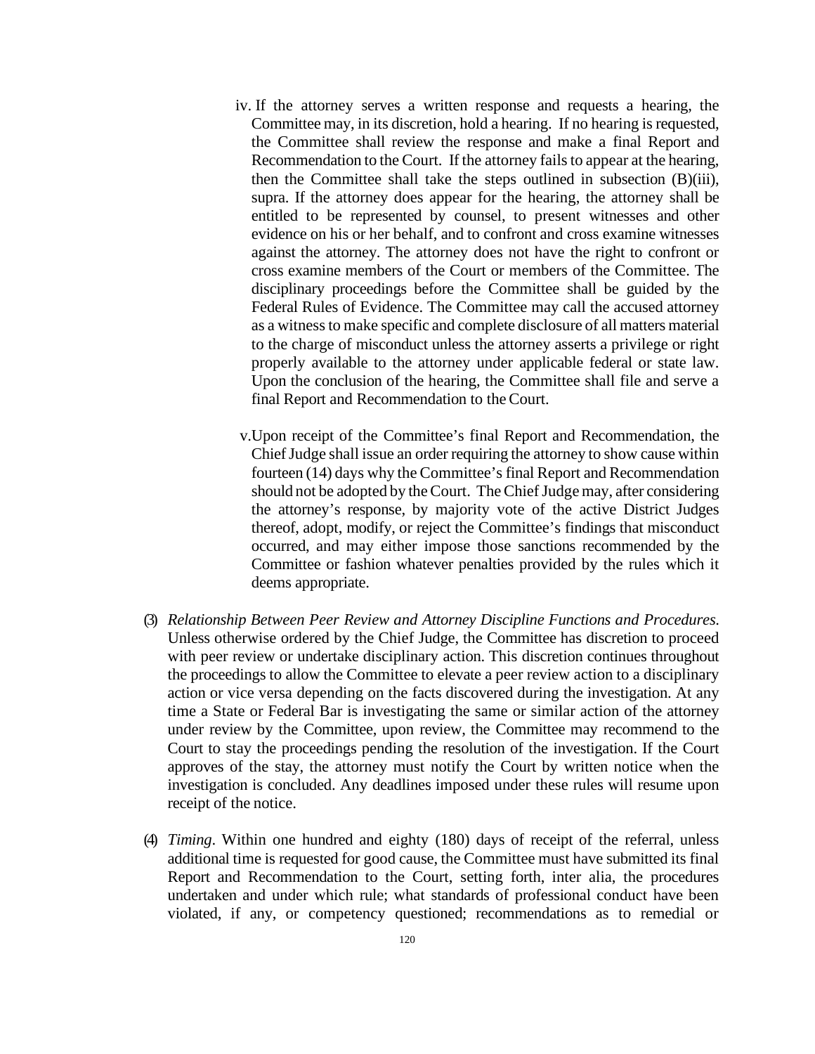iv. If the attorney serves a written response and requests a hearing, the Committee may, in its discretion, hold a hearing. If no hearing is requested, the Committee shall review the response and make a final Report and Recommendation to the Court. If the attorney fails to appear at the hearing, then the Committee shall take the steps outlined in subsection (B)(iii), supra. If the attorney does appear for the hearing, the attorney shall be entitled to be represented by counsel, to present witnesses and other evidence on his or her behalf, and to confront and cross examine witnesses against the attorney. The attorney does not have the right to confront or cross examine members of the Court or members of the Committee. The disciplinary proceedings before the Committee shall be guided by the Federal Rules of Evidence. The Committee may call the accused attorney as a witness to make specific and complete disclosure of all matters material to the charge of misconduct unless the attorney asserts a privilege or right properly available to the attorney under applicable federal or state law. Upon the conclusion of the hearing, the Committee shall file and serve a final Report and Recommendation to the Court.

v. Upon receipt of the Committee's final Report and Recommendation, the Chief Judge shall issue an order requiring the attorney to show cause within fourteen (14) days why the Committee's final Report and Recommendation should not be adopted by the Court. The Chief Judge may, after considering the attorney's response, by majority vote of the active District Judges thereof, adopt, modify, or reject the Committee's findings that misconduct occurred, and may either impose those sanctions recommended by the Committee or fashion whatever penalties provided by the rules which it deems appropriate.

(3) *Relationship Between Peer Review and Attorney Discipline Functions and Procedures.* Unless otherwise ordered by the Chief Judge, the Committee has discretion to proceed with peer review or undertake disciplinary action. This discretion continues throughout the proceedings to allow the Committee to elevate a peer review action to a disciplinary action or vice versa depending on the facts discovered during the investigation. At any time a State or Federal Bar is investigating the same or similar action of the attorney under review by the Committee, upon review, the Committee may recommend to the Court to stay the proceedings pending the resolution of the investigation. If the Court approves of the stay, the attorney must notify the Court by written notice when the investigation is concluded. Any deadlines imposed under these rules will resume upon receipt of the notice.

(4) *Timing*. Within one hundred and eighty (180) days of receipt of the referral, unless additional time is requested for good cause, the Committee must have submitted its final Report and Recommendation to the Court, setting forth, inter alia, the procedures undertaken and under which rule; what standards of professional conduct have been violated, if any, or competency questioned; recommendations as to remedial or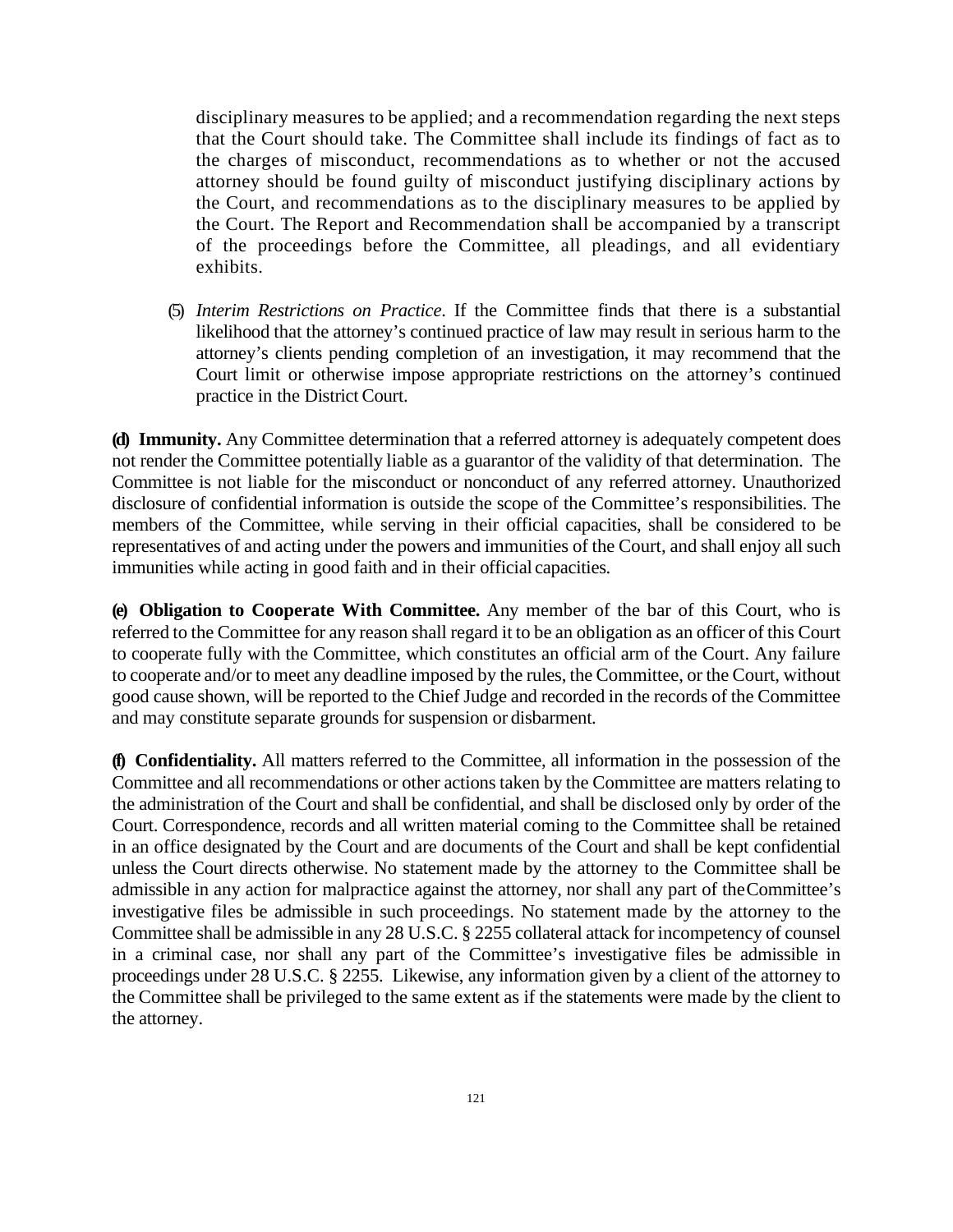disciplinary measures to be applied; and a recommendation regarding the next steps that the Court should take. The Committee shall include its findings of fact as to the charges of misconduct, recommendations as to whether or not the accused attorney should be found guilty of misconduct justifying disciplinary actions by the Court, and recommendations as to the disciplinary measures to be applied by the Court. The Report and Recommendation shall be accompanied by a transcript of the proceedings before the Committee, all pleadings, and all evidentiary exhibits.

(5) *Interim Restrictions on Practice*. If the Committee finds that there is a substantial likelihood that the attorney's continued practice of law may result in serious harm to the attorney's clients pending completion of an investigation, it may recommend that the Court limit or otherwise impose appropriate restrictions on the attorney's continued practice in the District Court.

**(d) Immunity.** Any Committee determination that a referred attorney is adequately competent does not render the Committee potentially liable as a guarantor of the validity of that determination. The Committee is not liable for the misconduct or nonconduct of any referred attorney. Unauthorized disclosure of confidential information is outside the scope of the Committee's responsibilities. The members of the Committee, while serving in their official capacities, shall be considered to be representatives of and acting under the powers and immunities of the Court, and shall enjoy all such immunities while acting in good faith and in their official capacities.

**(e) Obligation to Cooperate With Committee.** Any member of the bar of this Court, who is referred to the Committee for any reason shall regard it to be an obligation as an officer of this Court to cooperate fully with the Committee, which constitutes an official arm of the Court. Any failure to cooperate and/or to meet any deadline imposed by the rules, the Committee, or the Court, without good cause shown, will be reported to the Chief Judge and recorded in the records of the Committee and may constitute separate grounds for suspension or disbarment.

**(f) Confidentiality.** All matters referred to the Committee, all information in the possession of the Committee and all recommendations or other actions taken by the Committee are matters relating to the administration of the Court and shall be confidential, and shall be disclosed only by order of the Court. Correspondence, records and all written material coming to the Committee shall be retained in an office designated by the Court and are documents of the Court and shall be kept confidential unless the Court directs otherwise. No statement made by the attorney to the Committee shall be admissible in any action for malpractice against the attorney, nor shall any part of the Committee's investigative files be admissible in such proceedings. No statement made by the attorney to the Committee shall be admissible in any 28 U.S.C. § 2255 collateral attack for incompetency of counsel in a criminal case, nor shall any part of the Committee's investigative files be admissible in proceedings under 28 U.S.C. § 2255. Likewise, any information given by a client of the attorney to the Committee shall be privileged to the same extent as if the statements were made by the client to the attorney.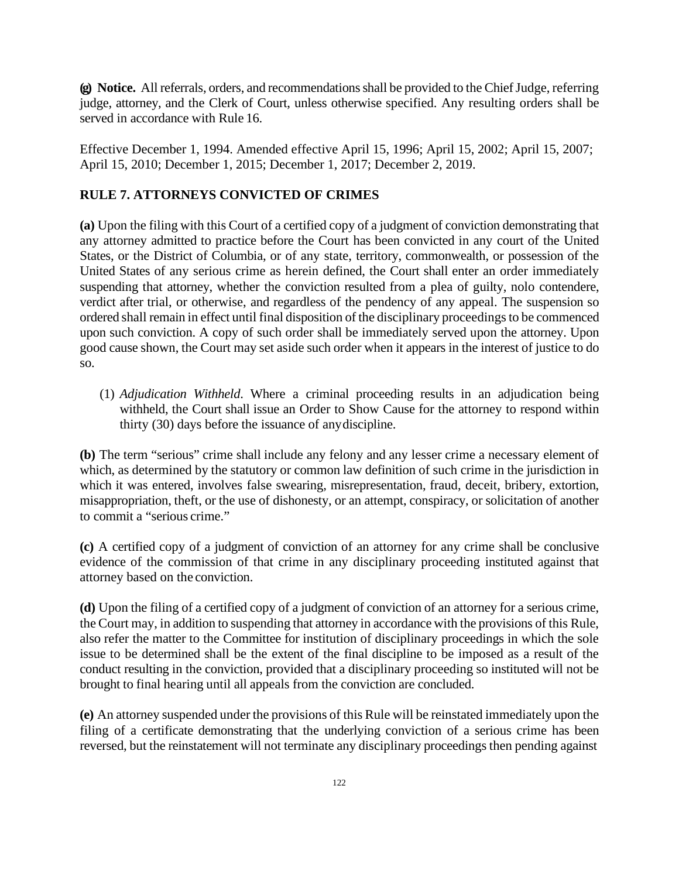**(g) Notice.** All referrals, orders, and recommendations shall be provided to the Chief Judge, referring judge, attorney, and the Clerk of Court, unless otherwise specified. Any resulting orders shall be served in accordance with Rule 16.

Effective December 1, 1994. Amended effective April 15, 1996; April 15, 2002; April 15, 2007; April 15, 2010; December 1, 2015; December 1, 2017; December 2, 2019.

## RULE 7. ATTORNEYS CONVICTED OF CRIMES

**(a)** Upon the filing with this Court of a certified copy of a judgment of conviction demonstrating that any attorney admitted to practice before the Court has been convicted in any court of the United States, or the District of Columbia, or of any state, territory, commonwealth, or possession of the United States of any serious crime as herein defined, the Court shall enter an order immediately suspending that attorney, whether the conviction resulted from a plea of guilty, nolo contendere, verdict after trial, or otherwise, and regardless of the pendency of any appeal. The suspension so ordered shall remain in effect until final disposition of the disciplinary proceedings to be commenced upon such conviction. A copy of such order shall be immediately served upon the attorney. Upon good cause shown, the Court may set aside such order when it appears in the interest of justice to do so.

(1) *Adjudication Withheld*. Where a criminal proceeding results in an adjudication being withheld, the Court shall issue an Order to Show Cause for the attorney to respond within thirty (30) days before the issuance of any discipline.

**(b)** The term "serious" crime shall include any felony and any lesser crime a necessary element of which, as determined by the statutory or common law definition of such crime in the jurisdiction in which it was entered, involves false swearing, misrepresentation, fraud, deceit, bribery, extortion, misappropriation, theft, or the use of dishonesty, or an attempt, conspiracy, or solicitation of another to commit a "serious crime."

**(c)** A certified copy of a judgment of conviction of an attorney for any crime shall be conclusive evidence of the commission of that crime in any disciplinary proceeding instituted against that attorney based on the conviction.

**(d)** Upon the filing of a certified copy of a judgment of conviction of an attorney for a serious crime, the Court may, in addition to suspending that attorney in accordance with the provisions of this Rule, also refer the matter to the Committee for institution of disciplinary proceedings in which the sole issue to be determined shall be the extent of the final discipline to be imposed as a result of the conduct resulting in the conviction, provided that a disciplinary proceeding so instituted will not be brought to final hearing until all appeals from the conviction are concluded.

**(e)** An attorney suspended under the provisions of this Rule will be reinstated immediately upon the filing of a certificate demonstrating that the underlying conviction of a serious crime has been reversed, but the reinstatement will not terminate any disciplinary proceedings then pending against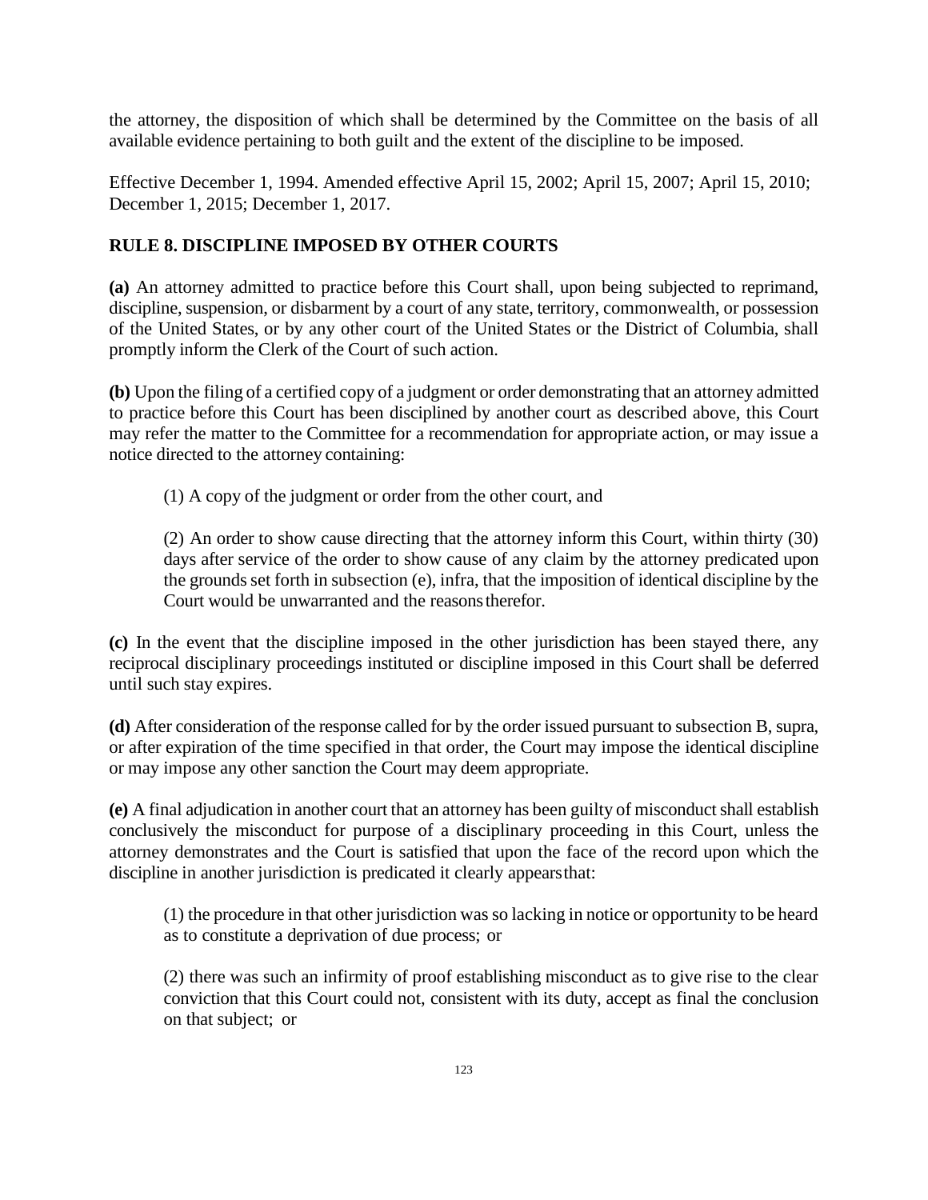the attorney, the disposition of which shall be determined by the Committee on the basis of all available evidence pertaining to both guilt and the extent of the discipline to be imposed.

Effective December 1, 1994. Amended effective April 15, 2002; April 15, 2007; April 15, 2010; December 1, 2015; December 1, 2017.

## RULE 8. DISCIPLINE IMPOSED BY OTHER COURTS

**(a)** An attorney admitted to practice before this Court shall, upon being subjected to reprimand, discipline, suspension, or disbarment by a court of any state, territory, commonwealth, or possession of the United States, or by any other court of the United States or the District of Columbia, shall promptly inform the Clerk of the Court of such action.

**(b)** Upon the filing of a certified copy of a judgment or order demonstrating that an attorney admitted to practice before this Court has been disciplined by another court as described above, this Court may refer the matter to the Committee for a recommendation for appropriate action, or may issue a notice directed to the attorney containing:

(1) A copy of the judgment or order from the other court, and

(2) An order to show cause directing that the attorney inform this Court, within thirty (30) days after service of the order to show cause of any claim by the attorney predicated upon the grounds set forth in subsection (e), infra, that the imposition of identical discipline by the Court would be unwarranted and the reasons therefor.

**(c)** In the event that the discipline imposed in the other jurisdiction has been stayed there, any reciprocal disciplinary proceedings instituted or discipline imposed in this Court shall be deferred until such stay expires.

**(d)** After consideration of the response called for by the order issued pursuant to subsection B, supra, or after expiration of the time specified in that order, the Court may impose the identical discipline or may impose any other sanction the Court may deem appropriate.

**(e)** A final adjudication in another court that an attorney has been guilty of misconduct shall establish conclusively the misconduct for purpose of a disciplinary proceeding in this Court, unless the attorney demonstrates and the Court is satisfied that upon the face of the record upon which the discipline in another jurisdiction is predicated it clearly appears that:

(1) the procedure in that other jurisdiction was so lacking in notice or opportunity to be heard as to constitute a deprivation of due process; or

(2) there was such an infirmity of proof establishing misconduct as to give rise to the clear conviction that this Court could not, consistent with its duty, accept as final the conclusion on that subject; or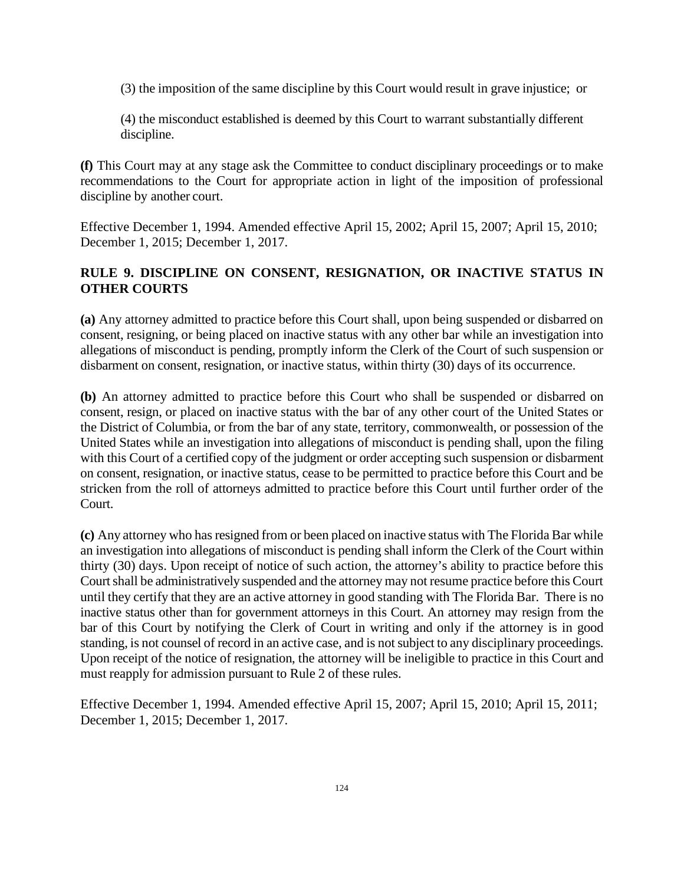(3) the imposition of the same discipline by this Court would result in grave injustice; or

(4) the misconduct established is deemed by this Court to warrant substantially different discipline.

**(f)** This Court may at any stage ask the Committee to conduct disciplinary proceedings or to make recommendations to the Court for appropriate action in light of the imposition of professional discipline by another court.

Effective December 1, 1994. Amended effective April 15, 2002; April 15, 2007; April 15, 2010; December 1, 2015; December 1, 2017.

## RULE 9. DISCIPLINE ON CONSENT, RESIGNATION, OR INACTIVE STATUS IN OTHER COURTS

**(a)** Any attorney admitted to practice before this Court shall, upon being suspended or disbarred on consent, resigning, or being placed on inactive status with any other bar while an investigation into allegations of misconduct is pending, promptly inform the Clerk of the Court of such suspension or disbarment on consent, resignation, or inactive status, within thirty (30) days of its occurrence.

**(b)** An attorney admitted to practice before this Court who shall be suspended or disbarred on consent, resign, or placed on inactive status with the bar of any other court of the United States or the District of Columbia, or from the bar of any state, territory, commonwealth, or possession of the United States while an investigation into allegations of misconduct is pending shall, upon the filing with this Court of a certified copy of the judgment or order accepting such suspension or disbarment on consent, resignation, or inactive status, cease to be permitted to practice before this Court and be stricken from the roll of attorneys admitted to practice before this Court until further order of the Court.

**(c)** Any attorney who has resigned from or been placed on inactive status with The Florida Bar while an investigation into allegations of misconduct is pending shall inform the Clerk of the Court within thirty (30) days. Upon receipt of notice of such action, the attorney's ability to practice before this Court shall be administratively suspended and the attorney may not resume practice before this Court until they certify that they are an active attorney in good standing with The Florida Bar. There is no inactive status other than for government attorneys in this Court. An attorney may resign from the bar of this Court by notifying the Clerk of Court in writing and only if the attorney is in good standing, is not counsel of record in an active case, and is not subject to any disciplinary proceedings. Upon receipt of the notice of resignation, the attorney will be ineligible to practice in this Court and must reapply for admission pursuant to Rule 2 of these rules.

Effective December 1, 1994. Amended effective April 15, 2007; April 15, 2010; April 15, 2011; December 1, 2015; December 1, 2017.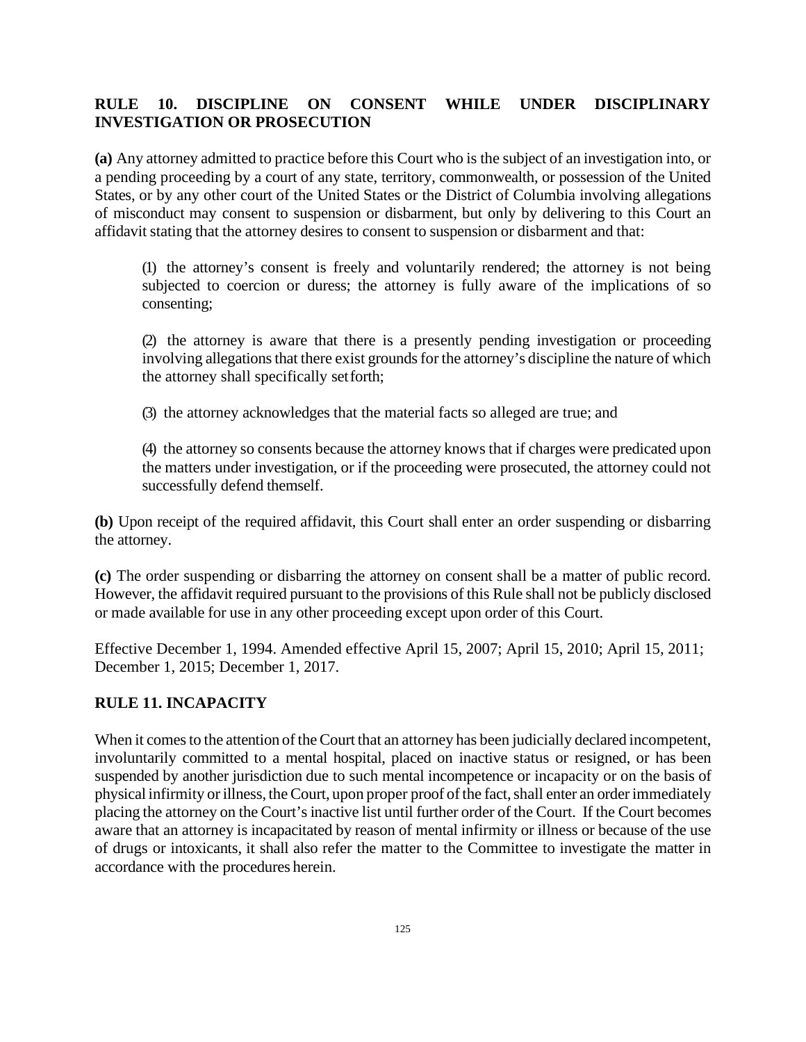## RULE 10. DISCIPLINE ON CONSENT WHILE UNDER DISCIPLINARY INVESTIGATION OR PROSECUTION

**(a)** Any attorney admitted to practice before this Court who is the subject of an investigation into, or a pending proceeding by a court of any state, territory, commonwealth, or possession of the United States, or by any other court of the United States or the District of Columbia involving allegations of misconduct may consent to suspension or disbarment, but only by delivering to this Court an affidavit stating that the attorney desires to consent to suspension or disbarment and that:

(1) the attorney's consent is freely and voluntarily rendered; the attorney is not being subjected to coercion or duress; the attorney is fully aware of the implications of so consenting;

(2) the attorney is aware that there is a presently pending investigation or proceeding involving allegations that there exist grounds for the attorney's discipline the nature of which the attorney shall specifically set forth;

(3) the attorney acknowledges that the material facts so alleged are true; and

(4) the attorney so consents because the attorney knows that if charges were predicated upon the matters under investigation, or if the proceeding were prosecuted, the attorney could not successfully defend themself.

**(b)** Upon receipt of the required affidavit, this Court shall enter an order suspending or disbarring the attorney.

**(c)** The order suspending or disbarring the attorney on consent shall be a matter of public record. However, the affidavit required pursuant to the provisions of this Rule shall not be publicly disclosed or made available for use in any other proceeding except upon order of this Court.

Effective December 1, 1994. Amended effective April 15, 2007; April 15, 2010; April 15, 2011; December 1, 2015; December 1, 2017.

## RULE 11. INCAPACITY

When it comes to the attention of the Court that an attorney has been judicially declared incompetent, involuntarily committed to a mental hospital, placed on inactive status or resigned, or has been suspended by another jurisdiction due to such mental incompetence or incapacity or on the basis of physical infirmity or illness, the Court, upon proper proof of the fact, shall enter an order immediately placing the attorney on the Court's inactive list until further order of the Court. If the Court becomes aware that an attorney is incapacitated by reason of mental infirmity or illness or because of the use of drugs or intoxicants, it shall also refer the matter to the Committee to investigate the matter in accordance with the procedures herein.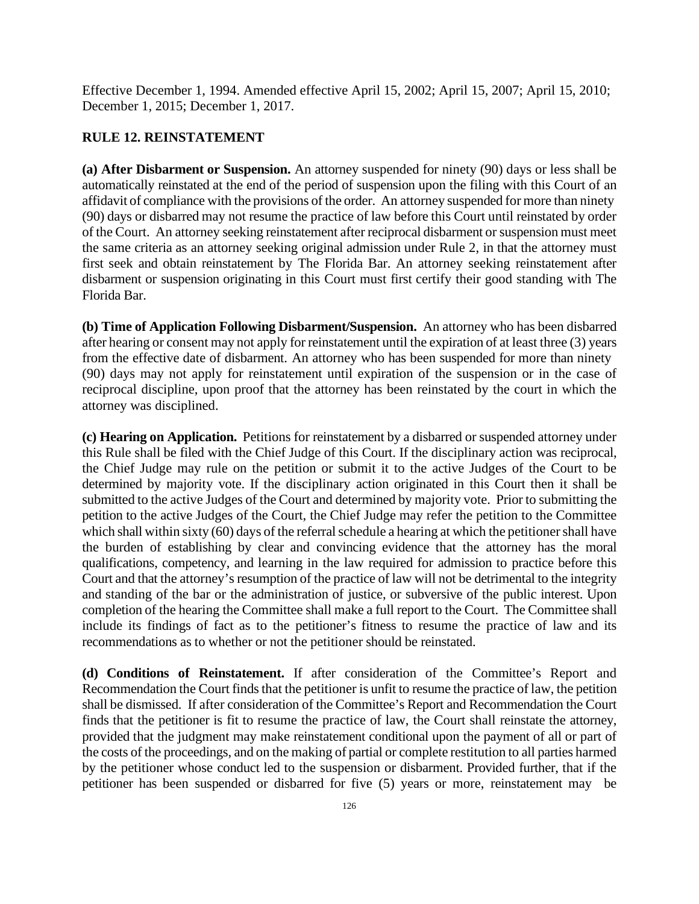Effective December 1, 1994. Amended effective April 15, 2002; April 15, 2007; April 15, 2010; December 1, 2015; December 1, 2017.

## RULE 12. REINSTATEMENT

**(a) After Disbarment or Suspension.** An attorney suspended for ninety (90) days or less shall be automatically reinstated at the end of the period of suspension upon the filing with this Court of an affidavit of compliance with the provisions of the order. An attorney suspended for more than ninety (90) days or disbarred may not resume the practice of law before this Court until reinstated by order of the Court. An attorney seeking reinstatement after reciprocal disbarment or suspension must meet the same criteria as an attorney seeking original admission under Rule 2, in that the attorney must first seek and obtain reinstatement by The Florida Bar. An attorney seeking reinstatement after disbarment or suspension originating in this Court must first certify their good standing with The Florida Bar.

**(b) Time of Application Following Disbarment/Suspension.** An attorney who has been disbarred after hearing or consent may not apply for reinstatement until the expiration of at least three (3) years from the effective date of disbarment. An attorney who has been suspended for more than ninety (90) days may not apply for reinstatement until expiration of the suspension or in the case of reciprocal discipline, upon proof that the attorney has been reinstated by the court in which the attorney was disciplined.

**(c) Hearing on Application.** Petitions for reinstatement by a disbarred or suspended attorney under this Rule shall be filed with the Chief Judge of this Court. If the disciplinary action was reciprocal, the Chief Judge may rule on the petition or submit it to the active Judges of the Court to be determined by majority vote. If the disciplinary action originated in this Court then it shall be submitted to the active Judges of the Court and determined by majority vote. Prior to submitting the petition to the active Judges of the Court, the Chief Judge may refer the petition to the Committee which shall within sixty (60) days of the referral schedule a hearing at which the petitioner shall have the burden of establishing by clear and convincing evidence that the attorney has the moral qualifications, competency, and learning in the law required for admission to practice before this Court and that the attorney's resumption of the practice of law will not be detrimental to the integrity and standing of the bar or the administration of justice, or subversive of the public interest. Upon completion of the hearing the Committee shall make a full report to the Court. The Committee shall include its findings of fact as to the petitioner's fitness to resume the practice of law and its recommendations as to whether or not the petitioner should be reinstated.

**(d) Conditions of Reinstatement.** If after consideration of the Committee's Report and Recommendation the Court finds that the petitioner is unfit to resume the practice of law, the petition shall be dismissed. If after consideration of the Committee's Report and Recommendation the Court finds that the petitioner is fit to resume the practice of law, the Court shall reinstate the attorney, provided that the judgment may make reinstatement conditional upon the payment of all or part of the costs of the proceedings, and on the making of partial or complete restitution to all parties harmed by the petitioner whose conduct led to the suspension or disbarment. Provided further, that if the petitioner has been suspended or disbarred for five (5) years or more, reinstatement may be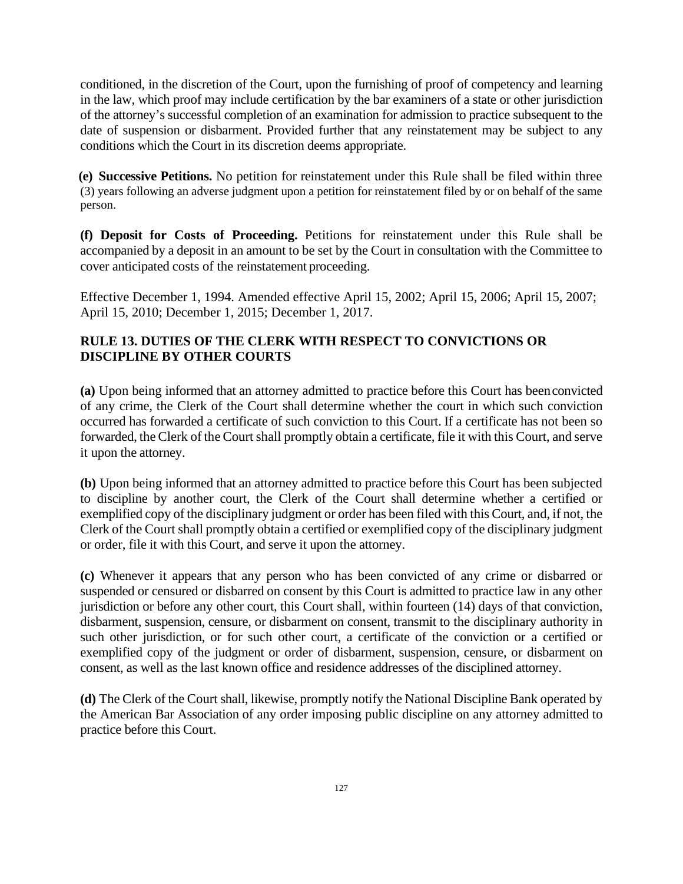conditioned, in the discretion of the Court, upon the furnishing of proof of competency and learning in the law, which proof may include certification by the bar examiners of a state or other jurisdiction of the attorney's successful completion of an examination for admission to practice subsequent to the date of suspension or disbarment. Provided further that any reinstatement may be subject to any conditions which the Court in its discretion deems appropriate.

**(e) Successive Petitions.** No petition for reinstatement under this Rule shall be filed within three (3) years following an adverse judgment upon a petition for reinstatement filed by or on behalf of the same person.

**(f) Deposit for Costs of Proceeding.** Petitions for reinstatement under this Rule shall be accompanied by a deposit in an amount to be set by the Court in consultation with the Committee to cover anticipated costs of the reinstatement proceeding.

Effective December 1, 1994. Amended effective April 15, 2002; April 15, 2006; April 15, 2007; April 15, 2010; December 1, 2015; December 1, 2017.

## RULE 13. DUTIES OF THE CLERK WITH RESPECT TO CONVICTIONS OR DISCIPLINE BY OTHER COURTS

**(a)** Upon being informed that an attorney admitted to practice before this Court has been convicted of any crime, the Clerk of the Court shall determine whether the court in which such conviction occurred has forwarded a certificate of such conviction to this Court. If a certificate has not been so forwarded, the Clerk of the Court shall promptly obtain a certificate, file it with this Court, and serve it upon the attorney.

**(b)** Upon being informed that an attorney admitted to practice before this Court has been subjected to discipline by another court, the Clerk of the Court shall determine whether a certified or exemplified copy of the disciplinary judgment or order has been filed with this Court, and, if not, the Clerk of the Court shall promptly obtain a certified or exemplified copy of the disciplinary judgment or order, file it with this Court, and serve it upon the attorney.

**(c)** Whenever it appears that any person who has been convicted of any crime or disbarred or suspended or censured or disbarred on consent by this Court is admitted to practice law in any other jurisdiction or before any other court, this Court shall, within fourteen (14) days of that conviction, disbarment, suspension, censure, or disbarment on consent, transmit to the disciplinary authority in such other jurisdiction, or for such other court, a certificate of the conviction or a certified or exemplified copy of the judgment or order of disbarment, suspension, censure, or disbarment on consent, as well as the last known office and residence addresses of the disciplined attorney.

**(d)** The Clerk of the Court shall, likewise, promptly notify the National Discipline Bank operated by the American Bar Association of any order imposing public discipline on any attorney admitted to practice before this Court.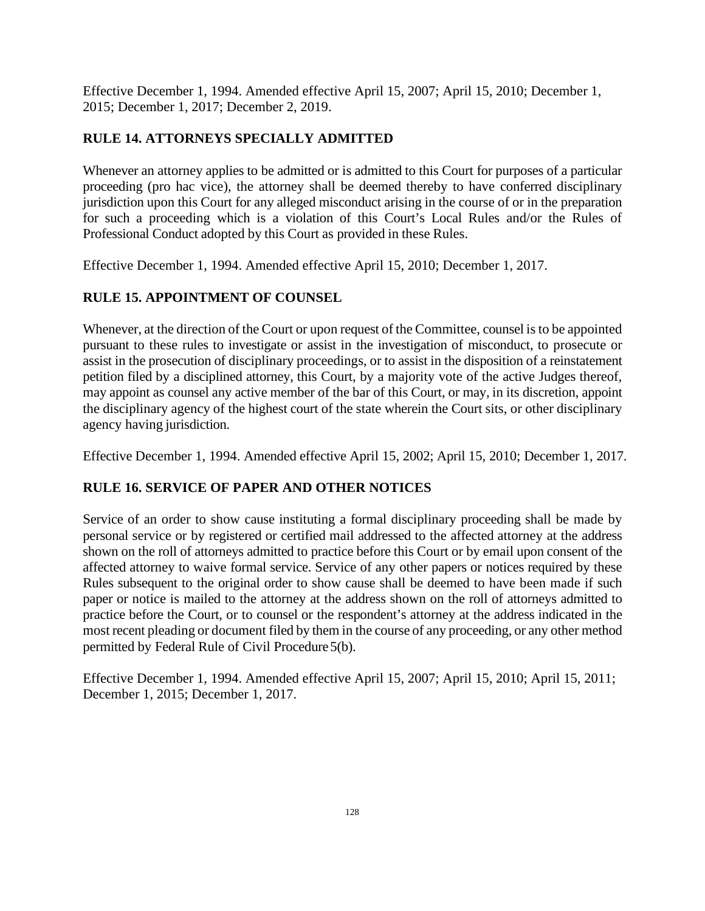Effective December 1, 1994. Amended effective April 15, 2007; April 15, 2010; December 1, 2015; December 1, 2017; December 2, 2019.

## RULE 14. ATTORNEYS SPECIALLY ADMITTED

Whenever an attorney applies to be admitted or is admitted to this Court for purposes of a particular proceeding (pro hac vice), the attorney shall be deemed thereby to have conferred disciplinary jurisdiction upon this Court for any alleged misconduct arising in the course of or in the preparation for such a proceeding which is a violation of this Court's Local Rules and/or the Rules of Professional Conduct adopted by this Court as provided in these Rules.

Effective December 1, 1994. Amended effective April 15, 2010; December 1, 2017.

## RULE 15. APPOINTMENT OF COUNSEL

Whenever, at the direction of the Court or upon request of the Committee, counsel is to be appointed pursuant to these rules to investigate or assist in the investigation of misconduct, to prosecute or assist in the prosecution of disciplinary proceedings, or to assist in the disposition of a reinstatement petition filed by a disciplined attorney, this Court, by a majority vote of the active Judges thereof, may appoint as counsel any active member of the bar of this Court, or may, in its discretion, appoint the disciplinary agency of the highest court of the state wherein the Court sits, or other disciplinary agency having jurisdiction.

Effective December 1, 1994. Amended effective April 15, 2002; April 15, 2010; December 1, 2017.

## RULE 16. SERVICE OF PAPER AND OTHER NOTICES

Service of an order to show cause instituting a formal disciplinary proceeding shall be made by personal service or by registered or certified mail addressed to the affected attorney at the address shown on the roll of attorneys admitted to practice before this Court or by email upon consent of the affected attorney to waive formal service. Service of any other papers or notices required by these Rules subsequent to the original order to show cause shall be deemed to have been made if such paper or notice is mailed to the attorney at the address shown on the roll of attorneys admitted to practice before the Court, or to counsel or the respondent's attorney at the address indicated in the most recent pleading or document filed by them in the course of any proceeding, or any other method permitted by Federal Rule of Civil Procedure 5(b).

Effective December 1, 1994. Amended effective April 15, 2007; April 15, 2010; April 15, 2011; December 1, 2015; December 1, 2017.